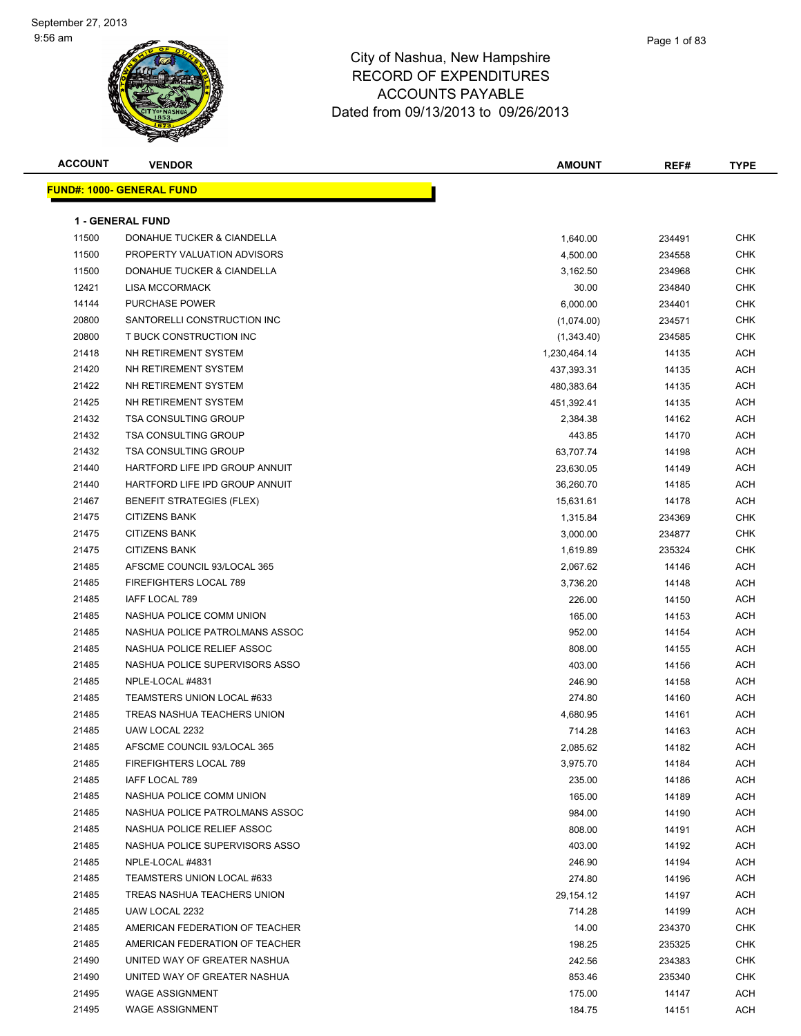# City of Nashua, New Hampshire
## RECORD OF EXPENDITURES
## ACCOUNTS PAYABLE
### Dated from 09/13/2013 to 09/26/2013

September 27, 2013
9:56 am

**FUND#: 1000- GENERAL FUND**

**1 - GENERAL FUND**

| ACCOUNT | VENDOR | AMOUNT | REF# | TYPE |
|---|---|---|---|---|
| 11500 | DONAHUE TUCKER & CIANDELLA | 1,640.00 | 234491 | CHK |
| 11500 | PROPERTY VALUATION ADVISORS | 4,500.00 | 234558 | CHK |
| 11500 | DONAHUE TUCKER & CIANDELLA | 3,162.50 | 234968 | CHK |
| 12421 | LISA MCCORMACK | 30.00 | 234840 | CHK |
| 14144 | PURCHASE POWER | 6,000.00 | 234401 | CHK |
| 20800 | SANTORELLI CONSTRUCTION INC | (1,074.00) | 234571 | CHK |
| 20800 | T BUCK CONSTRUCTION INC | (1,343.40) | 234585 | CHK |
| 21418 | NH RETIREMENT SYSTEM | 1,230,464.14 | 14135 | ACH |
| 21420 | NH RETIREMENT SYSTEM | 437,393.31 | 14135 | ACH |
| 21422 | NH RETIREMENT SYSTEM | 480,383.64 | 14135 | ACH |
| 21425 | NH RETIREMENT SYSTEM | 451,392.41 | 14135 | ACH |
| 21432 | TSA CONSULTING GROUP | 2,384.38 | 14162 | ACH |
| 21432 | TSA CONSULTING GROUP | 443.85 | 14170 | ACH |
| 21432 | TSA CONSULTING GROUP | 63,707.74 | 14198 | ACH |
| 21440 | HARTFORD LIFE IPD GROUP ANNUIT | 23,630.05 | 14149 | ACH |
| 21440 | HARTFORD LIFE IPD GROUP ANNUIT | 36,260.70 | 14185 | ACH |
| 21467 | BENEFIT STRATEGIES (FLEX) | 15,631.61 | 14178 | ACH |
| 21475 | CITIZENS BANK | 1,315.84 | 234369 | CHK |
| 21475 | CITIZENS BANK | 3,000.00 | 234877 | CHK |
| 21475 | CITIZENS BANK | 1,619.89 | 235324 | CHK |
| 21485 | AFSCME COUNCIL 93/LOCAL 365 | 2,067.62 | 14146 | ACH |
| 21485 | FIREFIGHTERS LOCAL 789 | 3,736.20 | 14148 | ACH |
| 21485 | IAFF LOCAL 789 | 226.00 | 14150 | ACH |
| 21485 | NASHUA POLICE COMM UNION | 165.00 | 14153 | ACH |
| 21485 | NASHUA POLICE PATROLMANS ASSOC | 952.00 | 14154 | ACH |
| 21485 | NASHUA POLICE RELIEF ASSOC | 808.00 | 14155 | ACH |
| 21485 | NASHUA POLICE SUPERVISORS ASSO | 403.00 | 14156 | ACH |
| 21485 | NPLE-LOCAL #4831 | 246.90 | 14158 | ACH |
| 21485 | TEAMSTERS UNION LOCAL #633 | 274.80 | 14160 | ACH |
| 21485 | TREAS NASHUA TEACHERS UNION | 4,680.95 | 14161 | ACH |
| 21485 | UAW LOCAL 2232 | 714.28 | 14163 | ACH |
| 21485 | AFSCME COUNCIL 93/LOCAL 365 | 2,085.62 | 14182 | ACH |
| 21485 | FIREFIGHTERS LOCAL 789 | 3,975.70 | 14184 | ACH |
| 21485 | IAFF LOCAL 789 | 235.00 | 14186 | ACH |
| 21485 | NASHUA POLICE COMM UNION | 165.00 | 14189 | ACH |
| 21485 | NASHUA POLICE PATROLMANS ASSOC | 984.00 | 14190 | ACH |
| 21485 | NASHUA POLICE RELIEF ASSOC | 808.00 | 14191 | ACH |
| 21485 | NASHUA POLICE SUPERVISORS ASSO | 403.00 | 14192 | ACH |
| 21485 | NPLE-LOCAL #4831 | 246.90 | 14194 | ACH |
| 21485 | TEAMSTERS UNION LOCAL #633 | 274.80 | 14196 | ACH |
| 21485 | TREAS NASHUA TEACHERS UNION | 29,154.12 | 14197 | ACH |
| 21485 | UAW LOCAL 2232 | 714.28 | 14199 | ACH |
| 21485 | AMERICAN FEDERATION OF TEACHER | 14.00 | 234370 | CHK |
| 21485 | AMERICAN FEDERATION OF TEACHER | 198.25 | 235325 | CHK |
| 21490 | UNITED WAY OF GREATER NASHUA | 242.56 | 234383 | CHK |
| 21490 | UNITED WAY OF GREATER NASHUA | 853.46 | 235340 | CHK |
| 21495 | WAGE ASSIGNMENT | 175.00 | 14147 | ACH |
| 21495 | WAGE ASSIGNMENT | 184.75 | 14151 | ACH |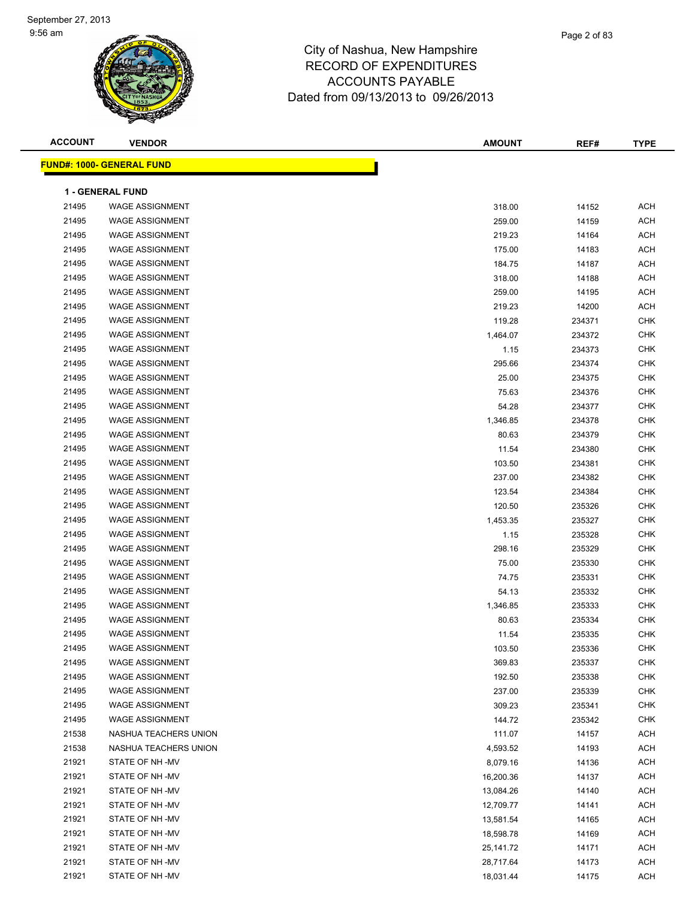September 27, 2013
9:56 am

# City of Nashua, New Hampshire
# RECORD OF EXPENDITURES
# ACCOUNTS PAYABLE
Dated from 09/13/2013 to 09/26/2013

**FUND#: 1000- GENERAL FUND**

**1 - GENERAL FUND**

| ACCOUNT | VENDOR | AMOUNT | REF# | TYPE |
|---|---|---|---|---|
| 21495 | WAGE ASSIGNMENT | 318.00 | 14152 | ACH |
| 21495 | WAGE ASSIGNMENT | 259.00 | 14159 | ACH |
| 21495 | WAGE ASSIGNMENT | 219.23 | 14164 | ACH |
| 21495 | WAGE ASSIGNMENT | 175.00 | 14183 | ACH |
| 21495 | WAGE ASSIGNMENT | 184.75 | 14187 | ACH |
| 21495 | WAGE ASSIGNMENT | 318.00 | 14188 | ACH |
| 21495 | WAGE ASSIGNMENT | 259.00 | 14195 | ACH |
| 21495 | WAGE ASSIGNMENT | 219.23 | 14200 | ACH |
| 21495 | WAGE ASSIGNMENT | 119.28 | 234371 | CHK |
| 21495 | WAGE ASSIGNMENT | 1,464.07 | 234372 | CHK |
| 21495 | WAGE ASSIGNMENT | 1.15 | 234373 | CHK |
| 21495 | WAGE ASSIGNMENT | 295.66 | 234374 | CHK |
| 21495 | WAGE ASSIGNMENT | 25.00 | 234375 | CHK |
| 21495 | WAGE ASSIGNMENT | 75.63 | 234376 | CHK |
| 21495 | WAGE ASSIGNMENT | 54.28 | 234377 | CHK |
| 21495 | WAGE ASSIGNMENT | 1,346.85 | 234378 | CHK |
| 21495 | WAGE ASSIGNMENT | 80.63 | 234379 | CHK |
| 21495 | WAGE ASSIGNMENT | 11.54 | 234380 | CHK |
| 21495 | WAGE ASSIGNMENT | 103.50 | 234381 | CHK |
| 21495 | WAGE ASSIGNMENT | 237.00 | 234382 | CHK |
| 21495 | WAGE ASSIGNMENT | 123.54 | 234384 | CHK |
| 21495 | WAGE ASSIGNMENT | 120.50 | 235326 | CHK |
| 21495 | WAGE ASSIGNMENT | 1,453.35 | 235327 | CHK |
| 21495 | WAGE ASSIGNMENT | 1.15 | 235328 | CHK |
| 21495 | WAGE ASSIGNMENT | 298.16 | 235329 | CHK |
| 21495 | WAGE ASSIGNMENT | 75.00 | 235330 | CHK |
| 21495 | WAGE ASSIGNMENT | 74.75 | 235331 | CHK |
| 21495 | WAGE ASSIGNMENT | 54.13 | 235332 | CHK |
| 21495 | WAGE ASSIGNMENT | 1,346.85 | 235333 | CHK |
| 21495 | WAGE ASSIGNMENT | 80.63 | 235334 | CHK |
| 21495 | WAGE ASSIGNMENT | 11.54 | 235335 | CHK |
| 21495 | WAGE ASSIGNMENT | 103.50 | 235336 | CHK |
| 21495 | WAGE ASSIGNMENT | 369.83 | 235337 | CHK |
| 21495 | WAGE ASSIGNMENT | 192.50 | 235338 | CHK |
| 21495 | WAGE ASSIGNMENT | 237.00 | 235339 | CHK |
| 21495 | WAGE ASSIGNMENT | 309.23 | 235341 | CHK |
| 21495 | WAGE ASSIGNMENT | 144.72 | 235342 | CHK |
| 21538 | NASHUA TEACHERS UNION | 111.07 | 14157 | ACH |
| 21538 | NASHUA TEACHERS UNION | 4,593.52 | 14193 | ACH |
| 21921 | STATE OF NH -MV | 8,079.16 | 14136 | ACH |
| 21921 | STATE OF NH -MV | 16,200.36 | 14137 | ACH |
| 21921 | STATE OF NH -MV | 13,084.26 | 14140 | ACH |
| 21921 | STATE OF NH -MV | 12,709.77 | 14141 | ACH |
| 21921 | STATE OF NH -MV | 13,581.54 | 14165 | ACH |
| 21921 | STATE OF NH -MV | 18,598.78 | 14169 | ACH |
| 21921 | STATE OF NH -MV | 25,141.72 | 14171 | ACH |
| 21921 | STATE OF NH -MV | 28,717.64 | 14173 | ACH |
| 21921 | STATE OF NH -MV | 18,031.44 | 14175 | ACH |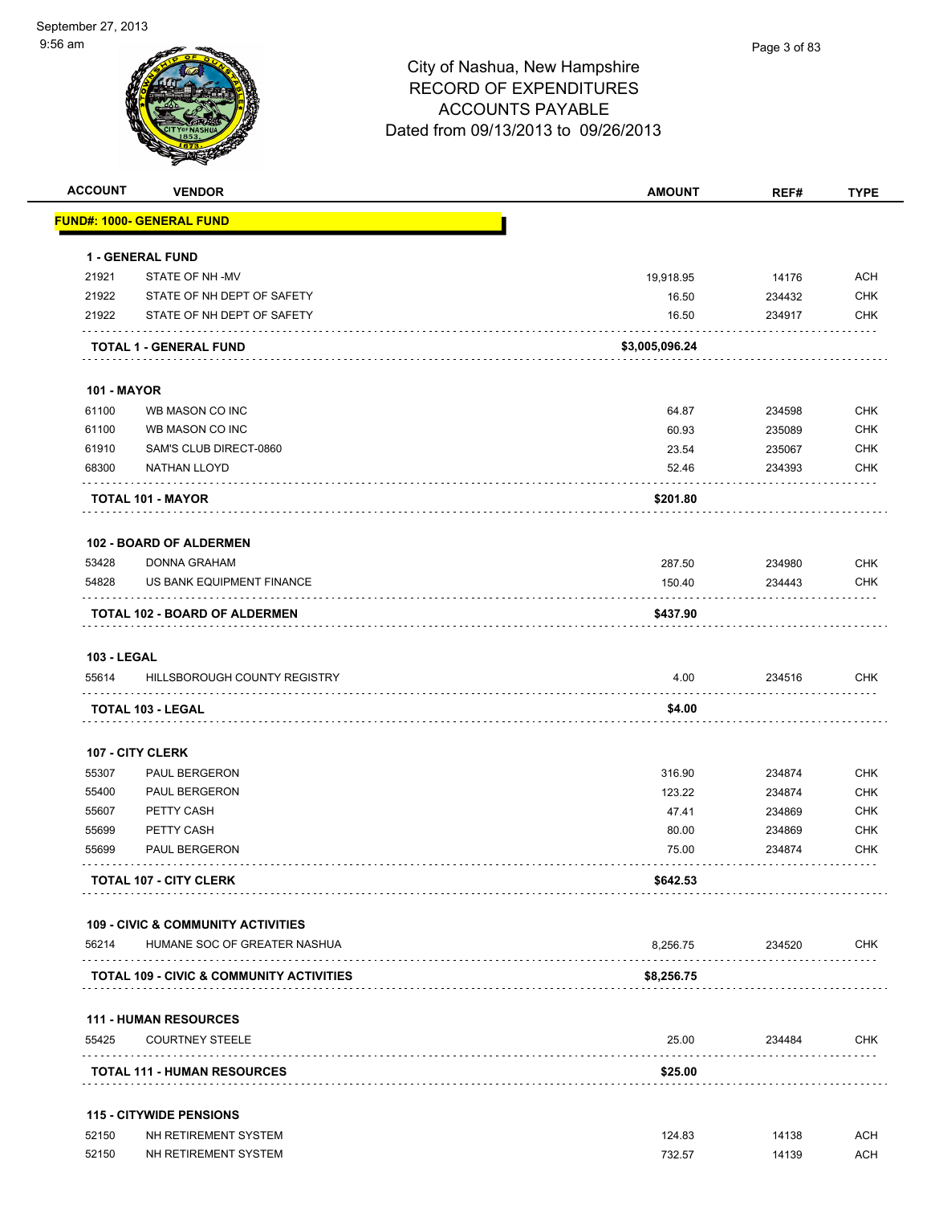City of Nashua, New Hampshire
RECORD OF EXPENDITURES
ACCOUNTS PAYABLE
Dated from 09/13/2013 to 09/26/2013

| ACCOUNT | VENDOR | AMOUNT | REF# | TYPE |
|---|---|---|---|---|
| **FUND#: 1000- GENERAL FUND** | | | | |
| **1 - GENERAL FUND** | | | | |
| 21921 | STATE OF NH -MV | 19,918.95 | 14176 | ACH |
| 21922 | STATE OF NH DEPT OF SAFETY | 16.50 | 234432 | CHK |
| 21922 | STATE OF NH DEPT OF SAFETY | 16.50 | 234917 | CHK |
| **TOTAL 1 - GENERAL FUND** | | **$3,005,096.24** | | |
| **101 - MAYOR** | | | | |
| 61100 | WB MASON CO INC | 64.87 | 234598 | CHK |
| 61100 | WB MASON CO INC | 60.93 | 235089 | CHK |
| 61910 | SAM'S CLUB DIRECT-0860 | 23.54 | 235067 | CHK |
| 68300 | NATHAN LLOYD | 52.46 | 234393 | CHK |
| **TOTAL 101 - MAYOR** | | **$201.80** | | |
| **102 - BOARD OF ALDERMEN** | | | | |
| 53428 | DONNA GRAHAM | 287.50 | 234980 | CHK |
| 54828 | US BANK EQUIPMENT FINANCE | 150.40 | 234443 | CHK |
| **TOTAL 102 - BOARD OF ALDERMEN** | | **$437.90** | | |
| **103 - LEGAL** | | | | |
| 55614 | HILLSBOROUGH COUNTY REGISTRY | 4.00 | 234516 | CHK |
| **TOTAL 103 - LEGAL** | | **$4.00** | | |
| **107 - CITY CLERK** | | | | |
| 55307 | PAUL BERGERON | 316.90 | 234874 | CHK |
| 55400 | PAUL BERGERON | 123.22 | 234874 | CHK |
| 55607 | PETTY CASH | 47.41 | 234869 | CHK |
| 55699 | PETTY CASH | 80.00 | 234869 | CHK |
| 55699 | PAUL BERGERON | 75.00 | 234874 | CHK |
| **TOTAL 107 - CITY CLERK** | | **$642.53** | | |
| **109 - CIVIC & COMMUNITY ACTIVITIES** | | | | |
| 56214 | HUMANE SOC OF GREATER NASHUA | 8,256.75 | 234520 | CHK |
| **TOTAL 109 - CIVIC & COMMUNITY ACTIVITIES** | | **$8,256.75** | | |
| **111 - HUMAN RESOURCES** | | | | |
| 55425 | COURTNEY STEELE | 25.00 | 234484 | CHK |
| **TOTAL 111 - HUMAN RESOURCES** | | **$25.00** | | |
| **115 - CITYWIDE PENSIONS** | | | | |
| 52150 | NH RETIREMENT SYSTEM | 124.83 | 14138 | ACH |
| 52150 | NH RETIREMENT SYSTEM | 732.57 | 14139 | ACH |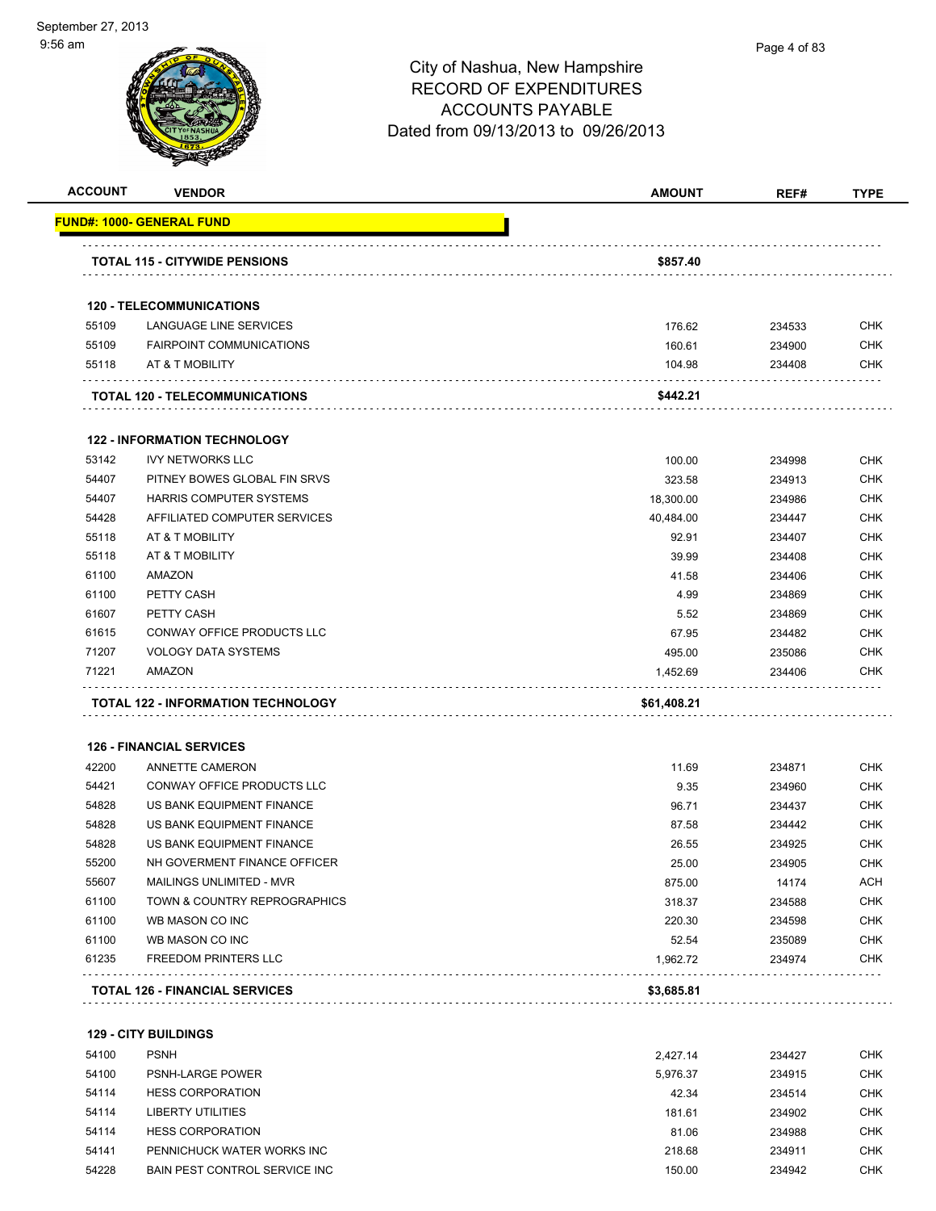# City of Nashua, New Hampshire
## RECORD OF EXPENDITURES
## ACCOUNTS PAYABLE
## Dated from 09/13/2013 to 09/26/2013

| ACCOUNT | VENDOR | AMOUNT | REF# | TYPE |
|---|---|---|---|---|
| **FUND#: 1000- GENERAL FUND** | | | | |
| | **TOTAL 115 - CITYWIDE PENSIONS** | **$857.40** | | |
| | **120 - TELECOMMUNICATIONS** | | | |
| 55109 | LANGUAGE LINE SERVICES | 176.62 | 234533 | CHK |
| 55109 | FAIRPOINT COMMUNICATIONS | 160.61 | 234900 | CHK |
| 55118 | AT & T MOBILITY | 104.98 | 234408 | CHK |
| | **TOTAL 120 - TELECOMMUNICATIONS** | **$442.21** | | |
| | **122 - INFORMATION TECHNOLOGY** | | | |
| 53142 | IVY NETWORKS LLC | 100.00 | 234998 | CHK |
| 54407 | PITNEY BOWES GLOBAL FIN SRVS | 323.58 | 234913 | CHK |
| 54407 | HARRIS COMPUTER SYSTEMS | 18,300.00 | 234986 | CHK |
| 54428 | AFFILIATED COMPUTER SERVICES | 40,484.00 | 234447 | CHK |
| 55118 | AT & T MOBILITY | 92.91 | 234407 | CHK |
| 55118 | AT & T MOBILITY | 39.99 | 234408 | CHK |
| 61100 | AMAZON | 41.58 | 234406 | CHK |
| 61100 | PETTY CASH | 4.99 | 234869 | CHK |
| 61607 | PETTY CASH | 5.52 | 234869 | CHK |
| 61615 | CONWAY OFFICE PRODUCTS LLC | 67.95 | 234482 | CHK |
| 71207 | VOLOGY DATA SYSTEMS | 495.00 | 235086 | CHK |
| 71221 | AMAZON | 1,452.69 | 234406 | CHK |
| | **TOTAL 122 - INFORMATION TECHNOLOGY** | **$61,408.21** | | |
| | **126 - FINANCIAL SERVICES** | | | |
| 42200 | ANNETTE CAMERON | 11.69 | 234871 | CHK |
| 54421 | CONWAY OFFICE PRODUCTS LLC | 9.35 | 234960 | CHK |
| 54828 | US BANK EQUIPMENT FINANCE | 96.71 | 234437 | CHK |
| 54828 | US BANK EQUIPMENT FINANCE | 87.58 | 234442 | CHK |
| 54828 | US BANK EQUIPMENT FINANCE | 26.55 | 234925 | CHK |
| 55200 | NH GOVERMENT FINANCE OFFICER | 25.00 | 234905 | CHK |
| 55607 | MAILINGS UNLIMITED - MVR | 875.00 | 14174 | ACH |
| 61100 | TOWN & COUNTRY REPROGRAPHICS | 318.37 | 234588 | CHK |
| 61100 | WB MASON CO INC | 220.30 | 234598 | CHK |
| 61100 | WB MASON CO INC | 52.54 | 235089 | CHK |
| 61235 | FREEDOM PRINTERS LLC | 1,962.72 | 234974 | CHK |
| | **TOTAL 126 - FINANCIAL SERVICES** | **$3,685.81** | | |
| | **129 - CITY BUILDINGS** | | | |
| 54100 | PSNH | 2,427.14 | 234427 | CHK |
| 54100 | PSNH-LARGE POWER | 5,976.37 | 234915 | CHK |
| 54114 | HESS CORPORATION | 42.34 | 234514 | CHK |
| 54114 | LIBERTY UTILITIES | 181.61 | 234902 | CHK |
| 54114 | HESS CORPORATION | 81.06 | 234988 | CHK |
| 54141 | PENNICHUCK WATER WORKS INC | 218.68 | 234911 | CHK |
| 54228 | BAIN PEST CONTROL SERVICE INC | 150.00 | 234942 | CHK |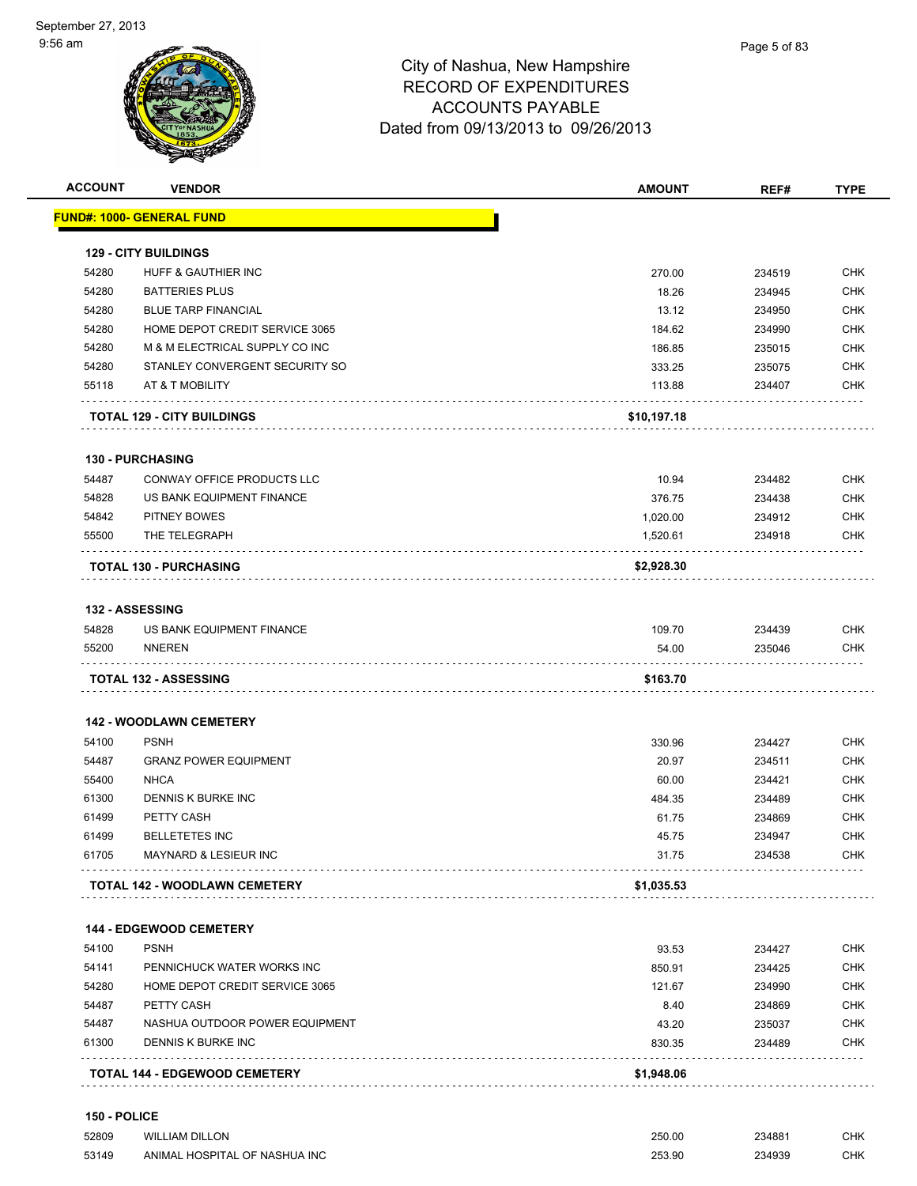# City of Nashua, New Hampshire
## RECORD OF EXPENDITURES
## ACCOUNTS PAYABLE
### Dated from 09/13/2013 to 09/26/2013

| ACCOUNT | VENDOR | AMOUNT | REF# | TYPE |
|---|---|---|---|---|
| **FUND#: 1000- GENERAL FUND** | | | | |
| **129 - CITY BUILDINGS** | | | | |
| 54280 | HUFF & GAUTHIER INC | 270.00 | 234519 | CHK |
| 54280 | BATTERIES PLUS | 18.26 | 234945 | CHK |
| 54280 | BLUE TARP FINANCIAL | 13.12 | 234950 | CHK |
| 54280 | HOME DEPOT CREDIT SERVICE 3065 | 184.62 | 234990 | CHK |
| 54280 | M & M ELECTRICAL SUPPLY CO INC | 186.85 | 235015 | CHK |
| 54280 | STANLEY CONVERGENT SECURITY SO | 333.25 | 235075 | CHK |
| 55118 | AT & T MOBILITY | 113.88 | 234407 | CHK |
| | **TOTAL 129 - CITY BUILDINGS** | **$10,197.18** | | |
| **130 - PURCHASING** | | | | |
| 54487 | CONWAY OFFICE PRODUCTS LLC | 10.94 | 234482 | CHK |
| 54828 | US BANK EQUIPMENT FINANCE | 376.75 | 234438 | CHK |
| 54842 | PITNEY BOWES | 1,020.00 | 234912 | CHK |
| 55500 | THE TELEGRAPH | 1,520.61 | 234918 | CHK |
| | **TOTAL 130 - PURCHASING** | **$2,928.30** | | |
| **132 - ASSESSING** | | | | |
| 54828 | US BANK EQUIPMENT FINANCE | 109.70 | 234439 | CHK |
| 55200 | NNEREN | 54.00 | 235046 | CHK |
| | **TOTAL 132 - ASSESSING** | **$163.70** | | |
| **142 - WOODLAWN CEMETERY** | | | | |
| 54100 | PSNH | 330.96 | 234427 | CHK |
| 54487 | GRANZ POWER EQUIPMENT | 20.97 | 234511 | CHK |
| 55400 | NHCA | 60.00 | 234421 | CHK |
| 61300 | DENNIS K BURKE INC | 484.35 | 234489 | CHK |
| 61499 | PETTY CASH | 61.75 | 234869 | CHK |
| 61499 | BELLETETES INC | 45.75 | 234947 | CHK |
| 61705 | MAYNARD & LESIEUR INC | 31.75 | 234538 | CHK |
| | **TOTAL 142 - WOODLAWN CEMETERY** | **$1,035.53** | | |
| **144 - EDGEWOOD CEMETERY** | | | | |
| 54100 | PSNH | 93.53 | 234427 | CHK |
| 54141 | PENNICHUCK WATER WORKS INC | 850.91 | 234425 | CHK |
| 54280 | HOME DEPOT CREDIT SERVICE 3065 | 121.67 | 234990 | CHK |
| 54487 | PETTY CASH | 8.40 | 234869 | CHK |
| 54487 | NASHUA OUTDOOR POWER EQUIPMENT | 43.20 | 235037 | CHK |
| 61300 | DENNIS K BURKE INC | 830.35 | 234489 | CHK |
| | **TOTAL 144 - EDGEWOOD CEMETERY** | **$1,948.06** | | |
| **150 - POLICE** | | | | |
| 52809 | WILLIAM DILLON | 250.00 | 234881 | CHK |
| 53149 | ANIMAL HOSPITAL OF NASHUA INC | 253.90 | 234939 | CHK |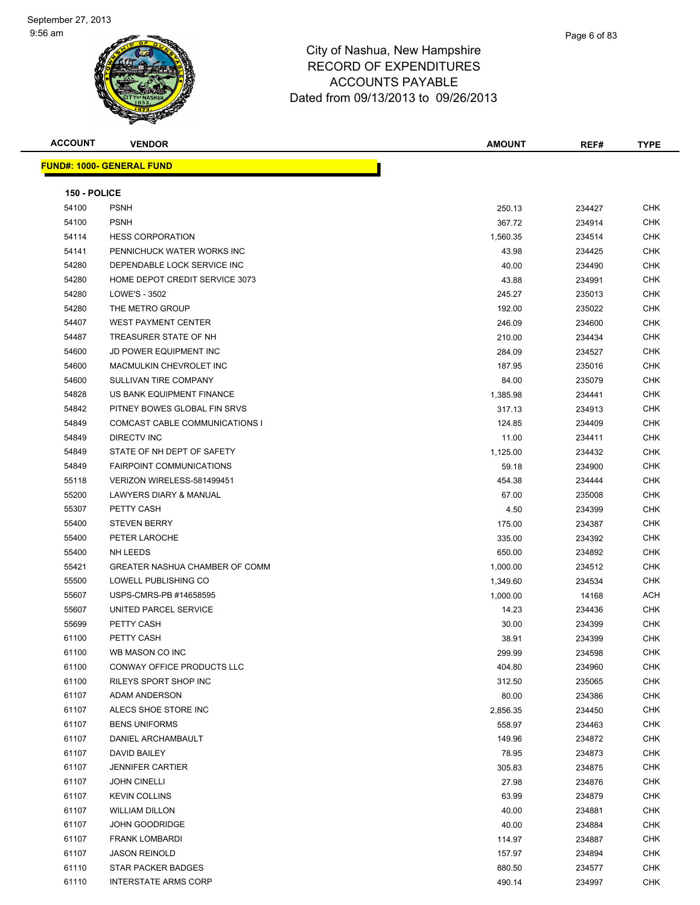# City of Nashua, New Hampshire
# RECORD OF EXPENDITURES
# ACCOUNTS PAYABLE
# Dated from 09/13/2013 to 09/26/2013

| ACCOUNT | VENDOR | AMOUNT | REF# | TYPE |
|---|---|---|---|---|

**FUND#: 1000- GENERAL FUND**

**150 - POLICE**

| ACCOUNT | VENDOR | AMOUNT | REF# | TYPE |
|---|---|---|---|---|
| 54100 | PSNH | 250.13 | 234427 | CHK |
| 54100 | PSNH | 367.72 | 234914 | CHK |
| 54114 | HESS CORPORATION | 1,560.35 | 234514 | CHK |
| 54141 | PENNICHUCK WATER WORKS INC | 43.98 | 234425 | CHK |
| 54280 | DEPENDABLE LOCK SERVICE INC | 40.00 | 234490 | CHK |
| 54280 | HOME DEPOT CREDIT SERVICE 3073 | 43.88 | 234991 | CHK |
| 54280 | LOWE'S - 3502 | 245.27 | 235013 | CHK |
| 54280 | THE METRO GROUP | 192.00 | 235022 | CHK |
| 54407 | WEST PAYMENT CENTER | 246.09 | 234600 | CHK |
| 54487 | TREASURER STATE OF NH | 210.00 | 234434 | CHK |
| 54600 | JD POWER EQUIPMENT INC | 284.09 | 234527 | CHK |
| 54600 | MACMULKIN CHEVROLET INC | 187.95 | 235016 | CHK |
| 54600 | SULLIVAN TIRE COMPANY | 84.00 | 235079 | CHK |
| 54828 | US BANK EQUIPMENT FINANCE | 1,385.98 | 234441 | CHK |
| 54842 | PITNEY BOWES GLOBAL FIN SRVS | 317.13 | 234913 | CHK |
| 54849 | COMCAST CABLE COMMUNICATIONS I | 124.85 | 234409 | CHK |
| 54849 | DIRECTV INC | 11.00 | 234411 | CHK |
| 54849 | STATE OF NH DEPT OF SAFETY | 1,125.00 | 234432 | CHK |
| 54849 | FAIRPOINT COMMUNICATIONS | 59.18 | 234900 | CHK |
| 55118 | VERIZON WIRELESS-581499451 | 454.38 | 234444 | CHK |
| 55200 | LAWYERS DIARY & MANUAL | 67.00 | 235008 | CHK |
| 55307 | PETTY CASH | 4.50 | 234399 | CHK |
| 55400 | STEVEN BERRY | 175.00 | 234387 | CHK |
| 55400 | PETER LAROCHE | 335.00 | 234392 | CHK |
| 55400 | NH LEEDS | 650.00 | 234892 | CHK |
| 55421 | GREATER NASHUA CHAMBER OF COMM | 1,000.00 | 234512 | CHK |
| 55500 | LOWELL PUBLISHING CO | 1,349.60 | 234534 | CHK |
| 55607 | USPS-CMRS-PB #14658595 | 1,000.00 | 14168 | ACH |
| 55607 | UNITED PARCEL SERVICE | 14.23 | 234436 | CHK |
| 55699 | PETTY CASH | 30.00 | 234399 | CHK |
| 61100 | PETTY CASH | 38.91 | 234399 | CHK |
| 61100 | WB MASON CO INC | 299.99 | 234598 | CHK |
| 61100 | CONWAY OFFICE PRODUCTS LLC | 404.80 | 234960 | CHK |
| 61100 | RILEYS SPORT SHOP INC | 312.50 | 235065 | CHK |
| 61107 | ADAM ANDERSON | 80.00 | 234386 | CHK |
| 61107 | ALECS SHOE STORE INC | 2,856.35 | 234450 | CHK |
| 61107 | BENS UNIFORMS | 558.97 | 234463 | CHK |
| 61107 | DANIEL ARCHAMBAULT | 149.96 | 234872 | CHK |
| 61107 | DAVID BAILEY | 78.95 | 234873 | CHK |
| 61107 | JENNIFER CARTIER | 305.83 | 234875 | CHK |
| 61107 | JOHN CINELLI | 27.98 | 234876 | CHK |
| 61107 | KEVIN COLLINS | 63.99 | 234879 | CHK |
| 61107 | WILLIAM DILLON | 40.00 | 234881 | CHK |
| 61107 | JOHN GOODRIDGE | 40.00 | 234884 | CHK |
| 61107 | FRANK LOMBARDI | 114.97 | 234887 | CHK |
| 61107 | JASON REINOLD | 157.97 | 234894 | CHK |
| 61110 | STAR PACKER BADGES | 880.50 | 234577 | CHK |
| 61110 | INTERSTATE ARMS CORP | 490.14 | 234997 | CHK |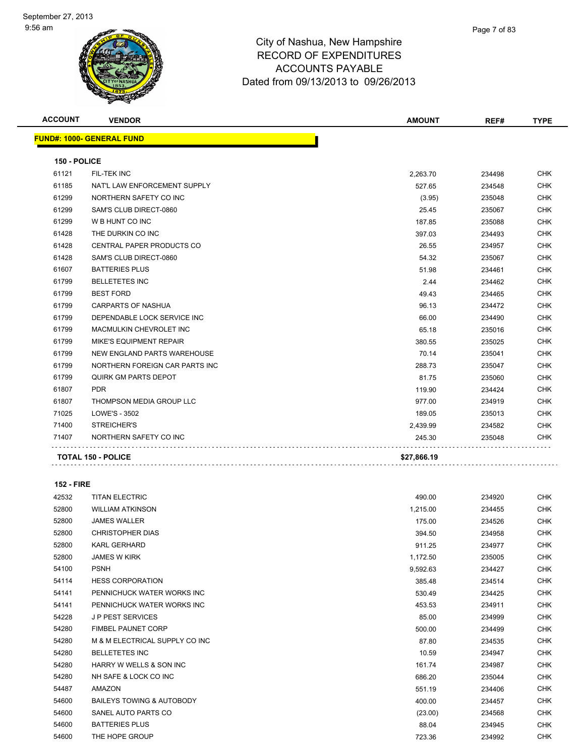# City of Nashua, New Hampshire
## RECORD OF EXPENDITURES
## ACCOUNTS PAYABLE
### Dated from 09/13/2013 to 09/26/2013

| ACCOUNT | VENDOR | AMOUNT | REF# | TYPE |
|---|---|---|---|---|
| **FUND#: 1000- GENERAL FUND** | | | | |
| **150 - POLICE** | | | | |
| 61121 | FIL-TEK INC | 2,263.70 | 234498 | CHK |
| 61185 | NAT'L LAW ENFORCEMENT SUPPLY | 527.65 | 234548 | CHK |
| 61299 | NORTHERN SAFETY CO INC | (3.95) | 235048 | CHK |
| 61299 | SAM'S CLUB DIRECT-0860 | 25.45 | 235067 | CHK |
| 61299 | W B HUNT CO INC | 187.85 | 235088 | CHK |
| 61428 | THE DURKIN CO INC | 397.03 | 234493 | CHK |
| 61428 | CENTRAL PAPER PRODUCTS CO | 26.55 | 234957 | CHK |
| 61428 | SAM'S CLUB DIRECT-0860 | 54.32 | 235067 | CHK |
| 61607 | BATTERIES PLUS | 51.98 | 234461 | CHK |
| 61799 | BELLETETES INC | 2.44 | 234462 | CHK |
| 61799 | BEST FORD | 49.43 | 234465 | CHK |
| 61799 | CARPARTS OF NASHUA | 96.13 | 234472 | CHK |
| 61799 | DEPENDABLE LOCK SERVICE INC | 66.00 | 234490 | CHK |
| 61799 | MACMULKIN CHEVROLET INC | 65.18 | 235016 | CHK |
| 61799 | MIKE'S EQUIPMENT REPAIR | 380.55 | 235025 | CHK |
| 61799 | NEW ENGLAND PARTS WAREHOUSE | 70.14 | 235041 | CHK |
| 61799 | NORTHERN FOREIGN CAR PARTS INC | 288.73 | 235047 | CHK |
| 61799 | QUIRK GM PARTS DEPOT | 81.75 | 235060 | CHK |
| 61807 | PDR | 119.90 | 234424 | CHK |
| 61807 | THOMPSON MEDIA GROUP LLC | 977.00 | 234919 | CHK |
| 71025 | LOWE'S - 3502 | 189.05 | 235013 | CHK |
| 71400 | STREICHER'S | 2,439.99 | 234582 | CHK |
| 71407 | NORTHERN SAFETY CO INC | 245.30 | 235048 | CHK |
| **TOTAL 150 - POLICE** | | **$27,866.19** | | |
| **152 - FIRE** | | | | |
| 42532 | TITAN ELECTRIC | 490.00 | 234920 | CHK |
| 52800 | WILLIAM ATKINSON | 1,215.00 | 234455 | CHK |
| 52800 | JAMES WALLER | 175.00 | 234526 | CHK |
| 52800 | CHRISTOPHER DIAS | 394.50 | 234958 | CHK |
| 52800 | KARL GERHARD | 911.25 | 234977 | CHK |
| 52800 | JAMES W KIRK | 1,172.50 | 235005 | CHK |
| 54100 | PSNH | 9,592.63 | 234427 | CHK |
| 54114 | HESS CORPORATION | 385.48 | 234514 | CHK |
| 54141 | PENNICHUCK WATER WORKS INC | 530.49 | 234425 | CHK |
| 54141 | PENNICHUCK WATER WORKS INC | 453.53 | 234911 | CHK |
| 54228 | J P PEST SERVICES | 85.00 | 234999 | CHK |
| 54280 | FIMBEL PAUNET CORP | 500.00 | 234499 | CHK |
| 54280 | M & M ELECTRICAL SUPPLY CO INC | 87.80 | 234535 | CHK |
| 54280 | BELLETETES INC | 10.59 | 234947 | CHK |
| 54280 | HARRY W WELLS & SON INC | 161.74 | 234987 | CHK |
| 54280 | NH SAFE & LOCK CO INC | 686.20 | 235044 | CHK |
| 54487 | AMAZON | 551.19 | 234406 | CHK |
| 54600 | BAILEYS TOWING & AUTOBODY | 400.00 | 234457 | CHK |
| 54600 | SANEL AUTO PARTS CO | (23.00) | 234568 | CHK |
| 54600 | BATTERIES PLUS | 88.04 | 234945 | CHK |
| 54600 | THE HOPE GROUP | 723.36 | 234992 | CHK |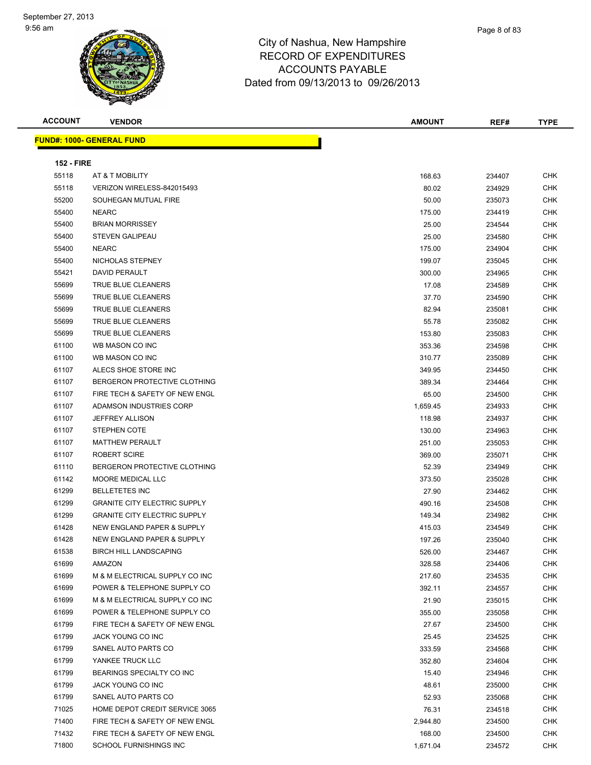# City of Nashua, New Hampshire
# RECORD OF EXPENDITURES
# ACCOUNTS PAYABLE
# Dated from 09/13/2013 to 09/26/2013

| ACCOUNT | VENDOR | AMOUNT | REF# | TYPE |
|---|---|---|---|---|
| **FUND#: 1000- GENERAL FUND** | | | | |
| **152 - FIRE** | | | | |
| 55118 | AT & T MOBILITY | 168.63 | 234407 | CHK |
| 55118 | VERIZON WIRELESS-842015493 | 80.02 | 234929 | CHK |
| 55200 | SOUHEGAN MUTUAL FIRE | 50.00 | 235073 | CHK |
| 55400 | NEARC | 175.00 | 234419 | CHK |
| 55400 | BRIAN MORRISSEY | 25.00 | 234544 | CHK |
| 55400 | STEVEN GALIPEAU | 25.00 | 234580 | CHK |
| 55400 | NEARC | 175.00 | 234904 | CHK |
| 55400 | NICHOLAS STEPNEY | 199.07 | 235045 | CHK |
| 55421 | DAVID PERAULT | 300.00 | 234965 | CHK |
| 55699 | TRUE BLUE CLEANERS | 17.08 | 234589 | CHK |
| 55699 | TRUE BLUE CLEANERS | 37.70 | 234590 | CHK |
| 55699 | TRUE BLUE CLEANERS | 82.94 | 235081 | CHK |
| 55699 | TRUE BLUE CLEANERS | 55.78 | 235082 | CHK |
| 55699 | TRUE BLUE CLEANERS | 153.80 | 235083 | CHK |
| 61100 | WB MASON CO INC | 353.36 | 234598 | CHK |
| 61100 | WB MASON CO INC | 310.77 | 235089 | CHK |
| 61107 | ALECS SHOE STORE INC | 349.95 | 234450 | CHK |
| 61107 | BERGERON PROTECTIVE CLOTHING | 389.34 | 234464 | CHK |
| 61107 | FIRE TECH & SAFETY OF NEW ENGL | 65.00 | 234500 | CHK |
| 61107 | ADAMSON INDUSTRIES CORP | 1,659.45 | 234933 | CHK |
| 61107 | JEFFREY ALLISON | 118.98 | 234937 | CHK |
| 61107 | STEPHEN COTE | 130.00 | 234963 | CHK |
| 61107 | MATTHEW PERAULT | 251.00 | 235053 | CHK |
| 61107 | ROBERT SCIRE | 369.00 | 235071 | CHK |
| 61110 | BERGERON PROTECTIVE CLOTHING | 52.39 | 234949 | CHK |
| 61142 | MOORE MEDICAL LLC | 373.50 | 235028 | CHK |
| 61299 | BELLETETES INC | 27.90 | 234462 | CHK |
| 61299 | GRANITE CITY ELECTRIC SUPPLY | 490.16 | 234508 | CHK |
| 61299 | GRANITE CITY ELECTRIC SUPPLY | 149.34 | 234982 | CHK |
| 61428 | NEW ENGLAND PAPER & SUPPLY | 415.03 | 234549 | CHK |
| 61428 | NEW ENGLAND PAPER & SUPPLY | 197.26 | 235040 | CHK |
| 61538 | BIRCH HILL LANDSCAPING | 526.00 | 234467 | CHK |
| 61699 | AMAZON | 328.58 | 234406 | CHK |
| 61699 | M & M ELECTRICAL SUPPLY CO INC | 217.60 | 234535 | CHK |
| 61699 | POWER & TELEPHONE SUPPLY CO | 392.11 | 234557 | CHK |
| 61699 | M & M ELECTRICAL SUPPLY CO INC | 21.90 | 235015 | CHK |
| 61699 | POWER & TELEPHONE SUPPLY CO | 355.00 | 235058 | CHK |
| 61799 | FIRE TECH & SAFETY OF NEW ENGL | 27.67 | 234500 | CHK |
| 61799 | JACK YOUNG CO INC | 25.45 | 234525 | CHK |
| 61799 | SANEL AUTO PARTS CO | 333.59 | 234568 | CHK |
| 61799 | YANKEE TRUCK LLC | 352.80 | 234604 | CHK |
| 61799 | BEARINGS SPECIALTY CO INC | 15.40 | 234946 | CHK |
| 61799 | JACK YOUNG CO INC | 48.61 | 235000 | CHK |
| 61799 | SANEL AUTO PARTS CO | 52.93 | 235068 | CHK |
| 71025 | HOME DEPOT CREDIT SERVICE 3065 | 76.31 | 234518 | CHK |
| 71400 | FIRE TECH & SAFETY OF NEW ENGL | 2,944.80 | 234500 | CHK |
| 71432 | FIRE TECH & SAFETY OF NEW ENGL | 168.00 | 234500 | CHK |
| 71800 | SCHOOL FURNISHINGS INC | 1,671.04 | 234572 | CHK |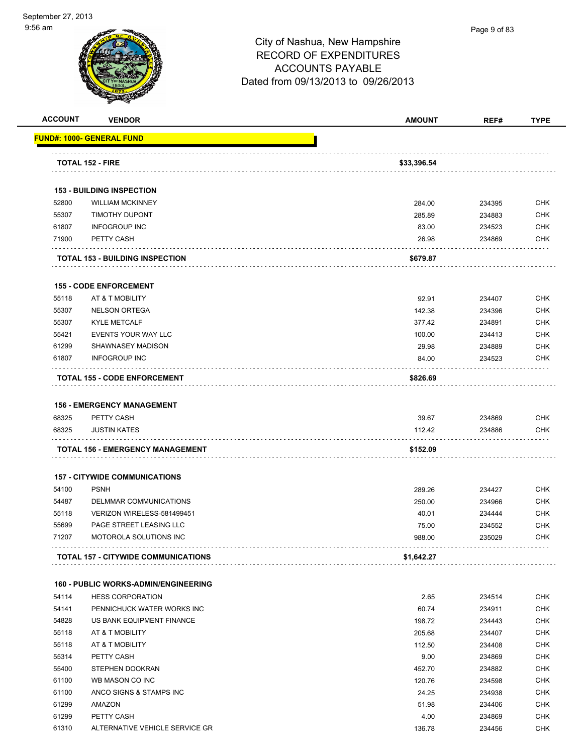City of Nashua, New Hampshire
RECORD OF EXPENDITURES
ACCOUNTS PAYABLE
Dated from 09/13/2013 to 09/26/2013

| ACCOUNT | VENDOR | AMOUNT | REF# | TYPE |
|---|---|---|---|---|
| **FUND#: 1000- GENERAL FUND** | | | | |
| | **TOTAL 152 - FIRE** | **$33,396.54** | | |
| | **153 - BUILDING INSPECTION** | | | |
| 52800 | WILLIAM MCKINNEY | 284.00 | 234395 | CHK |
| 55307 | TIMOTHY DUPONT | 285.89 | 234883 | CHK |
| 61807 | INFOGROUP INC | 83.00 | 234523 | CHK |
| 71900 | PETTY CASH | 26.98 | 234869 | CHK |
| | **TOTAL 153 - BUILDING INSPECTION** | **$679.87** | | |
| | **155 - CODE ENFORCEMENT** | | | |
| 55118 | AT & T MOBILITY | 92.91 | 234407 | CHK |
| 55307 | NELSON ORTEGA | 142.38 | 234396 | CHK |
| 55307 | KYLE METCALF | 377.42 | 234891 | CHK |
| 55421 | EVENTS YOUR WAY LLC | 100.00 | 234413 | CHK |
| 61299 | SHAWNASEY MADISON | 29.98 | 234889 | CHK |
| 61807 | INFOGROUP INC | 84.00 | 234523 | CHK |
| | **TOTAL 155 - CODE ENFORCEMENT** | **$826.69** | | |
| | **156 - EMERGENCY MANAGEMENT** | | | |
| 68325 | PETTY CASH | 39.67 | 234869 | CHK |
| 68325 | JUSTIN KATES | 112.42 | 234886 | CHK |
| | **TOTAL 156 - EMERGENCY MANAGEMENT** | **$152.09** | | |
| | **157 - CITYWIDE COMMUNICATIONS** | | | |
| 54100 | PSNH | 289.26 | 234427 | CHK |
| 54487 | DELMMAR COMMUNICATIONS | 250.00 | 234966 | CHK |
| 55118 | VERIZON WIRELESS-581499451 | 40.01 | 234444 | CHK |
| 55699 | PAGE STREET LEASING LLC | 75.00 | 234552 | CHK |
| 71207 | MOTOROLA SOLUTIONS INC | 988.00 | 235029 | CHK |
| | **TOTAL 157 - CITYWIDE COMMUNICATIONS** | **$1,642.27** | | |
| | **160 - PUBLIC WORKS-ADMIN/ENGINEERING** | | | |
| 54114 | HESS CORPORATION | 2.65 | 234514 | CHK |
| 54141 | PENNICHUCK WATER WORKS INC | 60.74 | 234911 | CHK |
| 54828 | US BANK EQUIPMENT FINANCE | 198.72 | 234443 | CHK |
| 55118 | AT & T MOBILITY | 205.68 | 234407 | CHK |
| 55118 | AT & T MOBILITY | 112.50 | 234408 | CHK |
| 55314 | PETTY CASH | 9.00 | 234869 | CHK |
| 55400 | STEPHEN DOOKRAN | 452.70 | 234882 | CHK |
| 61100 | WB MASON CO INC | 120.76 | 234598 | CHK |
| 61100 | ANCO SIGNS & STAMPS INC | 24.25 | 234938 | CHK |
| 61299 | AMAZON | 51.98 | 234406 | CHK |
| 61299 | PETTY CASH | 4.00 | 234869 | CHK |
| 61310 | ALTERNATIVE VEHICLE SERVICE GR | 136.78 | 234456 | CHK |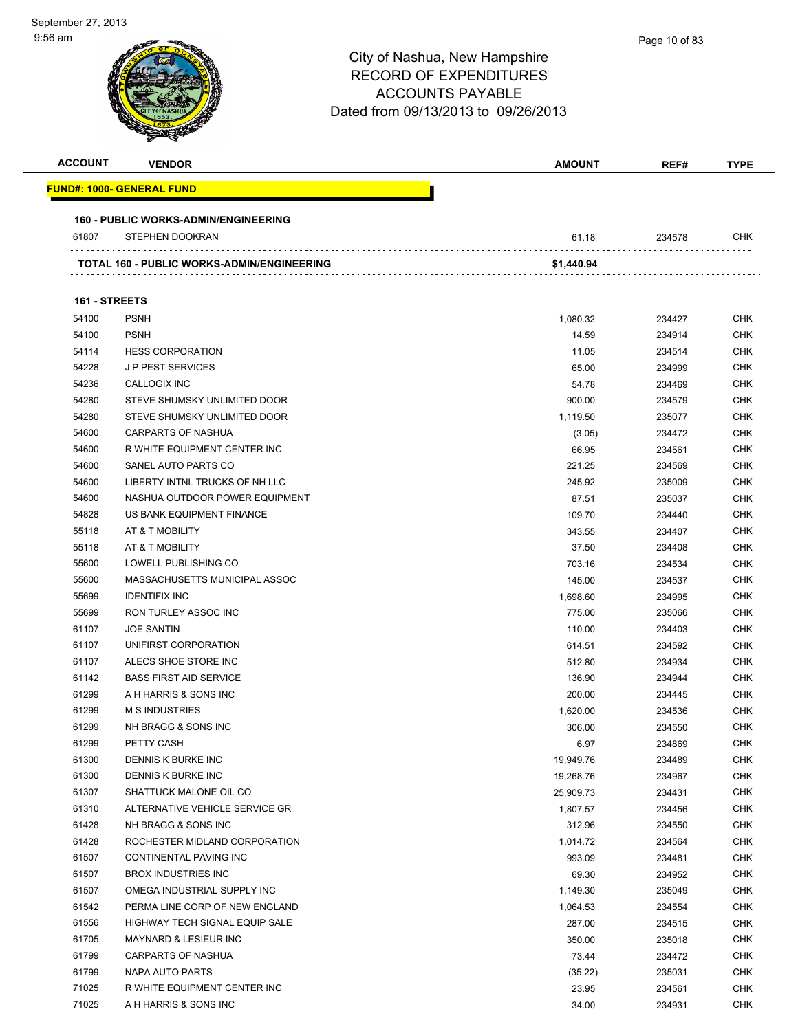City of Nashua, New Hampshire
RECORD OF EXPENDITURES
ACCOUNTS PAYABLE
Dated from 09/13/2013 to 09/26/2013

| ACCOUNT | VENDOR | AMOUNT | REF# | TYPE |
|---|---|---|---|---|
| **FUND#: 1000- GENERAL FUND** | | | | |
| **160 - PUBLIC WORKS-ADMIN/ENGINEERING** | | | | |
| 61807 | STEPHEN DOOKRAN | 61.18 | 234578 | CHK |
| **TOTAL 160 - PUBLIC WORKS-ADMIN/ENGINEERING** | | **$1,440.94** | | |
| **161 - STREETS** | | | | |
| 54100 | PSNH | 1,080.32 | 234427 | CHK |
| 54100 | PSNH | 14.59 | 234914 | CHK |
| 54114 | HESS CORPORATION | 11.05 | 234514 | CHK |
| 54228 | J P PEST SERVICES | 65.00 | 234999 | CHK |
| 54236 | CALLOGIX INC | 54.78 | 234469 | CHK |
| 54280 | STEVE SHUMSKY UNLIMITED DOOR | 900.00 | 234579 | CHK |
| 54280 | STEVE SHUMSKY UNLIMITED DOOR | 1,119.50 | 235077 | CHK |
| 54600 | CARPARTS OF NASHUA | (3.05) | 234472 | CHK |
| 54600 | R WHITE EQUIPMENT CENTER INC | 66.95 | 234561 | CHK |
| 54600 | SANEL AUTO PARTS CO | 221.25 | 234569 | CHK |
| 54600 | LIBERTY INTNL TRUCKS OF NH LLC | 245.92 | 235009 | CHK |
| 54600 | NASHUA OUTDOOR POWER EQUIPMENT | 87.51 | 235037 | CHK |
| 54828 | US BANK EQUIPMENT FINANCE | 109.70 | 234440 | CHK |
| 55118 | AT & T MOBILITY | 343.55 | 234407 | CHK |
| 55118 | AT & T MOBILITY | 37.50 | 234408 | CHK |
| 55600 | LOWELL PUBLISHING CO | 703.16 | 234534 | CHK |
| 55600 | MASSACHUSETTS MUNICIPAL ASSOC | 145.00 | 234537 | CHK |
| 55699 | IDENTIFIX INC | 1,698.60 | 234995 | CHK |
| 55699 | RON TURLEY ASSOC INC | 775.00 | 235066 | CHK |
| 61107 | JOE SANTIN | 110.00 | 234403 | CHK |
| 61107 | UNIFIRST CORPORATION | 614.51 | 234592 | CHK |
| 61107 | ALECS SHOE STORE INC | 512.80 | 234934 | CHK |
| 61142 | BASS FIRST AID SERVICE | 136.90 | 234944 | CHK |
| 61299 | A H HARRIS & SONS INC | 200.00 | 234445 | CHK |
| 61299 | M S INDUSTRIES | 1,620.00 | 234536 | CHK |
| 61299 | NH BRAGG & SONS INC | 306.00 | 234550 | CHK |
| 61299 | PETTY CASH | 6.97 | 234869 | CHK |
| 61300 | DENNIS K BURKE INC | 19,949.76 | 234489 | CHK |
| 61300 | DENNIS K BURKE INC | 19,268.76 | 234967 | CHK |
| 61307 | SHATTUCK MALONE OIL CO | 25,909.73 | 234431 | CHK |
| 61310 | ALTERNATIVE VEHICLE SERVICE GR | 1,807.57 | 234456 | CHK |
| 61428 | NH BRAGG & SONS INC | 312.96 | 234550 | CHK |
| 61428 | ROCHESTER MIDLAND CORPORATION | 1,014.72 | 234564 | CHK |
| 61507 | CONTINENTAL PAVING INC | 993.09 | 234481 | CHK |
| 61507 | BROX INDUSTRIES INC | 69.30 | 234952 | CHK |
| 61507 | OMEGA INDUSTRIAL SUPPLY INC | 1,149.30 | 235049 | CHK |
| 61542 | PERMA LINE CORP OF NEW ENGLAND | 1,064.53 | 234554 | CHK |
| 61556 | HIGHWAY TECH SIGNAL EQUIP SALE | 287.00 | 234515 | CHK |
| 61705 | MAYNARD & LESIEUR INC | 350.00 | 235018 | CHK |
| 61799 | CARPARTS OF NASHUA | 73.44 | 234472 | CHK |
| 61799 | NAPA AUTO PARTS | (35.22) | 235031 | CHK |
| 71025 | R WHITE EQUIPMENT CENTER INC | 23.95 | 234561 | CHK |
| 71025 | A H HARRIS & SONS INC | 34.00 | 234931 | CHK |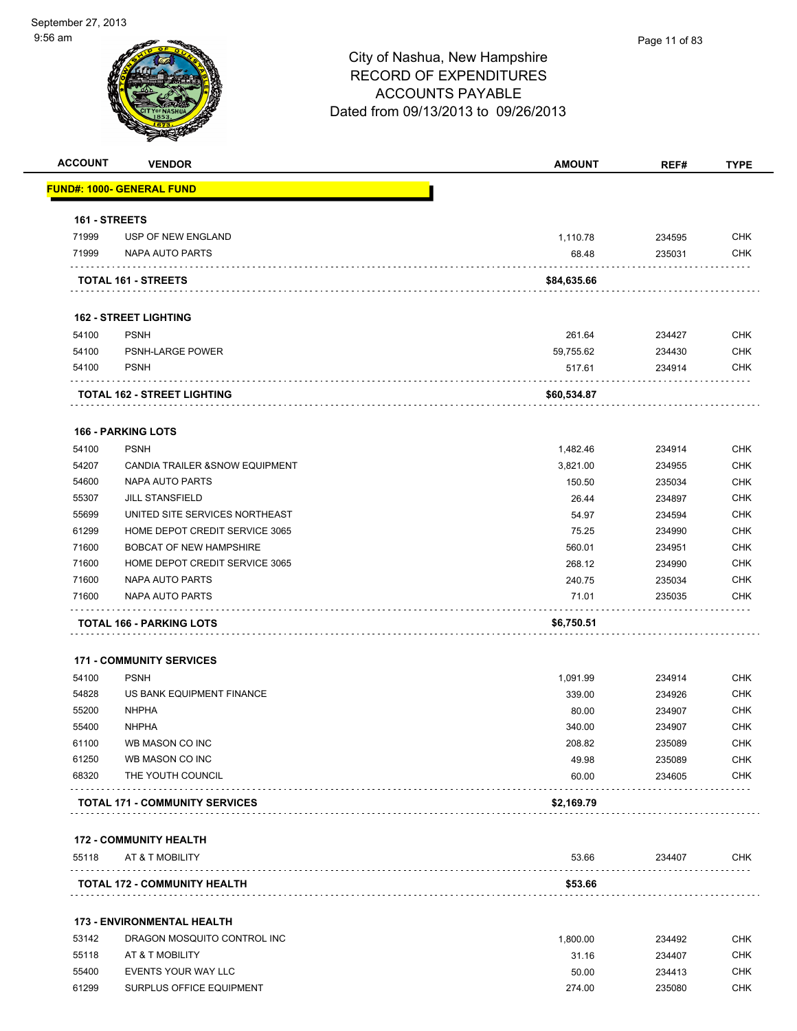# City of Nashua, New Hampshire
## RECORD OF EXPENDITURES
## ACCOUNTS PAYABLE
Dated from 09/13/2013 to 09/26/2013

September 27, 2013
9:56 am

| ACCOUNT | VENDOR | AMOUNT | REF# | TYPE |
|---|---|---|---|---|
| **FUND#: 1000- GENERAL FUND** | | | | |
| **161 - STREETS** | | | | |
| 71999 | USP OF NEW ENGLAND | 1,110.78 | 234595 | CHK |
| 71999 | NAPA AUTO PARTS | 68.48 | 235031 | CHK |
| | **TOTAL 161 - STREETS** | **$84,635.66** | | |
| **162 - STREET LIGHTING** | | | | |
| 54100 | PSNH | 261.64 | 234427 | CHK |
| 54100 | PSNH-LARGE POWER | 59,755.62 | 234430 | CHK |
| 54100 | PSNH | 517.61 | 234914 | CHK |
| | **TOTAL 162 - STREET LIGHTING** | **$60,534.87** | | |
| **166 - PARKING LOTS** | | | | |
| 54100 | PSNH | 1,482.46 | 234914 | CHK |
| 54207 | CANDIA TRAILER &SNOW EQUIPMENT | 3,821.00 | 234955 | CHK |
| 54600 | NAPA AUTO PARTS | 150.50 | 235034 | CHK |
| 55307 | JILL STANSFIELD | 26.44 | 234897 | CHK |
| 55699 | UNITED SITE SERVICES NORTHEAST | 54.97 | 234594 | CHK |
| 61299 | HOME DEPOT CREDIT SERVICE 3065 | 75.25 | 234990 | CHK |
| 71600 | BOBCAT OF NEW HAMPSHIRE | 560.01 | 234951 | CHK |
| 71600 | HOME DEPOT CREDIT SERVICE 3065 | 268.12 | 234990 | CHK |
| 71600 | NAPA AUTO PARTS | 240.75 | 235034 | CHK |
| 71600 | NAPA AUTO PARTS | 71.01 | 235035 | CHK |
| | **TOTAL 166 - PARKING LOTS** | **$6,750.51** | | |
| **171 - COMMUNITY SERVICES** | | | | |
| 54100 | PSNH | 1,091.99 | 234914 | CHK |
| 54828 | US BANK EQUIPMENT FINANCE | 339.00 | 234926 | CHK |
| 55200 | NHPHA | 80.00 | 234907 | CHK |
| 55400 | NHPHA | 340.00 | 234907 | CHK |
| 61100 | WB MASON CO INC | 208.82 | 235089 | CHK |
| 61250 | WB MASON CO INC | 49.98 | 235089 | CHK |
| 68320 | THE YOUTH COUNCIL | 60.00 | 234605 | CHK |
| | **TOTAL 171 - COMMUNITY SERVICES** | **$2,169.79** | | |
| **172 - COMMUNITY HEALTH** | | | | |
| 55118 | AT & T MOBILITY | 53.66 | 234407 | CHK |
| | **TOTAL 172 - COMMUNITY HEALTH** | **$53.66** | | |
| **173 - ENVIRONMENTAL HEALTH** | | | | |
| 53142 | DRAGON MOSQUITO CONTROL INC | 1,800.00 | 234492 | CHK |
| 55118 | AT & T MOBILITY | 31.16 | 234407 | CHK |
| 55400 | EVENTS YOUR WAY LLC | 50.00 | 234413 | CHK |
| 61299 | SURPLUS OFFICE EQUIPMENT | 274.00 | 235080 | CHK |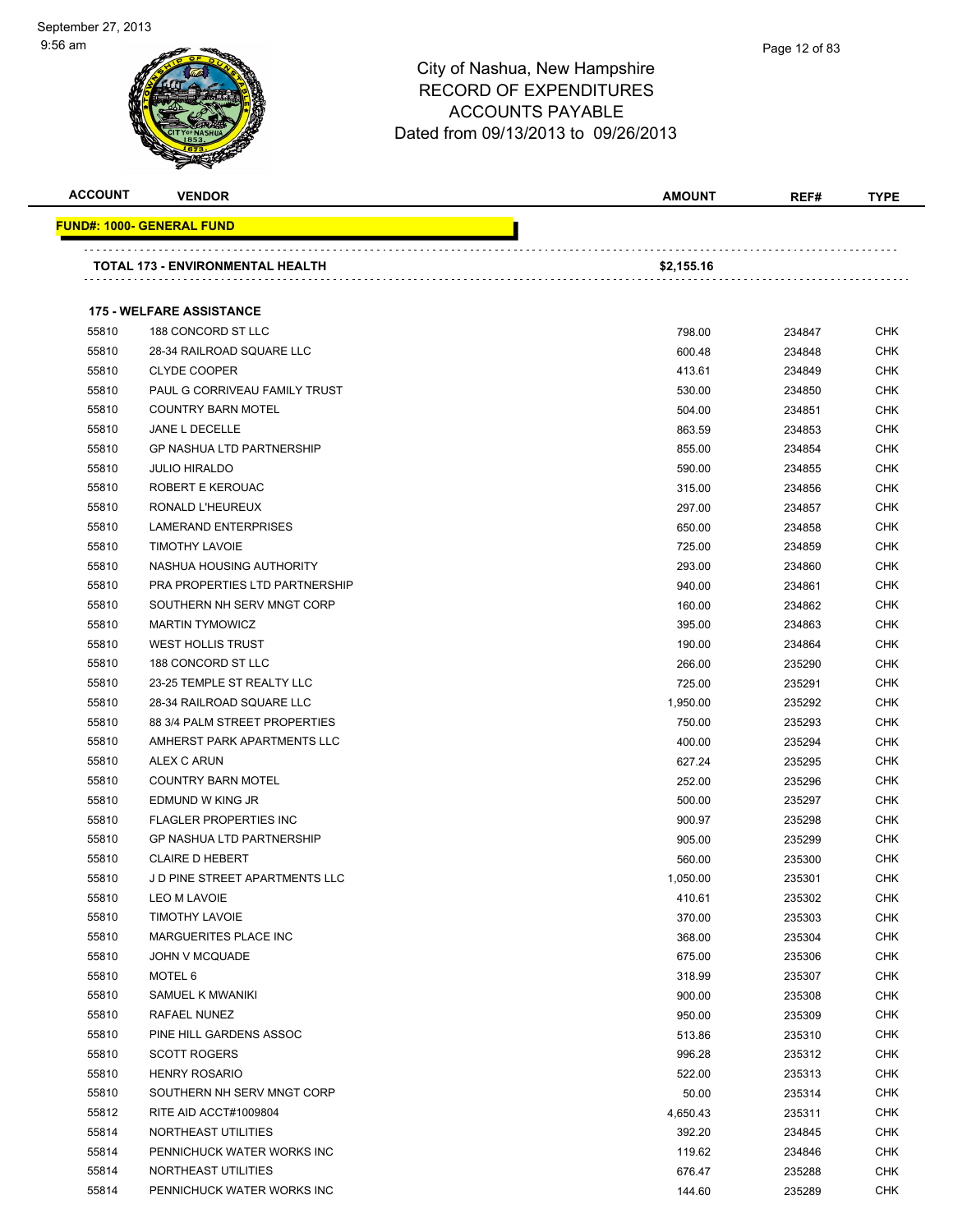City of Nashua, New Hampshire
RECORD OF EXPENDITURES
ACCOUNTS PAYABLE
Dated from 09/13/2013 to 09/26/2013

| ACCOUNT | VENDOR | AMOUNT | REF# | TYPE |
|---|---|---|---|---|
| **FUND#: 1000- GENERAL FUND** | | | | |
| | **TOTAL 173 - ENVIRONMENTAL HEALTH** | **$2,155.16** | | |
| | **175 - WELFARE ASSISTANCE** | | | |
| 55810 | 188 CONCORD ST LLC | 798.00 | 234847 | CHK |
| 55810 | 28-34 RAILROAD SQUARE LLC | 600.48 | 234848 | CHK |
| 55810 | CLYDE COOPER | 413.61 | 234849 | CHK |
| 55810 | PAUL G CORRIVEAU FAMILY TRUST | 530.00 | 234850 | CHK |
| 55810 | COUNTRY BARN MOTEL | 504.00 | 234851 | CHK |
| 55810 | JANE L DECELLE | 863.59 | 234853 | CHK |
| 55810 | GP NASHUA LTD PARTNERSHIP | 855.00 | 234854 | CHK |
| 55810 | JULIO HIRALDO | 590.00 | 234855 | CHK |
| 55810 | ROBERT E KEROUAC | 315.00 | 234856 | CHK |
| 55810 | RONALD L'HEUREUX | 297.00 | 234857 | CHK |
| 55810 | LAMERAND ENTERPRISES | 650.00 | 234858 | CHK |
| 55810 | TIMOTHY LAVOIE | 725.00 | 234859 | CHK |
| 55810 | NASHUA HOUSING AUTHORITY | 293.00 | 234860 | CHK |
| 55810 | PRA PROPERTIES LTD PARTNERSHIP | 940.00 | 234861 | CHK |
| 55810 | SOUTHERN NH SERV MNGT CORP | 160.00 | 234862 | CHK |
| 55810 | MARTIN TYMOWICZ | 395.00 | 234863 | CHK |
| 55810 | WEST HOLLIS TRUST | 190.00 | 234864 | CHK |
| 55810 | 188 CONCORD ST LLC | 266.00 | 235290 | CHK |
| 55810 | 23-25 TEMPLE ST REALTY LLC | 725.00 | 235291 | CHK |
| 55810 | 28-34 RAILROAD SQUARE LLC | 1,950.00 | 235292 | CHK |
| 55810 | 88 3/4 PALM STREET PROPERTIES | 750.00 | 235293 | CHK |
| 55810 | AMHERST PARK APARTMENTS LLC | 400.00 | 235294 | CHK |
| 55810 | ALEX C ARUN | 627.24 | 235295 | CHK |
| 55810 | COUNTRY BARN MOTEL | 252.00 | 235296 | CHK |
| 55810 | EDMUND W KING JR | 500.00 | 235297 | CHK |
| 55810 | FLAGLER PROPERTIES INC | 900.97 | 235298 | CHK |
| 55810 | GP NASHUA LTD PARTNERSHIP | 905.00 | 235299 | CHK |
| 55810 | CLAIRE D HEBERT | 560.00 | 235300 | CHK |
| 55810 | J D PINE STREET APARTMENTS LLC | 1,050.00 | 235301 | CHK |
| 55810 | LEO M LAVOIE | 410.61 | 235302 | CHK |
| 55810 | TIMOTHY LAVOIE | 370.00 | 235303 | CHK |
| 55810 | MARGUERITES PLACE INC | 368.00 | 235304 | CHK |
| 55810 | JOHN V MCQUADE | 675.00 | 235306 | CHK |
| 55810 | MOTEL 6 | 318.99 | 235307 | CHK |
| 55810 | SAMUEL K MWANIKI | 900.00 | 235308 | CHK |
| 55810 | RAFAEL NUNEZ | 950.00 | 235309 | CHK |
| 55810 | PINE HILL GARDENS ASSOC | 513.86 | 235310 | CHK |
| 55810 | SCOTT ROGERS | 996.28 | 235312 | CHK |
| 55810 | HENRY ROSARIO | 522.00 | 235313 | CHK |
| 55810 | SOUTHERN NH SERV MNGT CORP | 50.00 | 235314 | CHK |
| 55812 | RITE AID ACCT#1009804 | 4,650.43 | 235311 | CHK |
| 55814 | NORTHEAST UTILITIES | 392.20 | 234845 | CHK |
| 55814 | PENNICHUCK WATER WORKS INC | 119.62 | 234846 | CHK |
| 55814 | NORTHEAST UTILITIES | 676.47 | 235288 | CHK |
| 55814 | PENNICHUCK WATER WORKS INC | 144.60 | 235289 | CHK |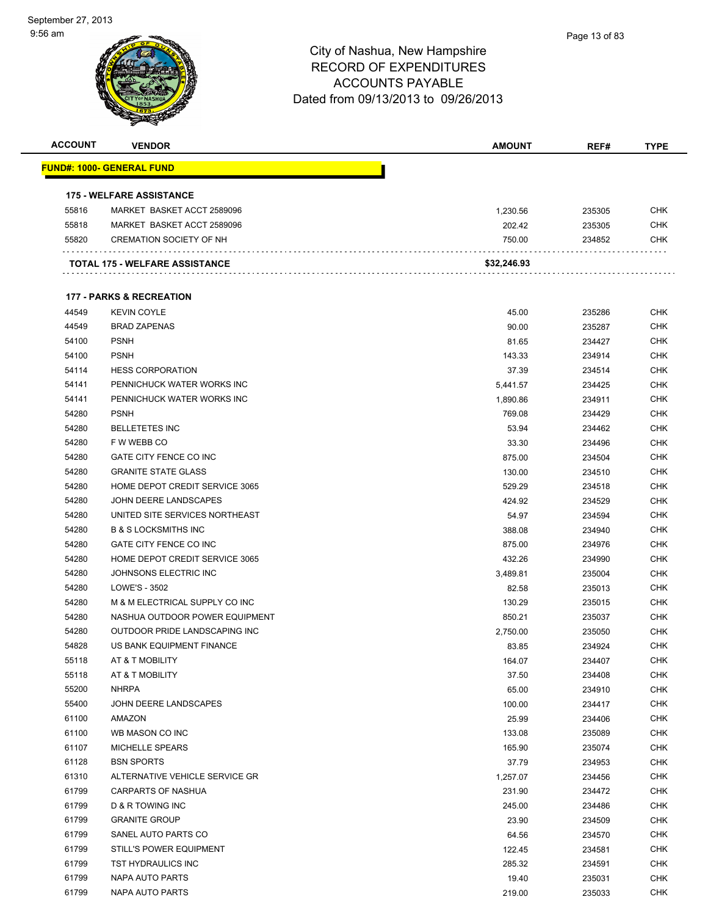City of Nashua, New Hampshire
RECORD OF EXPENDITURES
ACCOUNTS PAYABLE
Dated from 09/13/2013 to 09/26/2013

| ACCOUNT | VENDOR | AMOUNT | REF# | TYPE |
|---|---|---|---|---|
| **FUND#: 1000- GENERAL FUND** | | | | |
| **175 - WELFARE ASSISTANCE** | | | | |
| 55816 | MARKET BASKET ACCT 2589096 | 1,230.56 | 235305 | CHK |
| 55818 | MARKET BASKET ACCT 2589096 | 202.42 | 235305 | CHK |
| 55820 | CREMATION SOCIETY OF NH | 750.00 | 234852 | CHK |
| | **TOTAL 175 - WELFARE ASSISTANCE** | **$32,246.93** | | |
| **177 - PARKS & RECREATION** | | | | |
| 44549 | KEVIN COYLE | 45.00 | 235286 | CHK |
| 44549 | BRAD ZAPENAS | 90.00 | 235287 | CHK |
| 54100 | PSNH | 81.65 | 234427 | CHK |
| 54100 | PSNH | 143.33 | 234914 | CHK |
| 54114 | HESS CORPORATION | 37.39 | 234514 | CHK |
| 54141 | PENNICHUCK WATER WORKS INC | 5,441.57 | 234425 | CHK |
| 54141 | PENNICHUCK WATER WORKS INC | 1,890.86 | 234911 | CHK |
| 54280 | PSNH | 769.08 | 234429 | CHK |
| 54280 | BELLETETES INC | 53.94 | 234462 | CHK |
| 54280 | F W WEBB CO | 33.30 | 234496 | CHK |
| 54280 | GATE CITY FENCE CO INC | 875.00 | 234504 | CHK |
| 54280 | GRANITE STATE GLASS | 130.00 | 234510 | CHK |
| 54280 | HOME DEPOT CREDIT SERVICE 3065 | 529.29 | 234518 | CHK |
| 54280 | JOHN DEERE LANDSCAPES | 424.92 | 234529 | CHK |
| 54280 | UNITED SITE SERVICES NORTHEAST | 54.97 | 234594 | CHK |
| 54280 | B & S LOCKSMITHS INC | 388.08 | 234940 | CHK |
| 54280 | GATE CITY FENCE CO INC | 875.00 | 234976 | CHK |
| 54280 | HOME DEPOT CREDIT SERVICE 3065 | 432.26 | 234990 | CHK |
| 54280 | JOHNSONS ELECTRIC INC | 3,489.81 | 235004 | CHK |
| 54280 | LOWE'S - 3502 | 82.58 | 235013 | CHK |
| 54280 | M & M ELECTRICAL SUPPLY CO INC | 130.29 | 235015 | CHK |
| 54280 | NASHUA OUTDOOR POWER EQUIPMENT | 850.21 | 235037 | CHK |
| 54280 | OUTDOOR PRIDE LANDSCAPING INC | 2,750.00 | 235050 | CHK |
| 54828 | US BANK EQUIPMENT FINANCE | 83.85 | 234924 | CHK |
| 55118 | AT & T MOBILITY | 164.07 | 234407 | CHK |
| 55118 | AT & T MOBILITY | 37.50 | 234408 | CHK |
| 55200 | NHRPA | 65.00 | 234910 | CHK |
| 55400 | JOHN DEERE LANDSCAPES | 100.00 | 234417 | CHK |
| 61100 | AMAZON | 25.99 | 234406 | CHK |
| 61100 | WB MASON CO INC | 133.08 | 235089 | CHK |
| 61107 | MICHELLE SPEARS | 165.90 | 235074 | CHK |
| 61128 | BSN SPORTS | 37.79 | 234953 | CHK |
| 61310 | ALTERNATIVE VEHICLE SERVICE GR | 1,257.07 | 234456 | CHK |
| 61799 | CARPARTS OF NASHUA | 231.90 | 234472 | CHK |
| 61799 | D & R TOWING INC | 245.00 | 234486 | CHK |
| 61799 | GRANITE GROUP | 23.90 | 234509 | CHK |
| 61799 | SANEL AUTO PARTS CO | 64.56 | 234570 | CHK |
| 61799 | STILL'S POWER EQUIPMENT | 122.45 | 234581 | CHK |
| 61799 | TST HYDRAULICS INC | 285.32 | 234591 | CHK |
| 61799 | NAPA AUTO PARTS | 19.40 | 235031 | CHK |
| 61799 | NAPA AUTO PARTS | 219.00 | 235033 | CHK |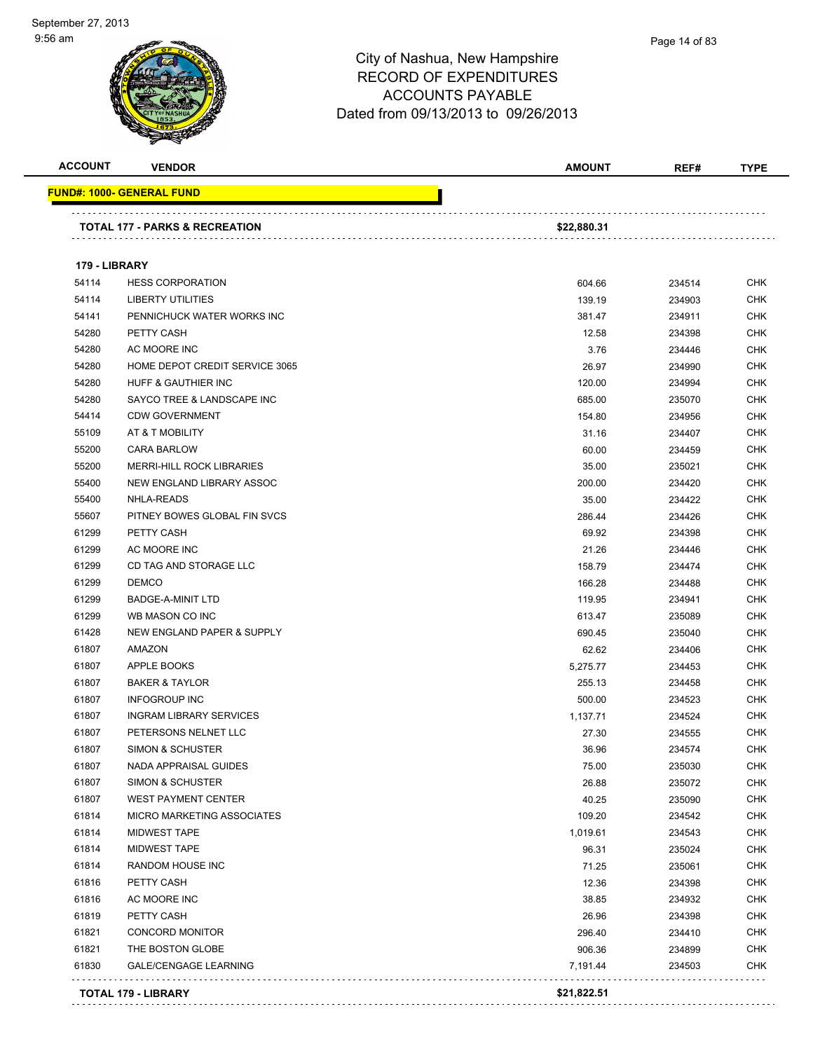City of Nashua, New Hampshire
RECORD OF EXPENDITURES
ACCOUNTS PAYABLE
Dated from 09/13/2013 to 09/26/2013

| ACCOUNT | VENDOR | AMOUNT | REF# | TYPE |
|---|---|---|---|---|
| **FUND#: 1000- GENERAL FUND** | | | | |
| **TOTAL 177 - PARKS & RECREATION** | | **$22,880.31** | | |
| **179 - LIBRARY** | | | | |
| 54114 | HESS CORPORATION | 604.66 | 234514 | CHK |
| 54114 | LIBERTY UTILITIES | 139.19 | 234903 | CHK |
| 54141 | PENNICHUCK WATER WORKS INC | 381.47 | 234911 | CHK |
| 54280 | PETTY CASH | 12.58 | 234398 | CHK |
| 54280 | AC MOORE INC | 3.76 | 234446 | CHK |
| 54280 | HOME DEPOT CREDIT SERVICE 3065 | 26.97 | 234990 | CHK |
| 54280 | HUFF & GAUTHIER INC | 120.00 | 234994 | CHK |
| 54280 | SAYCO TREE & LANDSCAPE INC | 685.00 | 235070 | CHK |
| 54414 | CDW GOVERNMENT | 154.80 | 234956 | CHK |
| 55109 | AT & T MOBILITY | 31.16 | 234407 | CHK |
| 55200 | CARA BARLOW | 60.00 | 234459 | CHK |
| 55200 | MERRI-HILL ROCK LIBRARIES | 35.00 | 235021 | CHK |
| 55400 | NEW ENGLAND LIBRARY ASSOC | 200.00 | 234420 | CHK |
| 55400 | NHLA-READS | 35.00 | 234422 | CHK |
| 55607 | PITNEY BOWES GLOBAL FIN SVCS | 286.44 | 234426 | CHK |
| 61299 | PETTY CASH | 69.92 | 234398 | CHK |
| 61299 | AC MOORE INC | 21.26 | 234446 | CHK |
| 61299 | CD TAG AND STORAGE LLC | 158.79 | 234474 | CHK |
| 61299 | DEMCO | 166.28 | 234488 | CHK |
| 61299 | BADGE-A-MINIT LTD | 119.95 | 234941 | CHK |
| 61299 | WB MASON CO INC | 613.47 | 235089 | CHK |
| 61428 | NEW ENGLAND PAPER & SUPPLY | 690.45 | 235040 | CHK |
| 61807 | AMAZON | 62.62 | 234406 | CHK |
| 61807 | APPLE BOOKS | 5,275.77 | 234453 | CHK |
| 61807 | BAKER & TAYLOR | 255.13 | 234458 | CHK |
| 61807 | INFOGROUP INC | 500.00 | 234523 | CHK |
| 61807 | INGRAM LIBRARY SERVICES | 1,137.71 | 234524 | CHK |
| 61807 | PETERSONS NELNET LLC | 27.30 | 234555 | CHK |
| 61807 | SIMON & SCHUSTER | 36.96 | 234574 | CHK |
| 61807 | NADA APPRAISAL GUIDES | 75.00 | 235030 | CHK |
| 61807 | SIMON & SCHUSTER | 26.88 | 235072 | CHK |
| 61807 | WEST PAYMENT CENTER | 40.25 | 235090 | CHK |
| 61814 | MICRO MARKETING ASSOCIATES | 109.20 | 234542 | CHK |
| 61814 | MIDWEST TAPE | 1,019.61 | 234543 | CHK |
| 61814 | MIDWEST TAPE | 96.31 | 235024 | CHK |
| 61814 | RANDOM HOUSE INC | 71.25 | 235061 | CHK |
| 61816 | PETTY CASH | 12.36 | 234398 | CHK |
| 61816 | AC MOORE INC | 38.85 | 234932 | CHK |
| 61819 | PETTY CASH | 26.96 | 234398 | CHK |
| 61821 | CONCORD MONITOR | 296.40 | 234410 | CHK |
| 61821 | THE BOSTON GLOBE | 906.36 | 234899 | CHK |
| 61830 | GALE/CENGAGE LEARNING | 7,191.44 | 234503 | CHK |
| **TOTAL 179 - LIBRARY** | | **$21,822.51** | | |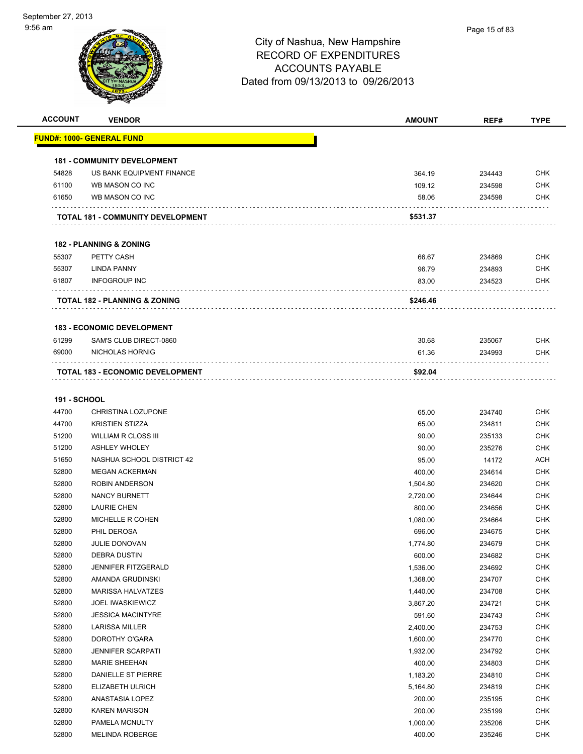# City of Nashua, New Hampshire
## RECORD OF EXPENDITURES
## ACCOUNTS PAYABLE
## Dated from 09/13/2013 to 09/26/2013

| ACCOUNT | VENDOR | AMOUNT | REF# | TYPE |
|---|---|---|---|---|
| **FUND#: 1000- GENERAL FUND** | | | | |
| **181 - COMMUNITY DEVELOPMENT** | | | | |
| 54828 | US BANK EQUIPMENT FINANCE | 364.19 | 234443 | CHK |
| 61100 | WB MASON CO INC | 109.12 | 234598 | CHK |
| 61650 | WB MASON CO INC | 58.06 | 234598 | CHK |
| | **TOTAL 181 - COMMUNITY DEVELOPMENT** | **$531.37** | | |
| **182 - PLANNING & ZONING** | | | | |
| 55307 | PETTY CASH | 66.67 | 234869 | CHK |
| 55307 | LINDA PANNY | 96.79 | 234893 | CHK |
| 61807 | INFOGROUP INC | 83.00 | 234523 | CHK |
| | **TOTAL 182 - PLANNING & ZONING** | **$246.46** | | |
| **183 - ECONOMIC DEVELOPMENT** | | | | |
| 61299 | SAM'S CLUB DIRECT-0860 | 30.68 | 235067 | CHK |
| 69000 | NICHOLAS HORNIG | 61.36 | 234993 | CHK |
| | **TOTAL 183 - ECONOMIC DEVELOPMENT** | **$92.04** | | |
| **191 - SCHOOL** | | | | |
| 44700 | CHRISTINA LOZUPONE | 65.00 | 234740 | CHK |
| 44700 | KRISTIEN STIZZA | 65.00 | 234811 | CHK |
| 51200 | WILLIAM R CLOSS III | 90.00 | 235133 | CHK |
| 51200 | ASHLEY WHOLEY | 90.00 | 235276 | CHK |
| 51650 | NASHUA SCHOOL DISTRICT 42 | 95.00 | 14172 | ACH |
| 52800 | MEGAN ACKERMAN | 400.00 | 234614 | CHK |
| 52800 | ROBIN ANDERSON | 1,504.80 | 234620 | CHK |
| 52800 | NANCY BURNETT | 2,720.00 | 234644 | CHK |
| 52800 | LAURIE CHEN | 800.00 | 234656 | CHK |
| 52800 | MICHELLE R COHEN | 1,080.00 | 234664 | CHK |
| 52800 | PHIL DEROSA | 696.00 | 234675 | CHK |
| 52800 | JULIE DONOVAN | 1,774.80 | 234679 | CHK |
| 52800 | DEBRA DUSTIN | 600.00 | 234682 | CHK |
| 52800 | JENNIFER FITZGERALD | 1,536.00 | 234692 | CHK |
| 52800 | AMANDA GRUDINSKI | 1,368.00 | 234707 | CHK |
| 52800 | MARISSA HALVATZES | 1,440.00 | 234708 | CHK |
| 52800 | JOEL IWASKIEWICZ | 3,867.20 | 234721 | CHK |
| 52800 | JESSICA MACINTYRE | 591.60 | 234743 | CHK |
| 52800 | LARISSA MILLER | 2,400.00 | 234753 | CHK |
| 52800 | DOROTHY O'GARA | 1,600.00 | 234770 | CHK |
| 52800 | JENNIFER SCARPATI | 1,932.00 | 234792 | CHK |
| 52800 | MARIE SHEEHAN | 400.00 | 234803 | CHK |
| 52800 | DANIELLE ST PIERRE | 1,183.20 | 234810 | CHK |
| 52800 | ELIZABETH ULRICH | 5,164.80 | 234819 | CHK |
| 52800 | ANASTASIA LOPEZ | 200.00 | 235195 | CHK |
| 52800 | KAREN MARISON | 200.00 | 235199 | CHK |
| 52800 | PAMELA MCNULTY | 1,000.00 | 235206 | CHK |
| 52800 | MELINDA ROBERGE | 400.00 | 235246 | CHK |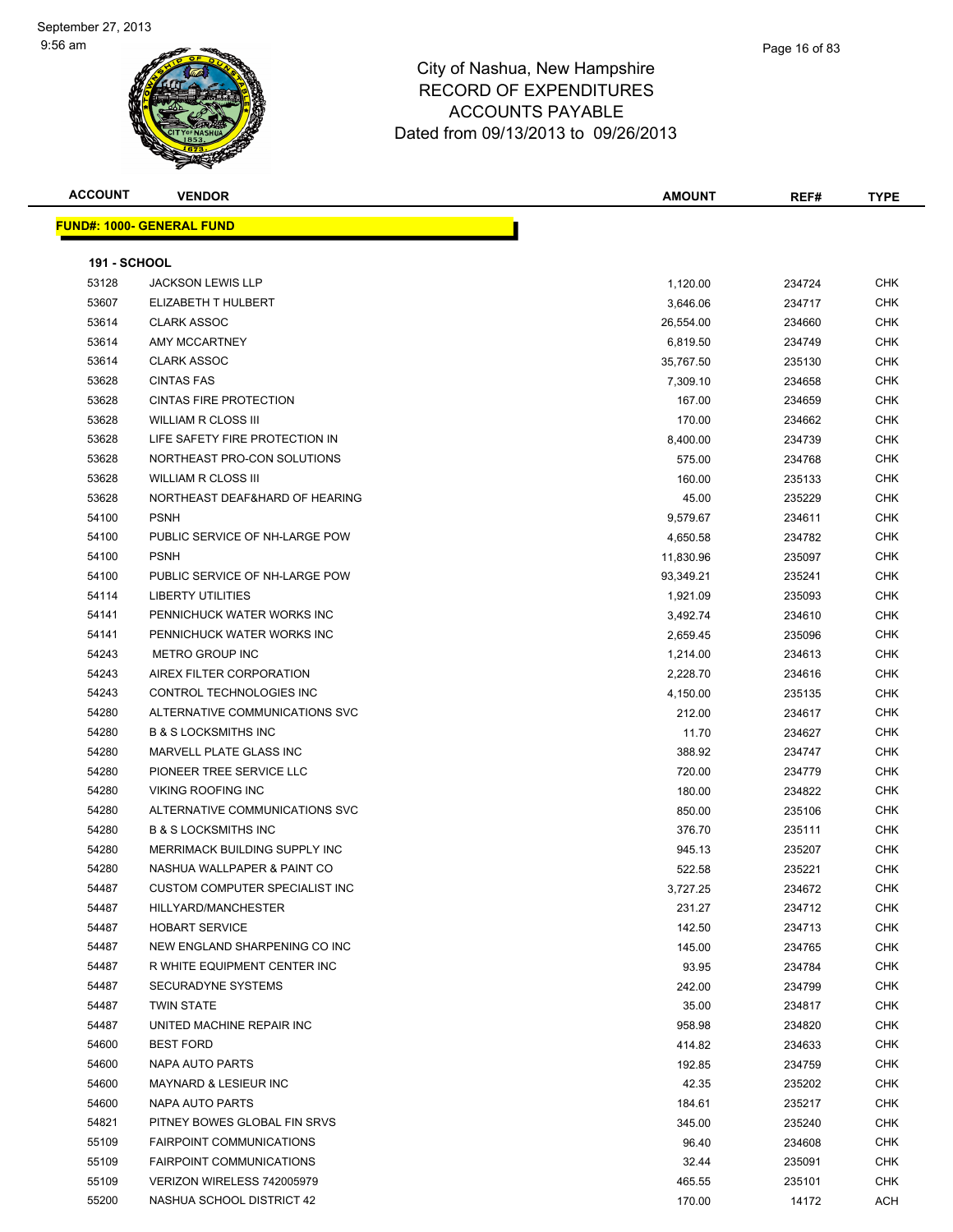City of Nashua, New Hampshire
RECORD OF EXPENDITURES
ACCOUNTS PAYABLE
Dated from 09/13/2013 to 09/26/2013

| ACCOUNT | VENDOR | AMOUNT | REF# | TYPE |
|---|---|---|---|---|
| **FUND#: 1000- GENERAL FUND** | | | | |
| **191 - SCHOOL** | | | | |
| 53128 | JACKSON LEWIS LLP | 1,120.00 | 234724 | CHK |
| 53607 | ELIZABETH T HULBERT | 3,646.06 | 234717 | CHK |
| 53614 | CLARK ASSOC | 26,554.00 | 234660 | CHK |
| 53614 | AMY MCCARTNEY | 6,819.50 | 234749 | CHK |
| 53614 | CLARK ASSOC | 35,767.50 | 235130 | CHK |
| 53628 | CINTAS FAS | 7,309.10 | 234658 | CHK |
| 53628 | CINTAS FIRE PROTECTION | 167.00 | 234659 | CHK |
| 53628 | WILLIAM R CLOSS III | 170.00 | 234662 | CHK |
| 53628 | LIFE SAFETY FIRE PROTECTION IN | 8,400.00 | 234739 | CHK |
| 53628 | NORTHEAST PRO-CON SOLUTIONS | 575.00 | 234768 | CHK |
| 53628 | WILLIAM R CLOSS III | 160.00 | 235133 | CHK |
| 53628 | NORTHEAST DEAF&HARD OF HEARING | 45.00 | 235229 | CHK |
| 54100 | PSNH | 9,579.67 | 234611 | CHK |
| 54100 | PUBLIC SERVICE OF NH-LARGE POW | 4,650.58 | 234782 | CHK |
| 54100 | PSNH | 11,830.96 | 235097 | CHK |
| 54100 | PUBLIC SERVICE OF NH-LARGE POW | 93,349.21 | 235241 | CHK |
| 54114 | LIBERTY UTILITIES | 1,921.09 | 235093 | CHK |
| 54141 | PENNICHUCK WATER WORKS INC | 3,492.74 | 234610 | CHK |
| 54141 | PENNICHUCK WATER WORKS INC | 2,659.45 | 235096 | CHK |
| 54243 | METRO GROUP INC | 1,214.00 | 234613 | CHK |
| 54243 | AIREX FILTER CORPORATION | 2,228.70 | 234616 | CHK |
| 54243 | CONTROL TECHNOLOGIES INC | 4,150.00 | 235135 | CHK |
| 54280 | ALTERNATIVE COMMUNICATIONS SVC | 212.00 | 234617 | CHK |
| 54280 | B & S LOCKSMITHS INC | 11.70 | 234627 | CHK |
| 54280 | MARVELL PLATE GLASS INC | 388.92 | 234747 | CHK |
| 54280 | PIONEER TREE SERVICE LLC | 720.00 | 234779 | CHK |
| 54280 | VIKING ROOFING INC | 180.00 | 234822 | CHK |
| 54280 | ALTERNATIVE COMMUNICATIONS SVC | 850.00 | 235106 | CHK |
| 54280 | B & S LOCKSMITHS INC | 376.70 | 235111 | CHK |
| 54280 | MERRIMACK BUILDING SUPPLY INC | 945.13 | 235207 | CHK |
| 54280 | NASHUA WALLPAPER & PAINT CO | 522.58 | 235221 | CHK |
| 54487 | CUSTOM COMPUTER SPECIALIST INC | 3,727.25 | 234672 | CHK |
| 54487 | HILLYARD/MANCHESTER | 231.27 | 234712 | CHK |
| 54487 | HOBART SERVICE | 142.50 | 234713 | CHK |
| 54487 | NEW ENGLAND SHARPENING CO INC | 145.00 | 234765 | CHK |
| 54487 | R WHITE EQUIPMENT CENTER INC | 93.95 | 234784 | CHK |
| 54487 | SECURADYNE SYSTEMS | 242.00 | 234799 | CHK |
| 54487 | TWIN STATE | 35.00 | 234817 | CHK |
| 54487 | UNITED MACHINE REPAIR INC | 958.98 | 234820 | CHK |
| 54600 | BEST FORD | 414.82 | 234633 | CHK |
| 54600 | NAPA AUTO PARTS | 192.85 | 234759 | CHK |
| 54600 | MAYNARD & LESIEUR INC | 42.35 | 235202 | CHK |
| 54600 | NAPA AUTO PARTS | 184.61 | 235217 | CHK |
| 54821 | PITNEY BOWES GLOBAL FIN SRVS | 345.00 | 235240 | CHK |
| 55109 | FAIRPOINT COMMUNICATIONS | 96.40 | 234608 | CHK |
| 55109 | FAIRPOINT COMMUNICATIONS | 32.44 | 235091 | CHK |
| 55109 | VERIZON WIRELESS 742005979 | 465.55 | 235101 | CHK |
| 55200 | NASHUA SCHOOL DISTRICT 42 | 170.00 | 14172 | ACH |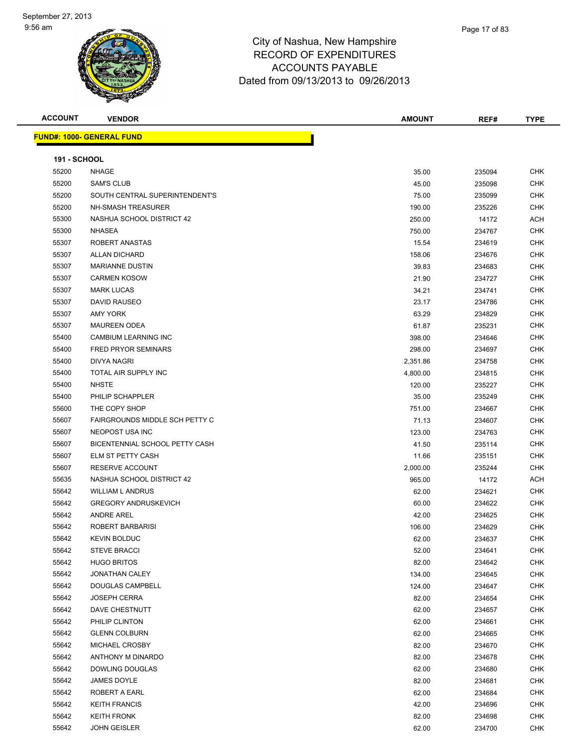# City of Nashua, New Hampshire
## RECORD OF EXPENDITURES
## ACCOUNTS PAYABLE
## Dated from 09/13/2013 to 09/26/2013

| ACCOUNT | VENDOR | AMOUNT | REF# | TYPE |
|---|---|---|---|---|

**FUND#: 1000- GENERAL FUND**

**191 - SCHOOL**

| ACCOUNT | VENDOR | AMOUNT | REF# | TYPE |
|---|---|---|---|---|
| 55200 | NHAGE | 35.00 | 235094 | CHK |
| 55200 | SAM'S CLUB | 45.00 | 235098 | CHK |
| 55200 | SOUTH CENTRAL SUPERINTENDENT'S | 75.00 | 235099 | CHK |
| 55200 | NH-SMASH TREASURER | 190.00 | 235226 | CHK |
| 55300 | NASHUA SCHOOL DISTRICT 42 | 250.00 | 14172 | ACH |
| 55300 | NHASEA | 750.00 | 234767 | CHK |
| 55307 | ROBERT ANASTAS | 15.54 | 234619 | CHK |
| 55307 | ALLAN DICHARD | 158.06 | 234676 | CHK |
| 55307 | MARIANNE DUSTIN | 39.83 | 234683 | CHK |
| 55307 | CARMEN KOSOW | 21.90 | 234727 | CHK |
| 55307 | MARK LUCAS | 34.21 | 234741 | CHK |
| 55307 | DAVID RAUSEO | 23.17 | 234786 | CHK |
| 55307 | AMY YORK | 63.29 | 234829 | CHK |
| 55307 | MAUREEN ODEA | 61.87 | 235231 | CHK |
| 55400 | CAMBIUM LEARNING INC | 398.00 | 234646 | CHK |
| 55400 | FRED PRYOR SEMINARS | 298.00 | 234697 | CHK |
| 55400 | DIVYA NAGRI | 2,351.86 | 234758 | CHK |
| 55400 | TOTAL AIR SUPPLY INC | 4,800.00 | 234815 | CHK |
| 55400 | NHSTE | 120.00 | 235227 | CHK |
| 55400 | PHILIP SCHAPPLER | 35.00 | 235249 | CHK |
| 55600 | THE COPY SHOP | 751.00 | 234667 | CHK |
| 55607 | FAIRGROUNDS MIDDLE SCH PETTY C | 71.13 | 234607 | CHK |
| 55607 | NEOPOST USA INC | 123.00 | 234763 | CHK |
| 55607 | BICENTENNIAL SCHOOL PETTY CASH | 41.50 | 235114 | CHK |
| 55607 | ELM ST PETTY CASH | 11.66 | 235151 | CHK |
| 55607 | RESERVE ACCOUNT | 2,000.00 | 235244 | CHK |
| 55635 | NASHUA SCHOOL DISTRICT 42 | 965.00 | 14172 | ACH |
| 55642 | WILLIAM L ANDRUS | 62.00 | 234621 | CHK |
| 55642 | GREGORY ANDRUSKEVICH | 60.00 | 234622 | CHK |
| 55642 | ANDRE AREL | 42.00 | 234625 | CHK |
| 55642 | ROBERT BARBARISI | 106.00 | 234629 | CHK |
| 55642 | KEVIN BOLDUC | 62.00 | 234637 | CHK |
| 55642 | STEVE BRACCI | 52.00 | 234641 | CHK |
| 55642 | HUGO BRITOS | 82.00 | 234642 | CHK |
| 55642 | JONATHAN CALEY | 134.00 | 234645 | CHK |
| 55642 | DOUGLAS CAMPBELL | 124.00 | 234647 | CHK |
| 55642 | JOSEPH CERRA | 82.00 | 234654 | CHK |
| 55642 | DAVE CHESTNUTT | 62.00 | 234657 | CHK |
| 55642 | PHILIP CLINTON | 62.00 | 234661 | CHK |
| 55642 | GLENN COLBURN | 62.00 | 234665 | CHK |
| 55642 | MICHAEL CROSBY | 82.00 | 234670 | CHK |
| 55642 | ANTHONY M DINARDO | 82.00 | 234678 | CHK |
| 55642 | DOWLING DOUGLAS | 62.00 | 234680 | CHK |
| 55642 | JAMES DOYLE | 82.00 | 234681 | CHK |
| 55642 | ROBERT A EARL | 62.00 | 234684 | CHK |
| 55642 | KEITH FRANCIS | 42.00 | 234696 | CHK |
| 55642 | KEITH FRONK | 82.00 | 234698 | CHK |
| 55642 | JOHN GEISLER | 62.00 | 234700 | CHK |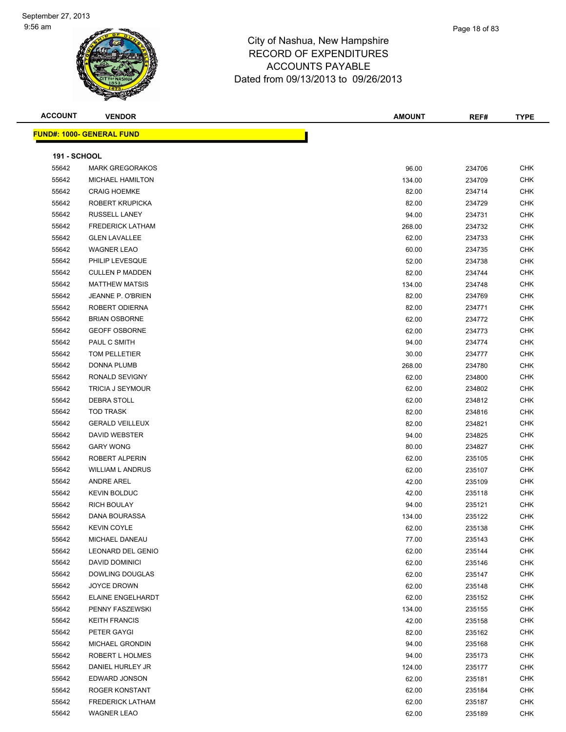# City of Nashua, New Hampshire
## RECORD OF EXPENDITURES
## ACCOUNTS PAYABLE
## Dated from 09/13/2013 to 09/26/2013

| ACCOUNT | VENDOR | AMOUNT | REF# | TYPE |
|---|---|---|---|---|

**FUND#: 1000- GENERAL FUND**

**191 - SCHOOL**

| ACCOUNT | VENDOR | AMOUNT | REF# | TYPE |
|---|---|---|---|---|
| 55642 | MARK GREGORAKOS | 96.00 | 234706 | CHK |
| 55642 | MICHAEL HAMILTON | 134.00 | 234709 | CHK |
| 55642 | CRAIG HOEMKE | 82.00 | 234714 | CHK |
| 55642 | ROBERT KRUPICKA | 82.00 | 234729 | CHK |
| 55642 | RUSSELL LANEY | 94.00 | 234731 | CHK |
| 55642 | FREDERICK LATHAM | 268.00 | 234732 | CHK |
| 55642 | GLEN LAVALLEE | 62.00 | 234733 | CHK |
| 55642 | WAGNER LEAO | 60.00 | 234735 | CHK |
| 55642 | PHILIP LEVESQUE | 52.00 | 234738 | CHK |
| 55642 | CULLEN P MADDEN | 82.00 | 234744 | CHK |
| 55642 | MATTHEW MATSIS | 134.00 | 234748 | CHK |
| 55642 | JEANNE P. O'BRIEN | 82.00 | 234769 | CHK |
| 55642 | ROBERT ODIERNA | 82.00 | 234771 | CHK |
| 55642 | BRIAN OSBORNE | 62.00 | 234772 | CHK |
| 55642 | GEOFF OSBORNE | 62.00 | 234773 | CHK |
| 55642 | PAUL C SMITH | 94.00 | 234774 | CHK |
| 55642 | TOM PELLETIER | 30.00 | 234777 | CHK |
| 55642 | DONNA PLUMB | 268.00 | 234780 | CHK |
| 55642 | RONALD SEVIGNY | 62.00 | 234800 | CHK |
| 55642 | TRICIA J SEYMOUR | 62.00 | 234802 | CHK |
| 55642 | DEBRA STOLL | 62.00 | 234812 | CHK |
| 55642 | TOD TRASK | 82.00 | 234816 | CHK |
| 55642 | GERALD VEILLEUX | 82.00 | 234821 | CHK |
| 55642 | DAVID WEBSTER | 94.00 | 234825 | CHK |
| 55642 | GARY WONG | 80.00 | 234827 | CHK |
| 55642 | ROBERT ALPERIN | 62.00 | 235105 | CHK |
| 55642 | WILLIAM L ANDRUS | 62.00 | 235107 | CHK |
| 55642 | ANDRE AREL | 42.00 | 235109 | CHK |
| 55642 | KEVIN BOLDUC | 42.00 | 235118 | CHK |
| 55642 | RICH BOULAY | 94.00 | 235121 | CHK |
| 55642 | DANA BOURASSA | 134.00 | 235122 | CHK |
| 55642 | KEVIN COYLE | 62.00 | 235138 | CHK |
| 55642 | MICHAEL DANEAU | 77.00 | 235143 | CHK |
| 55642 | LEONARD DEL GENIO | 62.00 | 235144 | CHK |
| 55642 | DAVID DOMINICI | 62.00 | 235146 | CHK |
| 55642 | DOWLING DOUGLAS | 62.00 | 235147 | CHK |
| 55642 | JOYCE DROWN | 62.00 | 235148 | CHK |
| 55642 | ELAINE ENGELHARDT | 62.00 | 235152 | CHK |
| 55642 | PENNY FASZEWSKI | 134.00 | 235155 | CHK |
| 55642 | KEITH FRANCIS | 42.00 | 235158 | CHK |
| 55642 | PETER GAYGI | 82.00 | 235162 | CHK |
| 55642 | MICHAEL GRONDIN | 94.00 | 235168 | CHK |
| 55642 | ROBERT L HOLMES | 94.00 | 235173 | CHK |
| 55642 | DANIEL HURLEY JR | 124.00 | 235177 | CHK |
| 55642 | EDWARD JONSON | 62.00 | 235181 | CHK |
| 55642 | ROGER KONSTANT | 62.00 | 235184 | CHK |
| 55642 | FREDERICK LATHAM | 62.00 | 235187 | CHK |
| 55642 | WAGNER LEAO | 62.00 | 235189 | CHK |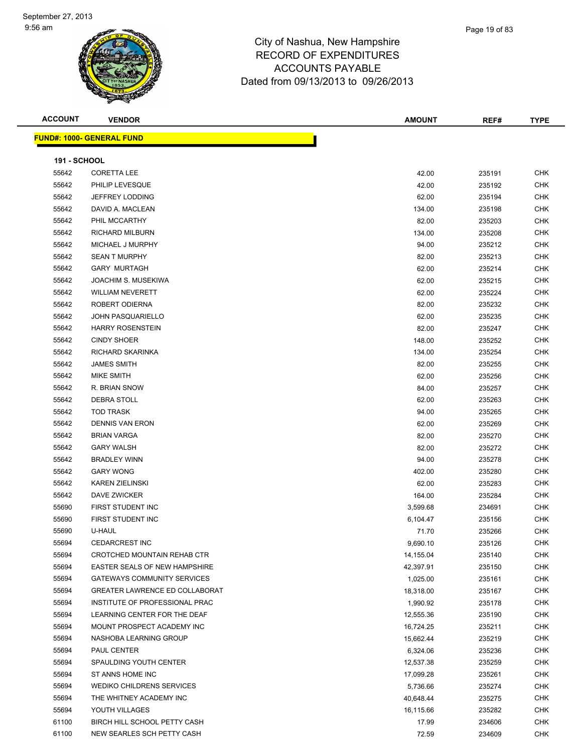# City of Nashua, New Hampshire
## RECORD OF EXPENDITURES
## ACCOUNTS PAYABLE
### Dated from 09/13/2013 to 09/26/2013

| ACCOUNT | VENDOR | AMOUNT | REF# | TYPE |
|---|---|---|---|---|
| **FUND#: 1000- GENERAL FUND** | | | | |
| **191 - SCHOOL** | | | | |
| 55642 | CORETTA LEE | 42.00 | 235191 | CHK |
| 55642 | PHILIP LEVESQUE | 42.00 | 235192 | CHK |
| 55642 | JEFFREY LODDING | 62.00 | 235194 | CHK |
| 55642 | DAVID A. MACLEAN | 134.00 | 235198 | CHK |
| 55642 | PHIL MCCARTHY | 82.00 | 235203 | CHK |
| 55642 | RICHARD MILBURN | 134.00 | 235208 | CHK |
| 55642 | MICHAEL J MURPHY | 94.00 | 235212 | CHK |
| 55642 | SEAN T MURPHY | 82.00 | 235213 | CHK |
| 55642 | GARY MURTAGH | 62.00 | 235214 | CHK |
| 55642 | JOACHIM S. MUSEKIWA | 62.00 | 235215 | CHK |
| 55642 | WILLIAM NEVERETT | 62.00 | 235224 | CHK |
| 55642 | ROBERT ODIERNA | 82.00 | 235232 | CHK |
| 55642 | JOHN PASQUARIELLO | 62.00 | 235235 | CHK |
| 55642 | HARRY ROSENSTEIN | 82.00 | 235247 | CHK |
| 55642 | CINDY SHOER | 148.00 | 235252 | CHK |
| 55642 | RICHARD SKARINKA | 134.00 | 235254 | CHK |
| 55642 | JAMES SMITH | 82.00 | 235255 | CHK |
| 55642 | MIKE SMITH | 62.00 | 235256 | CHK |
| 55642 | R. BRIAN SNOW | 84.00 | 235257 | CHK |
| 55642 | DEBRA STOLL | 62.00 | 235263 | CHK |
| 55642 | TOD TRASK | 94.00 | 235265 | CHK |
| 55642 | DENNIS VAN ERON | 62.00 | 235269 | CHK |
| 55642 | BRIAN VARGA | 82.00 | 235270 | CHK |
| 55642 | GARY WALSH | 82.00 | 235272 | CHK |
| 55642 | BRADLEY WINN | 94.00 | 235278 | CHK |
| 55642 | GARY WONG | 402.00 | 235280 | CHK |
| 55642 | KAREN ZIELINSKI | 62.00 | 235283 | CHK |
| 55642 | DAVE ZWICKER | 164.00 | 235284 | CHK |
| 55690 | FIRST STUDENT INC | 3,599.68 | 234691 | CHK |
| 55690 | FIRST STUDENT INC | 6,104.47 | 235156 | CHK |
| 55690 | U-HAUL | 71.70 | 235266 | CHK |
| 55694 | CEDARCREST INC | 9,690.10 | 235126 | CHK |
| 55694 | CROTCHED MOUNTAIN REHAB CTR | 14,155.04 | 235140 | CHK |
| 55694 | EASTER SEALS OF NEW HAMPSHIRE | 42,397.91 | 235150 | CHK |
| 55694 | GATEWAYS COMMUNITY SERVICES | 1,025.00 | 235161 | CHK |
| 55694 | GREATER LAWRENCE ED COLLABORAT | 18,318.00 | 235167 | CHK |
| 55694 | INSTITUTE OF PROFESSIONAL PRAC | 1,990.92 | 235178 | CHK |
| 55694 | LEARNING CENTER FOR THE DEAF | 12,555.36 | 235190 | CHK |
| 55694 | MOUNT PROSPECT ACADEMY INC | 16,724.25 | 235211 | CHK |
| 55694 | NASHOBA LEARNING GROUP | 15,662.44 | 235219 | CHK |
| 55694 | PAUL CENTER | 6,324.06 | 235236 | CHK |
| 55694 | SPAULDING YOUTH CENTER | 12,537.38 | 235259 | CHK |
| 55694 | ST ANNS HOME INC | 17,099.28 | 235261 | CHK |
| 55694 | WEDIKO CHILDRENS SERVICES | 5,736.66 | 235274 | CHK |
| 55694 | THE WHITNEY ACADEMY INC | 40,648.44 | 235275 | CHK |
| 55694 | YOUTH VILLAGES | 16,115.66 | 235282 | CHK |
| 61100 | BIRCH HILL SCHOOL PETTY CASH | 17.99 | 234606 | CHK |
| 61100 | NEW SEARLES SCH PETTY CASH | 72.59 | 234609 | CHK |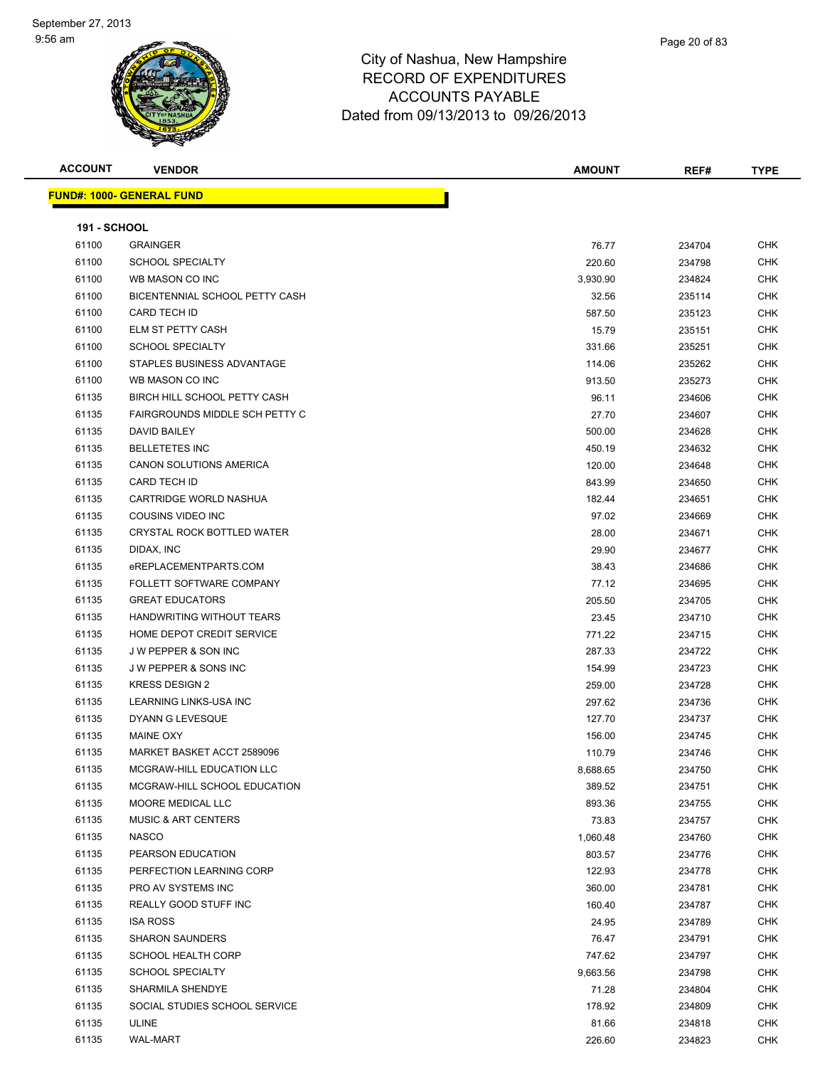City of Nashua, New Hampshire
RECORD OF EXPENDITURES
ACCOUNTS PAYABLE
Dated from 09/13/2013 to 09/26/2013

September 27, 2013
9:56 am

| ACCOUNT | VENDOR | AMOUNT | REF# | TYPE |
|---|---|---|---|---|

**FUND#: 1000- GENERAL FUND**

**191 - SCHOOL**

| ACCOUNT | VENDOR | AMOUNT | REF# | TYPE |
|---|---|---|---|---|
| 61100 | GRAINGER | 76.77 | 234704 | CHK |
| 61100 | SCHOOL SPECIALTY | 220.60 | 234798 | CHK |
| 61100 | WB MASON CO INC | 3,930.90 | 234824 | CHK |
| 61100 | BICENTENNIAL SCHOOL PETTY CASH | 32.56 | 235114 | CHK |
| 61100 | CARD TECH ID | 587.50 | 235123 | CHK |
| 61100 | ELM ST PETTY CASH | 15.79 | 235151 | CHK |
| 61100 | SCHOOL SPECIALTY | 331.66 | 235251 | CHK |
| 61100 | STAPLES BUSINESS ADVANTAGE | 114.06 | 235262 | CHK |
| 61100 | WB MASON CO INC | 913.50 | 235273 | CHK |
| 61135 | BIRCH HILL SCHOOL PETTY CASH | 96.11 | 234606 | CHK |
| 61135 | FAIRGROUNDS MIDDLE SCH PETTY C | 27.70 | 234607 | CHK |
| 61135 | DAVID BAILEY | 500.00 | 234628 | CHK |
| 61135 | BELLETETES INC | 450.19 | 234632 | CHK |
| 61135 | CANON SOLUTIONS AMERICA | 120.00 | 234648 | CHK |
| 61135 | CARD TECH ID | 843.99 | 234650 | CHK |
| 61135 | CARTRIDGE WORLD NASHUA | 182.44 | 234651 | CHK |
| 61135 | COUSINS VIDEO INC | 97.02 | 234669 | CHK |
| 61135 | CRYSTAL ROCK BOTTLED WATER | 28.00 | 234671 | CHK |
| 61135 | DIDAX, INC | 29.90 | 234677 | CHK |
| 61135 | eREPLACEMENTPARTS.COM | 38.43 | 234686 | CHK |
| 61135 | FOLLETT SOFTWARE COMPANY | 77.12 | 234695 | CHK |
| 61135 | GREAT EDUCATORS | 205.50 | 234705 | CHK |
| 61135 | HANDWRITING WITHOUT TEARS | 23.45 | 234710 | CHK |
| 61135 | HOME DEPOT CREDIT SERVICE | 771.22 | 234715 | CHK |
| 61135 | J W PEPPER & SON INC | 287.33 | 234722 | CHK |
| 61135 | J W PEPPER & SONS INC | 154.99 | 234723 | CHK |
| 61135 | KRESS DESIGN 2 | 259.00 | 234728 | CHK |
| 61135 | LEARNING LINKS-USA INC | 297.62 | 234736 | CHK |
| 61135 | DYANN G LEVESQUE | 127.70 | 234737 | CHK |
| 61135 | MAINE OXY | 156.00 | 234745 | CHK |
| 61135 | MARKET BASKET ACCT 2589096 | 110.79 | 234746 | CHK |
| 61135 | MCGRAW-HILL EDUCATION LLC | 8,688.65 | 234750 | CHK |
| 61135 | MCGRAW-HILL SCHOOL EDUCATION | 389.52 | 234751 | CHK |
| 61135 | MOORE MEDICAL LLC | 893.36 | 234755 | CHK |
| 61135 | MUSIC & ART CENTERS | 73.83 | 234757 | CHK |
| 61135 | NASCO | 1,060.48 | 234760 | CHK |
| 61135 | PEARSON EDUCATION | 803.57 | 234776 | CHK |
| 61135 | PERFECTION LEARNING CORP | 122.93 | 234778 | CHK |
| 61135 | PRO AV SYSTEMS INC | 360.00 | 234781 | CHK |
| 61135 | REALLY GOOD STUFF INC | 160.40 | 234787 | CHK |
| 61135 | ISA ROSS | 24.95 | 234789 | CHK |
| 61135 | SHARON SAUNDERS | 76.47 | 234791 | CHK |
| 61135 | SCHOOL HEALTH CORP | 747.62 | 234797 | CHK |
| 61135 | SCHOOL SPECIALTY | 9,663.56 | 234798 | CHK |
| 61135 | SHARMILA SHENDYE | 71.28 | 234804 | CHK |
| 61135 | SOCIAL STUDIES SCHOOL SERVICE | 178.92 | 234809 | CHK |
| 61135 | ULINE | 81.66 | 234818 | CHK |
| 61135 | WAL-MART | 226.60 | 234823 | CHK |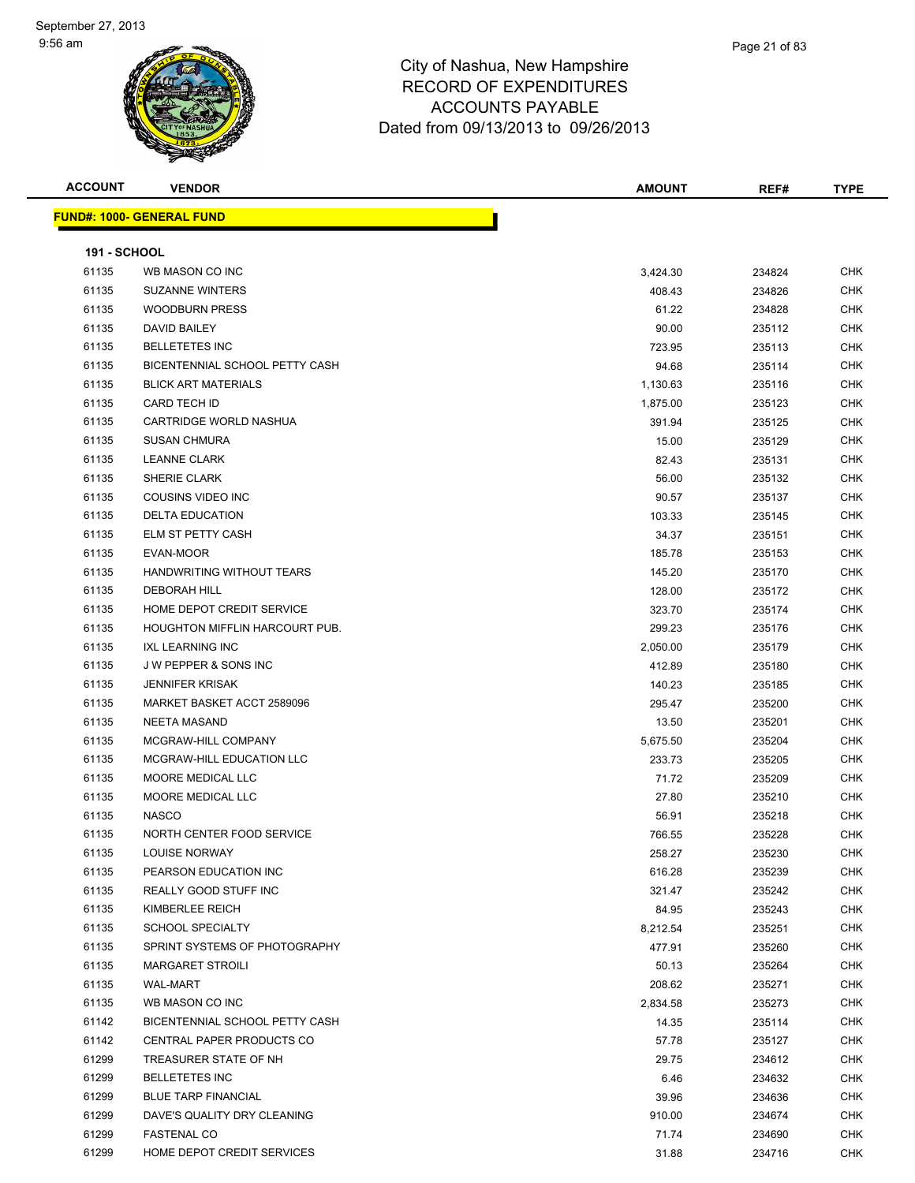# City of Nashua, New Hampshire
## RECORD OF EXPENDITURES
## ACCOUNTS PAYABLE
### Dated from 09/13/2013 to 09/26/2013

| ACCOUNT | VENDOR | AMOUNT | REF# | TYPE |
|---|---|---|---|---|
| **FUND#: 1000- GENERAL FUND** | | | | |
| **191 - SCHOOL** | | | | |
| 61135 | WB MASON CO INC | 3,424.30 | 234824 | CHK |
| 61135 | SUZANNE WINTERS | 408.43 | 234826 | CHK |
| 61135 | WOODBURN PRESS | 61.22 | 234828 | CHK |
| 61135 | DAVID BAILEY | 90.00 | 235112 | CHK |
| 61135 | BELLETETES INC | 723.95 | 235113 | CHK |
| 61135 | BICENTENNIAL SCHOOL PETTY CASH | 94.68 | 235114 | CHK |
| 61135 | BLICK ART MATERIALS | 1,130.63 | 235116 | CHK |
| 61135 | CARD TECH ID | 1,875.00 | 235123 | CHK |
| 61135 | CARTRIDGE WORLD NASHUA | 391.94 | 235125 | CHK |
| 61135 | SUSAN CHMURA | 15.00 | 235129 | CHK |
| 61135 | LEANNE CLARK | 82.43 | 235131 | CHK |
| 61135 | SHERIE CLARK | 56.00 | 235132 | CHK |
| 61135 | COUSINS VIDEO INC | 90.57 | 235137 | CHK |
| 61135 | DELTA EDUCATION | 103.33 | 235145 | CHK |
| 61135 | ELM ST PETTY CASH | 34.37 | 235151 | CHK |
| 61135 | EVAN-MOOR | 185.78 | 235153 | CHK |
| 61135 | HANDWRITING WITHOUT TEARS | 145.20 | 235170 | CHK |
| 61135 | DEBORAH HILL | 128.00 | 235172 | CHK |
| 61135 | HOME DEPOT CREDIT SERVICE | 323.70 | 235174 | CHK |
| 61135 | HOUGHTON MIFFLIN HARCOURT PUB. | 299.23 | 235176 | CHK |
| 61135 | IXL LEARNING INC | 2,050.00 | 235179 | CHK |
| 61135 | J W PEPPER & SONS INC | 412.89 | 235180 | CHK |
| 61135 | JENNIFER KRISAK | 140.23 | 235185 | CHK |
| 61135 | MARKET BASKET ACCT 2589096 | 295.47 | 235200 | CHK |
| 61135 | NEETA MASAND | 13.50 | 235201 | CHK |
| 61135 | MCGRAW-HILL COMPANY | 5,675.50 | 235204 | CHK |
| 61135 | MCGRAW-HILL EDUCATION LLC | 233.73 | 235205 | CHK |
| 61135 | MOORE MEDICAL LLC | 71.72 | 235209 | CHK |
| 61135 | MOORE MEDICAL LLC | 27.80 | 235210 | CHK |
| 61135 | NASCO | 56.91 | 235218 | CHK |
| 61135 | NORTH CENTER FOOD SERVICE | 766.55 | 235228 | CHK |
| 61135 | LOUISE NORWAY | 258.27 | 235230 | CHK |
| 61135 | PEARSON EDUCATION INC | 616.28 | 235239 | CHK |
| 61135 | REALLY GOOD STUFF INC | 321.47 | 235242 | CHK |
| 61135 | KIMBERLEE REICH | 84.95 | 235243 | CHK |
| 61135 | SCHOOL SPECIALTY | 8,212.54 | 235251 | CHK |
| 61135 | SPRINT SYSTEMS OF PHOTOGRAPHY | 477.91 | 235260 | CHK |
| 61135 | MARGARET STROILI | 50.13 | 235264 | CHK |
| 61135 | WAL-MART | 208.62 | 235271 | CHK |
| 61135 | WB MASON CO INC | 2,834.58 | 235273 | CHK |
| 61142 | BICENTENNIAL SCHOOL PETTY CASH | 14.35 | 235114 | CHK |
| 61142 | CENTRAL PAPER PRODUCTS CO | 57.78 | 235127 | CHK |
| 61299 | TREASURER STATE OF NH | 29.75 | 234612 | CHK |
| 61299 | BELLETETES INC | 6.46 | 234632 | CHK |
| 61299 | BLUE TARP FINANCIAL | 39.96 | 234636 | CHK |
| 61299 | DAVE'S QUALITY DRY CLEANING | 910.00 | 234674 | CHK |
| 61299 | FASTENAL CO | 71.74 | 234690 | CHK |
| 61299 | HOME DEPOT CREDIT SERVICES | 31.88 | 234716 | CHK |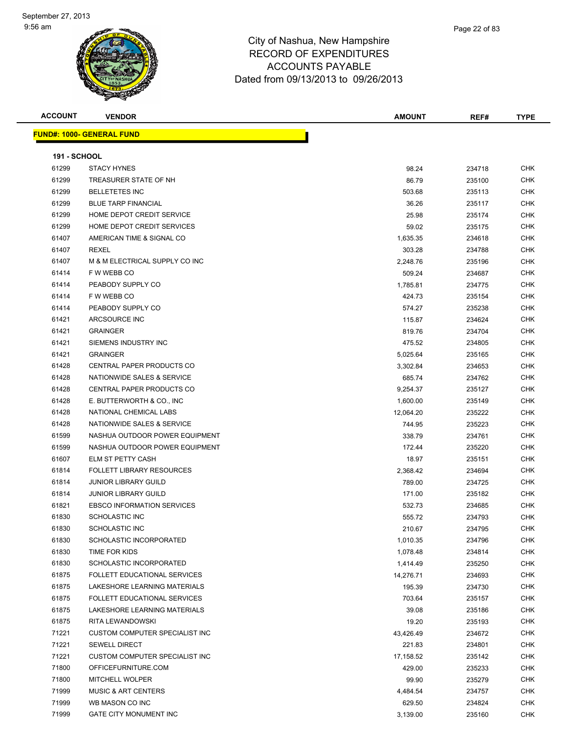City of Nashua, New Hampshire
RECORD OF EXPENDITURES
ACCOUNTS PAYABLE
Dated from 09/13/2013 to 09/26/2013

| ACCOUNT | VENDOR | AMOUNT | REF# | TYPE |
|---|---|---|---|---|
| **FUND#: 1000- GENERAL FUND** | | | | |
| **191 - SCHOOL** | | | | |
| 61299 | STACY HYNES | 98.24 | 234718 | CHK |
| 61299 | TREASURER STATE OF NH | 86.79 | 235100 | CHK |
| 61299 | BELLETETES INC | 503.68 | 235113 | CHK |
| 61299 | BLUE TARP FINANCIAL | 36.26 | 235117 | CHK |
| 61299 | HOME DEPOT CREDIT SERVICE | 25.98 | 235174 | CHK |
| 61299 | HOME DEPOT CREDIT SERVICES | 59.02 | 235175 | CHK |
| 61407 | AMERICAN TIME & SIGNAL CO | 1,635.35 | 234618 | CHK |
| 61407 | REXEL | 303.28 | 234788 | CHK |
| 61407 | M & M ELECTRICAL SUPPLY CO INC | 2,248.76 | 235196 | CHK |
| 61414 | F W WEBB CO | 509.24 | 234687 | CHK |
| 61414 | PEABODY SUPPLY CO | 1,785.81 | 234775 | CHK |
| 61414 | F W WEBB CO | 424.73 | 235154 | CHK |
| 61414 | PEABODY SUPPLY CO | 574.27 | 235238 | CHK |
| 61421 | ARCSOURCE INC | 115.87 | 234624 | CHK |
| 61421 | GRAINGER | 819.76 | 234704 | CHK |
| 61421 | SIEMENS INDUSTRY INC | 475.52 | 234805 | CHK |
| 61421 | GRAINGER | 5,025.64 | 235165 | CHK |
| 61428 | CENTRAL PAPER PRODUCTS CO | 3,302.84 | 234653 | CHK |
| 61428 | NATIONWIDE SALES & SERVICE | 685.74 | 234762 | CHK |
| 61428 | CENTRAL PAPER PRODUCTS CO | 9,254.37 | 235127 | CHK |
| 61428 | E. BUTTERWORTH & CO., INC | 1,600.00 | 235149 | CHK |
| 61428 | NATIONAL CHEMICAL LABS | 12,064.20 | 235222 | CHK |
| 61428 | NATIONWIDE SALES & SERVICE | 744.95 | 235223 | CHK |
| 61599 | NASHUA OUTDOOR POWER EQUIPMENT | 338.79 | 234761 | CHK |
| 61599 | NASHUA OUTDOOR POWER EQUIPMENT | 172.44 | 235220 | CHK |
| 61607 | ELM ST PETTY CASH | 18.97 | 235151 | CHK |
| 61814 | FOLLETT LIBRARY RESOURCES | 2,368.42 | 234694 | CHK |
| 61814 | JUNIOR LIBRARY GUILD | 789.00 | 234725 | CHK |
| 61814 | JUNIOR LIBRARY GUILD | 171.00 | 235182 | CHK |
| 61821 | EBSCO INFORMATION SERVICES | 532.73 | 234685 | CHK |
| 61830 | SCHOLASTIC INC | 555.72 | 234793 | CHK |
| 61830 | SCHOLASTIC INC | 210.67 | 234795 | CHK |
| 61830 | SCHOLASTIC INCORPORATED | 1,010.35 | 234796 | CHK |
| 61830 | TIME FOR KIDS | 1,078.48 | 234814 | CHK |
| 61830 | SCHOLASTIC INCORPORATED | 1,414.49 | 235250 | CHK |
| 61875 | FOLLETT EDUCATIONAL SERVICES | 14,276.71 | 234693 | CHK |
| 61875 | LAKESHORE LEARNING MATERIALS | 195.39 | 234730 | CHK |
| 61875 | FOLLETT EDUCATIONAL SERVICES | 703.64 | 235157 | CHK |
| 61875 | LAKESHORE LEARNING MATERIALS | 39.08 | 235186 | CHK |
| 61875 | RITA LEWANDOWSKI | 19.20 | 235193 | CHK |
| 71221 | CUSTOM COMPUTER SPECIALIST INC | 43,426.49 | 234672 | CHK |
| 71221 | SEWELL DIRECT | 221.83 | 234801 | CHK |
| 71221 | CUSTOM COMPUTER SPECIALIST INC | 17,158.52 | 235142 | CHK |
| 71800 | OFFICEFURNITURE.COM | 429.00 | 235233 | CHK |
| 71800 | MITCHELL WOLPER | 99.90 | 235279 | CHK |
| 71999 | MUSIC & ART CENTERS | 4,484.54 | 234757 | CHK |
| 71999 | WB MASON CO INC | 629.50 | 234824 | CHK |
| 71999 | GATE CITY MONUMENT INC | 3,139.00 | 235160 | CHK |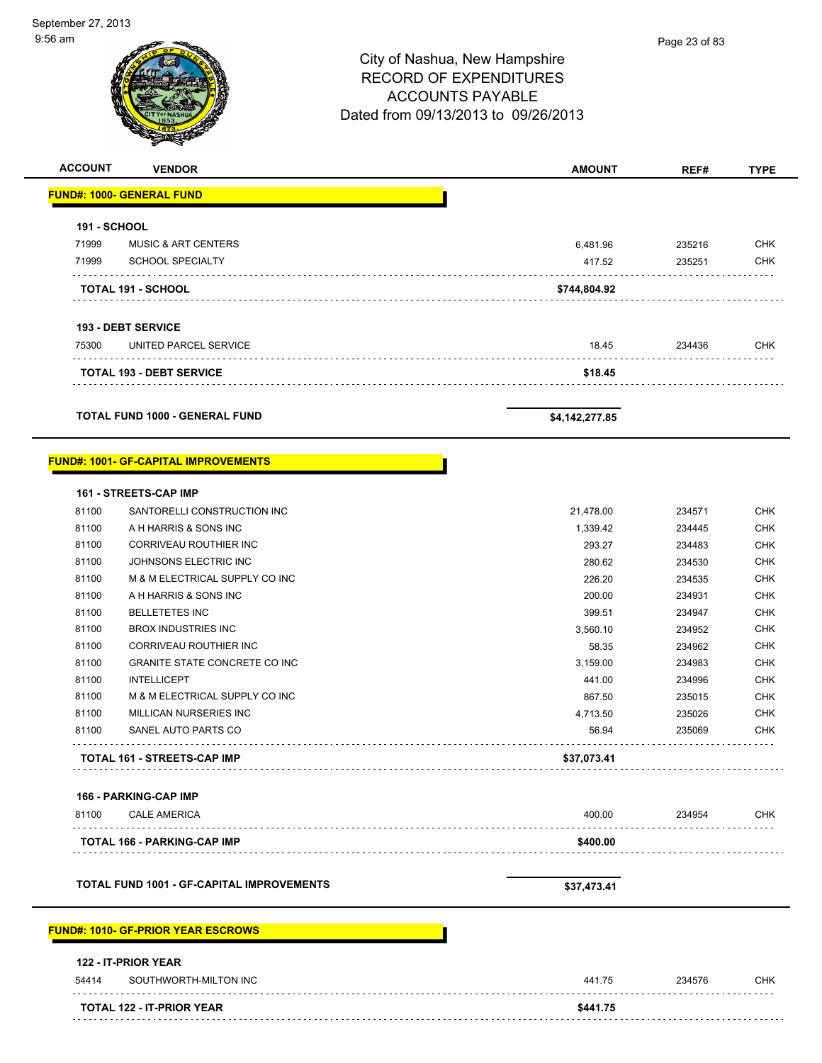# City of Nashua, New Hampshire
## RECORD OF EXPENDITURES
## ACCOUNTS PAYABLE
## Dated from 09/13/2013 to 09/26/2013

| ACCOUNT | VENDOR | AMOUNT | REF# | TYPE |
|---|---|---|---|---|
| **FUND#: 1000- GENERAL FUND** | | | | |
| **191 - SCHOOL** | | | | |
| 71999 | MUSIC & ART CENTERS | 6,481.96 | 235216 | CHK |
| 71999 | SCHOOL SPECIALTY | 417.52 | 235251 | CHK |
| **TOTAL 191 - SCHOOL** | | **$744,804.92** | | |
| **193 - DEBT SERVICE** | | | | |
| 75300 | UNITED PARCEL SERVICE | 18.45 | 234436 | CHK |
| **TOTAL 193 - DEBT SERVICE** | | **$18.45** | | |
| **TOTAL FUND 1000 - GENERAL FUND** | | **$4,142,277.85** | | |
| **FUND#: 1001- GF-CAPITAL IMPROVEMENTS** | | | | |
| **161 - STREETS-CAP IMP** | | | | |
| 81100 | SANTORELLI CONSTRUCTION INC | 21,478.00 | 234571 | CHK |
| 81100 | A H HARRIS & SONS INC | 1,339.42 | 234445 | CHK |
| 81100 | CORRIVEAU ROUTHIER INC | 293.27 | 234483 | CHK |
| 81100 | JOHNSONS ELECTRIC INC | 280.62 | 234530 | CHK |
| 81100 | M & M ELECTRICAL SUPPLY CO INC | 226.20 | 234535 | CHK |
| 81100 | A H HARRIS & SONS INC | 200.00 | 234931 | CHK |
| 81100 | BELLETETES INC | 399.51 | 234947 | CHK |
| 81100 | BROX INDUSTRIES INC | 3,560.10 | 234952 | CHK |
| 81100 | CORRIVEAU ROUTHIER INC | 58.35 | 234962 | CHK |
| 81100 | GRANITE STATE CONCRETE CO INC | 3,159.00 | 234983 | CHK |
| 81100 | INTELLICEPT | 441.00 | 234996 | CHK |
| 81100 | M & M ELECTRICAL SUPPLY CO INC | 867.50 | 235015 | CHK |
| 81100 | MILLICAN NURSERIES INC | 4,713.50 | 235026 | CHK |
| 81100 | SANEL AUTO PARTS CO | 56.94 | 235069 | CHK |
| **TOTAL 161 - STREETS-CAP IMP** | | **$37,073.41** | | |
| **166 - PARKING-CAP IMP** | | | | |
| 81100 | CALE AMERICA | 400.00 | 234954 | CHK |
| **TOTAL 166 - PARKING-CAP IMP** | | **$400.00** | | |
| **TOTAL FUND 1001 - GF-CAPITAL IMPROVEMENTS** | | **$37,473.41** | | |
| **FUND#: 1010- GF-PRIOR YEAR ESCROWS** | | | | |
| **122 - IT-PRIOR YEAR** | | | | |
| 54414 | SOUTHWORTH-MILTON INC | 441.75 | 234576 | CHK |
| **TOTAL 122 - IT-PRIOR YEAR** | | **$441.75** | | |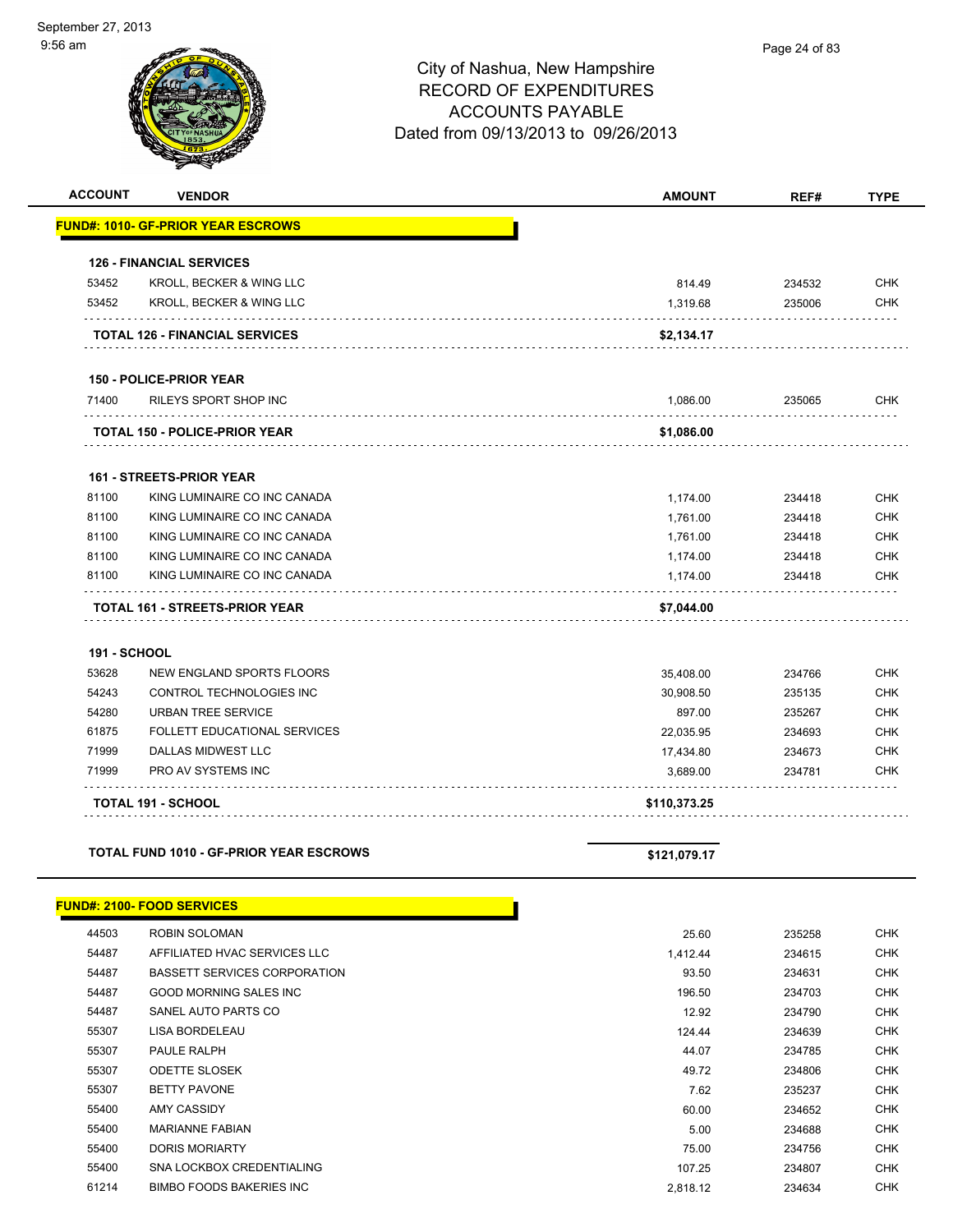# City of Nashua, New Hampshire
# RECORD OF EXPENDITURES
# ACCOUNTS PAYABLE
# Dated from 09/13/2013 to 09/26/2013

| ACCOUNT | VENDOR | AMOUNT | REF# | TYPE |
|---|---|---|---|---|
| **FUND#: 1010- GF-PRIOR YEAR ESCROWS** | | | | |
| **126 - FINANCIAL SERVICES** | | | | |
| 53452 | KROLL, BECKER & WING LLC | 814.49 | 234532 | CHK |
| 53452 | KROLL, BECKER & WING LLC | 1,319.68 | 235006 | CHK |
| **TOTAL 126 - FINANCIAL SERVICES** | | **$2,134.17** | | |
| **150 - POLICE-PRIOR YEAR** | | | | |
| 71400 | RILEYS SPORT SHOP INC | 1,086.00 | 235065 | CHK |
| **TOTAL 150 - POLICE-PRIOR YEAR** | | **$1,086.00** | | |
| **161 - STREETS-PRIOR YEAR** | | | | |
| 81100 | KING LUMINAIRE CO INC CANADA | 1,174.00 | 234418 | CHK |
| 81100 | KING LUMINAIRE CO INC CANADA | 1,761.00 | 234418 | CHK |
| 81100 | KING LUMINAIRE CO INC CANADA | 1,761.00 | 234418 | CHK |
| 81100 | KING LUMINAIRE CO INC CANADA | 1,174.00 | 234418 | CHK |
| 81100 | KING LUMINAIRE CO INC CANADA | 1,174.00 | 234418 | CHK |
| **TOTAL 161 - STREETS-PRIOR YEAR** | | **$7,044.00** | | |
| **191 - SCHOOL** | | | | |
| 53628 | NEW ENGLAND SPORTS FLOORS | 35,408.00 | 234766 | CHK |
| 54243 | CONTROL TECHNOLOGIES INC | 30,908.50 | 235135 | CHK |
| 54280 | URBAN TREE SERVICE | 897.00 | 235267 | CHK |
| 61875 | FOLLETT EDUCATIONAL SERVICES | 22,035.95 | 234693 | CHK |
| 71999 | DALLAS MIDWEST LLC | 17,434.80 | 234673 | CHK |
| 71999 | PRO AV SYSTEMS INC | 3,689.00 | 234781 | CHK |
| **TOTAL 191 - SCHOOL** | | **$110,373.25** | | |
| **TOTAL FUND 1010 - GF-PRIOR YEAR ESCROWS** | | **$121,079.17** | | |

| ACCOUNT | VENDOR | AMOUNT | REF# | TYPE |
|---|---|---|---|---|
| **FUND#: 2100- FOOD SERVICES** | | | | |
| 44503 | ROBIN SOLOMAN | 25.60 | 235258 | CHK |
| 54487 | AFFILIATED HVAC SERVICES LLC | 1,412.44 | 234615 | CHK |
| 54487 | BASSETT SERVICES CORPORATION | 93.50 | 234631 | CHK |
| 54487 | GOOD MORNING SALES INC | 196.50 | 234703 | CHK |
| 54487 | SANEL AUTO PARTS CO | 12.92 | 234790 | CHK |
| 55307 | LISA BORDELEAU | 124.44 | 234639 | CHK |
| 55307 | PAULE RALPH | 44.07 | 234785 | CHK |
| 55307 | ODETTE SLOSEK | 49.72 | 234806 | CHK |
| 55307 | BETTY PAVONE | 7.62 | 235237 | CHK |
| 55400 | AMY CASSIDY | 60.00 | 234652 | CHK |
| 55400 | MARIANNE FABIAN | 5.00 | 234688 | CHK |
| 55400 | DORIS MORIARTY | 75.00 | 234756 | CHK |
| 55400 | SNA LOCKBOX CREDENTIALING | 107.25 | 234807 | CHK |
| 61214 | BIMBO FOODS BAKERIES INC | 2,818.12 | 234634 | CHK |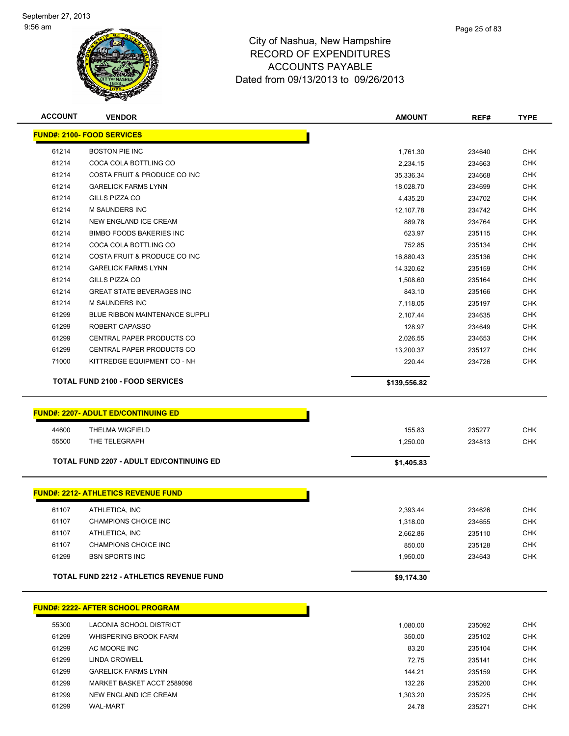# City of Nashua, New Hampshire
## RECORD OF EXPENDITURES
## ACCOUNTS PAYABLE
### Dated from 09/13/2013 to 09/26/2013

| ACCOUNT | VENDOR | AMOUNT | REF# | TYPE |
|---|---|---|---|---|
| **FUND#: 2100- FOOD SERVICES** | | | | |
| 61214 | BOSTON PIE INC | 1,761.30 | 234640 | CHK |
| 61214 | COCA COLA BOTTLING CO | 2,234.15 | 234663 | CHK |
| 61214 | COSTA FRUIT & PRODUCE CO INC | 35,336.34 | 234668 | CHK |
| 61214 | GARELICK FARMS LYNN | 18,028.70 | 234699 | CHK |
| 61214 | GILLS PIZZA CO | 4,435.20 | 234702 | CHK |
| 61214 | M SAUNDERS INC | 12,107.78 | 234742 | CHK |
| 61214 | NEW ENGLAND ICE CREAM | 889.78 | 234764 | CHK |
| 61214 | BIMBO FOODS BAKERIES INC | 623.97 | 235115 | CHK |
| 61214 | COCA COLA BOTTLING CO | 752.85 | 235134 | CHK |
| 61214 | COSTA FRUIT & PRODUCE CO INC | 16,880.43 | 235136 | CHK |
| 61214 | GARELICK FARMS LYNN | 14,320.62 | 235159 | CHK |
| 61214 | GILLS PIZZA CO | 1,508.60 | 235164 | CHK |
| 61214 | GREAT STATE BEVERAGES INC | 843.10 | 235166 | CHK |
| 61214 | M SAUNDERS INC | 7,118.05 | 235197 | CHK |
| 61299 | BLUE RIBBON MAINTENANCE SUPPLI | 2,107.44 | 234635 | CHK |
| 61299 | ROBERT CAPASSO | 128.97 | 234649 | CHK |
| 61299 | CENTRAL PAPER PRODUCTS CO | 2,026.55 | 234653 | CHK |
| 61299 | CENTRAL PAPER PRODUCTS CO | 13,200.37 | 235127 | CHK |
| 71000 | KITTREDGE EQUIPMENT CO - NH | 220.44 | 234726 | CHK |
| | **TOTAL FUND 2100 - FOOD SERVICES** | **$139,556.82** | | |
| **FUND#: 2207- ADULT ED/CONTINUING ED** | | | | |
| 44600 | THELMA WIGFIELD | 155.83 | 235277 | CHK |
| 55500 | THE TELEGRAPH | 1,250.00 | 234813 | CHK |
| | **TOTAL FUND 2207 - ADULT ED/CONTINUING ED** | **$1,405.83** | | |
| **FUND#: 2212- ATHLETICS REVENUE FUND** | | | | |
| 61107 | ATHLETICA, INC | 2,393.44 | 234626 | CHK |
| 61107 | CHAMPIONS CHOICE INC | 1,318.00 | 234655 | CHK |
| 61107 | ATHLETICA, INC | 2,662.86 | 235110 | CHK |
| 61107 | CHAMPIONS CHOICE INC | 850.00 | 235128 | CHK |
| 61299 | BSN SPORTS INC | 1,950.00 | 234643 | CHK |
| | **TOTAL FUND 2212 - ATHLETICS REVENUE FUND** | **$9,174.30** | | |
| **FUND#: 2222- AFTER SCHOOL PROGRAM** | | | | |
| 55300 | LACONIA SCHOOL DISTRICT | 1,080.00 | 235092 | CHK |
| 61299 | WHISPERING BROOK FARM | 350.00 | 235102 | CHK |
| 61299 | AC MOORE INC | 83.20 | 235104 | CHK |
| 61299 | LINDA CROWELL | 72.75 | 235141 | CHK |
| 61299 | GARELICK FARMS LYNN | 144.21 | 235159 | CHK |
| 61299 | MARKET BASKET ACCT 2589096 | 132.26 | 235200 | CHK |
| 61299 | NEW ENGLAND ICE CREAM | 1,303.20 | 235225 | CHK |
| 61299 | WAL-MART | 24.78 | 235271 | CHK |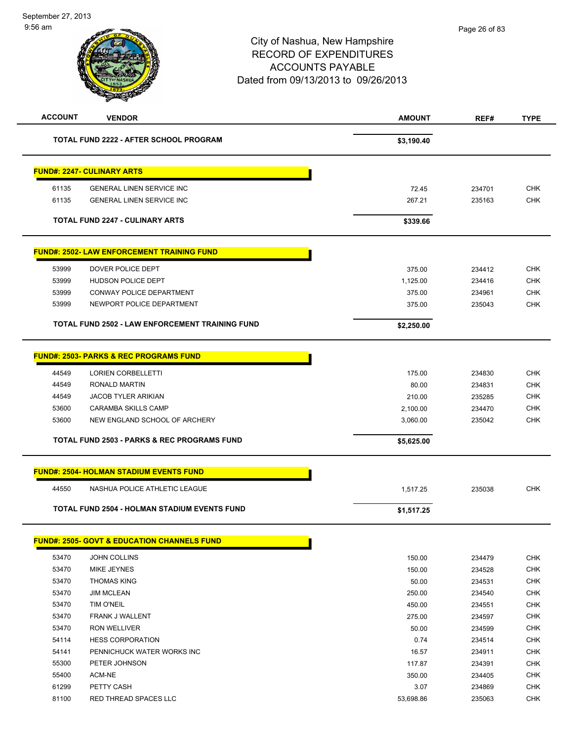# City of Nashua, New Hampshire
# RECORD OF EXPENDITURES
# ACCOUNTS PAYABLE
Dated from 09/13/2013 to 09/26/2013

| ACCOUNT | VENDOR | AMOUNT | REF# | TYPE |
|---|---|---|---|---|
| | **TOTAL FUND 2222 - AFTER SCHOOL PROGRAM** | **$3,190.40** | | |
| **FUND#: 2247- CULINARY ARTS** | | | | |
| 61135 | GENERAL LINEN SERVICE INC | 72.45 | 234701 | CHK |
| 61135 | GENERAL LINEN SERVICE INC | 267.21 | 235163 | CHK |
| | **TOTAL FUND 2247 - CULINARY ARTS** | **$339.66** | | |
| **FUND#: 2502- LAW ENFORCEMENT TRAINING FUND** | | | | |
| 53999 | DOVER POLICE DEPT | 375.00 | 234412 | CHK |
| 53999 | HUDSON POLICE DEPT | 1,125.00 | 234416 | CHK |
| 53999 | CONWAY POLICE DEPARTMENT | 375.00 | 234961 | CHK |
| 53999 | NEWPORT POLICE DEPARTMENT | 375.00 | 235043 | CHK |
| | **TOTAL FUND 2502 - LAW ENFORCEMENT TRAINING FUND** | **$2,250.00** | | |
| **FUND#: 2503- PARKS & REC PROGRAMS FUND** | | | | |
| 44549 | LORIEN CORBELLETTI | 175.00 | 234830 | CHK |
| 44549 | RONALD MARTIN | 80.00 | 234831 | CHK |
| 44549 | JACOB TYLER ARIKIAN | 210.00 | 235285 | CHK |
| 53600 | CARAMBA SKILLS CAMP | 2,100.00 | 234470 | CHK |
| 53600 | NEW ENGLAND SCHOOL OF ARCHERY | 3,060.00 | 235042 | CHK |
| | **TOTAL FUND 2503 - PARKS & REC PROGRAMS FUND** | **$5,625.00** | | |
| **FUND#: 2504- HOLMAN STADIUM EVENTS FUND** | | | | |
| 44550 | NASHUA POLICE ATHLETIC LEAGUE | 1,517.25 | 235038 | CHK |
| | **TOTAL FUND 2504 - HOLMAN STADIUM EVENTS FUND** | **$1,517.25** | | |
| **FUND#: 2505- GOVT & EDUCATION CHANNELS FUND** | | | | |
| 53470 | JOHN COLLINS | 150.00 | 234479 | CHK |
| 53470 | MIKE JEYNES | 150.00 | 234528 | CHK |
| 53470 | THOMAS KING | 50.00 | 234531 | CHK |
| 53470 | JIM MCLEAN | 250.00 | 234540 | CHK |
| 53470 | TIM O'NEIL | 450.00 | 234551 | CHK |
| 53470 | FRANK J WALLENT | 275.00 | 234597 | CHK |
| 53470 | RON WELLIVER | 50.00 | 234599 | CHK |
| 54114 | HESS CORPORATION | 0.74 | 234514 | CHK |
| 54141 | PENNICHUCK WATER WORKS INC | 16.57 | 234911 | CHK |
| 55300 | PETER JOHNSON | 117.87 | 234391 | CHK |
| 55400 | ACM-NE | 350.00 | 234405 | CHK |
| 61299 | PETTY CASH | 3.07 | 234869 | CHK |
| 81100 | RED THREAD SPACES LLC | 53,698.86 | 235063 | CHK |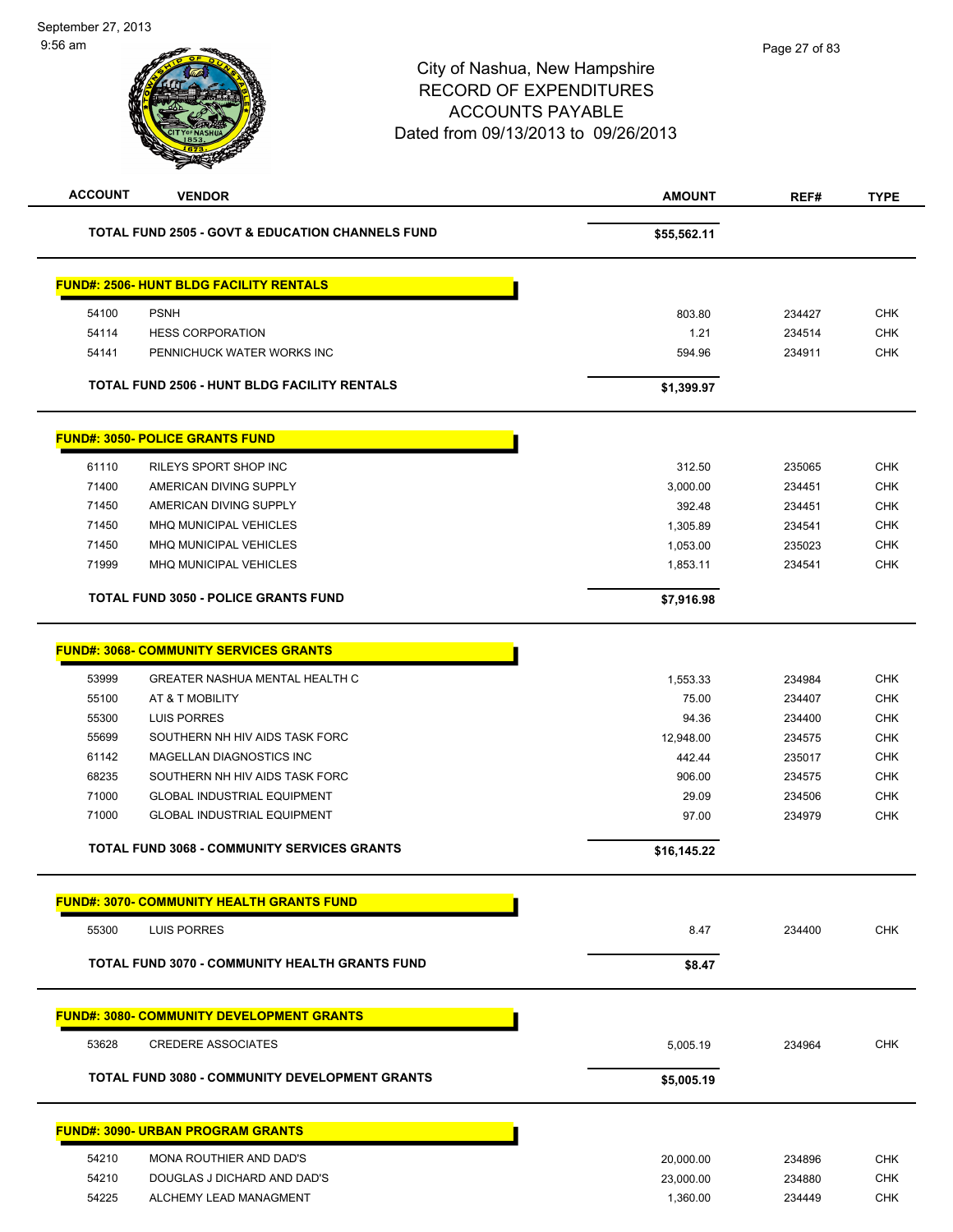# City of Nashua, New Hampshire
## RECORD OF EXPENDITURES
## ACCOUNTS PAYABLE
### Dated from 09/13/2013 to 09/26/2013

| ACCOUNT | VENDOR | AMOUNT | REF# | TYPE |
|---|---|---|---|---|
| | **TOTAL FUND 2505 - GOVT & EDUCATION CHANNELS FUND** | **$55,562.11** | | |

**FUND#: 2506- HUNT BLDG FACILITY RENTALS**

| ACCOUNT | VENDOR | AMOUNT | REF# | TYPE |
|---|---|---|---|---|
| 54100 | PSNH | 803.80 | 234427 | CHK |
| 54114 | HESS CORPORATION | 1.21 | 234514 | CHK |
| 54141 | PENNICHUCK WATER WORKS INC | 594.96 | 234911 | CHK |
| | **TOTAL FUND 2506 - HUNT BLDG FACILITY RENTALS** | **$1,399.97** | | |

**FUND#: 3050- POLICE GRANTS FUND**

| ACCOUNT | VENDOR | AMOUNT | REF# | TYPE |
|---|---|---|---|---|
| 61110 | RILEYS SPORT SHOP INC | 312.50 | 235065 | CHK |
| 71400 | AMERICAN DIVING SUPPLY | 3,000.00 | 234451 | CHK |
| 71450 | AMERICAN DIVING SUPPLY | 392.48 | 234451 | CHK |
| 71450 | MHQ MUNICIPAL VEHICLES | 1,305.89 | 234541 | CHK |
| 71450 | MHQ MUNICIPAL VEHICLES | 1,053.00 | 235023 | CHK |
| 71999 | MHQ MUNICIPAL VEHICLES | 1,853.11 | 234541 | CHK |
| | **TOTAL FUND 3050 - POLICE GRANTS FUND** | **$7,916.98** | | |

**FUND#: 3068- COMMUNITY SERVICES GRANTS**

| ACCOUNT | VENDOR | AMOUNT | REF# | TYPE |
|---|---|---|---|---|
| 53999 | GREATER NASHUA MENTAL HEALTH C | 1,553.33 | 234984 | CHK |
| 55100 | AT & T MOBILITY | 75.00 | 234407 | CHK |
| 55300 | LUIS PORRES | 94.36 | 234400 | CHK |
| 55699 | SOUTHERN NH HIV AIDS TASK FORC | 12,948.00 | 234575 | CHK |
| 61142 | MAGELLAN DIAGNOSTICS INC | 442.44 | 235017 | CHK |
| 68235 | SOUTHERN NH HIV AIDS TASK FORC | 906.00 | 234575 | CHK |
| 71000 | GLOBAL INDUSTRIAL EQUIPMENT | 29.09 | 234506 | CHK |
| 71000 | GLOBAL INDUSTRIAL EQUIPMENT | 97.00 | 234979 | CHK |
| | **TOTAL FUND 3068 - COMMUNITY SERVICES GRANTS** | **$16,145.22** | | |

**FUND#: 3070- COMMUNITY HEALTH GRANTS FUND**

| ACCOUNT | VENDOR | AMOUNT | REF# | TYPE |
|---|---|---|---|---|
| 55300 | LUIS PORRES | 8.47 | 234400 | CHK |
| | **TOTAL FUND 3070 - COMMUNITY HEALTH GRANTS FUND** | **$8.47** | | |

**FUND#: 3080- COMMUNITY DEVELOPMENT GRANTS**

| ACCOUNT | VENDOR | AMOUNT | REF# | TYPE |
|---|---|---|---|---|
| 53628 | CREDERE ASSOCIATES | 5,005.19 | 234964 | CHK |
| | **TOTAL FUND 3080 - COMMUNITY DEVELOPMENT GRANTS** | **$5,005.19** | | |

**FUND#: 3090- URBAN PROGRAM GRANTS**

| ACCOUNT | VENDOR | AMOUNT | REF# | TYPE |
|---|---|---|---|---|
| 54210 | MONA ROUTHIER AND DAD'S | 20,000.00 | 234896 | CHK |
| 54210 | DOUGLAS J DICHARD AND DAD'S | 23,000.00 | 234880 | CHK |
| 54225 | ALCHEMY LEAD MANAGMENT | 1,360.00 | 234449 | CHK |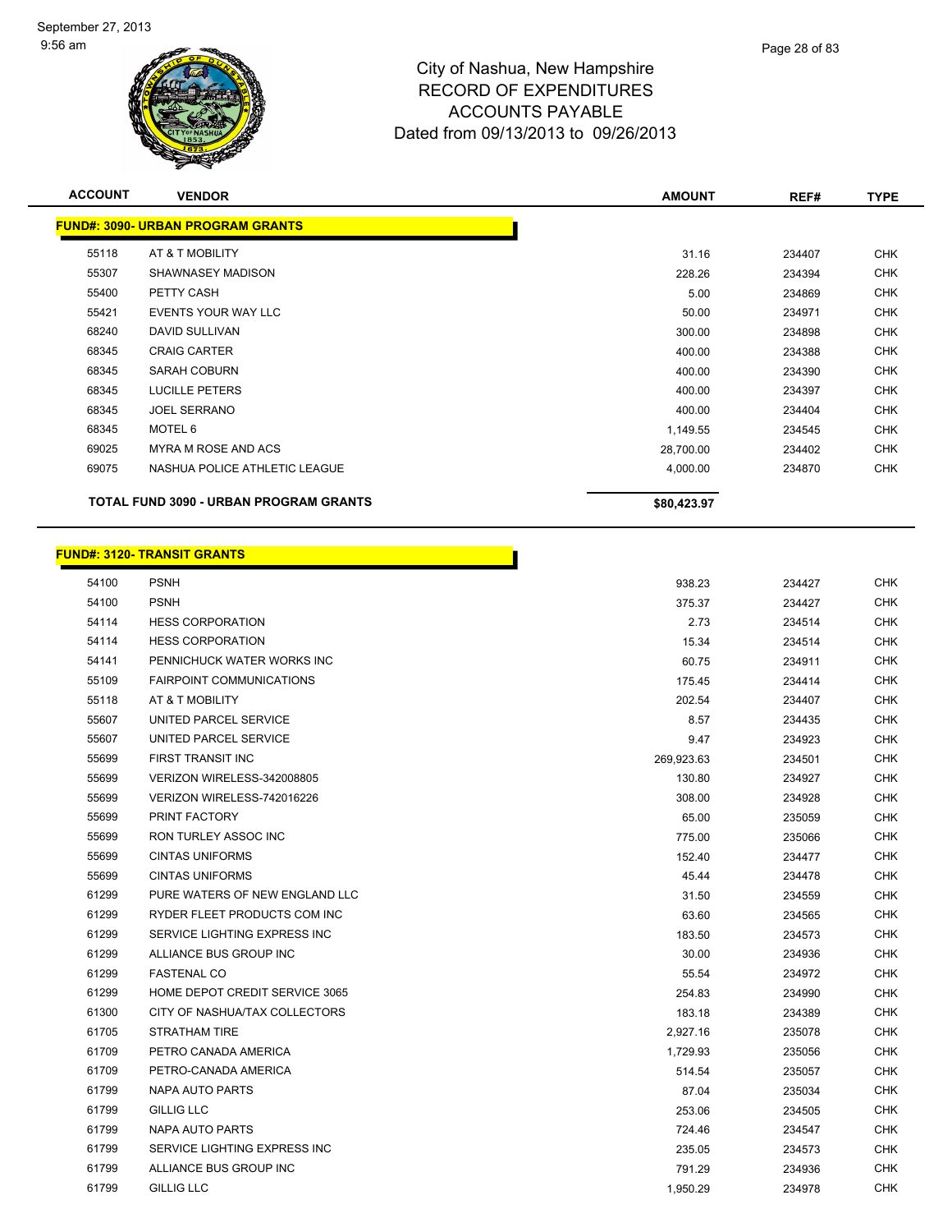# City of Nashua, New Hampshire
## RECORD OF EXPENDITURES
## ACCOUNTS PAYABLE
## Dated from 09/13/2013 to 09/26/2013

| ACCOUNT | VENDOR | AMOUNT | REF# | TYPE |
|---|---|---|---|---|
| **FUND#: 3090- URBAN PROGRAM GRANTS** | | | | |
| 55118 | AT & T MOBILITY | 31.16 | 234407 | CHK |
| 55307 | SHAWNASEY MADISON | 228.26 | 234394 | CHK |
| 55400 | PETTY CASH | 5.00 | 234869 | CHK |
| 55421 | EVENTS YOUR WAY LLC | 50.00 | 234971 | CHK |
| 68240 | DAVID SULLIVAN | 300.00 | 234898 | CHK |
| 68345 | CRAIG CARTER | 400.00 | 234388 | CHK |
| 68345 | SARAH COBURN | 400.00 | 234390 | CHK |
| 68345 | LUCILLE PETERS | 400.00 | 234397 | CHK |
| 68345 | JOEL SERRANO | 400.00 | 234404 | CHK |
| 68345 | MOTEL 6 | 1,149.55 | 234545 | CHK |
| 69025 | MYRA M ROSE AND ACS | 28,700.00 | 234402 | CHK |
| 69075 | NASHUA POLICE ATHLETIC LEAGUE | 4,000.00 | 234870 | CHK |
| **TOTAL FUND 3090 - URBAN PROGRAM GRANTS** | | **$80,423.97** | | |

| ACCOUNT | VENDOR | AMOUNT | REF# | TYPE |
|---|---|---|---|---|
| **FUND#: 3120- TRANSIT GRANTS** | | | | |
| 54100 | PSNH | 938.23 | 234427 | CHK |
| 54100 | PSNH | 375.37 | 234427 | CHK |
| 54114 | HESS CORPORATION | 2.73 | 234514 | CHK |
| 54114 | HESS CORPORATION | 15.34 | 234514 | CHK |
| 54141 | PENNICHUCK WATER WORKS INC | 60.75 | 234911 | CHK |
| 55109 | FAIRPOINT COMMUNICATIONS | 175.45 | 234414 | CHK |
| 55118 | AT & T MOBILITY | 202.54 | 234407 | CHK |
| 55607 | UNITED PARCEL SERVICE | 8.57 | 234435 | CHK |
| 55607 | UNITED PARCEL SERVICE | 9.47 | 234923 | CHK |
| 55699 | FIRST TRANSIT INC | 269,923.63 | 234501 | CHK |
| 55699 | VERIZON WIRELESS-342008805 | 130.80 | 234927 | CHK |
| 55699 | VERIZON WIRELESS-742016226 | 308.00 | 234928 | CHK |
| 55699 | PRINT FACTORY | 65.00 | 235059 | CHK |
| 55699 | RON TURLEY ASSOC INC | 775.00 | 235066 | CHK |
| 55699 | CINTAS UNIFORMS | 152.40 | 234477 | CHK |
| 55699 | CINTAS UNIFORMS | 45.44 | 234478 | CHK |
| 61299 | PURE WATERS OF NEW ENGLAND LLC | 31.50 | 234559 | CHK |
| 61299 | RYDER FLEET PRODUCTS COM INC | 63.60 | 234565 | CHK |
| 61299 | SERVICE LIGHTING EXPRESS INC | 183.50 | 234573 | CHK |
| 61299 | ALLIANCE BUS GROUP INC | 30.00 | 234936 | CHK |
| 61299 | FASTENAL CO | 55.54 | 234972 | CHK |
| 61299 | HOME DEPOT CREDIT SERVICE 3065 | 254.83 | 234990 | CHK |
| 61300 | CITY OF NASHUA/TAX COLLECTORS | 183.18 | 234389 | CHK |
| 61705 | STRATHAM TIRE | 2,927.16 | 235078 | CHK |
| 61709 | PETRO CANADA AMERICA | 1,729.93 | 235056 | CHK |
| 61709 | PETRO-CANADA AMERICA | 514.54 | 235057 | CHK |
| 61799 | NAPA AUTO PARTS | 87.04 | 235034 | CHK |
| 61799 | GILLIG LLC | 253.06 | 234505 | CHK |
| 61799 | NAPA AUTO PARTS | 724.46 | 234547 | CHK |
| 61799 | SERVICE LIGHTING EXPRESS INC | 235.05 | 234573 | CHK |
| 61799 | ALLIANCE BUS GROUP INC | 791.29 | 234936 | CHK |
| 61799 | GILLIG LLC | 1,950.29 | 234978 | CHK |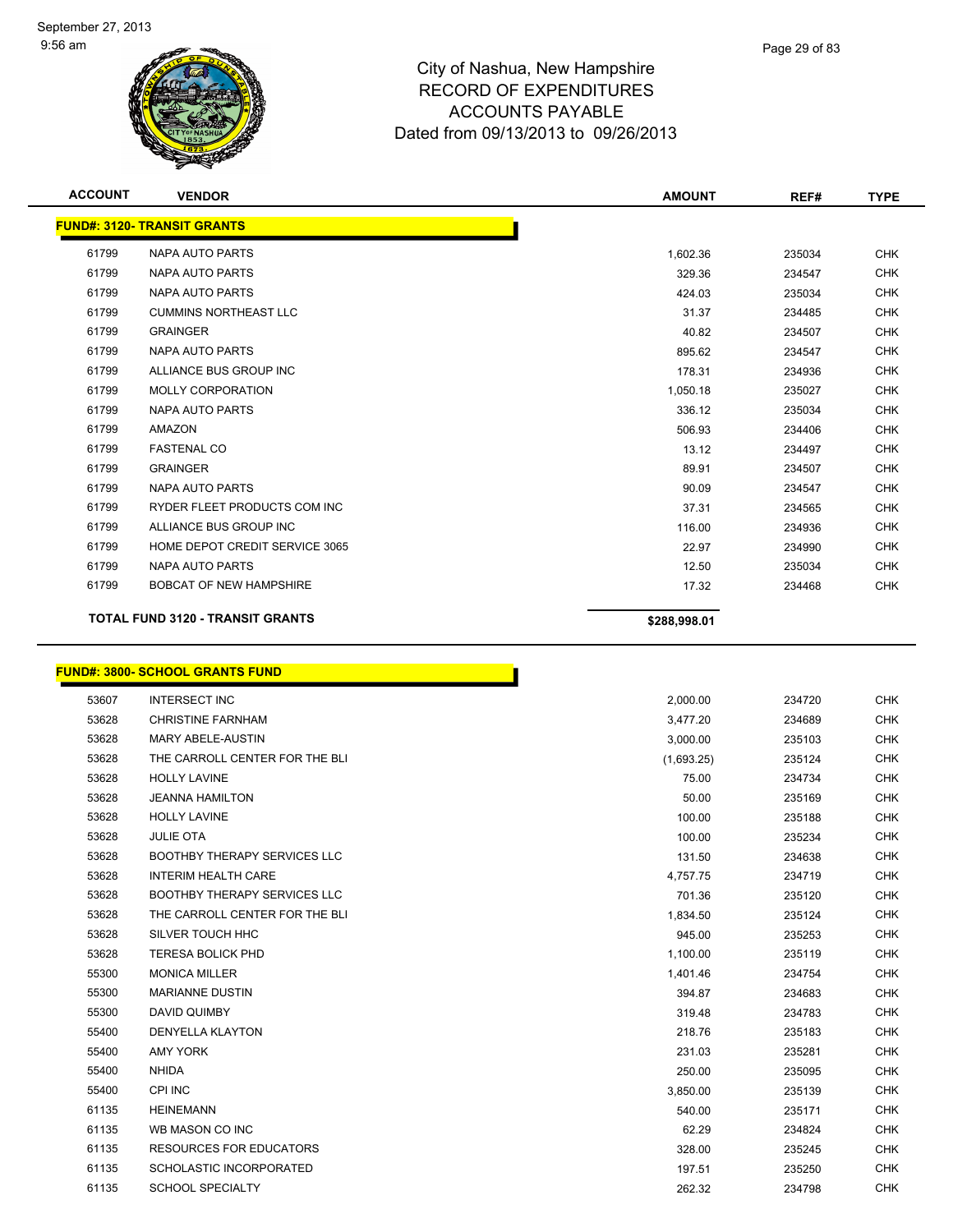City of Nashua, New Hampshire
RECORD OF EXPENDITURES
ACCOUNTS PAYABLE
Dated from 09/13/2013 to 09/26/2013

| ACCOUNT | VENDOR | AMOUNT | REF# | TYPE |
|---|---|---|---|---|
| **FUND#: 3120- TRANSIT GRANTS** | | | | |
| 61799 | NAPA AUTO PARTS | 1,602.36 | 235034 | CHK |
| 61799 | NAPA AUTO PARTS | 329.36 | 234547 | CHK |
| 61799 | NAPA AUTO PARTS | 424.03 | 235034 | CHK |
| 61799 | CUMMINS NORTHEAST LLC | 31.37 | 234485 | CHK |
| 61799 | GRAINGER | 40.82 | 234507 | CHK |
| 61799 | NAPA AUTO PARTS | 895.62 | 234547 | CHK |
| 61799 | ALLIANCE BUS GROUP INC | 178.31 | 234936 | CHK |
| 61799 | MOLLY CORPORATION | 1,050.18 | 235027 | CHK |
| 61799 | NAPA AUTO PARTS | 336.12 | 235034 | CHK |
| 61799 | AMAZON | 506.93 | 234406 | CHK |
| 61799 | FASTENAL CO | 13.12 | 234497 | CHK |
| 61799 | GRAINGER | 89.91 | 234507 | CHK |
| 61799 | NAPA AUTO PARTS | 90.09 | 234547 | CHK |
| 61799 | RYDER FLEET PRODUCTS COM INC | 37.31 | 234565 | CHK |
| 61799 | ALLIANCE BUS GROUP INC | 116.00 | 234936 | CHK |
| 61799 | HOME DEPOT CREDIT SERVICE 3065 | 22.97 | 234990 | CHK |
| 61799 | NAPA AUTO PARTS | 12.50 | 235034 | CHK |
| 61799 | BOBCAT OF NEW HAMPSHIRE | 17.32 | 234468 | CHK |
| **TOTAL FUND 3120 - TRANSIT GRANTS** | | **$288,998.01** | | |
| **FUND#: 3800- SCHOOL GRANTS FUND** | | | | |
| 53607 | INTERSECT INC | 2,000.00 | 234720 | CHK |
| 53628 | CHRISTINE FARNHAM | 3,477.20 | 234689 | CHK |
| 53628 | MARY ABELE-AUSTIN | 3,000.00 | 235103 | CHK |
| 53628 | THE CARROLL CENTER FOR THE BLI | (1,693.25) | 235124 | CHK |
| 53628 | HOLLY LAVINE | 75.00 | 234734 | CHK |
| 53628 | JEANNA HAMILTON | 50.00 | 235169 | CHK |
| 53628 | HOLLY LAVINE | 100.00 | 235188 | CHK |
| 53628 | JULIE OTA | 100.00 | 235234 | CHK |
| 53628 | BOOTHBY THERAPY SERVICES LLC | 131.50 | 234638 | CHK |
| 53628 | INTERIM HEALTH CARE | 4,757.75 | 234719 | CHK |
| 53628 | BOOTHBY THERAPY SERVICES LLC | 701.36 | 235120 | CHK |
| 53628 | THE CARROLL CENTER FOR THE BLI | 1,834.50 | 235124 | CHK |
| 53628 | SILVER TOUCH HHC | 945.00 | 235253 | CHK |
| 53628 | TERESA BOLICK PHD | 1,100.00 | 235119 | CHK |
| 55300 | MONICA MILLER | 1,401.46 | 234754 | CHK |
| 55300 | MARIANNE DUSTIN | 394.87 | 234683 | CHK |
| 55300 | DAVID QUIMBY | 319.48 | 234783 | CHK |
| 55400 | DENYELLA KLAYTON | 218.76 | 235183 | CHK |
| 55400 | AMY YORK | 231.03 | 235281 | CHK |
| 55400 | NHIDA | 250.00 | 235095 | CHK |
| 55400 | CPI INC | 3,850.00 | 235139 | CHK |
| 61135 | HEINEMANN | 540.00 | 235171 | CHK |
| 61135 | WB MASON CO INC | 62.29 | 234824 | CHK |
| 61135 | RESOURCES FOR EDUCATORS | 328.00 | 235245 | CHK |
| 61135 | SCHOLASTIC INCORPORATED | 197.51 | 235250 | CHK |
| 61135 | SCHOOL SPECIALTY | 262.32 | 234798 | CHK |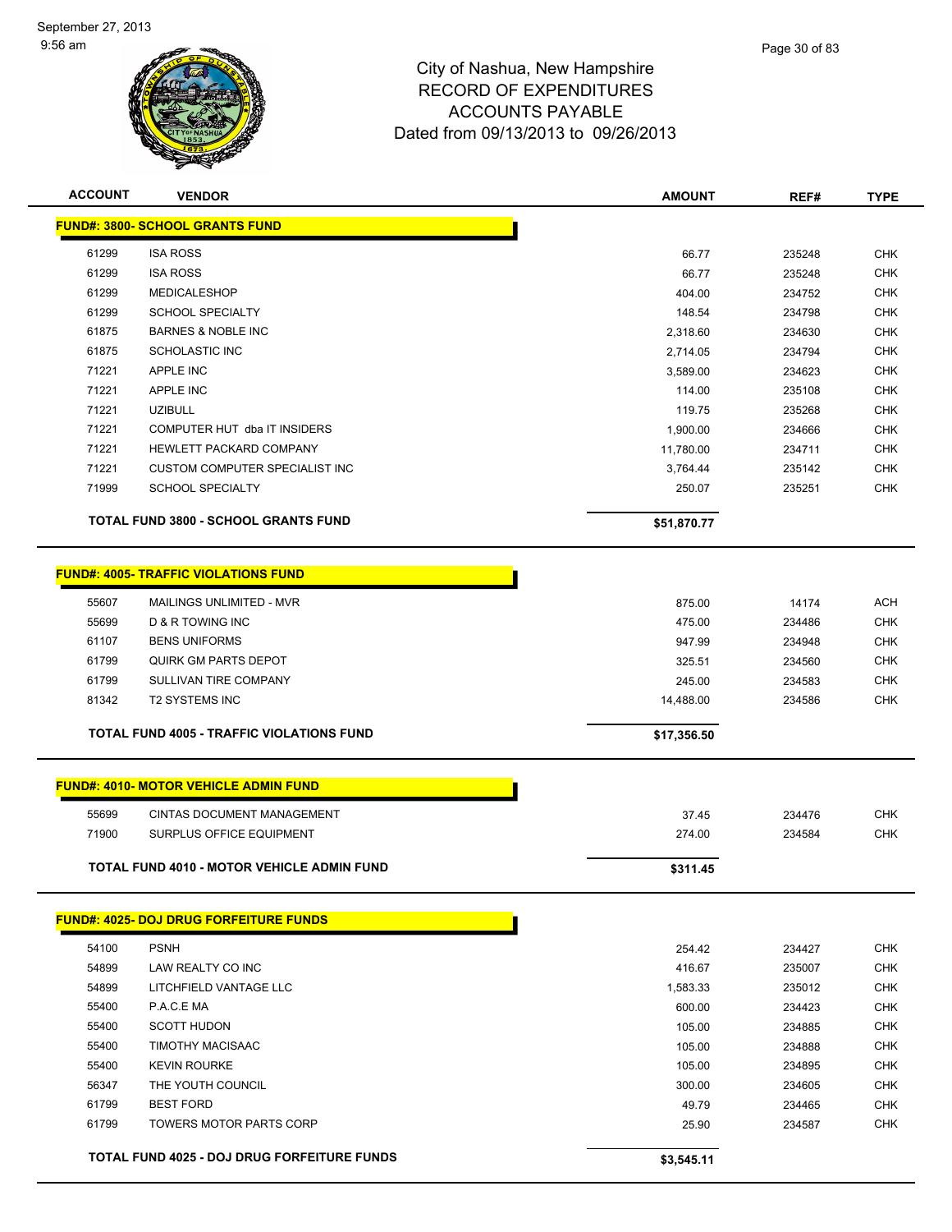# City of Nashua, New Hampshire
## RECORD OF EXPENDITURES
## ACCOUNTS PAYABLE
### Dated from 09/13/2013 to 09/26/2013

| ACCOUNT | VENDOR | AMOUNT | REF# | TYPE |
|---|---|---|---|---|
| **FUND#: 3800- SCHOOL GRANTS FUND** | | | | |
| 61299 | ISA ROSS | 66.77 | 235248 | CHK |
| 61299 | ISA ROSS | 66.77 | 235248 | CHK |
| 61299 | MEDICALESHOP | 404.00 | 234752 | CHK |
| 61299 | SCHOOL SPECIALTY | 148.54 | 234798 | CHK |
| 61875 | BARNES & NOBLE INC | 2,318.60 | 234630 | CHK |
| 61875 | SCHOLASTIC INC | 2,714.05 | 234794 | CHK |
| 71221 | APPLE INC | 3,589.00 | 234623 | CHK |
| 71221 | APPLE INC | 114.00 | 235108 | CHK |
| 71221 | UZIBULL | 119.75 | 235268 | CHK |
| 71221 | COMPUTER HUT dba IT INSIDERS | 1,900.00 | 234666 | CHK |
| 71221 | HEWLETT PACKARD COMPANY | 11,780.00 | 234711 | CHK |
| 71221 | CUSTOM COMPUTER SPECIALIST INC | 3,764.44 | 235142 | CHK |
| 71999 | SCHOOL SPECIALTY | 250.07 | 235251 | CHK |
| **TOTAL FUND 3800 - SCHOOL GRANTS FUND** | | **$51,870.77** | | |
| **FUND#: 4005- TRAFFIC VIOLATIONS FUND** | | | | |
| 55607 | MAILINGS UNLIMITED - MVR | 875.00 | 14174 | ACH |
| 55699 | D & R TOWING INC | 475.00 | 234486 | CHK |
| 61107 | BENS UNIFORMS | 947.99 | 234948 | CHK |
| 61799 | QUIRK GM PARTS DEPOT | 325.51 | 234560 | CHK |
| 61799 | SULLIVAN TIRE COMPANY | 245.00 | 234583 | CHK |
| 81342 | T2 SYSTEMS INC | 14,488.00 | 234586 | CHK |
| **TOTAL FUND 4005 - TRAFFIC VIOLATIONS FUND** | | **$17,356.50** | | |
| **FUND#: 4010- MOTOR VEHICLE ADMIN FUND** | | | | |
| 55699 | CINTAS DOCUMENT MANAGEMENT | 37.45 | 234476 | CHK |
| 71900 | SURPLUS OFFICE EQUIPMENT | 274.00 | 234584 | CHK |
| **TOTAL FUND 4010 - MOTOR VEHICLE ADMIN FUND** | | **$311.45** | | |
| **FUND#: 4025- DOJ DRUG FORFEITURE FUNDS** | | | | |
| 54100 | PSNH | 254.42 | 234427 | CHK |
| 54899 | LAW REALTY CO INC | 416.67 | 235007 | CHK |
| 54899 | LITCHFIELD VANTAGE LLC | 1,583.33 | 235012 | CHK |
| 55400 | P.A.C.E MA | 600.00 | 234423 | CHK |
| 55400 | SCOTT HUDON | 105.00 | 234885 | CHK |
| 55400 | TIMOTHY MACISAAC | 105.00 | 234888 | CHK |
| 55400 | KEVIN ROURKE | 105.00 | 234895 | CHK |
| 56347 | THE YOUTH COUNCIL | 300.00 | 234605 | CHK |
| 61799 | BEST FORD | 49.79 | 234465 | CHK |
| 61799 | TOWERS MOTOR PARTS CORP | 25.90 | 234587 | CHK |
| **TOTAL FUND 4025 - DOJ DRUG FORFEITURE FUNDS** | | **$3,545.11** | | |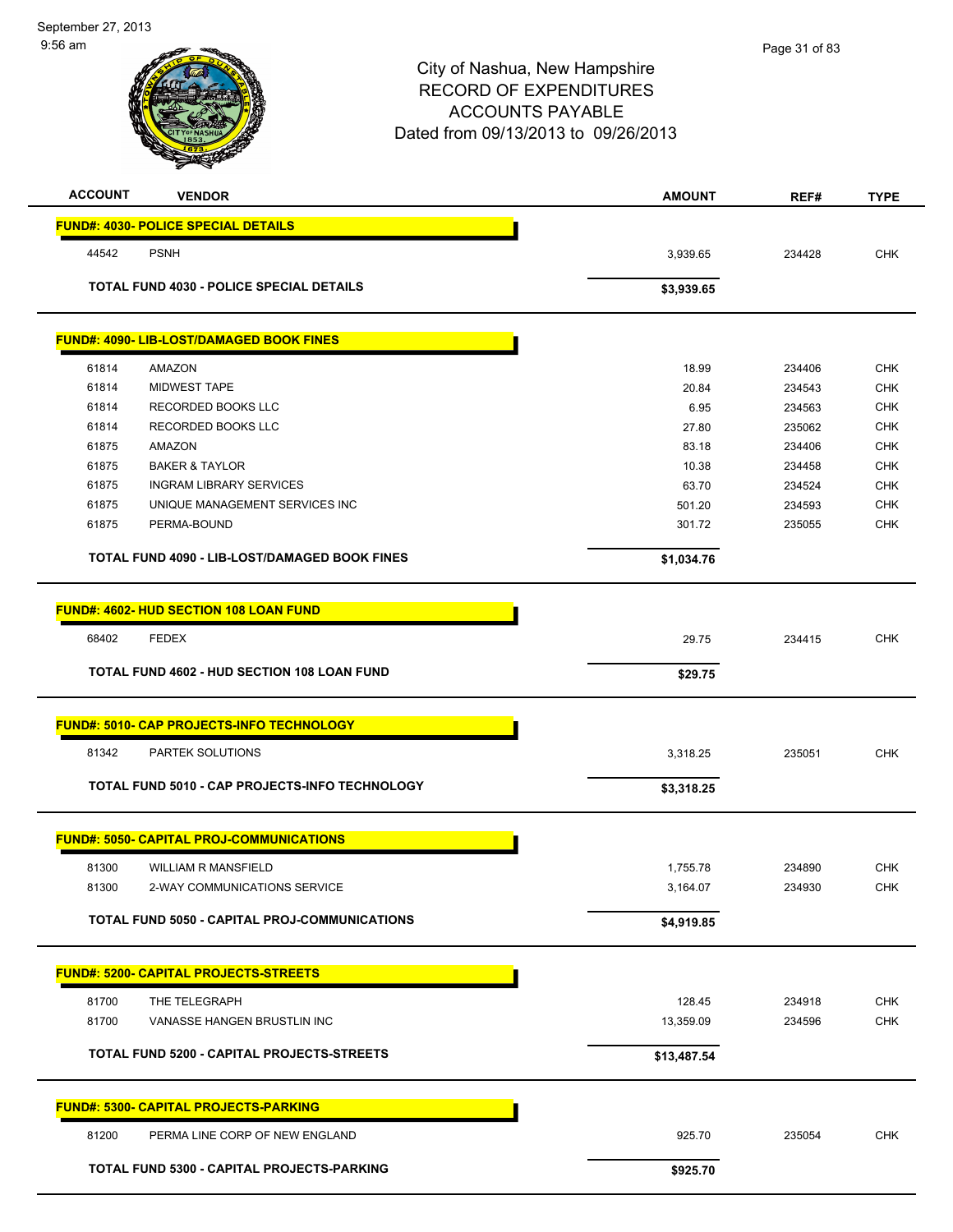City of Nashua, New Hampshire
RECORD OF EXPENDITURES
ACCOUNTS PAYABLE
Dated from 09/13/2013 to 09/26/2013

| ACCOUNT | VENDOR | AMOUNT | REF# | TYPE |
|---|---|---|---|---|
| **FUND#: 4030- POLICE SPECIAL DETAILS** | | | | |
| 44542 | PSNH | 3,939.65 | 234428 | CHK |
| **TOTAL FUND 4030 - POLICE SPECIAL DETAILS** | | **$3,939.65** | | |
| **FUND#: 4090- LIB-LOST/DAMAGED BOOK FINES** | | | | |
| 61814 | AMAZON | 18.99 | 234406 | CHK |
| 61814 | MIDWEST TAPE | 20.84 | 234543 | CHK |
| 61814 | RECORDED BOOKS LLC | 6.95 | 234563 | CHK |
| 61814 | RECORDED BOOKS LLC | 27.80 | 235062 | CHK |
| 61875 | AMAZON | 83.18 | 234406 | CHK |
| 61875 | BAKER & TAYLOR | 10.38 | 234458 | CHK |
| 61875 | INGRAM LIBRARY SERVICES | 63.70 | 234524 | CHK |
| 61875 | UNIQUE MANAGEMENT SERVICES INC | 501.20 | 234593 | CHK |
| 61875 | PERMA-BOUND | 301.72 | 235055 | CHK |
| **TOTAL FUND 4090 - LIB-LOST/DAMAGED BOOK FINES** | | **$1,034.76** | | |
| **FUND#: 4602- HUD SECTION 108 LOAN FUND** | | | | |
| 68402 | FEDEX | 29.75 | 234415 | CHK |
| **TOTAL FUND 4602 - HUD SECTION 108 LOAN FUND** | | **$29.75** | | |
| **FUND#: 5010- CAP PROJECTS-INFO TECHNOLOGY** | | | | |
| 81342 | PARTEK SOLUTIONS | 3,318.25 | 235051 | CHK |
| **TOTAL FUND 5010 - CAP PROJECTS-INFO TECHNOLOGY** | | **$3,318.25** | | |
| **FUND#: 5050- CAPITAL PROJ-COMMUNICATIONS** | | | | |
| 81300 | WILLIAM R MANSFIELD | 1,755.78 | 234890 | CHK |
| 81300 | 2-WAY COMMUNICATIONS SERVICE | 3,164.07 | 234930 | CHK |
| **TOTAL FUND 5050 - CAPITAL PROJ-COMMUNICATIONS** | | **$4,919.85** | | |
| **FUND#: 5200- CAPITAL PROJECTS-STREETS** | | | | |
| 81700 | THE TELEGRAPH | 128.45 | 234918 | CHK |
| 81700 | VANASSE HANGEN BRUSTLIN INC | 13,359.09 | 234596 | CHK |
| **TOTAL FUND 5200 - CAPITAL PROJECTS-STREETS** | | **$13,487.54** | | |
| **FUND#: 5300- CAPITAL PROJECTS-PARKING** | | | | |
| 81200 | PERMA LINE CORP OF NEW ENGLAND | 925.70 | 235054 | CHK |
| **TOTAL FUND 5300 - CAPITAL PROJECTS-PARKING** | | **$925.70** | | |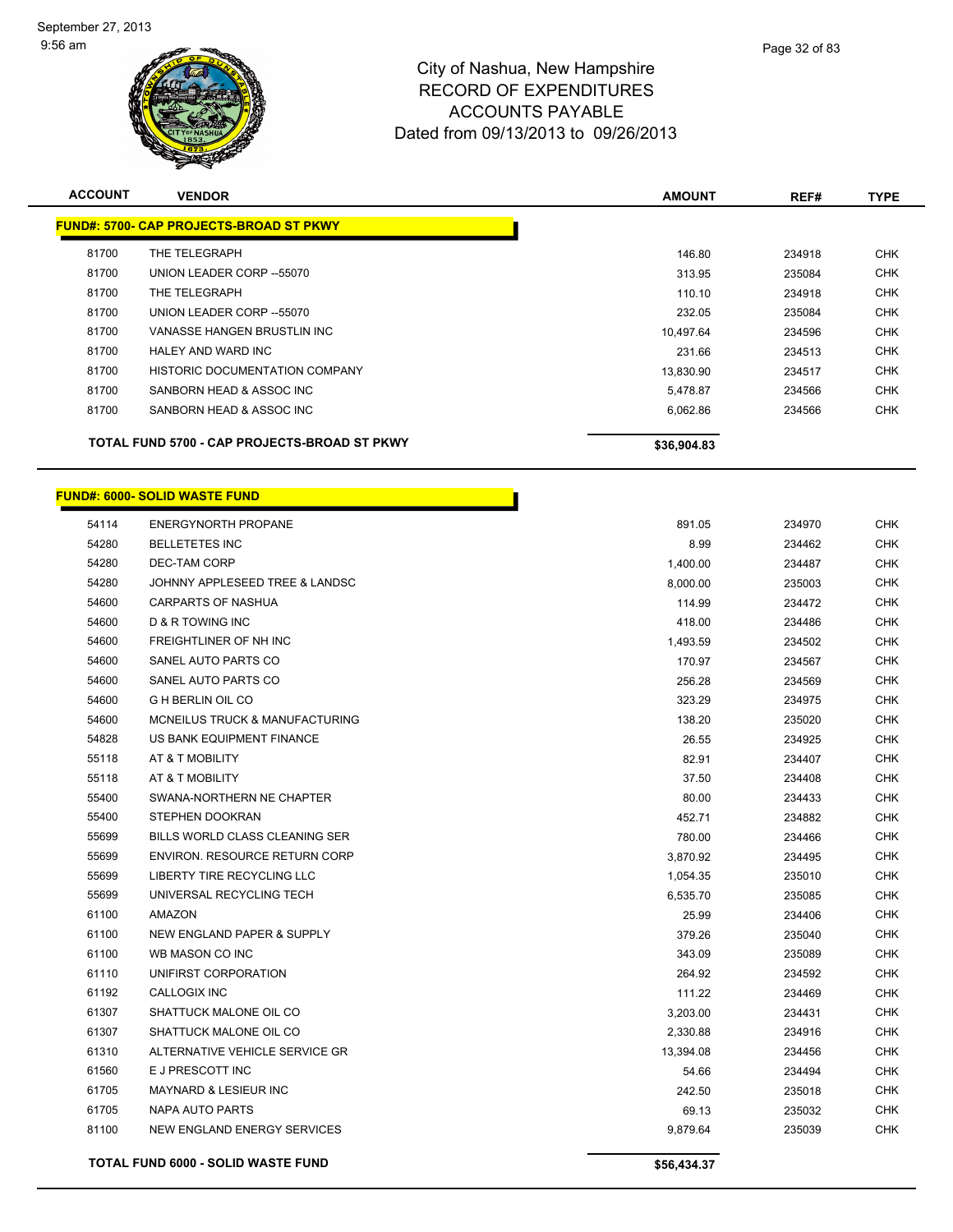# City of Nashua, New Hampshire
## RECORD OF EXPENDITURES
## ACCOUNTS PAYABLE
### Dated from 09/13/2013 to 09/26/2013

| ACCOUNT | VENDOR | AMOUNT | REF# | TYPE |
|---|---|---|---|---|
| **FUND#: 5700- CAP PROJECTS-BROAD ST PKWY** | | | | |
| 81700 | THE TELEGRAPH | 146.80 | 234918 | CHK |
| 81700 | UNION LEADER CORP --55070 | 313.95 | 235084 | CHK |
| 81700 | THE TELEGRAPH | 110.10 | 234918 | CHK |
| 81700 | UNION LEADER CORP --55070 | 232.05 | 235084 | CHK |
| 81700 | VANASSE HANGEN BRUSTLIN INC | 10,497.64 | 234596 | CHK |
| 81700 | HALEY AND WARD INC | 231.66 | 234513 | CHK |
| 81700 | HISTORIC DOCUMENTATION COMPANY | 13,830.90 | 234517 | CHK |
| 81700 | SANBORN HEAD & ASSOC INC | 5,478.87 | 234566 | CHK |
| 81700 | SANBORN HEAD & ASSOC INC | 6,062.86 | 234566 | CHK |
| | **TOTAL FUND 5700 - CAP PROJECTS-BROAD ST PKWY** | **$36,904.83** | | |

| ACCOUNT | VENDOR | AMOUNT | REF# | TYPE |
|---|---|---|---|---|
| **FUND#: 6000- SOLID WASTE FUND** | | | | |
| 54114 | ENERGYNORTH PROPANE | 891.05 | 234970 | CHK |
| 54280 | BELLETETES INC | 8.99 | 234462 | CHK |
| 54280 | DEC-TAM CORP | 1,400.00 | 234487 | CHK |
| 54280 | JOHNNY APPLESEED TREE & LANDSC | 8,000.00 | 235003 | CHK |
| 54600 | CARPARTS OF NASHUA | 114.99 | 234472 | CHK |
| 54600 | D & R TOWING INC | 418.00 | 234486 | CHK |
| 54600 | FREIGHTLINER OF NH INC | 1,493.59 | 234502 | CHK |
| 54600 | SANEL AUTO PARTS CO | 170.97 | 234567 | CHK |
| 54600 | SANEL AUTO PARTS CO | 256.28 | 234569 | CHK |
| 54600 | G H BERLIN OIL CO | 323.29 | 234975 | CHK |
| 54600 | MCNEILUS TRUCK & MANUFACTURING | 138.20 | 235020 | CHK |
| 54828 | US BANK EQUIPMENT FINANCE | 26.55 | 234925 | CHK |
| 55118 | AT & T MOBILITY | 82.91 | 234407 | CHK |
| 55118 | AT & T MOBILITY | 37.50 | 234408 | CHK |
| 55400 | SWANA-NORTHERN NE CHAPTER | 80.00 | 234433 | CHK |
| 55400 | STEPHEN DOOKRAN | 452.71 | 234882 | CHK |
| 55699 | BILLS WORLD CLASS CLEANING SER | 780.00 | 234466 | CHK |
| 55699 | ENVIRON. RESOURCE RETURN CORP | 3,870.92 | 234495 | CHK |
| 55699 | LIBERTY TIRE RECYCLING LLC | 1,054.35 | 235010 | CHK |
| 55699 | UNIVERSAL RECYCLING TECH | 6,535.70 | 235085 | CHK |
| 61100 | AMAZON | 25.99 | 234406 | CHK |
| 61100 | NEW ENGLAND PAPER & SUPPLY | 379.26 | 235040 | CHK |
| 61100 | WB MASON CO INC | 343.09 | 235089 | CHK |
| 61110 | UNIFIRST CORPORATION | 264.92 | 234592 | CHK |
| 61192 | CALLOGIX INC | 111.22 | 234469 | CHK |
| 61307 | SHATTUCK MALONE OIL CO | 3,203.00 | 234431 | CHK |
| 61307 | SHATTUCK MALONE OIL CO | 2,330.88 | 234916 | CHK |
| 61310 | ALTERNATIVE VEHICLE SERVICE GR | 13,394.08 | 234456 | CHK |
| 61560 | E J PRESCOTT INC | 54.66 | 234494 | CHK |
| 61705 | MAYNARD & LESIEUR INC | 242.50 | 235018 | CHK |
| 61705 | NAPA AUTO PARTS | 69.13 | 235032 | CHK |
| 81100 | NEW ENGLAND ENERGY SERVICES | 9,879.64 | 235039 | CHK |
| | **TOTAL FUND 6000 - SOLID WASTE FUND** | **$56,434.37** | | |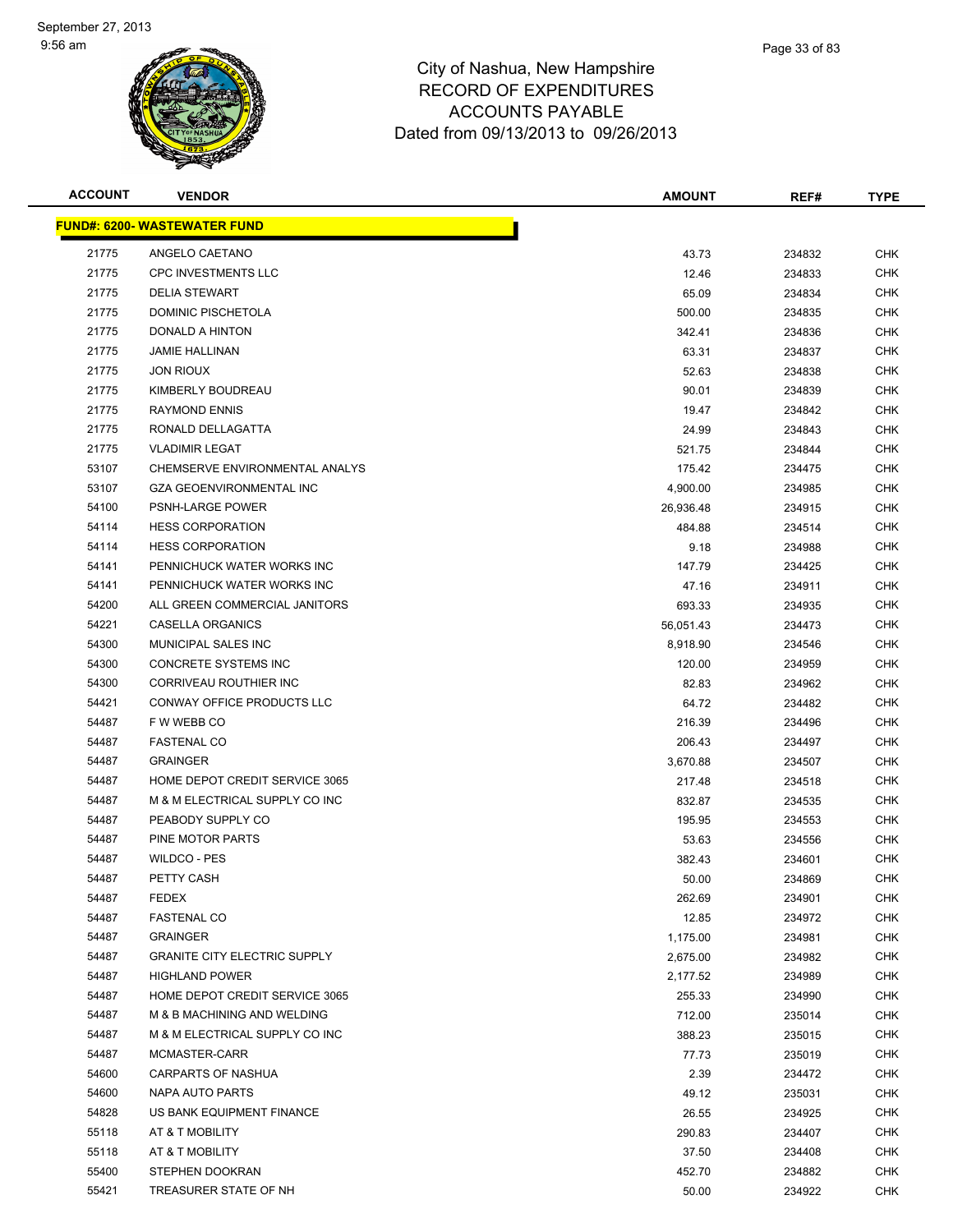# City of Nashua, New Hampshire
# RECORD OF EXPENDITURES
# ACCOUNTS PAYABLE
# Dated from 09/13/2013 to 09/26/2013

| ACCOUNT | VENDOR | AMOUNT | REF# | TYPE |
|---|---|---|---|---|
| **FUND#: 6200- WASTEWATER FUND** | | | | |
| 21775 | ANGELO CAETANO | 43.73 | 234832 | CHK |
| 21775 | CPC INVESTMENTS LLC | 12.46 | 234833 | CHK |
| 21775 | DELIA STEWART | 65.09 | 234834 | CHK |
| 21775 | DOMINIC PISCHETOLA | 500.00 | 234835 | CHK |
| 21775 | DONALD A HINTON | 342.41 | 234836 | CHK |
| 21775 | JAMIE HALLINAN | 63.31 | 234837 | CHK |
| 21775 | JON RIOUX | 52.63 | 234838 | CHK |
| 21775 | KIMBERLY BOUDREAU | 90.01 | 234839 | CHK |
| 21775 | RAYMOND ENNIS | 19.47 | 234842 | CHK |
| 21775 | RONALD DELLAGATTA | 24.99 | 234843 | CHK |
| 21775 | VLADIMIR LEGAT | 521.75 | 234844 | CHK |
| 53107 | CHEMSERVE ENVIRONMENTAL ANALYS | 175.42 | 234475 | CHK |
| 53107 | GZA GEOENVIRONMENTAL INC | 4,900.00 | 234985 | CHK |
| 54100 | PSNH-LARGE POWER | 26,936.48 | 234915 | CHK |
| 54114 | HESS CORPORATION | 484.88 | 234514 | CHK |
| 54114 | HESS CORPORATION | 9.18 | 234988 | CHK |
| 54141 | PENNICHUCK WATER WORKS INC | 147.79 | 234425 | CHK |
| 54141 | PENNICHUCK WATER WORKS INC | 47.16 | 234911 | CHK |
| 54200 | ALL GREEN COMMERCIAL JANITORS | 693.33 | 234935 | CHK |
| 54221 | CASELLA ORGANICS | 56,051.43 | 234473 | CHK |
| 54300 | MUNICIPAL SALES INC | 8,918.90 | 234546 | CHK |
| 54300 | CONCRETE SYSTEMS INC | 120.00 | 234959 | CHK |
| 54300 | CORRIVEAU ROUTHIER INC | 82.83 | 234962 | CHK |
| 54421 | CONWAY OFFICE PRODUCTS LLC | 64.72 | 234482 | CHK |
| 54487 | F W WEBB CO | 216.39 | 234496 | CHK |
| 54487 | FASTENAL CO | 206.43 | 234497 | CHK |
| 54487 | GRAINGER | 3,670.88 | 234507 | CHK |
| 54487 | HOME DEPOT CREDIT SERVICE 3065 | 217.48 | 234518 | CHK |
| 54487 | M & M ELECTRICAL SUPPLY CO INC | 832.87 | 234535 | CHK |
| 54487 | PEABODY SUPPLY CO | 195.95 | 234553 | CHK |
| 54487 | PINE MOTOR PARTS | 53.63 | 234556 | CHK |
| 54487 | WILDCO - PES | 382.43 | 234601 | CHK |
| 54487 | PETTY CASH | 50.00 | 234869 | CHK |
| 54487 | FEDEX | 262.69 | 234901 | CHK |
| 54487 | FASTENAL CO | 12.85 | 234972 | CHK |
| 54487 | GRAINGER | 1,175.00 | 234981 | CHK |
| 54487 | GRANITE CITY ELECTRIC SUPPLY | 2,675.00 | 234982 | CHK |
| 54487 | HIGHLAND POWER | 2,177.52 | 234989 | CHK |
| 54487 | HOME DEPOT CREDIT SERVICE 3065 | 255.33 | 234990 | CHK |
| 54487 | M & B MACHINING AND WELDING | 712.00 | 235014 | CHK |
| 54487 | M & M ELECTRICAL SUPPLY CO INC | 388.23 | 235015 | CHK |
| 54487 | MCMASTER-CARR | 77.73 | 235019 | CHK |
| 54600 | CARPARTS OF NASHUA | 2.39 | 234472 | CHK |
| 54600 | NAPA AUTO PARTS | 49.12 | 235031 | CHK |
| 54828 | US BANK EQUIPMENT FINANCE | 26.55 | 234925 | CHK |
| 55118 | AT & T MOBILITY | 290.83 | 234407 | CHK |
| 55118 | AT & T MOBILITY | 37.50 | 234408 | CHK |
| 55400 | STEPHEN DOOKRAN | 452.70 | 234882 | CHK |
| 55421 | TREASURER STATE OF NH | 50.00 | 234922 | CHK |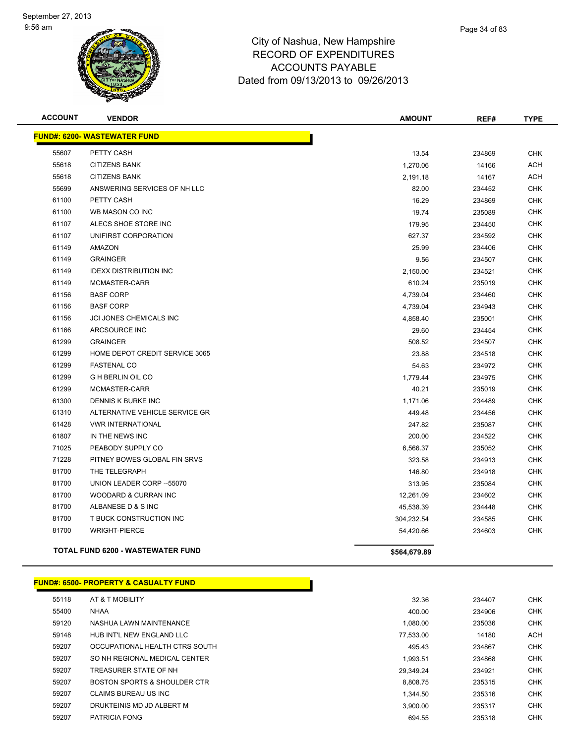# City of Nashua, New Hampshire
## RECORD OF EXPENDITURES
## ACCOUNTS PAYABLE
## Dated from 09/13/2013 to 09/26/2013

| ACCOUNT | VENDOR | AMOUNT | REF# | TYPE |
|---|---|---|---|---|
| **FUND#: 6200- WASTEWATER FUND** | | | | |
| 55607 | PETTY CASH | 13.54 | 234869 | CHK |
| 55618 | CITIZENS BANK | 1,270.06 | 14166 | ACH |
| 55618 | CITIZENS BANK | 2,191.18 | 14167 | ACH |
| 55699 | ANSWERING SERVICES OF NH LLC | 82.00 | 234452 | CHK |
| 61100 | PETTY CASH | 16.29 | 234869 | CHK |
| 61100 | WB MASON CO INC | 19.74 | 235089 | CHK |
| 61107 | ALECS SHOE STORE INC | 179.95 | 234450 | CHK |
| 61107 | UNIFIRST CORPORATION | 627.37 | 234592 | CHK |
| 61149 | AMAZON | 25.99 | 234406 | CHK |
| 61149 | GRAINGER | 9.56 | 234507 | CHK |
| 61149 | IDEXX DISTRIBUTION INC | 2,150.00 | 234521 | CHK |
| 61149 | MCMASTER-CARR | 610.24 | 235019 | CHK |
| 61156 | BASF CORP | 4,739.04 | 234460 | CHK |
| 61156 | BASF CORP | 4,739.04 | 234943 | CHK |
| 61156 | JCI JONES CHEMICALS INC | 4,858.40 | 235001 | CHK |
| 61166 | ARCSOURCE INC | 29.60 | 234454 | CHK |
| 61299 | GRAINGER | 508.52 | 234507 | CHK |
| 61299 | HOME DEPOT CREDIT SERVICE 3065 | 23.88 | 234518 | CHK |
| 61299 | FASTENAL CO | 54.63 | 234972 | CHK |
| 61299 | G H BERLIN OIL CO | 1,779.44 | 234975 | CHK |
| 61299 | MCMASTER-CARR | 40.21 | 235019 | CHK |
| 61300 | DENNIS K BURKE INC | 1,171.06 | 234489 | CHK |
| 61310 | ALTERNATIVE VEHICLE SERVICE GR | 449.48 | 234456 | CHK |
| 61428 | VWR INTERNATIONAL | 247.82 | 235087 | CHK |
| 61807 | IN THE NEWS INC | 200.00 | 234522 | CHK |
| 71025 | PEABODY SUPPLY CO | 6,566.37 | 235052 | CHK |
| 71228 | PITNEY BOWES GLOBAL FIN SRVS | 323.58 | 234913 | CHK |
| 81700 | THE TELEGRAPH | 146.80 | 234918 | CHK |
| 81700 | UNION LEADER CORP --55070 | 313.95 | 235084 | CHK |
| 81700 | WOODARD & CURRAN INC | 12,261.09 | 234602 | CHK |
| 81700 | ALBANESE D & S INC | 45,538.39 | 234448 | CHK |
| 81700 | T BUCK CONSTRUCTION INC | 304,232.54 | 234585 | CHK |
| 81700 | WRIGHT-PIERCE | 54,420.66 | 234603 | CHK |
| | **TOTAL FUND 6200 - WASTEWATER FUND** | **$564,679.89** | | |

| ACCOUNT | VENDOR | AMOUNT | REF# | TYPE |
|---|---|---|---|---|
| **FUND#: 6500- PROPERTY & CASUALTY FUND** | | | | |
| 55118 | AT & T MOBILITY | 32.36 | 234407 | CHK |
| 55400 | NHAA | 400.00 | 234906 | CHK |
| 59120 | NASHUA LAWN MAINTENANCE | 1,080.00 | 235036 | CHK |
| 59148 | HUB INT'L NEW ENGLAND LLC | 77,533.00 | 14180 | ACH |
| 59207 | OCCUPATIONAL HEALTH CTRS SOUTH | 495.43 | 234867 | CHK |
| 59207 | SO NH REGIONAL MEDICAL CENTER | 1,993.51 | 234868 | CHK |
| 59207 | TREASURER STATE OF NH | 29,349.24 | 234921 | CHK |
| 59207 | BOSTON SPORTS & SHOULDER CTR | 8,808.75 | 235315 | CHK |
| 59207 | CLAIMS BUREAU US INC | 1,344.50 | 235316 | CHK |
| 59207 | DRUKTEINIS MD JD ALBERT M | 3,900.00 | 235317 | CHK |
| 59207 | PATRICIA FONG | 694.55 | 235318 | CHK |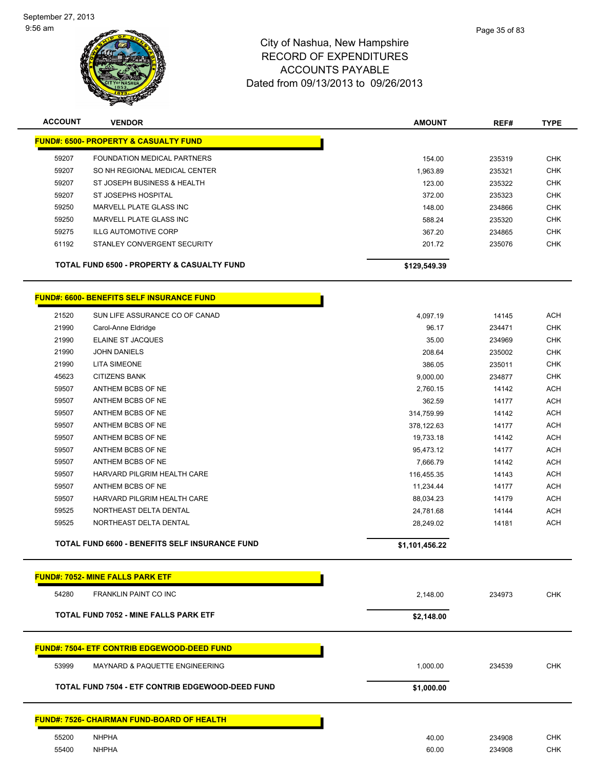City of Nashua, New Hampshire
RECORD OF EXPENDITURES
ACCOUNTS PAYABLE
Dated from 09/13/2013 to 09/26/2013

| ACCOUNT | VENDOR | AMOUNT | REF# | TYPE |
|---|---|---|---|---|
| **FUND#: 6500- PROPERTY & CASUALTY FUND** | | | | |
| 59207 | FOUNDATION MEDICAL PARTNERS | 154.00 | 235319 | CHK |
| 59207 | SO NH REGIONAL MEDICAL CENTER | 1,963.89 | 235321 | CHK |
| 59207 | ST JOSEPH BUSINESS & HEALTH | 123.00 | 235322 | CHK |
| 59207 | ST JOSEPHS HOSPITAL | 372.00 | 235323 | CHK |
| 59250 | MARVELL PLATE GLASS INC | 148.00 | 234866 | CHK |
| 59250 | MARVELL PLATE GLASS INC | 588.24 | 235320 | CHK |
| 59275 | ILLG AUTOMOTIVE CORP | 367.20 | 234865 | CHK |
| 61192 | STANLEY CONVERGENT SECURITY | 201.72 | 235076 | CHK |
| **TOTAL FUND 6500 - PROPERTY & CASUALTY FUND** | | **$129,549.39** | | |
| **FUND#: 6600- BENEFITS SELF INSURANCE FUND** | | | | |
| 21520 | SUN LIFE ASSURANCE CO OF CANAD | 4,097.19 | 14145 | ACH |
| 21990 | Carol-Anne Eldridge | 96.17 | 234471 | CHK |
| 21990 | ELAINE ST JACQUES | 35.00 | 234969 | CHK |
| 21990 | JOHN DANIELS | 208.64 | 235002 | CHK |
| 21990 | LITA SIMEONE | 386.05 | 235011 | CHK |
| 45623 | CITIZENS BANK | 9,000.00 | 234877 | CHK |
| 59507 | ANTHEM BCBS OF NE | 2,760.15 | 14142 | ACH |
| 59507 | ANTHEM BCBS OF NE | 362.59 | 14177 | ACH |
| 59507 | ANTHEM BCBS OF NE | 314,759.99 | 14142 | ACH |
| 59507 | ANTHEM BCBS OF NE | 378,122.63 | 14177 | ACH |
| 59507 | ANTHEM BCBS OF NE | 19,733.18 | 14142 | ACH |
| 59507 | ANTHEM BCBS OF NE | 95,473.12 | 14177 | ACH |
| 59507 | ANTHEM BCBS OF NE | 7,666.79 | 14142 | ACH |
| 59507 | HARVARD PILGRIM HEALTH CARE | 116,455.35 | 14143 | ACH |
| 59507 | ANTHEM BCBS OF NE | 11,234.44 | 14177 | ACH |
| 59507 | HARVARD PILGRIM HEALTH CARE | 88,034.23 | 14179 | ACH |
| 59525 | NORTHEAST DELTA DENTAL | 24,781.68 | 14144 | ACH |
| 59525 | NORTHEAST DELTA DENTAL | 28,249.02 | 14181 | ACH |
| **TOTAL FUND 6600 - BENEFITS SELF INSURANCE FUND** | | **$1,101,456.22** | | |
| **FUND#: 7052- MINE FALLS PARK ETF** | | | | |
| 54280 | FRANKLIN PAINT CO INC | 2,148.00 | 234973 | CHK |
| **TOTAL FUND 7052 - MINE FALLS PARK ETF** | | **$2,148.00** | | |
| **FUND#: 7504- ETF CONTRIB EDGEWOOD-DEED FUND** | | | | |
| 53999 | MAYNARD & PAQUETTE ENGINEERING | 1,000.00 | 234539 | CHK |
| **TOTAL FUND 7504 - ETF CONTRIB EDGEWOOD-DEED FUND** | | **$1,000.00** | | |
| **FUND#: 7526- CHAIRMAN FUND-BOARD OF HEALTH** | | | | |
| 55200 | NHPHA | 40.00 | 234908 | CHK |
| 55400 | NHPHA | 60.00 | 234908 | CHK |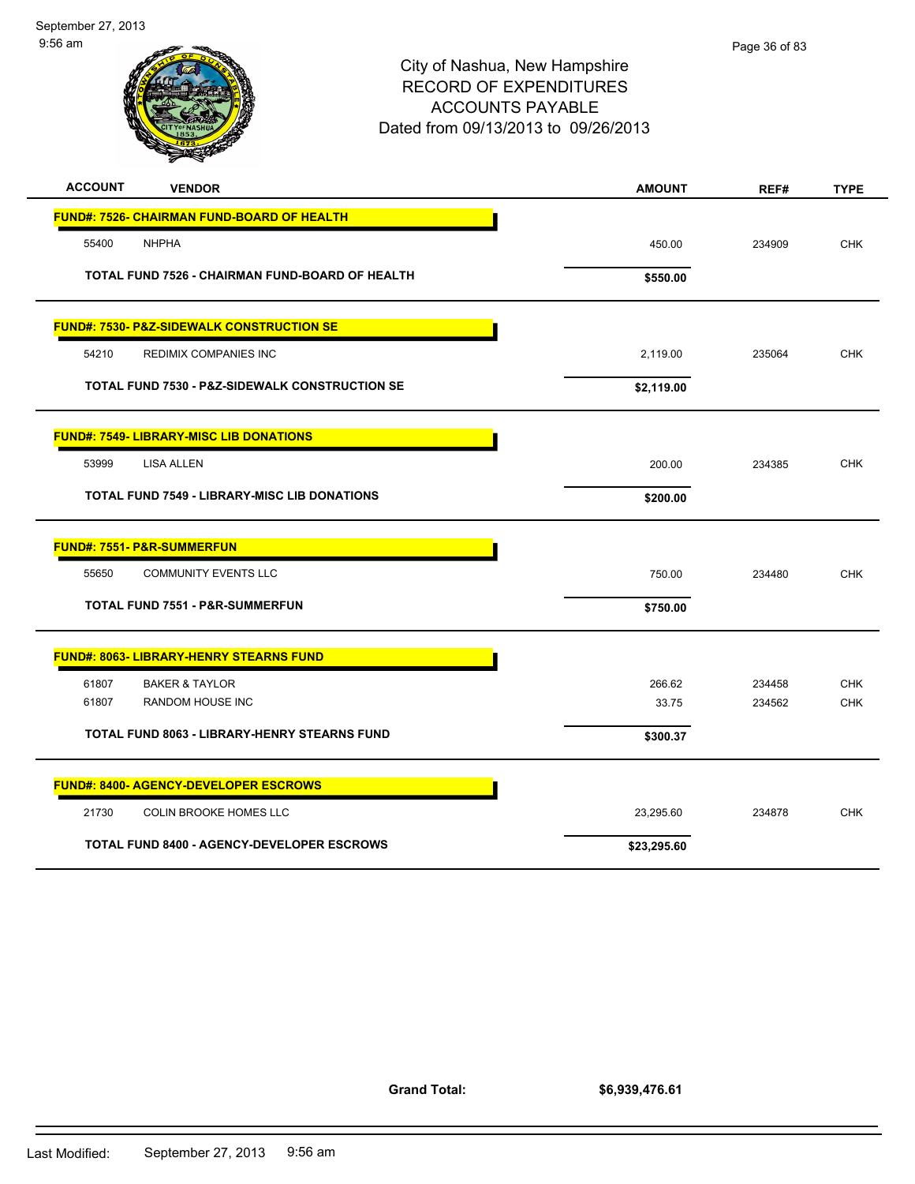# City of Nashua, New Hampshire
## RECORD OF EXPENDITURES
## ACCOUNTS PAYABLE
### Dated from 09/13/2013 to 09/26/2013

| ACCOUNT | VENDOR | AMOUNT | REF# | TYPE |
|---|---|---|---|---|
| **FUND#: 7526- CHAIRMAN FUND-BOARD OF HEALTH** | | | | |
| 55400 | NHPHA | 450.00 | 234909 | CHK |
| | **TOTAL FUND 7526 - CHAIRMAN FUND-BOARD OF HEALTH** | **$550.00** | | |
| **FUND#: 7530- P&Z-SIDEWALK CONSTRUCTION SE** | | | | |
| 54210 | REDIMIX COMPANIES INC | 2,119.00 | 235064 | CHK |
| | **TOTAL FUND 7530 - P&Z-SIDEWALK CONSTRUCTION SE** | **$2,119.00** | | |
| **FUND#: 7549- LIBRARY-MISC LIB DONATIONS** | | | | |
| 53999 | LISA ALLEN | 200.00 | 234385 | CHK |
| | **TOTAL FUND 7549 - LIBRARY-MISC LIB DONATIONS** | **$200.00** | | |
| **FUND#: 7551- P&R-SUMMERFUN** | | | | |
| 55650 | COMMUNITY EVENTS LLC | 750.00 | 234480 | CHK |
| | **TOTAL FUND 7551 - P&R-SUMMERFUN** | **$750.00** | | |
| **FUND#: 8063- LIBRARY-HENRY STEARNS FUND** | | | | |
| 61807 | BAKER & TAYLOR | 266.62 | 234458 | CHK |
| 61807 | RANDOM HOUSE INC | 33.75 | 234562 | CHK |
| | **TOTAL FUND 8063 - LIBRARY-HENRY STEARNS FUND** | **$300.37** | | |
| **FUND#: 8400- AGENCY-DEVELOPER ESCROWS** | | | | |
| 21730 | COLIN BROOKE HOMES LLC | 23,295.60 | 234878 | CHK |
| | **TOTAL FUND 8400 - AGENCY-DEVELOPER ESCROWS** | **$23,295.60** | | |

**Grand Total: $6,939,476.61**

Last Modified: September 27, 2013 9:56 am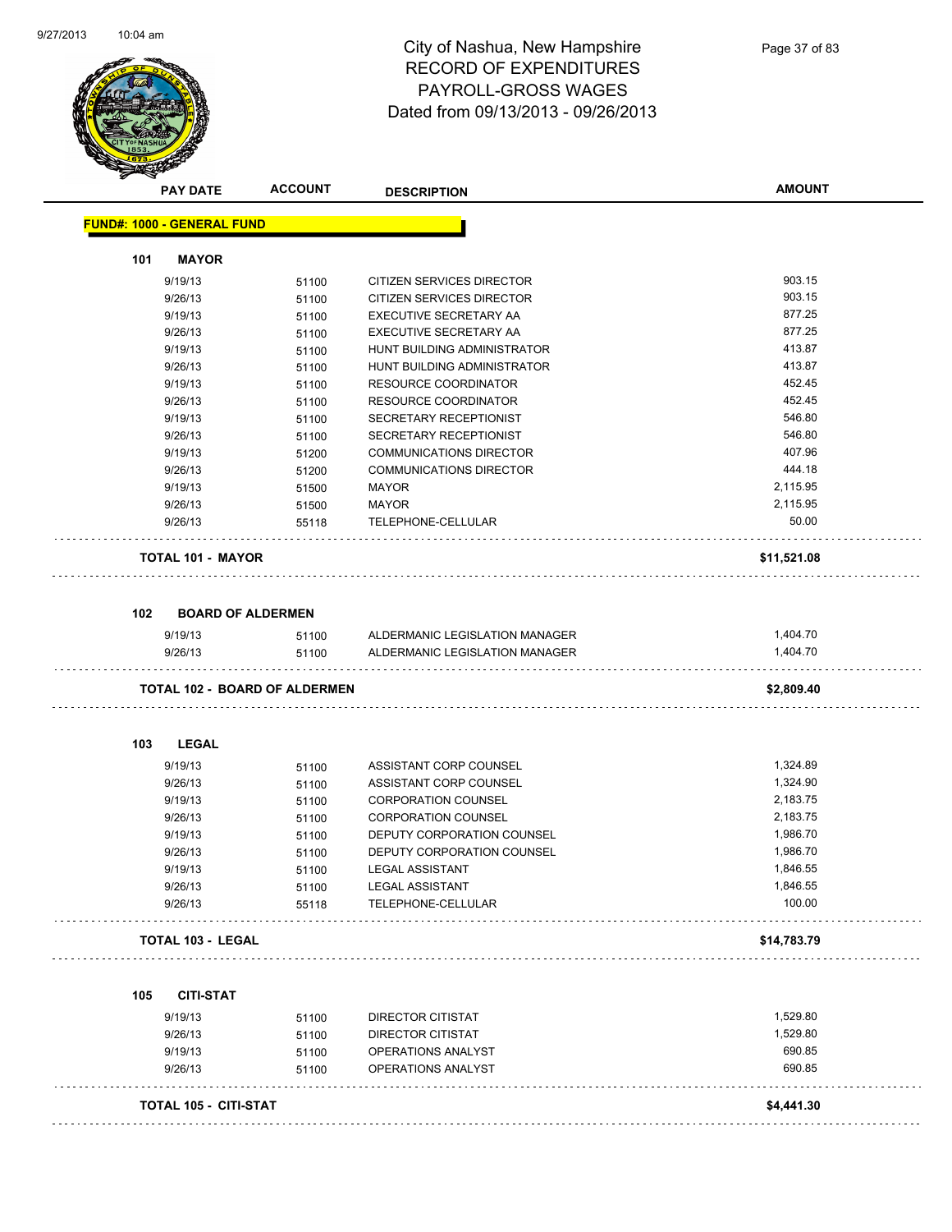# City of Nashua, New Hampshire
## RECORD OF EXPENDITURES
## PAYROLL-GROSS WAGES
## Dated from 09/13/2013 - 09/26/2013

| PAY DATE | ACCOUNT | DESCRIPTION | AMOUNT |
|---|---|---|---|

**FUND#: 1000 - GENERAL FUND**

**101 MAYOR**

| PAY DATE | ACCOUNT | DESCRIPTION | AMOUNT |
|---|---|---|---|
| 9/19/13 | 51100 | CITIZEN SERVICES DIRECTOR | 903.15 |
| 9/26/13 | 51100 | CITIZEN SERVICES DIRECTOR | 903.15 |
| 9/19/13 | 51100 | EXECUTIVE SECRETARY AA | 877.25 |
| 9/26/13 | 51100 | EXECUTIVE SECRETARY AA | 877.25 |
| 9/19/13 | 51100 | HUNT BUILDING ADMINISTRATOR | 413.87 |
| 9/26/13 | 51100 | HUNT BUILDING ADMINISTRATOR | 413.87 |
| 9/19/13 | 51100 | RESOURCE COORDINATOR | 452.45 |
| 9/26/13 | 51100 | RESOURCE COORDINATOR | 452.45 |
| 9/19/13 | 51100 | SECRETARY RECEPTIONIST | 546.80 |
| 9/26/13 | 51100 | SECRETARY RECEPTIONIST | 546.80 |
| 9/19/13 | 51200 | COMMUNICATIONS DIRECTOR | 407.96 |
| 9/26/13 | 51200 | COMMUNICATIONS DIRECTOR | 444.18 |
| 9/19/13 | 51500 | MAYOR | 2,115.95 |
| 9/26/13 | 51500 | MAYOR | 2,115.95 |
| 9/26/13 | 55118 | TELEPHONE-CELLULAR | 50.00 |
| **TOTAL 101 - MAYOR** | | | **$11,521.08** |

**102 BOARD OF ALDERMEN**

| PAY DATE | ACCOUNT | DESCRIPTION | AMOUNT |
|---|---|---|---|
| 9/19/13 | 51100 | ALDERMANIC LEGISLATION MANAGER | 1,404.70 |
| 9/26/13 | 51100 | ALDERMANIC LEGISLATION MANAGER | 1,404.70 |
| **TOTAL 102 - BOARD OF ALDERMEN** | | | **$2,809.40** |

**103 LEGAL**

| PAY DATE | ACCOUNT | DESCRIPTION | AMOUNT |
|---|---|---|---|
| 9/19/13 | 51100 | ASSISTANT CORP COUNSEL | 1,324.89 |
| 9/26/13 | 51100 | ASSISTANT CORP COUNSEL | 1,324.90 |
| 9/19/13 | 51100 | CORPORATION COUNSEL | 2,183.75 |
| 9/26/13 | 51100 | CORPORATION COUNSEL | 2,183.75 |
| 9/19/13 | 51100 | DEPUTY CORPORATION COUNSEL | 1,986.70 |
| 9/26/13 | 51100 | DEPUTY CORPORATION COUNSEL | 1,986.70 |
| 9/19/13 | 51100 | LEGAL ASSISTANT | 1,846.55 |
| 9/26/13 | 51100 | LEGAL ASSISTANT | 1,846.55 |
| 9/26/13 | 55118 | TELEPHONE-CELLULAR | 100.00 |
| **TOTAL 103 - LEGAL** | | | **$14,783.79** |

**105 CITI-STAT**

| PAY DATE | ACCOUNT | DESCRIPTION | AMOUNT |
|---|---|---|---|
| 9/19/13 | 51100 | DIRECTOR CITISTAT | 1,529.80 |
| 9/26/13 | 51100 | DIRECTOR CITISTAT | 1,529.80 |
| 9/19/13 | 51100 | OPERATIONS ANALYST | 690.85 |
| 9/26/13 | 51100 | OPERATIONS ANALYST | 690.85 |
| **TOTAL 105 - CITI-STAT** | | | **$4,441.30** |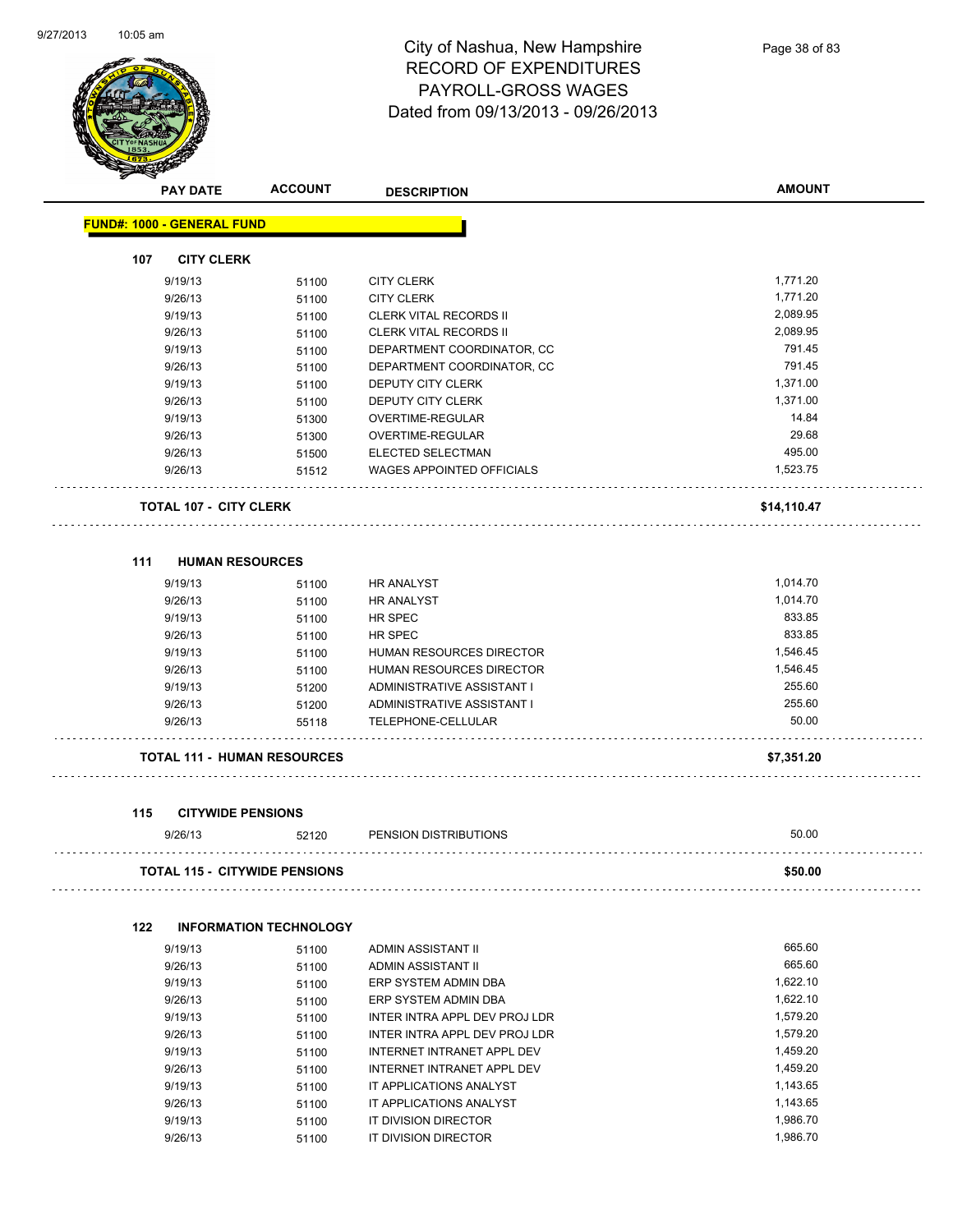# City of Nashua, New Hampshire
# RECORD OF EXPENDITURES
# PAYROLL-GROSS WAGES
# Dated from 09/13/2013 - 09/26/2013

| PAY DATE | ACCOUNT | DESCRIPTION | AMOUNT |
|---|---|---|---|

**FUND#: 1000 - GENERAL FUND**

**107 CITY CLERK**

| PAY DATE | ACCOUNT | DESCRIPTION | AMOUNT |
|---|---|---|---|
| 9/19/13 | 51100 | CITY CLERK | 1,771.20 |
| 9/26/13 | 51100 | CITY CLERK | 1,771.20 |
| 9/19/13 | 51100 | CLERK VITAL RECORDS II | 2,089.95 |
| 9/26/13 | 51100 | CLERK VITAL RECORDS II | 2,089.95 |
| 9/19/13 | 51100 | DEPARTMENT COORDINATOR, CC | 791.45 |
| 9/26/13 | 51100 | DEPARTMENT COORDINATOR, CC | 791.45 |
| 9/19/13 | 51100 | DEPUTY CITY CLERK | 1,371.00 |
| 9/26/13 | 51100 | DEPUTY CITY CLERK | 1,371.00 |
| 9/19/13 | 51300 | OVERTIME-REGULAR | 14.84 |
| 9/26/13 | 51300 | OVERTIME-REGULAR | 29.68 |
| 9/26/13 | 51500 | ELECTED SELECTMAN | 495.00 |
| 9/26/13 | 51512 | WAGES APPOINTED OFFICIALS | 1,523.75 |

**TOTAL 107 - CITY CLERK** **$14,110.47**

**111 HUMAN RESOURCES**

| PAY DATE | ACCOUNT | DESCRIPTION | AMOUNT |
|---|---|---|---|
| 9/19/13 | 51100 | HR ANALYST | 1,014.70 |
| 9/26/13 | 51100 | HR ANALYST | 1,014.70 |
| 9/19/13 | 51100 | HR SPEC | 833.85 |
| 9/26/13 | 51100 | HR SPEC | 833.85 |
| 9/19/13 | 51100 | HUMAN RESOURCES DIRECTOR | 1,546.45 |
| 9/26/13 | 51100 | HUMAN RESOURCES DIRECTOR | 1,546.45 |
| 9/19/13 | 51200 | ADMINISTRATIVE ASSISTANT I | 255.60 |
| 9/26/13 | 51200 | ADMINISTRATIVE ASSISTANT I | 255.60 |
| 9/26/13 | 55118 | TELEPHONE-CELLULAR | 50.00 |

**TOTAL 111 - HUMAN RESOURCES** **$7,351.20**

**115 CITYWIDE PENSIONS**

| PAY DATE | ACCOUNT | DESCRIPTION | AMOUNT |
|---|---|---|---|
| 9/26/13 | 52120 | PENSION DISTRIBUTIONS | 50.00 |

**TOTAL 115 - CITYWIDE PENSIONS** **$50.00**

**122 INFORMATION TECHNOLOGY**

| PAY DATE | ACCOUNT | DESCRIPTION | AMOUNT |
|---|---|---|---|
| 9/19/13 | 51100 | ADMIN ASSISTANT II | 665.60 |
| 9/26/13 | 51100 | ADMIN ASSISTANT II | 665.60 |
| 9/19/13 | 51100 | ERP SYSTEM ADMIN DBA | 1,622.10 |
| 9/26/13 | 51100 | ERP SYSTEM ADMIN DBA | 1,622.10 |
| 9/19/13 | 51100 | INTER INTRA APPL DEV PROJ LDR | 1,579.20 |
| 9/26/13 | 51100 | INTER INTRA APPL DEV PROJ LDR | 1,579.20 |
| 9/19/13 | 51100 | INTERNET INTRANET APPL DEV | 1,459.20 |
| 9/26/13 | 51100 | INTERNET INTRANET APPL DEV | 1,459.20 |
| 9/19/13 | 51100 | IT APPLICATIONS ANALYST | 1,143.65 |
| 9/26/13 | 51100 | IT APPLICATIONS ANALYST | 1,143.65 |
| 9/19/13 | 51100 | IT DIVISION DIRECTOR | 1,986.70 |
| 9/26/13 | 51100 | IT DIVISION DIRECTOR | 1,986.70 |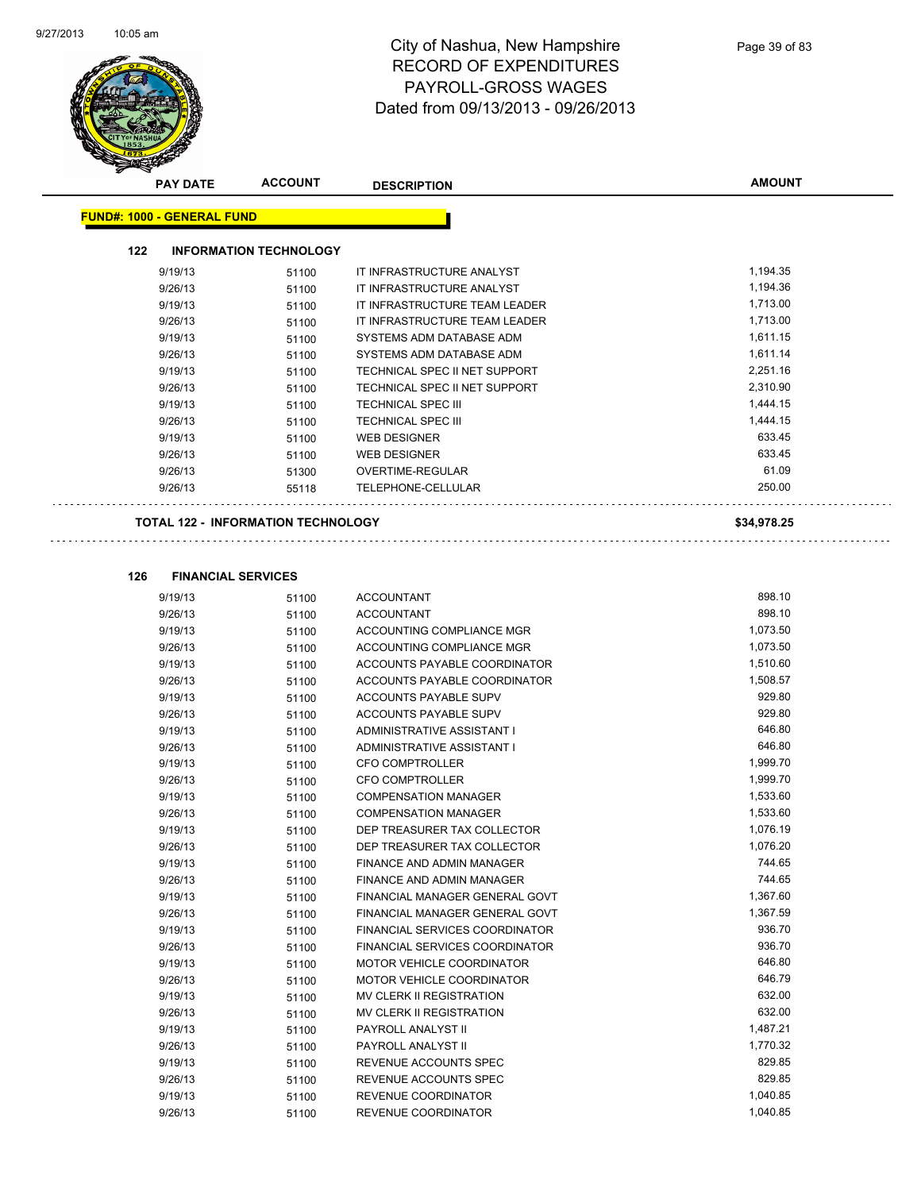# City of Nashua, New Hampshire
# RECORD OF EXPENDITURES
# PAYROLL-GROSS WAGES
## Dated from 09/13/2013 - 09/26/2013

| PAY DATE | ACCOUNT | DESCRIPTION | AMOUNT |
|---|---|---|---|

**FUND#: 1000 - GENERAL FUND**

### 122 INFORMATION TECHNOLOGY

| PAY DATE | ACCOUNT | DESCRIPTION | AMOUNT |
|---|---|---|---|
| 9/19/13 | 51100 | IT INFRASTRUCTURE ANALYST | 1,194.35 |
| 9/26/13 | 51100 | IT INFRASTRUCTURE ANALYST | 1,194.36 |
| 9/19/13 | 51100 | IT INFRASTRUCTURE TEAM LEADER | 1,713.00 |
| 9/26/13 | 51100 | IT INFRASTRUCTURE TEAM LEADER | 1,713.00 |
| 9/19/13 | 51100 | SYSTEMS ADM DATABASE ADM | 1,611.15 |
| 9/26/13 | 51100 | SYSTEMS ADM DATABASE ADM | 1,611.14 |
| 9/19/13 | 51100 | TECHNICAL SPEC II NET SUPPORT | 2,251.16 |
| 9/26/13 | 51100 | TECHNICAL SPEC II NET SUPPORT | 2,310.90 |
| 9/19/13 | 51100 | TECHNICAL SPEC III | 1,444.15 |
| 9/26/13 | 51100 | TECHNICAL SPEC III | 1,444.15 |
| 9/19/13 | 51100 | WEB DESIGNER | 633.45 |
| 9/26/13 | 51100 | WEB DESIGNER | 633.45 |
| 9/26/13 | 51300 | OVERTIME-REGULAR | 61.09 |
| 9/26/13 | 55118 | TELEPHONE-CELLULAR | 250.00 |

**TOTAL 122 - INFORMATION TECHNOLOGY** **$34,978.25**

### 126 FINANCIAL SERVICES

| PAY DATE | ACCOUNT | DESCRIPTION | AMOUNT |
|---|---|---|---|
| 9/19/13 | 51100 | ACCOUNTANT | 898.10 |
| 9/26/13 | 51100 | ACCOUNTANT | 898.10 |
| 9/19/13 | 51100 | ACCOUNTING COMPLIANCE MGR | 1,073.50 |
| 9/26/13 | 51100 | ACCOUNTING COMPLIANCE MGR | 1,073.50 |
| 9/19/13 | 51100 | ACCOUNTS PAYABLE COORDINATOR | 1,510.60 |
| 9/26/13 | 51100 | ACCOUNTS PAYABLE COORDINATOR | 1,508.57 |
| 9/19/13 | 51100 | ACCOUNTS PAYABLE SUPV | 929.80 |
| 9/26/13 | 51100 | ACCOUNTS PAYABLE SUPV | 929.80 |
| 9/19/13 | 51100 | ADMINISTRATIVE ASSISTANT I | 646.80 |
| 9/26/13 | 51100 | ADMINISTRATIVE ASSISTANT I | 646.80 |
| 9/19/13 | 51100 | CFO COMPTROLLER | 1,999.70 |
| 9/26/13 | 51100 | CFO COMPTROLLER | 1,999.70 |
| 9/19/13 | 51100 | COMPENSATION MANAGER | 1,533.60 |
| 9/26/13 | 51100 | COMPENSATION MANAGER | 1,533.60 |
| 9/19/13 | 51100 | DEP TREASURER TAX COLLECTOR | 1,076.19 |
| 9/26/13 | 51100 | DEP TREASURER TAX COLLECTOR | 1,076.20 |
| 9/19/13 | 51100 | FINANCE AND ADMIN MANAGER | 744.65 |
| 9/26/13 | 51100 | FINANCE AND ADMIN MANAGER | 744.65 |
| 9/19/13 | 51100 | FINANCIAL MANAGER GENERAL GOVT | 1,367.60 |
| 9/26/13 | 51100 | FINANCIAL MANAGER GENERAL GOVT | 1,367.59 |
| 9/19/13 | 51100 | FINANCIAL SERVICES COORDINATOR | 936.70 |
| 9/26/13 | 51100 | FINANCIAL SERVICES COORDINATOR | 936.70 |
| 9/19/13 | 51100 | MOTOR VEHICLE COORDINATOR | 646.80 |
| 9/26/13 | 51100 | MOTOR VEHICLE COORDINATOR | 646.79 |
| 9/19/13 | 51100 | MV CLERK II REGISTRATION | 632.00 |
| 9/26/13 | 51100 | MV CLERK II REGISTRATION | 632.00 |
| 9/19/13 | 51100 | PAYROLL ANALYST II | 1,487.21 |
| 9/26/13 | 51100 | PAYROLL ANALYST II | 1,770.32 |
| 9/19/13 | 51100 | REVENUE ACCOUNTS SPEC | 829.85 |
| 9/26/13 | 51100 | REVENUE ACCOUNTS SPEC | 829.85 |
| 9/19/13 | 51100 | REVENUE COORDINATOR | 1,040.85 |
| 9/26/13 | 51100 | REVENUE COORDINATOR | 1,040.85 |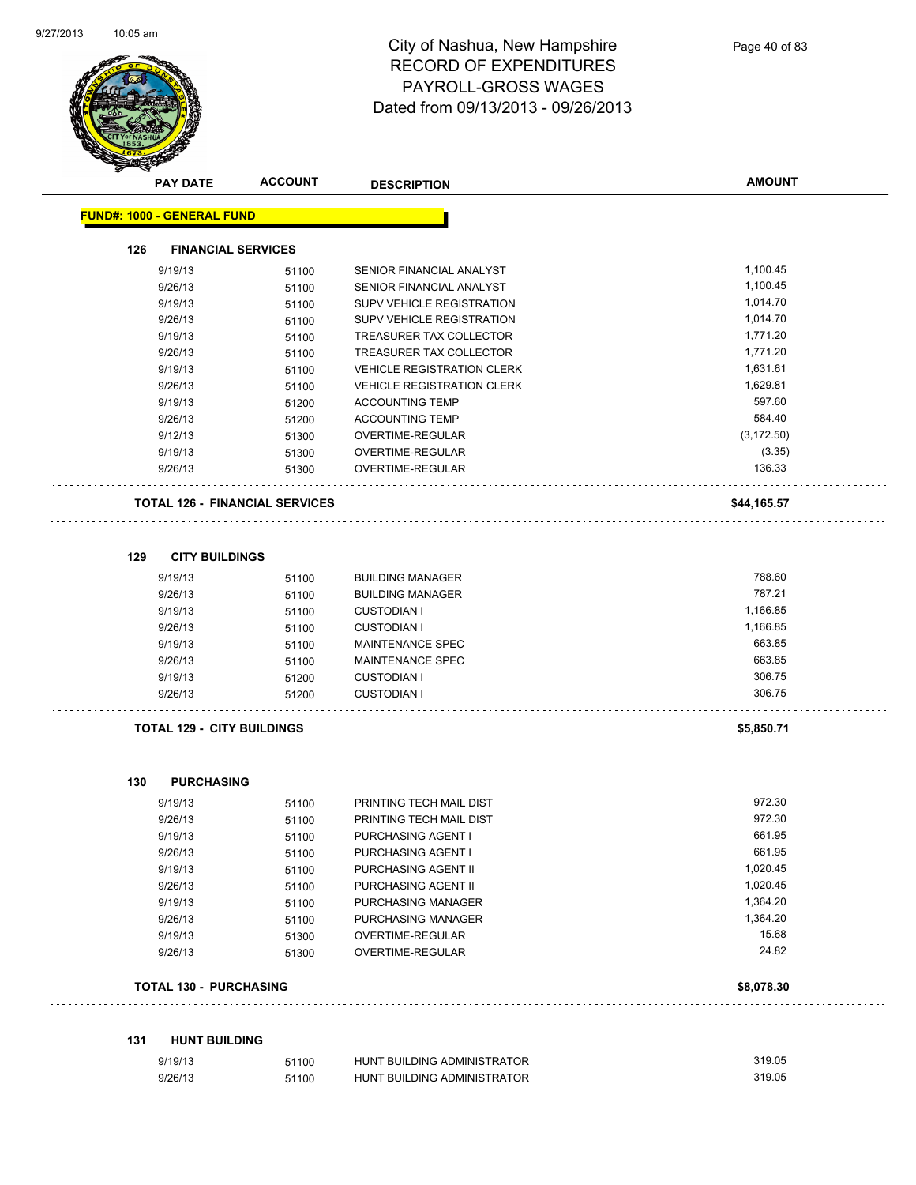# City of Nashua, New Hampshire
## RECORD OF EXPENDITURES
## PAYROLL-GROSS WAGES
## Dated from 09/13/2013 - 09/26/2013

| PAY DATE | ACCOUNT | DESCRIPTION | AMOUNT |
|---|---|---|---|

**FUND#: 1000 - GENERAL FUND**

### 126 FINANCIAL SERVICES

| PAY DATE | ACCOUNT | DESCRIPTION | AMOUNT |
|---|---|---|---|
| 9/19/13 | 51100 | SENIOR FINANCIAL ANALYST | 1,100.45 |
| 9/26/13 | 51100 | SENIOR FINANCIAL ANALYST | 1,100.45 |
| 9/19/13 | 51100 | SUPV VEHICLE REGISTRATION | 1,014.70 |
| 9/26/13 | 51100 | SUPV VEHICLE REGISTRATION | 1,014.70 |
| 9/19/13 | 51100 | TREASURER TAX COLLECTOR | 1,771.20 |
| 9/26/13 | 51100 | TREASURER TAX COLLECTOR | 1,771.20 |
| 9/19/13 | 51100 | VEHICLE REGISTRATION CLERK | 1,631.61 |
| 9/26/13 | 51100 | VEHICLE REGISTRATION CLERK | 1,629.81 |
| 9/19/13 | 51200 | ACCOUNTING TEMP | 597.60 |
| 9/26/13 | 51200 | ACCOUNTING TEMP | 584.40 |
| 9/12/13 | 51300 | OVERTIME-REGULAR | (3,172.50) |
| 9/19/13 | 51300 | OVERTIME-REGULAR | (3.35) |
| 9/26/13 | 51300 | OVERTIME-REGULAR | 136.33 |

**TOTAL 126 - FINANCIAL SERVICES** **$44,165.57**

### 129 CITY BUILDINGS

| PAY DATE | ACCOUNT | DESCRIPTION | AMOUNT |
|---|---|---|---|
| 9/19/13 | 51100 | BUILDING MANAGER | 788.60 |
| 9/26/13 | 51100 | BUILDING MANAGER | 787.21 |
| 9/19/13 | 51100 | CUSTODIAN I | 1,166.85 |
| 9/26/13 | 51100 | CUSTODIAN I | 1,166.85 |
| 9/19/13 | 51100 | MAINTENANCE SPEC | 663.85 |
| 9/26/13 | 51100 | MAINTENANCE SPEC | 663.85 |
| 9/19/13 | 51200 | CUSTODIAN I | 306.75 |
| 9/26/13 | 51200 | CUSTODIAN I | 306.75 |

**TOTAL 129 - CITY BUILDINGS** **$5,850.71**

### 130 PURCHASING

| PAY DATE | ACCOUNT | DESCRIPTION | AMOUNT |
|---|---|---|---|
| 9/19/13 | 51100 | PRINTING TECH MAIL DIST | 972.30 |
| 9/26/13 | 51100 | PRINTING TECH MAIL DIST | 972.30 |
| 9/19/13 | 51100 | PURCHASING AGENT I | 661.95 |
| 9/26/13 | 51100 | PURCHASING AGENT I | 661.95 |
| 9/19/13 | 51100 | PURCHASING AGENT II | 1,020.45 |
| 9/26/13 | 51100 | PURCHASING AGENT II | 1,020.45 |
| 9/19/13 | 51100 | PURCHASING MANAGER | 1,364.20 |
| 9/26/13 | 51100 | PURCHASING MANAGER | 1,364.20 |
| 9/19/13 | 51300 | OVERTIME-REGULAR | 15.68 |
| 9/26/13 | 51300 | OVERTIME-REGULAR | 24.82 |

**TOTAL 130 - PURCHASING** **$8,078.30**

### 131 HUNT BUILDING

| PAY DATE | ACCOUNT | DESCRIPTION | AMOUNT |
|---|---|---|---|
| 9/19/13 | 51100 | HUNT BUILDING ADMINISTRATOR | 319.05 |
| 9/26/13 | 51100 | HUNT BUILDING ADMINISTRATOR | 319.05 |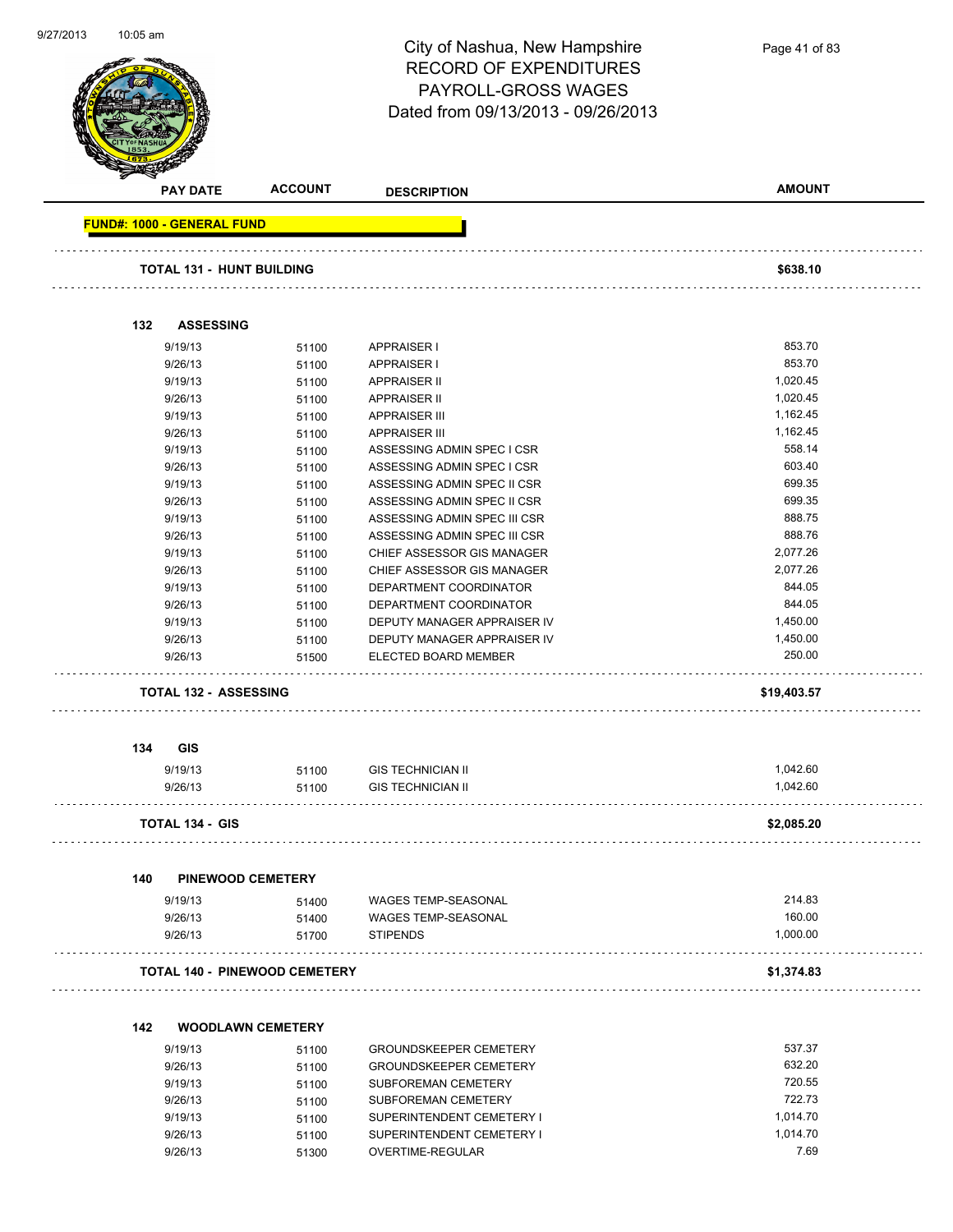# City of Nashua, New Hampshire
## RECORD OF EXPENDITURES
## PAYROLL-GROSS WAGES
## Dated from 09/13/2013 - 09/26/2013

| PAY DATE | ACCOUNT | DESCRIPTION | AMOUNT |
|---|---|---|---|
| **FUND#: 1000 - GENERAL FUND** | | | |
| **TOTAL 131 - HUNT BUILDING** | | | **$638.10** |
| **132 ASSESSING** | | | |
| 9/19/13 | 51100 | APPRAISER I | 853.70 |
| 9/26/13 | 51100 | APPRAISER I | 853.70 |
| 9/19/13 | 51100 | APPRAISER II | 1,020.45 |
| 9/26/13 | 51100 | APPRAISER II | 1,020.45 |
| 9/19/13 | 51100 | APPRAISER III | 1,162.45 |
| 9/26/13 | 51100 | APPRAISER III | 1,162.45 |
| 9/19/13 | 51100 | ASSESSING ADMIN SPEC I CSR | 558.14 |
| 9/26/13 | 51100 | ASSESSING ADMIN SPEC I CSR | 603.40 |
| 9/19/13 | 51100 | ASSESSING ADMIN SPEC II CSR | 699.35 |
| 9/26/13 | 51100 | ASSESSING ADMIN SPEC II CSR | 699.35 |
| 9/19/13 | 51100 | ASSESSING ADMIN SPEC III CSR | 888.75 |
| 9/26/13 | 51100 | ASSESSING ADMIN SPEC III CSR | 888.76 |
| 9/19/13 | 51100 | CHIEF ASSESSOR GIS MANAGER | 2,077.26 |
| 9/26/13 | 51100 | CHIEF ASSESSOR GIS MANAGER | 2,077.26 |
| 9/19/13 | 51100 | DEPARTMENT COORDINATOR | 844.05 |
| 9/26/13 | 51100 | DEPARTMENT COORDINATOR | 844.05 |
| 9/19/13 | 51100 | DEPUTY MANAGER APPRAISER IV | 1,450.00 |
| 9/26/13 | 51100 | DEPUTY MANAGER APPRAISER IV | 1,450.00 |
| 9/26/13 | 51500 | ELECTED BOARD MEMBER | 250.00 |
| **TOTAL 132 - ASSESSING** | | | **$19,403.57** |
| **134 GIS** | | | |
| 9/19/13 | 51100 | GIS TECHNICIAN II | 1,042.60 |
| 9/26/13 | 51100 | GIS TECHNICIAN II | 1,042.60 |
| **TOTAL 134 - GIS** | | | **$2,085.20** |
| **140 PINEWOOD CEMETERY** | | | |
| 9/19/13 | 51400 | WAGES TEMP-SEASONAL | 214.83 |
| 9/26/13 | 51400 | WAGES TEMP-SEASONAL | 160.00 |
| 9/26/13 | 51700 | STIPENDS | 1,000.00 |
| **TOTAL 140 - PINEWOOD CEMETERY** | | | **$1,374.83** |
| **142 WOODLAWN CEMETERY** | | | |
| 9/19/13 | 51100 | GROUNDSKEEPER CEMETERY | 537.37 |
| 9/26/13 | 51100 | GROUNDSKEEPER CEMETERY | 632.20 |
| 9/19/13 | 51100 | SUBFOREMAN CEMETERY | 720.55 |
| 9/26/13 | 51100 | SUBFOREMAN CEMETERY | 722.73 |
| 9/19/13 | 51100 | SUPERINTENDENT CEMETERY I | 1,014.70 |
| 9/26/13 | 51100 | SUPERINTENDENT CEMETERY I | 1,014.70 |
| 9/26/13 | 51300 | OVERTIME-REGULAR | 7.69 |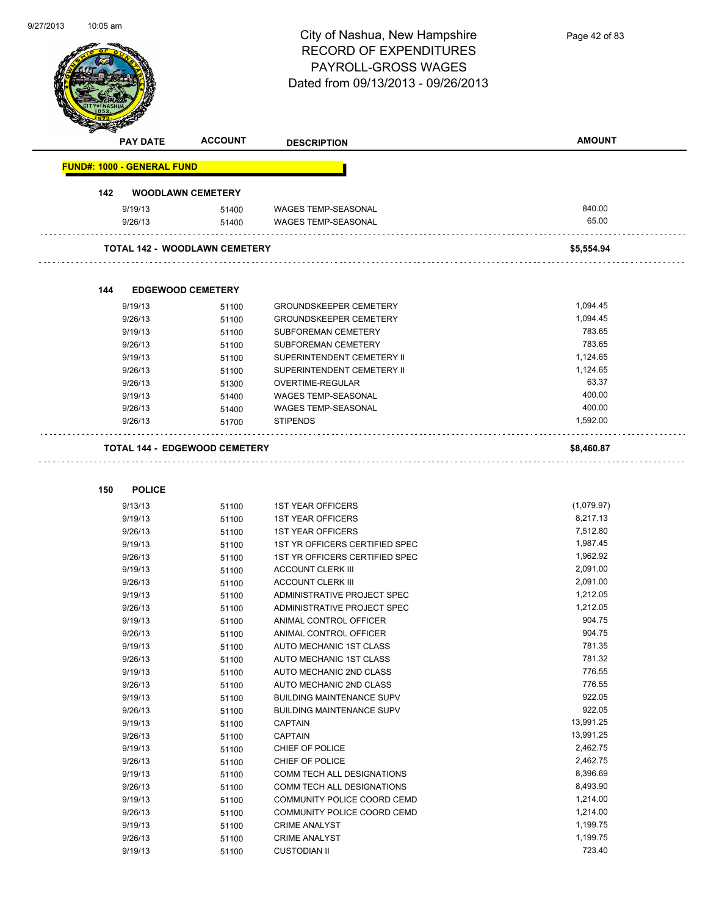# City of Nashua, New Hampshire
## RECORD OF EXPENDITURES
## PAYROLL-GROSS WAGES
### Dated from 09/13/2013 - 09/26/2013

| PAY DATE | ACCOUNT | DESCRIPTION | AMOUNT |
|---|---|---|---|
| **FUND#: 1000 - GENERAL FUND** | | | |
| **142 WOODLAWN CEMETERY** | | | |
| 9/19/13 | 51400 | WAGES TEMP-SEASONAL | 840.00 |
| 9/26/13 | 51400 | WAGES TEMP-SEASONAL | 65.00 |
| **TOTAL 142 - WOODLAWN CEMETERY** | | | **$5,554.94** |
| **144 EDGEWOOD CEMETERY** | | | |
| 9/19/13 | 51100 | GROUNDSKEEPER CEMETERY | 1,094.45 |
| 9/26/13 | 51100 | GROUNDSKEEPER CEMETERY | 1,094.45 |
| 9/19/13 | 51100 | SUBFOREMAN CEMETERY | 783.65 |
| 9/26/13 | 51100 | SUBFOREMAN CEMETERY | 783.65 |
| 9/19/13 | 51100 | SUPERINTENDENT CEMETERY II | 1,124.65 |
| 9/26/13 | 51100 | SUPERINTENDENT CEMETERY II | 1,124.65 |
| 9/26/13 | 51300 | OVERTIME-REGULAR | 63.37 |
| 9/19/13 | 51400 | WAGES TEMP-SEASONAL | 400.00 |
| 9/26/13 | 51400 | WAGES TEMP-SEASONAL | 400.00 |
| 9/26/13 | 51700 | STIPENDS | 1,592.00 |
| **TOTAL 144 - EDGEWOOD CEMETERY** | | | **$8,460.87** |
| **150 POLICE** | | | |
| 9/13/13 | 51100 | 1ST YEAR OFFICERS | (1,079.97) |
| 9/19/13 | 51100 | 1ST YEAR OFFICERS | 8,217.13 |
| 9/26/13 | 51100 | 1ST YEAR OFFICERS | 7,512.80 |
| 9/19/13 | 51100 | 1ST YR OFFICERS CERTIFIED SPEC | 1,987.45 |
| 9/26/13 | 51100 | 1ST YR OFFICERS CERTIFIED SPEC | 1,962.92 |
| 9/19/13 | 51100 | ACCOUNT CLERK III | 2,091.00 |
| 9/26/13 | 51100 | ACCOUNT CLERK III | 2,091.00 |
| 9/19/13 | 51100 | ADMINISTRATIVE PROJECT SPEC | 1,212.05 |
| 9/26/13 | 51100 | ADMINISTRATIVE PROJECT SPEC | 1,212.05 |
| 9/19/13 | 51100 | ANIMAL CONTROL OFFICER | 904.75 |
| 9/26/13 | 51100 | ANIMAL CONTROL OFFICER | 904.75 |
| 9/19/13 | 51100 | AUTO MECHANIC 1ST CLASS | 781.35 |
| 9/26/13 | 51100 | AUTO MECHANIC 1ST CLASS | 781.32 |
| 9/19/13 | 51100 | AUTO MECHANIC 2ND CLASS | 776.55 |
| 9/26/13 | 51100 | AUTO MECHANIC 2ND CLASS | 776.55 |
| 9/19/13 | 51100 | BUILDING MAINTENANCE SUPV | 922.05 |
| 9/26/13 | 51100 | BUILDING MAINTENANCE SUPV | 922.05 |
| 9/19/13 | 51100 | CAPTAIN | 13,991.25 |
| 9/26/13 | 51100 | CAPTAIN | 13,991.25 |
| 9/19/13 | 51100 | CHIEF OF POLICE | 2,462.75 |
| 9/26/13 | 51100 | CHIEF OF POLICE | 2,462.75 |
| 9/19/13 | 51100 | COMM TECH ALL DESIGNATIONS | 8,396.69 |
| 9/26/13 | 51100 | COMM TECH ALL DESIGNATIONS | 8,493.90 |
| 9/19/13 | 51100 | COMMUNITY POLICE COORD CEMD | 1,214.00 |
| 9/26/13 | 51100 | COMMUNITY POLICE COORD CEMD | 1,214.00 |
| 9/19/13 | 51100 | CRIME ANALYST | 1,199.75 |
| 9/26/13 | 51100 | CRIME ANALYST | 1,199.75 |
| 9/19/13 | 51100 | CUSTODIAN II | 723.40 |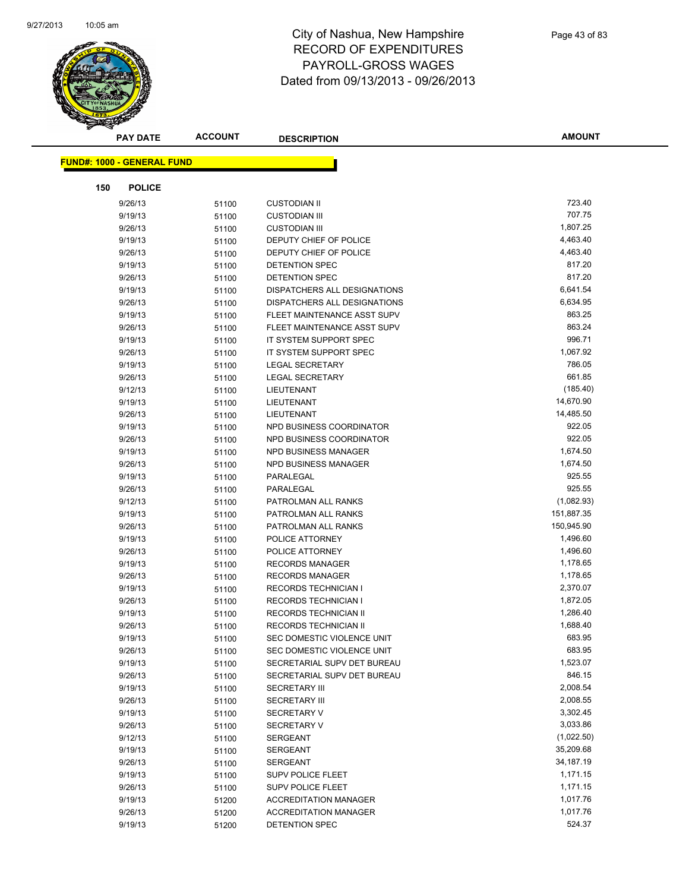# City of Nashua, New Hampshire
# RECORD OF EXPENDITURES
# PAYROLL-GROSS WAGES
# Dated from 09/13/2013 - 09/26/2013

**FUND#: 1000 - GENERAL FUND**

**150 POLICE**

| PAY DATE | ACCOUNT | DESCRIPTION | AMOUNT |
|---|---|---|---|
| 9/26/13 | 51100 | CUSTODIAN II | 723.40 |
| 9/19/13 | 51100 | CUSTODIAN III | 707.75 |
| 9/26/13 | 51100 | CUSTODIAN III | 1,807.25 |
| 9/19/13 | 51100 | DEPUTY CHIEF OF POLICE | 4,463.40 |
| 9/26/13 | 51100 | DEPUTY CHIEF OF POLICE | 4,463.40 |
| 9/19/13 | 51100 | DETENTION SPEC | 817.20 |
| 9/26/13 | 51100 | DETENTION SPEC | 817.20 |
| 9/19/13 | 51100 | DISPATCHERS ALL DESIGNATIONS | 6,641.54 |
| 9/26/13 | 51100 | DISPATCHERS ALL DESIGNATIONS | 6,634.95 |
| 9/19/13 | 51100 | FLEET MAINTENANCE ASST SUPV | 863.25 |
| 9/26/13 | 51100 | FLEET MAINTENANCE ASST SUPV | 863.24 |
| 9/19/13 | 51100 | IT SYSTEM SUPPORT SPEC | 996.71 |
| 9/26/13 | 51100 | IT SYSTEM SUPPORT SPEC | 1,067.92 |
| 9/19/13 | 51100 | LEGAL SECRETARY | 786.05 |
| 9/26/13 | 51100 | LEGAL SECRETARY | 661.85 |
| 9/12/13 | 51100 | LIEUTENANT | (185.40) |
| 9/19/13 | 51100 | LIEUTENANT | 14,670.90 |
| 9/26/13 | 51100 | LIEUTENANT | 14,485.50 |
| 9/19/13 | 51100 | NPD BUSINESS COORDINATOR | 922.05 |
| 9/26/13 | 51100 | NPD BUSINESS COORDINATOR | 922.05 |
| 9/19/13 | 51100 | NPD BUSINESS MANAGER | 1,674.50 |
| 9/26/13 | 51100 | NPD BUSINESS MANAGER | 1,674.50 |
| 9/19/13 | 51100 | PARALEGAL | 925.55 |
| 9/26/13 | 51100 | PARALEGAL | 925.55 |
| 9/12/13 | 51100 | PATROLMAN ALL RANKS | (1,082.93) |
| 9/19/13 | 51100 | PATROLMAN ALL RANKS | 151,887.35 |
| 9/26/13 | 51100 | PATROLMAN ALL RANKS | 150,945.90 |
| 9/19/13 | 51100 | POLICE ATTORNEY | 1,496.60 |
| 9/26/13 | 51100 | POLICE ATTORNEY | 1,496.60 |
| 9/19/13 | 51100 | RECORDS MANAGER | 1,178.65 |
| 9/26/13 | 51100 | RECORDS MANAGER | 1,178.65 |
| 9/19/13 | 51100 | RECORDS TECHNICIAN I | 2,370.07 |
| 9/26/13 | 51100 | RECORDS TECHNICIAN I | 1,872.05 |
| 9/19/13 | 51100 | RECORDS TECHNICIAN II | 1,286.40 |
| 9/26/13 | 51100 | RECORDS TECHNICIAN II | 1,688.40 |
| 9/19/13 | 51100 | SEC DOMESTIC VIOLENCE UNIT | 683.95 |
| 9/26/13 | 51100 | SEC DOMESTIC VIOLENCE UNIT | 683.95 |
| 9/19/13 | 51100 | SECRETARIAL SUPV DET BUREAU | 1,523.07 |
| 9/26/13 | 51100 | SECRETARIAL SUPV DET BUREAU | 846.15 |
| 9/19/13 | 51100 | SECRETARY III | 2,008.54 |
| 9/26/13 | 51100 | SECRETARY III | 2,008.55 |
| 9/19/13 | 51100 | SECRETARY V | 3,302.45 |
| 9/26/13 | 51100 | SECRETARY V | 3,033.86 |
| 9/12/13 | 51100 | SERGEANT | (1,022.50) |
| 9/19/13 | 51100 | SERGEANT | 35,209.68 |
| 9/26/13 | 51100 | SERGEANT | 34,187.19 |
| 9/19/13 | 51100 | SUPV POLICE FLEET | 1,171.15 |
| 9/26/13 | 51100 | SUPV POLICE FLEET | 1,171.15 |
| 9/19/13 | 51200 | ACCREDITATION MANAGER | 1,017.76 |
| 9/26/13 | 51200 | ACCREDITATION MANAGER | 1,017.76 |
| 9/19/13 | 51200 | DETENTION SPEC | 524.37 |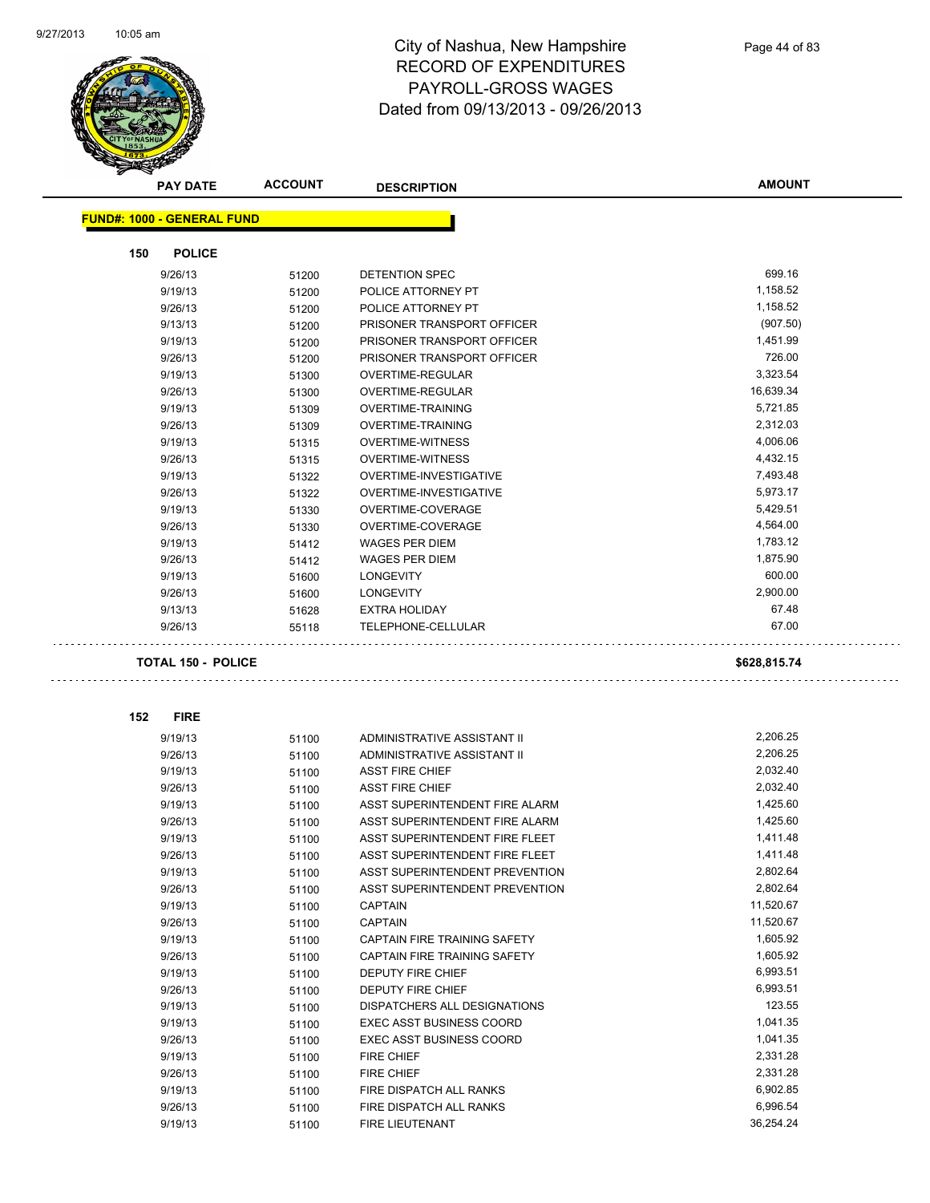# City of Nashua, New Hampshire
## RECORD OF EXPENDITURES
## PAYROLL-GROSS WAGES
## Dated from 09/13/2013 - 09/26/2013

**FUND#: 1000 - GENERAL FUND**

### 150 POLICE

| PAY DATE | ACCOUNT | DESCRIPTION | AMOUNT |
|---|---|---|---|
| 9/26/13 | 51200 | DETENTION SPEC | 699.16 |
| 9/19/13 | 51200 | POLICE ATTORNEY PT | 1,158.52 |
| 9/26/13 | 51200 | POLICE ATTORNEY PT | 1,158.52 |
| 9/13/13 | 51200 | PRISONER TRANSPORT OFFICER | (907.50) |
| 9/19/13 | 51200 | PRISONER TRANSPORT OFFICER | 1,451.99 |
| 9/26/13 | 51200 | PRISONER TRANSPORT OFFICER | 726.00 |
| 9/19/13 | 51300 | OVERTIME-REGULAR | 3,323.54 |
| 9/26/13 | 51300 | OVERTIME-REGULAR | 16,639.34 |
| 9/19/13 | 51309 | OVERTIME-TRAINING | 5,721.85 |
| 9/26/13 | 51309 | OVERTIME-TRAINING | 2,312.03 |
| 9/19/13 | 51315 | OVERTIME-WITNESS | 4,006.06 |
| 9/26/13 | 51315 | OVERTIME-WITNESS | 4,432.15 |
| 9/19/13 | 51322 | OVERTIME-INVESTIGATIVE | 7,493.48 |
| 9/26/13 | 51322 | OVERTIME-INVESTIGATIVE | 5,973.17 |
| 9/19/13 | 51330 | OVERTIME-COVERAGE | 5,429.51 |
| 9/26/13 | 51330 | OVERTIME-COVERAGE | 4,564.00 |
| 9/19/13 | 51412 | WAGES PER DIEM | 1,783.12 |
| 9/26/13 | 51412 | WAGES PER DIEM | 1,875.90 |
| 9/19/13 | 51600 | LONGEVITY | 600.00 |
| 9/26/13 | 51600 | LONGEVITY | 2,900.00 |
| 9/13/13 | 51628 | EXTRA HOLIDAY | 67.48 |
| 9/26/13 | 55118 | TELEPHONE-CELLULAR | 67.00 |

**TOTAL 150 - POLICE** **$628,815.74**

### 152 FIRE

| PAY DATE | ACCOUNT | DESCRIPTION | AMOUNT |
|---|---|---|---|
| 9/19/13 | 51100 | ADMINISTRATIVE ASSISTANT II | 2,206.25 |
| 9/26/13 | 51100 | ADMINISTRATIVE ASSISTANT II | 2,206.25 |
| 9/19/13 | 51100 | ASST FIRE CHIEF | 2,032.40 |
| 9/26/13 | 51100 | ASST FIRE CHIEF | 2,032.40 |
| 9/19/13 | 51100 | ASST SUPERINTENDENT FIRE ALARM | 1,425.60 |
| 9/26/13 | 51100 | ASST SUPERINTENDENT FIRE ALARM | 1,425.60 |
| 9/19/13 | 51100 | ASST SUPERINTENDENT FIRE FLEET | 1,411.48 |
| 9/26/13 | 51100 | ASST SUPERINTENDENT FIRE FLEET | 1,411.48 |
| 9/19/13 | 51100 | ASST SUPERINTENDENT PREVENTION | 2,802.64 |
| 9/26/13 | 51100 | ASST SUPERINTENDENT PREVENTION | 2,802.64 |
| 9/19/13 | 51100 | CAPTAIN | 11,520.67 |
| 9/26/13 | 51100 | CAPTAIN | 11,520.67 |
| 9/19/13 | 51100 | CAPTAIN FIRE TRAINING SAFETY | 1,605.92 |
| 9/26/13 | 51100 | CAPTAIN FIRE TRAINING SAFETY | 1,605.92 |
| 9/19/13 | 51100 | DEPUTY FIRE CHIEF | 6,993.51 |
| 9/26/13 | 51100 | DEPUTY FIRE CHIEF | 6,993.51 |
| 9/19/13 | 51100 | DISPATCHERS ALL DESIGNATIONS | 123.55 |
| 9/19/13 | 51100 | EXEC ASST BUSINESS COORD | 1,041.35 |
| 9/26/13 | 51100 | EXEC ASST BUSINESS COORD | 1,041.35 |
| 9/19/13 | 51100 | FIRE CHIEF | 2,331.28 |
| 9/26/13 | 51100 | FIRE CHIEF | 2,331.28 |
| 9/19/13 | 51100 | FIRE DISPATCH ALL RANKS | 6,902.85 |
| 9/26/13 | 51100 | FIRE DISPATCH ALL RANKS | 6,996.54 |
| 9/19/13 | 51100 | FIRE LIEUTENANT | 36,254.24 |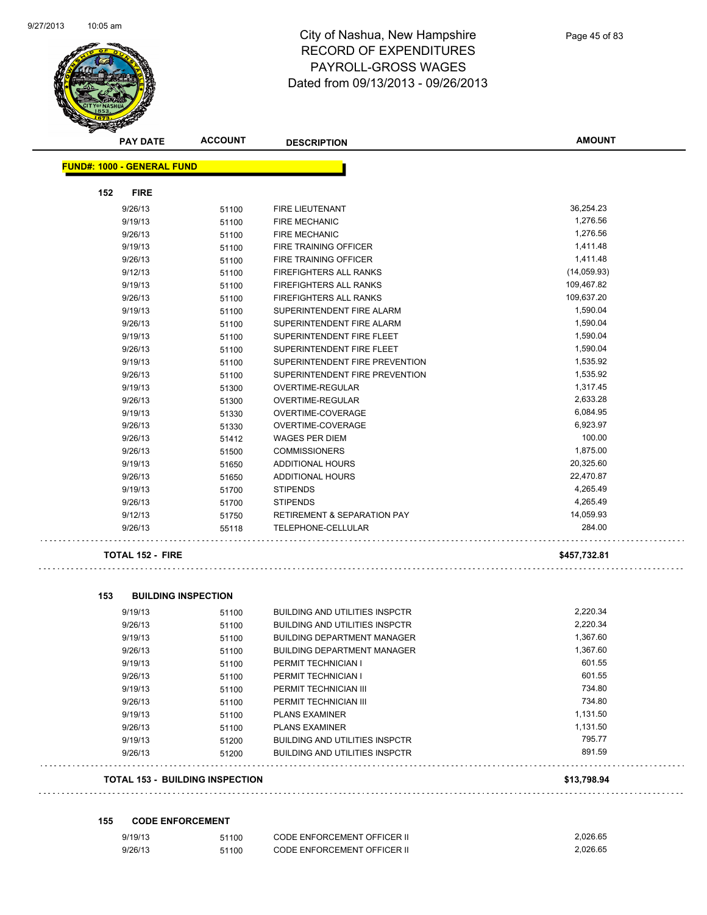# City of Nashua, New Hampshire
## RECORD OF EXPENDITURES
## PAYROLL-GROSS WAGES
### Dated from 09/13/2013 - 09/26/2013

**FUND#: 1000 - GENERAL FUND**

**152 FIRE**

| PAY DATE | ACCOUNT | DESCRIPTION | AMOUNT |
|---|---|---|---|
| 9/26/13 | 51100 | FIRE LIEUTENANT | 36,254.23 |
| 9/19/13 | 51100 | FIRE MECHANIC | 1,276.56 |
| 9/26/13 | 51100 | FIRE MECHANIC | 1,276.56 |
| 9/19/13 | 51100 | FIRE TRAINING OFFICER | 1,411.48 |
| 9/26/13 | 51100 | FIRE TRAINING OFFICER | 1,411.48 |
| 9/12/13 | 51100 | FIREFIGHTERS ALL RANKS | (14,059.93) |
| 9/19/13 | 51100 | FIREFIGHTERS ALL RANKS | 109,467.82 |
| 9/26/13 | 51100 | FIREFIGHTERS ALL RANKS | 109,637.20 |
| 9/19/13 | 51100 | SUPERINTENDENT FIRE ALARM | 1,590.04 |
| 9/26/13 | 51100 | SUPERINTENDENT FIRE ALARM | 1,590.04 |
| 9/19/13 | 51100 | SUPERINTENDENT FIRE FLEET | 1,590.04 |
| 9/26/13 | 51100 | SUPERINTENDENT FIRE FLEET | 1,590.04 |
| 9/19/13 | 51100 | SUPERINTENDENT FIRE PREVENTION | 1,535.92 |
| 9/26/13 | 51100 | SUPERINTENDENT FIRE PREVENTION | 1,535.92 |
| 9/19/13 | 51300 | OVERTIME-REGULAR | 1,317.45 |
| 9/26/13 | 51300 | OVERTIME-REGULAR | 2,633.28 |
| 9/19/13 | 51330 | OVERTIME-COVERAGE | 6,084.95 |
| 9/26/13 | 51330 | OVERTIME-COVERAGE | 6,923.97 |
| 9/26/13 | 51412 | WAGES PER DIEM | 100.00 |
| 9/26/13 | 51500 | COMMISSIONERS | 1,875.00 |
| 9/19/13 | 51650 | ADDITIONAL HOURS | 20,325.60 |
| 9/26/13 | 51650 | ADDITIONAL HOURS | 22,470.87 |
| 9/19/13 | 51700 | STIPENDS | 4,265.49 |
| 9/26/13 | 51700 | STIPENDS | 4,265.49 |
| 9/12/13 | 51750 | RETIREMENT & SEPARATION PAY | 14,059.93 |
| 9/26/13 | 55118 | TELEPHONE-CELLULAR | 284.00 |

**TOTAL 152 - FIRE** **$457,732.81**

**153 BUILDING INSPECTION**

| PAY DATE | ACCOUNT | DESCRIPTION | AMOUNT |
|---|---|---|---|
| 9/19/13 | 51100 | BUILDING AND UTILITIES INSPCTR | 2,220.34 |
| 9/26/13 | 51100 | BUILDING AND UTILITIES INSPCTR | 2,220.34 |
| 9/19/13 | 51100 | BUILDING DEPARTMENT MANAGER | 1,367.60 |
| 9/26/13 | 51100 | BUILDING DEPARTMENT MANAGER | 1,367.60 |
| 9/19/13 | 51100 | PERMIT TECHNICIAN I | 601.55 |
| 9/26/13 | 51100 | PERMIT TECHNICIAN I | 601.55 |
| 9/19/13 | 51100 | PERMIT TECHNICIAN III | 734.80 |
| 9/26/13 | 51100 | PERMIT TECHNICIAN III | 734.80 |
| 9/19/13 | 51100 | PLANS EXAMINER | 1,131.50 |
| 9/26/13 | 51100 | PLANS EXAMINER | 1,131.50 |
| 9/19/13 | 51200 | BUILDING AND UTILITIES INSPCTR | 795.77 |
| 9/26/13 | 51200 | BUILDING AND UTILITIES INSPCTR | 891.59 |

**TOTAL 153 - BUILDING INSPECTION** **$13,798.94**

**155 CODE ENFORCEMENT**

| PAY DATE | ACCOUNT | DESCRIPTION | AMOUNT |
|---|---|---|---|
| 9/19/13 | 51100 | CODE ENFORCEMENT OFFICER II | 2,026.65 |
| 9/26/13 | 51100 | CODE ENFORCEMENT OFFICER II | 2,026.65 |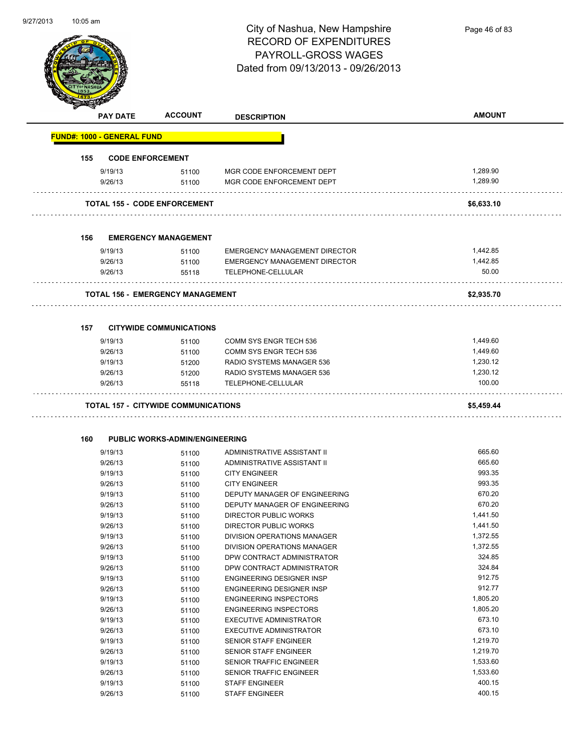# City of Nashua, New Hampshire
# RECORD OF EXPENDITURES
# PAYROLL-GROSS WAGES
# Dated from 09/13/2013 - 09/26/2013

| PAY DATE | ACCOUNT | DESCRIPTION | AMOUNT |
|---|---|---|---|

**FUND#: 1000 - GENERAL FUND**

**155 CODE ENFORCEMENT**

| PAY DATE | ACCOUNT | DESCRIPTION | AMOUNT |
|---|---|---|---|
| 9/19/13 | 51100 | MGR CODE ENFORCEMENT DEPT | 1,289.90 |
| 9/26/13 | 51100 | MGR CODE ENFORCEMENT DEPT | 1,289.90 |
| **TOTAL 155 - CODE ENFORCEMENT** | | | **$6,633.10** |

**156 EMERGENCY MANAGEMENT**

| PAY DATE | ACCOUNT | DESCRIPTION | AMOUNT |
|---|---|---|---|
| 9/19/13 | 51100 | EMERGENCY MANAGEMENT DIRECTOR | 1,442.85 |
| 9/26/13 | 51100 | EMERGENCY MANAGEMENT DIRECTOR | 1,442.85 |
| 9/26/13 | 55118 | TELEPHONE-CELLULAR | 50.00 |
| **TOTAL 156 - EMERGENCY MANAGEMENT** | | | **$2,935.70** |

**157 CITYWIDE COMMUNICATIONS**

| PAY DATE | ACCOUNT | DESCRIPTION | AMOUNT |
|---|---|---|---|
| 9/19/13 | 51100 | COMM SYS ENGR TECH 536 | 1,449.60 |
| 9/26/13 | 51100 | COMM SYS ENGR TECH 536 | 1,449.60 |
| 9/19/13 | 51200 | RADIO SYSTEMS MANAGER 536 | 1,230.12 |
| 9/26/13 | 51200 | RADIO SYSTEMS MANAGER 536 | 1,230.12 |
| 9/26/13 | 55118 | TELEPHONE-CELLULAR | 100.00 |
| **TOTAL 157 - CITYWIDE COMMUNICATIONS** | | | **$5,459.44** |

**160 PUBLIC WORKS-ADMIN/ENGINEERING**

| PAY DATE | ACCOUNT | DESCRIPTION | AMOUNT |
|---|---|---|---|
| 9/19/13 | 51100 | ADMINISTRATIVE ASSISTANT II | 665.60 |
| 9/26/13 | 51100 | ADMINISTRATIVE ASSISTANT II | 665.60 |
| 9/19/13 | 51100 | CITY ENGINEER | 993.35 |
| 9/26/13 | 51100 | CITY ENGINEER | 993.35 |
| 9/19/13 | 51100 | DEPUTY MANAGER OF ENGINEERING | 670.20 |
| 9/26/13 | 51100 | DEPUTY MANAGER OF ENGINEERING | 670.20 |
| 9/19/13 | 51100 | DIRECTOR PUBLIC WORKS | 1,441.50 |
| 9/26/13 | 51100 | DIRECTOR PUBLIC WORKS | 1,441.50 |
| 9/19/13 | 51100 | DIVISION OPERATIONS MANAGER | 1,372.55 |
| 9/26/13 | 51100 | DIVISION OPERATIONS MANAGER | 1,372.55 |
| 9/19/13 | 51100 | DPW CONTRACT ADMINISTRATOR | 324.85 |
| 9/26/13 | 51100 | DPW CONTRACT ADMINISTRATOR | 324.84 |
| 9/19/13 | 51100 | ENGINEERING DESIGNER INSP | 912.75 |
| 9/26/13 | 51100 | ENGINEERING DESIGNER INSP | 912.77 |
| 9/19/13 | 51100 | ENGINEERING INSPECTORS | 1,805.20 |
| 9/26/13 | 51100 | ENGINEERING INSPECTORS | 1,805.20 |
| 9/19/13 | 51100 | EXECUTIVE ADMINISTRATOR | 673.10 |
| 9/26/13 | 51100 | EXECUTIVE ADMINISTRATOR | 673.10 |
| 9/19/13 | 51100 | SENIOR STAFF ENGINEER | 1,219.70 |
| 9/26/13 | 51100 | SENIOR STAFF ENGINEER | 1,219.70 |
| 9/19/13 | 51100 | SENIOR TRAFFIC ENGINEER | 1,533.60 |
| 9/26/13 | 51100 | SENIOR TRAFFIC ENGINEER | 1,533.60 |
| 9/19/13 | 51100 | STAFF ENGINEER | 400.15 |
| 9/26/13 | 51100 | STAFF ENGINEER | 400.15 |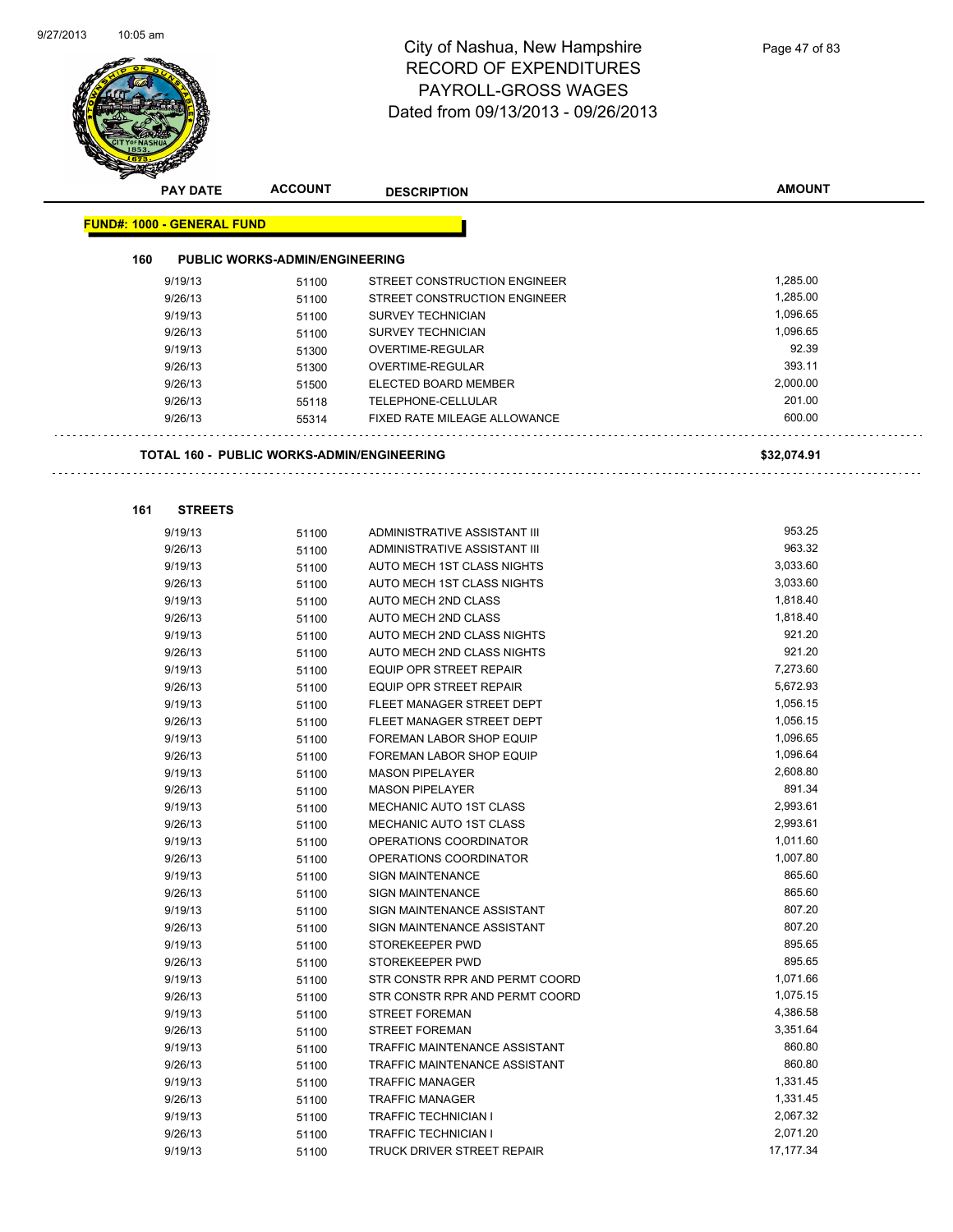# City of Nashua, New Hampshire
## RECORD OF EXPENDITURES
## PAYROLL-GROSS WAGES
## Dated from 09/13/2013 - 09/26/2013

| PAY DATE | ACCOUNT | DESCRIPTION | AMOUNT |
|---|---|---|---|

**FUND#: 1000 - GENERAL FUND**

**160 PUBLIC WORKS-ADMIN/ENGINEERING**

| PAY DATE | ACCOUNT | DESCRIPTION | AMOUNT |
|---|---|---|---|
| 9/19/13 | 51100 | STREET CONSTRUCTION ENGINEER | 1,285.00 |
| 9/26/13 | 51100 | STREET CONSTRUCTION ENGINEER | 1,285.00 |
| 9/19/13 | 51100 | SURVEY TECHNICIAN | 1,096.65 |
| 9/26/13 | 51100 | SURVEY TECHNICIAN | 1,096.65 |
| 9/19/13 | 51300 | OVERTIME-REGULAR | 92.39 |
| 9/26/13 | 51300 | OVERTIME-REGULAR | 393.11 |
| 9/26/13 | 51500 | ELECTED BOARD MEMBER | 2,000.00 |
| 9/26/13 | 55118 | TELEPHONE-CELLULAR | 201.00 |
| 9/26/13 | 55314 | FIXED RATE MILEAGE ALLOWANCE | 600.00 |

**TOTAL 160 - PUBLIC WORKS-ADMIN/ENGINEERING** **$32,074.91**

**161 STREETS**

| PAY DATE | ACCOUNT | DESCRIPTION | AMOUNT |
|---|---|---|---|
| 9/19/13 | 51100 | ADMINISTRATIVE ASSISTANT III | 953.25 |
| 9/26/13 | 51100 | ADMINISTRATIVE ASSISTANT III | 963.32 |
| 9/19/13 | 51100 | AUTO MECH 1ST CLASS NIGHTS | 3,033.60 |
| 9/26/13 | 51100 | AUTO MECH 1ST CLASS NIGHTS | 3,033.60 |
| 9/19/13 | 51100 | AUTO MECH 2ND CLASS | 1,818.40 |
| 9/26/13 | 51100 | AUTO MECH 2ND CLASS | 1,818.40 |
| 9/19/13 | 51100 | AUTO MECH 2ND CLASS NIGHTS | 921.20 |
| 9/26/13 | 51100 | AUTO MECH 2ND CLASS NIGHTS | 921.20 |
| 9/19/13 | 51100 | EQUIP OPR STREET REPAIR | 7,273.60 |
| 9/26/13 | 51100 | EQUIP OPR STREET REPAIR | 5,672.93 |
| 9/19/13 | 51100 | FLEET MANAGER STREET DEPT | 1,056.15 |
| 9/26/13 | 51100 | FLEET MANAGER STREET DEPT | 1,056.15 |
| 9/19/13 | 51100 | FOREMAN LABOR SHOP EQUIP | 1,096.65 |
| 9/26/13 | 51100 | FOREMAN LABOR SHOP EQUIP | 1,096.64 |
| 9/19/13 | 51100 | MASON PIPELAYER | 2,608.80 |
| 9/26/13 | 51100 | MASON PIPELAYER | 891.34 |
| 9/19/13 | 51100 | MECHANIC AUTO 1ST CLASS | 2,993.61 |
| 9/26/13 | 51100 | MECHANIC AUTO 1ST CLASS | 2,993.61 |
| 9/19/13 | 51100 | OPERATIONS COORDINATOR | 1,011.60 |
| 9/26/13 | 51100 | OPERATIONS COORDINATOR | 1,007.80 |
| 9/19/13 | 51100 | SIGN MAINTENANCE | 865.60 |
| 9/26/13 | 51100 | SIGN MAINTENANCE | 865.60 |
| 9/19/13 | 51100 | SIGN MAINTENANCE ASSISTANT | 807.20 |
| 9/26/13 | 51100 | SIGN MAINTENANCE ASSISTANT | 807.20 |
| 9/19/13 | 51100 | STOREKEEPER PWD | 895.65 |
| 9/26/13 | 51100 | STOREKEEPER PWD | 895.65 |
| 9/19/13 | 51100 | STR CONSTR RPR AND PERMT COORD | 1,071.66 |
| 9/26/13 | 51100 | STR CONSTR RPR AND PERMT COORD | 1,075.15 |
| 9/19/13 | 51100 | STREET FOREMAN | 4,386.58 |
| 9/26/13 | 51100 | STREET FOREMAN | 3,351.64 |
| 9/19/13 | 51100 | TRAFFIC MAINTENANCE ASSISTANT | 860.80 |
| 9/26/13 | 51100 | TRAFFIC MAINTENANCE ASSISTANT | 860.80 |
| 9/19/13 | 51100 | TRAFFIC MANAGER | 1,331.45 |
| 9/26/13 | 51100 | TRAFFIC MANAGER | 1,331.45 |
| 9/19/13 | 51100 | TRAFFIC TECHNICIAN I | 2,067.32 |
| 9/26/13 | 51100 | TRAFFIC TECHNICIAN I | 2,071.20 |
| 9/19/13 | 51100 | TRUCK DRIVER STREET REPAIR | 17,177.34 |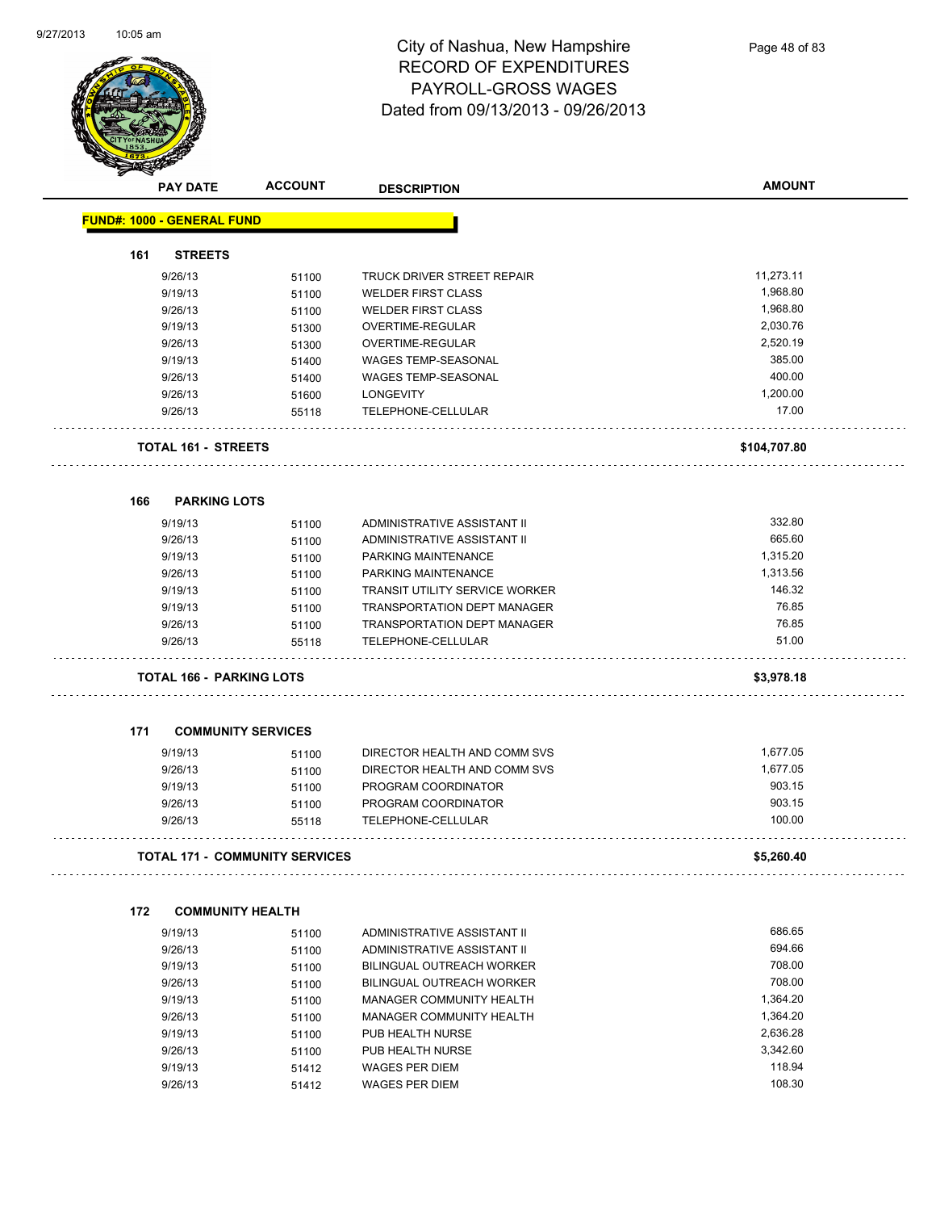City of Nashua, New Hampshire
RECORD OF EXPENDITURES
PAYROLL-GROSS WAGES
Dated from 09/13/2013 - 09/26/2013

**FUND#: 1000 - GENERAL FUND**

### 161 STREETS

| PAY DATE | ACCOUNT | DESCRIPTION | AMOUNT |
|---|---|---|---|
| 9/26/13 | 51100 | TRUCK DRIVER STREET REPAIR | 11,273.11 |
| 9/19/13 | 51100 | WELDER FIRST CLASS | 1,968.80 |
| 9/26/13 | 51100 | WELDER FIRST CLASS | 1,968.80 |
| 9/19/13 | 51300 | OVERTIME-REGULAR | 2,030.76 |
| 9/26/13 | 51300 | OVERTIME-REGULAR | 2,520.19 |
| 9/19/13 | 51400 | WAGES TEMP-SEASONAL | 385.00 |
| 9/26/13 | 51400 | WAGES TEMP-SEASONAL | 400.00 |
| 9/26/13 | 51600 | LONGEVITY | 1,200.00 |
| 9/26/13 | 55118 | TELEPHONE-CELLULAR | 17.00 |
| **TOTAL 161 - STREETS** | | | **$104,707.80** |

### 166 PARKING LOTS

| PAY DATE | ACCOUNT | DESCRIPTION | AMOUNT |
|---|---|---|---|
| 9/19/13 | 51100 | ADMINISTRATIVE ASSISTANT II | 332.80 |
| 9/26/13 | 51100 | ADMINISTRATIVE ASSISTANT II | 665.60 |
| 9/19/13 | 51100 | PARKING MAINTENANCE | 1,315.20 |
| 9/26/13 | 51100 | PARKING MAINTENANCE | 1,313.56 |
| 9/19/13 | 51100 | TRANSIT UTILITY SERVICE WORKER | 146.32 |
| 9/19/13 | 51100 | TRANSPORTATION DEPT MANAGER | 76.85 |
| 9/26/13 | 51100 | TRANSPORTATION DEPT MANAGER | 76.85 |
| 9/26/13 | 55118 | TELEPHONE-CELLULAR | 51.00 |
| **TOTAL 166 - PARKING LOTS** | | | **$3,978.18** |

### 171 COMMUNITY SERVICES

| PAY DATE | ACCOUNT | DESCRIPTION | AMOUNT |
|---|---|---|---|
| 9/19/13 | 51100 | DIRECTOR HEALTH AND COMM SVS | 1,677.05 |
| 9/26/13 | 51100 | DIRECTOR HEALTH AND COMM SVS | 1,677.05 |
| 9/19/13 | 51100 | PROGRAM COORDINATOR | 903.15 |
| 9/26/13 | 51100 | PROGRAM COORDINATOR | 903.15 |
| 9/26/13 | 55118 | TELEPHONE-CELLULAR | 100.00 |
| **TOTAL 171 - COMMUNITY SERVICES** | | | **$5,260.40** |

### 172 COMMUNITY HEALTH

| PAY DATE | ACCOUNT | DESCRIPTION | AMOUNT |
|---|---|---|---|
| 9/19/13 | 51100 | ADMINISTRATIVE ASSISTANT II | 686.65 |
| 9/26/13 | 51100 | ADMINISTRATIVE ASSISTANT II | 694.66 |
| 9/19/13 | 51100 | BILINGUAL OUTREACH WORKER | 708.00 |
| 9/26/13 | 51100 | BILINGUAL OUTREACH WORKER | 708.00 |
| 9/19/13 | 51100 | MANAGER COMMUNITY HEALTH | 1,364.20 |
| 9/26/13 | 51100 | MANAGER COMMUNITY HEALTH | 1,364.20 |
| 9/19/13 | 51100 | PUB HEALTH NURSE | 2,636.28 |
| 9/26/13 | 51100 | PUB HEALTH NURSE | 3,342.60 |
| 9/19/13 | 51412 | WAGES PER DIEM | 118.94 |
| 9/26/13 | 51412 | WAGES PER DIEM | 108.30 |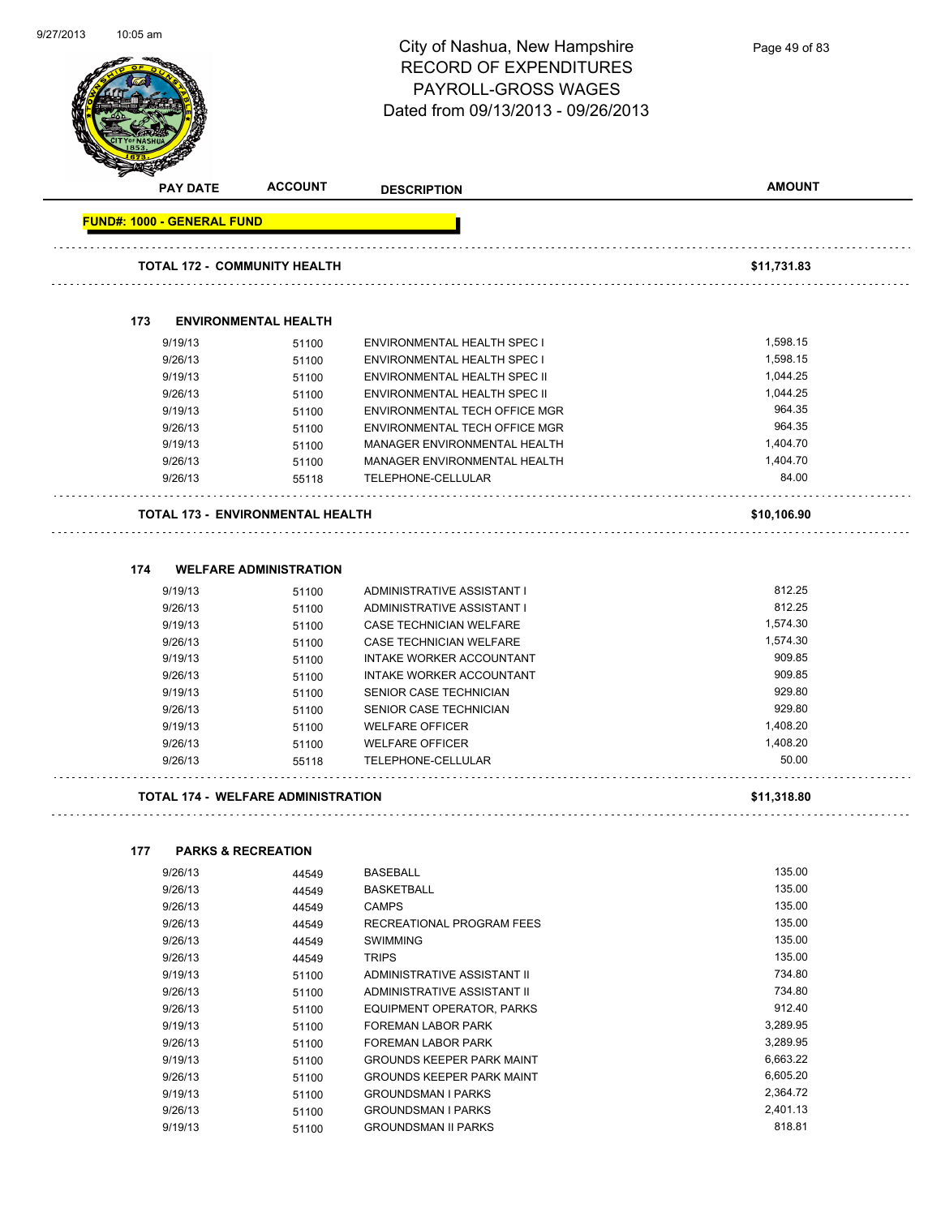# City of Nashua, New Hampshire
## RECORD OF EXPENDITURES
## PAYROLL-GROSS WAGES
## Dated from 09/13/2013 - 09/26/2013

| PAY DATE | ACCOUNT | DESCRIPTION | AMOUNT |
|---|---|---|---|
| **FUND#: 1000 - GENERAL FUND** | | | |
| **TOTAL 172 - COMMUNITY HEALTH** | | | **$11,731.83** |
| **173 ENVIRONMENTAL HEALTH** | | | |
| 9/19/13 | 51100 | ENVIRONMENTAL HEALTH SPEC I | 1,598.15 |
| 9/26/13 | 51100 | ENVIRONMENTAL HEALTH SPEC I | 1,598.15 |
| 9/19/13 | 51100 | ENVIRONMENTAL HEALTH SPEC II | 1,044.25 |
| 9/26/13 | 51100 | ENVIRONMENTAL HEALTH SPEC II | 1,044.25 |
| 9/19/13 | 51100 | ENVIRONMENTAL TECH OFFICE MGR | 964.35 |
| 9/26/13 | 51100 | ENVIRONMENTAL TECH OFFICE MGR | 964.35 |
| 9/19/13 | 51100 | MANAGER ENVIRONMENTAL HEALTH | 1,404.70 |
| 9/26/13 | 51100 | MANAGER ENVIRONMENTAL HEALTH | 1,404.70 |
| 9/26/13 | 55118 | TELEPHONE-CELLULAR | 84.00 |
| **TOTAL 173 - ENVIRONMENTAL HEALTH** | | | **$10,106.90** |
| **174 WELFARE ADMINISTRATION** | | | |
| 9/19/13 | 51100 | ADMINISTRATIVE ASSISTANT I | 812.25 |
| 9/26/13 | 51100 | ADMINISTRATIVE ASSISTANT I | 812.25 |
| 9/19/13 | 51100 | CASE TECHNICIAN WELFARE | 1,574.30 |
| 9/26/13 | 51100 | CASE TECHNICIAN WELFARE | 1,574.30 |
| 9/19/13 | 51100 | INTAKE WORKER ACCOUNTANT | 909.85 |
| 9/26/13 | 51100 | INTAKE WORKER ACCOUNTANT | 909.85 |
| 9/19/13 | 51100 | SENIOR CASE TECHNICIAN | 929.80 |
| 9/26/13 | 51100 | SENIOR CASE TECHNICIAN | 929.80 |
| 9/19/13 | 51100 | WELFARE OFFICER | 1,408.20 |
| 9/26/13 | 51100 | WELFARE OFFICER | 1,408.20 |
| 9/26/13 | 55118 | TELEPHONE-CELLULAR | 50.00 |
| **TOTAL 174 - WELFARE ADMINISTRATION** | | | **$11,318.80** |
| **177 PARKS & RECREATION** | | | |
| 9/26/13 | 44549 | BASEBALL | 135.00 |
| 9/26/13 | 44549 | BASKETBALL | 135.00 |
| 9/26/13 | 44549 | CAMPS | 135.00 |
| 9/26/13 | 44549 | RECREATIONAL PROGRAM FEES | 135.00 |
| 9/26/13 | 44549 | SWIMMING | 135.00 |
| 9/26/13 | 44549 | TRIPS | 135.00 |
| 9/19/13 | 51100 | ADMINISTRATIVE ASSISTANT II | 734.80 |
| 9/26/13 | 51100 | ADMINISTRATIVE ASSISTANT II | 734.80 |
| 9/26/13 | 51100 | EQUIPMENT OPERATOR, PARKS | 912.40 |
| 9/19/13 | 51100 | FOREMAN LABOR PARK | 3,289.95 |
| 9/26/13 | 51100 | FOREMAN LABOR PARK | 3,289.95 |
| 9/19/13 | 51100 | GROUNDS KEEPER PARK MAINT | 6,663.22 |
| 9/26/13 | 51100 | GROUNDS KEEPER PARK MAINT | 6,605.20 |
| 9/19/13 | 51100 | GROUNDSMAN I PARKS | 2,364.72 |
| 9/26/13 | 51100 | GROUNDSMAN I PARKS | 2,401.13 |
| 9/19/13 | 51100 | GROUNDSMAN II PARKS | 818.81 |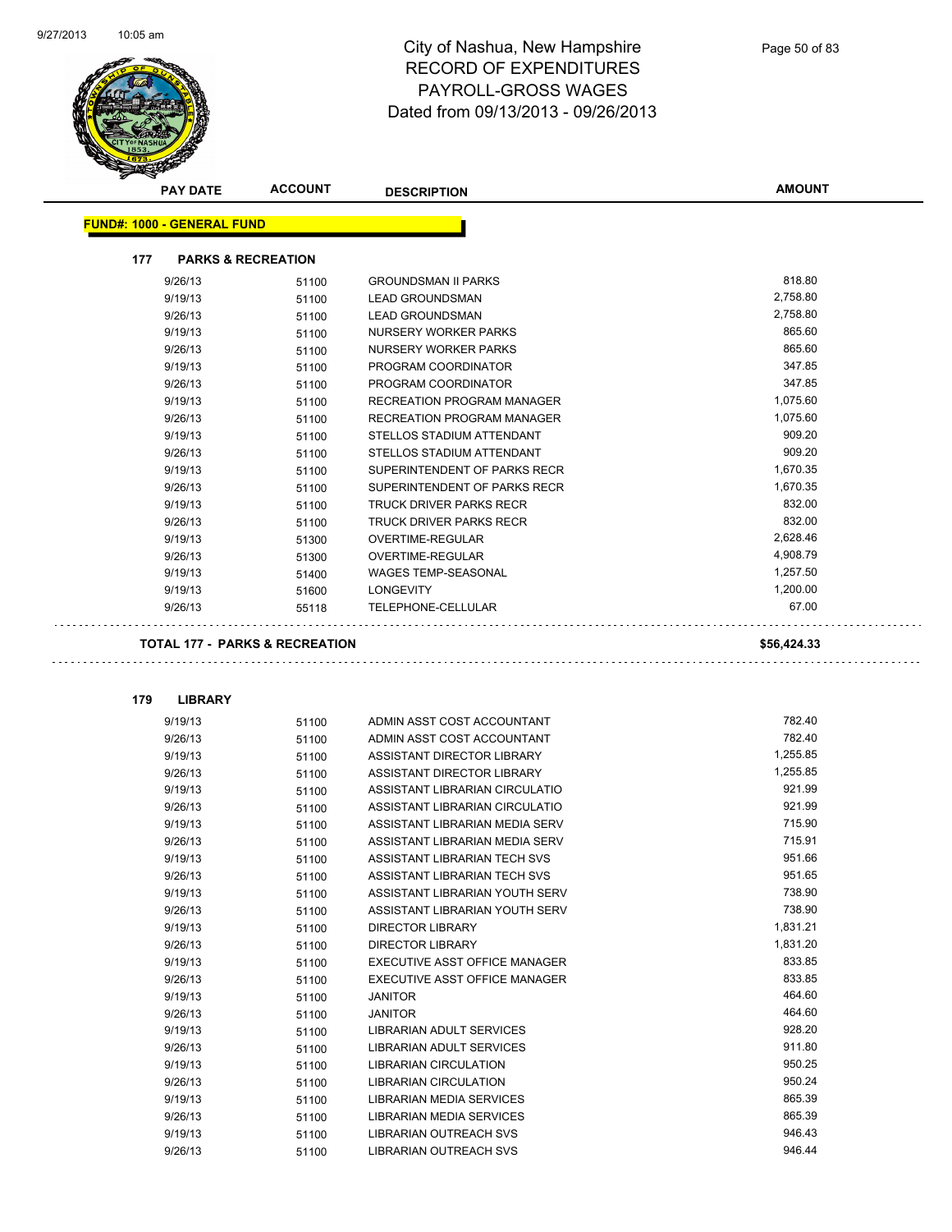# City of Nashua, New Hampshire
## RECORD OF EXPENDITURES
## PAYROLL-GROSS WAGES
## Dated from 09/13/2013 - 09/26/2013

**FUND#: 1000 - GENERAL FUND**

### 177 PARKS & RECREATION

| PAY DATE | ACCOUNT | DESCRIPTION | AMOUNT |
|---|---|---|---|
| 9/26/13 | 51100 | GROUNDSMAN II PARKS | 818.80 |
| 9/19/13 | 51100 | LEAD GROUNDSMAN | 2,758.80 |
| 9/26/13 | 51100 | LEAD GROUNDSMAN | 2,758.80 |
| 9/19/13 | 51100 | NURSERY WORKER PARKS | 865.60 |
| 9/26/13 | 51100 | NURSERY WORKER PARKS | 865.60 |
| 9/19/13 | 51100 | PROGRAM COORDINATOR | 347.85 |
| 9/26/13 | 51100 | PROGRAM COORDINATOR | 347.85 |
| 9/19/13 | 51100 | RECREATION PROGRAM MANAGER | 1,075.60 |
| 9/26/13 | 51100 | RECREATION PROGRAM MANAGER | 1,075.60 |
| 9/19/13 | 51100 | STELLOS STADIUM ATTENDANT | 909.20 |
| 9/26/13 | 51100 | STELLOS STADIUM ATTENDANT | 909.20 |
| 9/19/13 | 51100 | SUPERINTENDENT OF PARKS RECR | 1,670.35 |
| 9/26/13 | 51100 | SUPERINTENDENT OF PARKS RECR | 1,670.35 |
| 9/19/13 | 51100 | TRUCK DRIVER PARKS RECR | 832.00 |
| 9/26/13 | 51100 | TRUCK DRIVER PARKS RECR | 832.00 |
| 9/19/13 | 51300 | OVERTIME-REGULAR | 2,628.46 |
| 9/26/13 | 51300 | OVERTIME-REGULAR | 4,908.79 |
| 9/19/13 | 51400 | WAGES TEMP-SEASONAL | 1,257.50 |
| 9/19/13 | 51600 | LONGEVITY | 1,200.00 |
| 9/26/13 | 55118 | TELEPHONE-CELLULAR | 67.00 |

**TOTAL 177 - PARKS & RECREATION** **$56,424.33**

### 179 LIBRARY

| PAY DATE | ACCOUNT | DESCRIPTION | AMOUNT |
|---|---|---|---|
| 9/19/13 | 51100 | ADMIN ASST COST ACCOUNTANT | 782.40 |
| 9/26/13 | 51100 | ADMIN ASST COST ACCOUNTANT | 782.40 |
| 9/19/13 | 51100 | ASSISTANT DIRECTOR LIBRARY | 1,255.85 |
| 9/26/13 | 51100 | ASSISTANT DIRECTOR LIBRARY | 1,255.85 |
| 9/19/13 | 51100 | ASSISTANT LIBRARIAN CIRCULATIO | 921.99 |
| 9/26/13 | 51100 | ASSISTANT LIBRARIAN CIRCULATIO | 921.99 |
| 9/19/13 | 51100 | ASSISTANT LIBRARIAN MEDIA SERV | 715.90 |
| 9/26/13 | 51100 | ASSISTANT LIBRARIAN MEDIA SERV | 715.91 |
| 9/19/13 | 51100 | ASSISTANT LIBRARIAN TECH SVS | 951.66 |
| 9/26/13 | 51100 | ASSISTANT LIBRARIAN TECH SVS | 951.65 |
| 9/19/13 | 51100 | ASSISTANT LIBRARIAN YOUTH SERV | 738.90 |
| 9/26/13 | 51100 | ASSISTANT LIBRARIAN YOUTH SERV | 738.90 |
| 9/19/13 | 51100 | DIRECTOR LIBRARY | 1,831.21 |
| 9/26/13 | 51100 | DIRECTOR LIBRARY | 1,831.20 |
| 9/19/13 | 51100 | EXECUTIVE ASST OFFICE MANAGER | 833.85 |
| 9/26/13 | 51100 | EXECUTIVE ASST OFFICE MANAGER | 833.85 |
| 9/19/13 | 51100 | JANITOR | 464.60 |
| 9/26/13 | 51100 | JANITOR | 464.60 |
| 9/19/13 | 51100 | LIBRARIAN ADULT SERVICES | 928.20 |
| 9/26/13 | 51100 | LIBRARIAN ADULT SERVICES | 911.80 |
| 9/19/13 | 51100 | LIBRARIAN CIRCULATION | 950.25 |
| 9/26/13 | 51100 | LIBRARIAN CIRCULATION | 950.24 |
| 9/19/13 | 51100 | LIBRARIAN MEDIA SERVICES | 865.39 |
| 9/26/13 | 51100 | LIBRARIAN MEDIA SERVICES | 865.39 |
| 9/19/13 | 51100 | LIBRARIAN OUTREACH SVS | 946.43 |
| 9/26/13 | 51100 | LIBRARIAN OUTREACH SVS | 946.44 |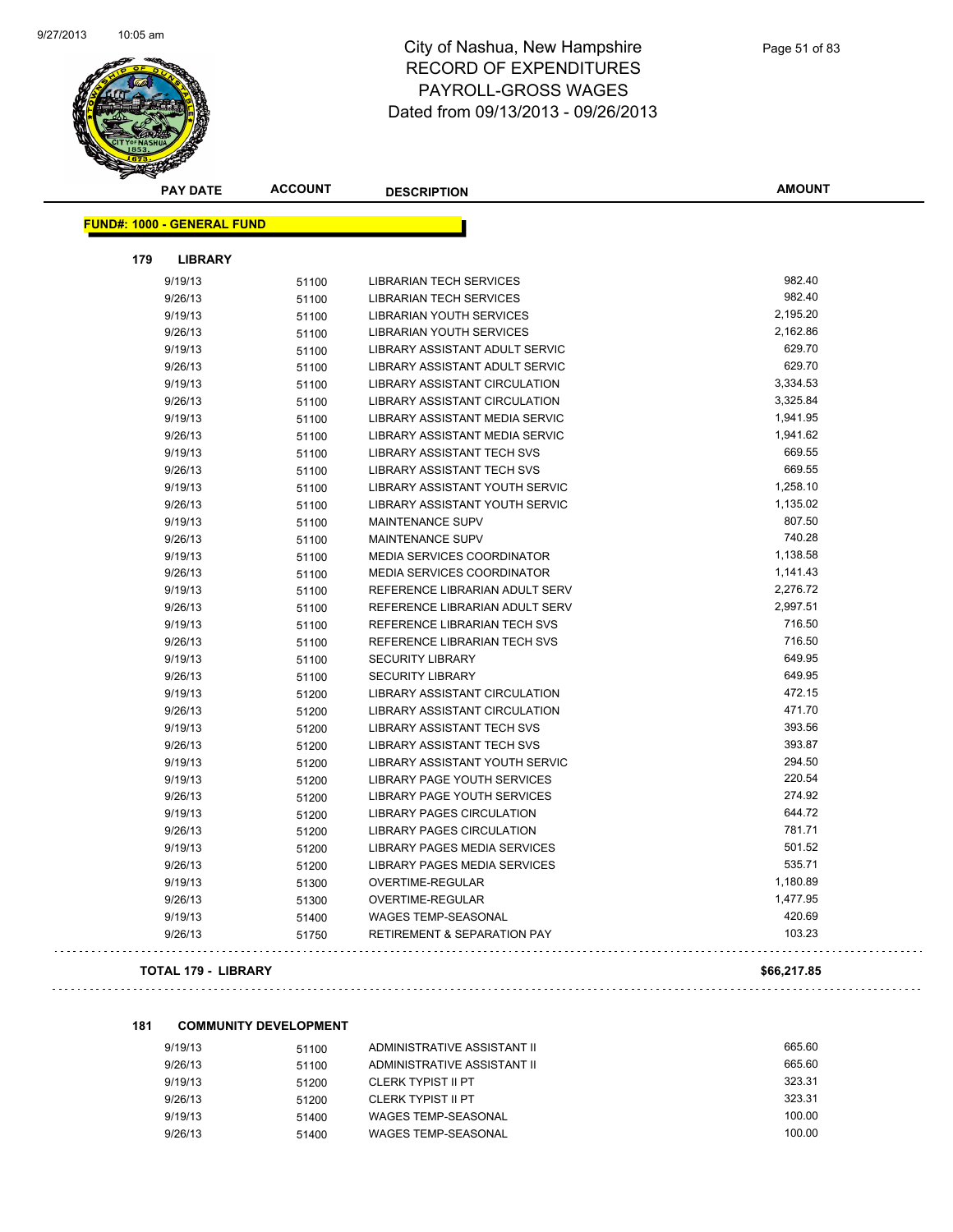# City of Nashua, New Hampshire
## RECORD OF EXPENDITURES
## PAYROLL-GROSS WAGES
## Dated from 09/13/2013 - 09/26/2013

| PAY DATE | ACCOUNT | DESCRIPTION | AMOUNT |
|---|---|---|---|

**FUND#: 1000 - GENERAL FUND**

**179 LIBRARY**

| PAY DATE | ACCOUNT | DESCRIPTION | AMOUNT |
|---|---|---|---|
| 9/19/13 | 51100 | LIBRARIAN TECH SERVICES | 982.40 |
| 9/26/13 | 51100 | LIBRARIAN TECH SERVICES | 982.40 |
| 9/19/13 | 51100 | LIBRARIAN YOUTH SERVICES | 2,195.20 |
| 9/26/13 | 51100 | LIBRARIAN YOUTH SERVICES | 2,162.86 |
| 9/19/13 | 51100 | LIBRARY ASSISTANT ADULT SERVIC | 629.70 |
| 9/26/13 | 51100 | LIBRARY ASSISTANT ADULT SERVIC | 629.70 |
| 9/19/13 | 51100 | LIBRARY ASSISTANT CIRCULATION | 3,334.53 |
| 9/26/13 | 51100 | LIBRARY ASSISTANT CIRCULATION | 3,325.84 |
| 9/19/13 | 51100 | LIBRARY ASSISTANT MEDIA SERVIC | 1,941.95 |
| 9/26/13 | 51100 | LIBRARY ASSISTANT MEDIA SERVIC | 1,941.62 |
| 9/19/13 | 51100 | LIBRARY ASSISTANT TECH SVS | 669.55 |
| 9/26/13 | 51100 | LIBRARY ASSISTANT TECH SVS | 669.55 |
| 9/19/13 | 51100 | LIBRARY ASSISTANT YOUTH SERVIC | 1,258.10 |
| 9/26/13 | 51100 | LIBRARY ASSISTANT YOUTH SERVIC | 1,135.02 |
| 9/19/13 | 51100 | MAINTENANCE SUPV | 807.50 |
| 9/26/13 | 51100 | MAINTENANCE SUPV | 740.28 |
| 9/19/13 | 51100 | MEDIA SERVICES COORDINATOR | 1,138.58 |
| 9/26/13 | 51100 | MEDIA SERVICES COORDINATOR | 1,141.43 |
| 9/19/13 | 51100 | REFERENCE LIBRARIAN ADULT SERV | 2,276.72 |
| 9/26/13 | 51100 | REFERENCE LIBRARIAN ADULT SERV | 2,997.51 |
| 9/19/13 | 51100 | REFERENCE LIBRARIAN TECH SVS | 716.50 |
| 9/26/13 | 51100 | REFERENCE LIBRARIAN TECH SVS | 716.50 |
| 9/19/13 | 51100 | SECURITY LIBRARY | 649.95 |
| 9/26/13 | 51100 | SECURITY LIBRARY | 649.95 |
| 9/19/13 | 51200 | LIBRARY ASSISTANT CIRCULATION | 472.15 |
| 9/26/13 | 51200 | LIBRARY ASSISTANT CIRCULATION | 471.70 |
| 9/19/13 | 51200 | LIBRARY ASSISTANT TECH SVS | 393.56 |
| 9/26/13 | 51200 | LIBRARY ASSISTANT TECH SVS | 393.87 |
| 9/19/13 | 51200 | LIBRARY ASSISTANT YOUTH SERVIC | 294.50 |
| 9/19/13 | 51200 | LIBRARY PAGE YOUTH SERVICES | 220.54 |
| 9/26/13 | 51200 | LIBRARY PAGE YOUTH SERVICES | 274.92 |
| 9/19/13 | 51200 | LIBRARY PAGES CIRCULATION | 644.72 |
| 9/26/13 | 51200 | LIBRARY PAGES CIRCULATION | 781.71 |
| 9/19/13 | 51200 | LIBRARY PAGES MEDIA SERVICES | 501.52 |
| 9/26/13 | 51200 | LIBRARY PAGES MEDIA SERVICES | 535.71 |
| 9/19/13 | 51300 | OVERTIME-REGULAR | 1,180.89 |
| 9/26/13 | 51300 | OVERTIME-REGULAR | 1,477.95 |
| 9/19/13 | 51400 | WAGES TEMP-SEASONAL | 420.69 |
| 9/26/13 | 51750 | RETIREMENT & SEPARATION PAY | 103.23 |

**TOTAL 179 - LIBRARY** **$66,217.85**

**181 COMMUNITY DEVELOPMENT**

| PAY DATE | ACCOUNT | DESCRIPTION | AMOUNT |
|---|---|---|---|
| 9/19/13 | 51100 | ADMINISTRATIVE ASSISTANT II | 665.60 |
| 9/26/13 | 51100 | ADMINISTRATIVE ASSISTANT II | 665.60 |
| 9/19/13 | 51200 | CLERK TYPIST II PT | 323.31 |
| 9/26/13 | 51200 | CLERK TYPIST II PT | 323.31 |
| 9/19/13 | 51400 | WAGES TEMP-SEASONAL | 100.00 |
| 9/26/13 | 51400 | WAGES TEMP-SEASONAL | 100.00 |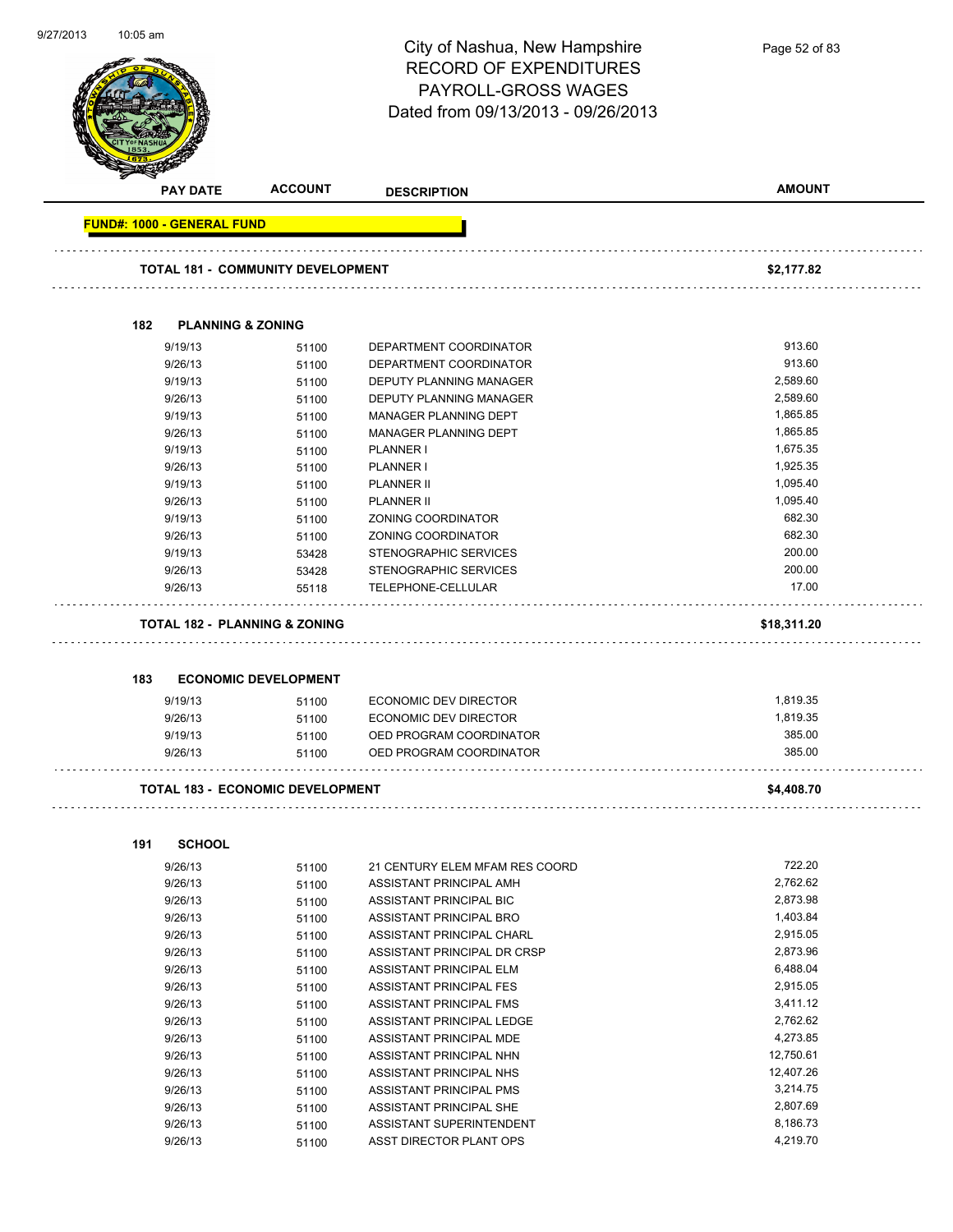# City of Nashua, New Hampshire
## RECORD OF EXPENDITURES
## PAYROLL-GROSS WAGES
## Dated from 09/13/2013 - 09/26/2013

| PAY DATE | ACCOUNT | DESCRIPTION | AMOUNT |
|---|---|---|---|
| **FUND#: 1000 - GENERAL FUND** | | | |
| **TOTAL 181 - COMMUNITY DEVELOPMENT** | | | **$2,177.82** |
| **182 PLANNING & ZONING** | | | |
| 9/19/13 | 51100 | DEPARTMENT COORDINATOR | 913.60 |
| 9/26/13 | 51100 | DEPARTMENT COORDINATOR | 913.60 |
| 9/19/13 | 51100 | DEPUTY PLANNING MANAGER | 2,589.60 |
| 9/26/13 | 51100 | DEPUTY PLANNING MANAGER | 2,589.60 |
| 9/19/13 | 51100 | MANAGER PLANNING DEPT | 1,865.85 |
| 9/26/13 | 51100 | MANAGER PLANNING DEPT | 1,865.85 |
| 9/19/13 | 51100 | PLANNER I | 1,675.35 |
| 9/26/13 | 51100 | PLANNER I | 1,925.35 |
| 9/19/13 | 51100 | PLANNER II | 1,095.40 |
| 9/26/13 | 51100 | PLANNER II | 1,095.40 |
| 9/19/13 | 51100 | ZONING COORDINATOR | 682.30 |
| 9/26/13 | 51100 | ZONING COORDINATOR | 682.30 |
| 9/19/13 | 53428 | STENOGRAPHIC SERVICES | 200.00 |
| 9/26/13 | 53428 | STENOGRAPHIC SERVICES | 200.00 |
| 9/26/13 | 55118 | TELEPHONE-CELLULAR | 17.00 |
| **TOTAL 182 - PLANNING & ZONING** | | | **$18,311.20** |
| **183 ECONOMIC DEVELOPMENT** | | | |
| 9/19/13 | 51100 | ECONOMIC DEV DIRECTOR | 1,819.35 |
| 9/26/13 | 51100 | ECONOMIC DEV DIRECTOR | 1,819.35 |
| 9/19/13 | 51100 | OED PROGRAM COORDINATOR | 385.00 |
| 9/26/13 | 51100 | OED PROGRAM COORDINATOR | 385.00 |
| **TOTAL 183 - ECONOMIC DEVELOPMENT** | | | **$4,408.70** |
| **191 SCHOOL** | | | |
| 9/26/13 | 51100 | 21 CENTURY ELEM MFAM RES COORD | 722.20 |
| 9/26/13 | 51100 | ASSISTANT PRINCIPAL AMH | 2,762.62 |
| 9/26/13 | 51100 | ASSISTANT PRINCIPAL BIC | 2,873.98 |
| 9/26/13 | 51100 | ASSISTANT PRINCIPAL BRO | 1,403.84 |
| 9/26/13 | 51100 | ASSISTANT PRINCIPAL CHARL | 2,915.05 |
| 9/26/13 | 51100 | ASSISTANT PRINCIPAL DR CRSP | 2,873.96 |
| 9/26/13 | 51100 | ASSISTANT PRINCIPAL ELM | 6,488.04 |
| 9/26/13 | 51100 | ASSISTANT PRINCIPAL FES | 2,915.05 |
| 9/26/13 | 51100 | ASSISTANT PRINCIPAL FMS | 3,411.12 |
| 9/26/13 | 51100 | ASSISTANT PRINCIPAL LEDGE | 2,762.62 |
| 9/26/13 | 51100 | ASSISTANT PRINCIPAL MDE | 4,273.85 |
| 9/26/13 | 51100 | ASSISTANT PRINCIPAL NHN | 12,750.61 |
| 9/26/13 | 51100 | ASSISTANT PRINCIPAL NHS | 12,407.26 |
| 9/26/13 | 51100 | ASSISTANT PRINCIPAL PMS | 3,214.75 |
| 9/26/13 | 51100 | ASSISTANT PRINCIPAL SHE | 2,807.69 |
| 9/26/13 | 51100 | ASSISTANT SUPERINTENDENT | 8,186.73 |
| 9/26/13 | 51100 | ASST DIRECTOR PLANT OPS | 4,219.70 |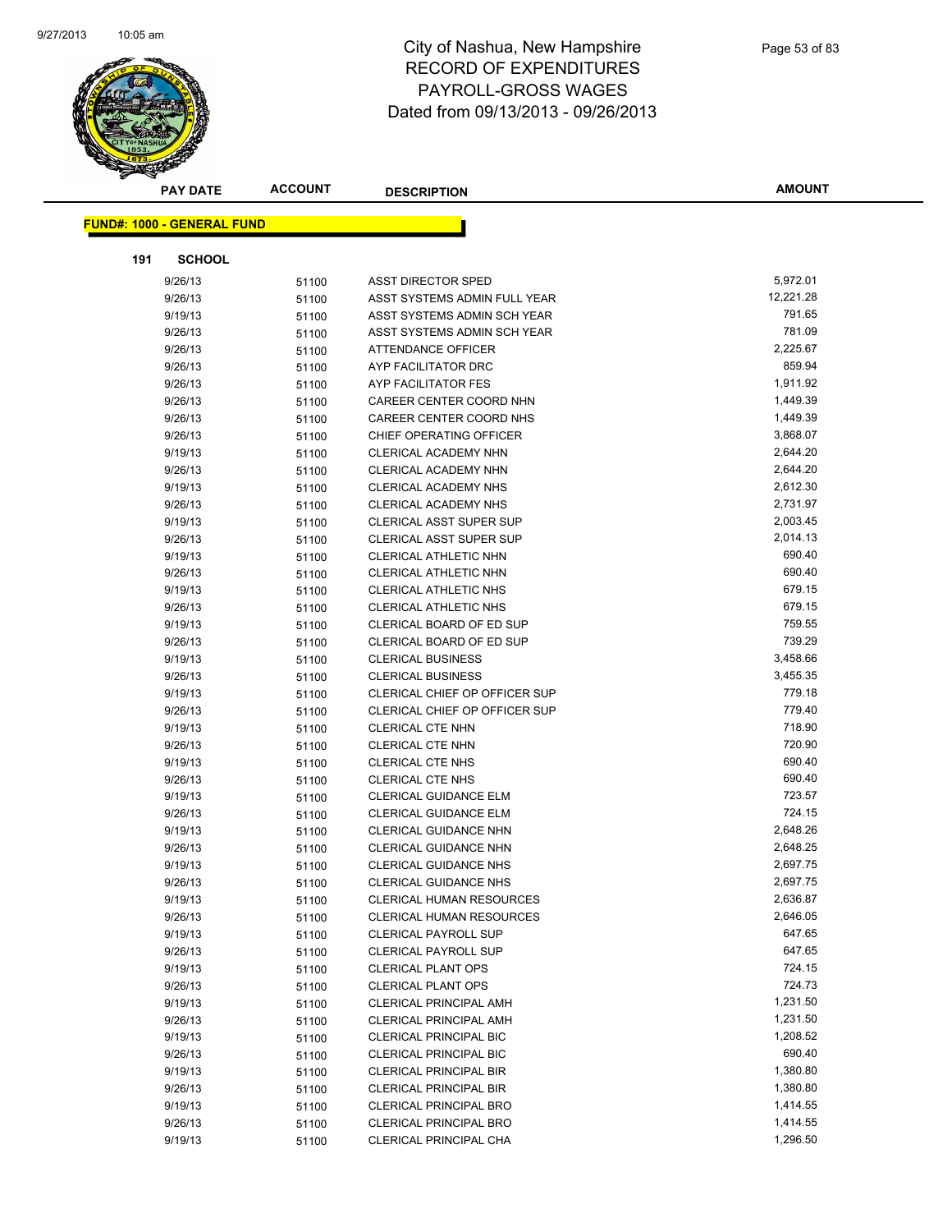# City of Nashua, New Hampshire
## RECORD OF EXPENDITURES
## PAYROLL-GROSS WAGES
## Dated from 09/13/2013 - 09/26/2013

**FUND#: 1000 - GENERAL FUND**

**191 SCHOOL**

| PAY DATE | ACCOUNT | DESCRIPTION | AMOUNT |
|---|---|---|---|
| 9/26/13 | 51100 | ASST DIRECTOR SPED | 5,972.01 |
| 9/26/13 | 51100 | ASST SYSTEMS ADMIN FULL YEAR | 12,221.28 |
| 9/19/13 | 51100 | ASST SYSTEMS ADMIN SCH YEAR | 791.65 |
| 9/26/13 | 51100 | ASST SYSTEMS ADMIN SCH YEAR | 781.09 |
| 9/26/13 | 51100 | ATTENDANCE OFFICER | 2,225.67 |
| 9/26/13 | 51100 | AYP FACILITATOR DRC | 859.94 |
| 9/26/13 | 51100 | AYP FACILITATOR FES | 1,911.92 |
| 9/26/13 | 51100 | CAREER CENTER COORD NHN | 1,449.39 |
| 9/26/13 | 51100 | CAREER CENTER COORD NHS | 1,449.39 |
| 9/26/13 | 51100 | CHIEF OPERATING OFFICER | 3,868.07 |
| 9/19/13 | 51100 | CLERICAL ACADEMY NHN | 2,644.20 |
| 9/26/13 | 51100 | CLERICAL ACADEMY NHN | 2,644.20 |
| 9/19/13 | 51100 | CLERICAL ACADEMY NHS | 2,612.30 |
| 9/26/13 | 51100 | CLERICAL ACADEMY NHS | 2,731.97 |
| 9/19/13 | 51100 | CLERICAL ASST SUPER SUP | 2,003.45 |
| 9/26/13 | 51100 | CLERICAL ASST SUPER SUP | 2,014.13 |
| 9/19/13 | 51100 | CLERICAL ATHLETIC NHN | 690.40 |
| 9/26/13 | 51100 | CLERICAL ATHLETIC NHN | 690.40 |
| 9/19/13 | 51100 | CLERICAL ATHLETIC NHS | 679.15 |
| 9/26/13 | 51100 | CLERICAL ATHLETIC NHS | 679.15 |
| 9/19/13 | 51100 | CLERICAL BOARD OF ED SUP | 759.55 |
| 9/26/13 | 51100 | CLERICAL BOARD OF ED SUP | 739.29 |
| 9/19/13 | 51100 | CLERICAL BUSINESS | 3,458.66 |
| 9/26/13 | 51100 | CLERICAL BUSINESS | 3,455.35 |
| 9/19/13 | 51100 | CLERICAL CHIEF OP OFFICER SUP | 779.18 |
| 9/26/13 | 51100 | CLERICAL CHIEF OP OFFICER SUP | 779.40 |
| 9/19/13 | 51100 | CLERICAL CTE NHN | 718.90 |
| 9/26/13 | 51100 | CLERICAL CTE NHN | 720.90 |
| 9/19/13 | 51100 | CLERICAL CTE NHS | 690.40 |
| 9/26/13 | 51100 | CLERICAL CTE NHS | 690.40 |
| 9/19/13 | 51100 | CLERICAL GUIDANCE ELM | 723.57 |
| 9/26/13 | 51100 | CLERICAL GUIDANCE ELM | 724.15 |
| 9/19/13 | 51100 | CLERICAL GUIDANCE NHN | 2,648.26 |
| 9/26/13 | 51100 | CLERICAL GUIDANCE NHN | 2,648.25 |
| 9/19/13 | 51100 | CLERICAL GUIDANCE NHS | 2,697.75 |
| 9/26/13 | 51100 | CLERICAL GUIDANCE NHS | 2,697.75 |
| 9/19/13 | 51100 | CLERICAL HUMAN RESOURCES | 2,636.87 |
| 9/26/13 | 51100 | CLERICAL HUMAN RESOURCES | 2,646.05 |
| 9/19/13 | 51100 | CLERICAL PAYROLL SUP | 647.65 |
| 9/26/13 | 51100 | CLERICAL PAYROLL SUP | 647.65 |
| 9/19/13 | 51100 | CLERICAL PLANT OPS | 724.15 |
| 9/26/13 | 51100 | CLERICAL PLANT OPS | 724.73 |
| 9/19/13 | 51100 | CLERICAL PRINCIPAL AMH | 1,231.50 |
| 9/26/13 | 51100 | CLERICAL PRINCIPAL AMH | 1,231.50 |
| 9/19/13 | 51100 | CLERICAL PRINCIPAL BIC | 1,208.52 |
| 9/26/13 | 51100 | CLERICAL PRINCIPAL BIC | 690.40 |
| 9/19/13 | 51100 | CLERICAL PRINCIPAL BIR | 1,380.80 |
| 9/26/13 | 51100 | CLERICAL PRINCIPAL BIR | 1,380.80 |
| 9/19/13 | 51100 | CLERICAL PRINCIPAL BRO | 1,414.55 |
| 9/26/13 | 51100 | CLERICAL PRINCIPAL BRO | 1,414.55 |
| 9/19/13 | 51100 | CLERICAL PRINCIPAL CHA | 1,296.50 |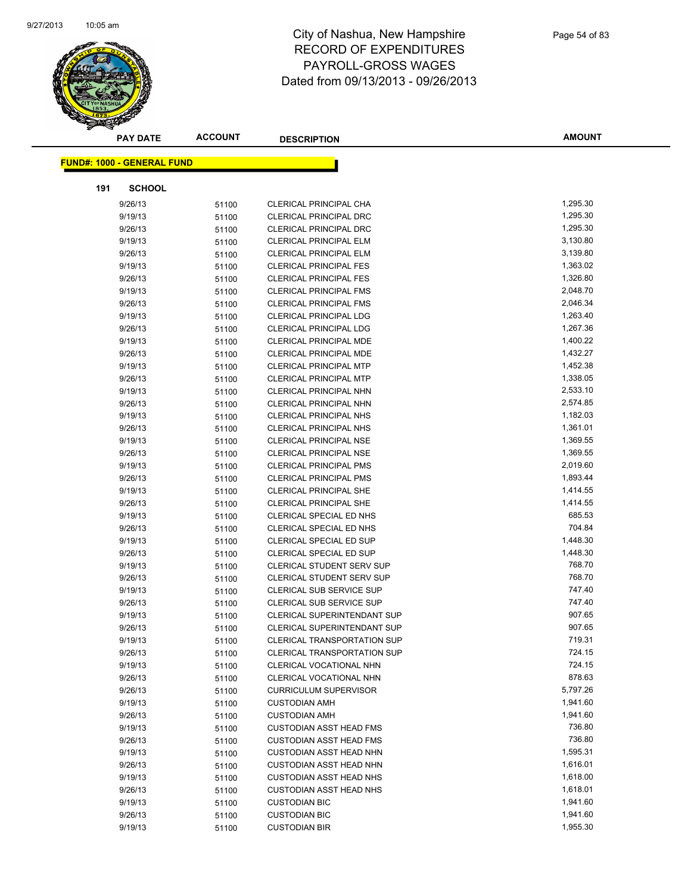# City of Nashua, New Hampshire
## RECORD OF EXPENDITURES
## PAYROLL-GROSS WAGES
## Dated from 09/13/2013 - 09/26/2013

**FUND#: 1000 - GENERAL FUND**

**191 SCHOOL**

| PAY DATE | ACCOUNT | DESCRIPTION | AMOUNT |
|---|---|---|---|
| 9/26/13 | 51100 | CLERICAL PRINCIPAL CHA | 1,295.30 |
| 9/19/13 | 51100 | CLERICAL PRINCIPAL DRC | 1,295.30 |
| 9/26/13 | 51100 | CLERICAL PRINCIPAL DRC | 1,295.30 |
| 9/19/13 | 51100 | CLERICAL PRINCIPAL ELM | 3,130.80 |
| 9/26/13 | 51100 | CLERICAL PRINCIPAL ELM | 3,139.80 |
| 9/19/13 | 51100 | CLERICAL PRINCIPAL FES | 1,363.02 |
| 9/26/13 | 51100 | CLERICAL PRINCIPAL FES | 1,326.80 |
| 9/19/13 | 51100 | CLERICAL PRINCIPAL FMS | 2,048.70 |
| 9/26/13 | 51100 | CLERICAL PRINCIPAL FMS | 2,046.34 |
| 9/19/13 | 51100 | CLERICAL PRINCIPAL LDG | 1,263.40 |
| 9/26/13 | 51100 | CLERICAL PRINCIPAL LDG | 1,267.36 |
| 9/19/13 | 51100 | CLERICAL PRINCIPAL MDE | 1,400.22 |
| 9/26/13 | 51100 | CLERICAL PRINCIPAL MDE | 1,432.27 |
| 9/19/13 | 51100 | CLERICAL PRINCIPAL MTP | 1,452.38 |
| 9/26/13 | 51100 | CLERICAL PRINCIPAL MTP | 1,338.05 |
| 9/19/13 | 51100 | CLERICAL PRINCIPAL NHN | 2,533.10 |
| 9/26/13 | 51100 | CLERICAL PRINCIPAL NHN | 2,574.85 |
| 9/19/13 | 51100 | CLERICAL PRINCIPAL NHS | 1,182.03 |
| 9/26/13 | 51100 | CLERICAL PRINCIPAL NHS | 1,361.01 |
| 9/19/13 | 51100 | CLERICAL PRINCIPAL NSE | 1,369.55 |
| 9/26/13 | 51100 | CLERICAL PRINCIPAL NSE | 1,369.55 |
| 9/19/13 | 51100 | CLERICAL PRINCIPAL PMS | 2,019.60 |
| 9/26/13 | 51100 | CLERICAL PRINCIPAL PMS | 1,893.44 |
| 9/19/13 | 51100 | CLERICAL PRINCIPAL SHE | 1,414.55 |
| 9/26/13 | 51100 | CLERICAL PRINCIPAL SHE | 1,414.55 |
| 9/19/13 | 51100 | CLERICAL SPECIAL ED NHS | 685.53 |
| 9/26/13 | 51100 | CLERICAL SPECIAL ED NHS | 704.84 |
| 9/19/13 | 51100 | CLERICAL SPECIAL ED SUP | 1,448.30 |
| 9/26/13 | 51100 | CLERICAL SPECIAL ED SUP | 1,448.30 |
| 9/19/13 | 51100 | CLERICAL STUDENT SERV SUP | 768.70 |
| 9/26/13 | 51100 | CLERICAL STUDENT SERV SUP | 768.70 |
| 9/19/13 | 51100 | CLERICAL SUB SERVICE SUP | 747.40 |
| 9/26/13 | 51100 | CLERICAL SUB SERVICE SUP | 747.40 |
| 9/19/13 | 51100 | CLERICAL SUPERINTENDANT SUP | 907.65 |
| 9/26/13 | 51100 | CLERICAL SUPERINTENDANT SUP | 907.65 |
| 9/19/13 | 51100 | CLERICAL TRANSPORTATION SUP | 719.31 |
| 9/26/13 | 51100 | CLERICAL TRANSPORTATION SUP | 724.15 |
| 9/19/13 | 51100 | CLERICAL VOCATIONAL NHN | 724.15 |
| 9/26/13 | 51100 | CLERICAL VOCATIONAL NHN | 878.63 |
| 9/26/13 | 51100 | CURRICULUM SUPERVISOR | 5,797.26 |
| 9/19/13 | 51100 | CUSTODIAN AMH | 1,941.60 |
| 9/26/13 | 51100 | CUSTODIAN AMH | 1,941.60 |
| 9/19/13 | 51100 | CUSTODIAN ASST HEAD FMS | 736.80 |
| 9/26/13 | 51100 | CUSTODIAN ASST HEAD FMS | 736.80 |
| 9/19/13 | 51100 | CUSTODIAN ASST HEAD NHN | 1,595.31 |
| 9/26/13 | 51100 | CUSTODIAN ASST HEAD NHN | 1,616.01 |
| 9/19/13 | 51100 | CUSTODIAN ASST HEAD NHS | 1,618.00 |
| 9/26/13 | 51100 | CUSTODIAN ASST HEAD NHS | 1,618.01 |
| 9/19/13 | 51100 | CUSTODIAN BIC | 1,941.60 |
| 9/26/13 | 51100 | CUSTODIAN BIC | 1,941.60 |
| 9/19/13 | 51100 | CUSTODIAN BIR | 1,955.30 |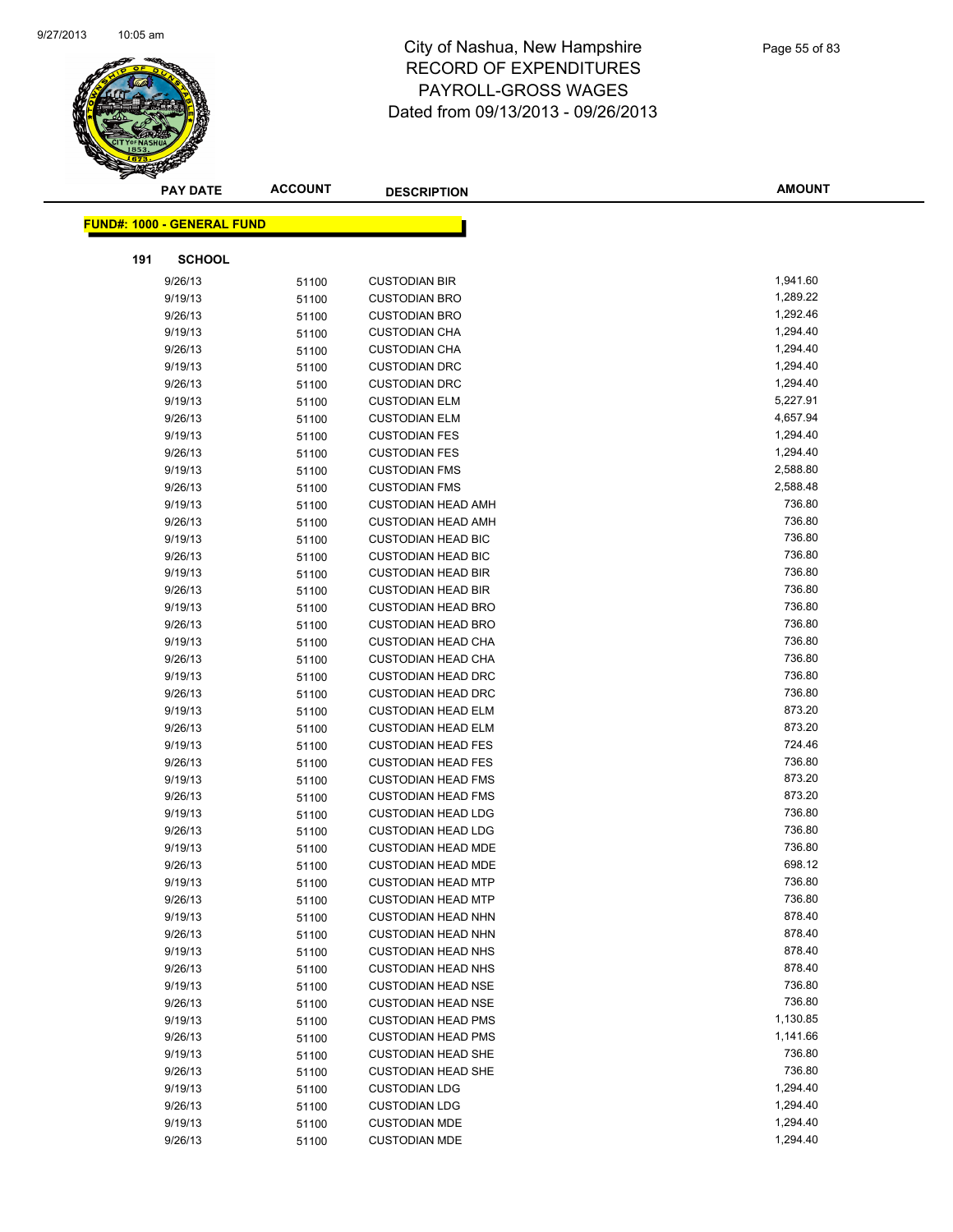# City of Nashua, New Hampshire
## RECORD OF EXPENDITURES
## PAYROLL-GROSS WAGES
## Dated from 09/13/2013 - 09/26/2013

**FUND#: 1000 - GENERAL FUND**

**191 SCHOOL**

| PAY DATE | ACCOUNT | DESCRIPTION | AMOUNT |
|---|---|---|---|
| 9/26/13 | 51100 | CUSTODIAN BIR | 1,941.60 |
| 9/19/13 | 51100 | CUSTODIAN BRO | 1,289.22 |
| 9/26/13 | 51100 | CUSTODIAN BRO | 1,292.46 |
| 9/19/13 | 51100 | CUSTODIAN CHA | 1,294.40 |
| 9/26/13 | 51100 | CUSTODIAN CHA | 1,294.40 |
| 9/19/13 | 51100 | CUSTODIAN DRC | 1,294.40 |
| 9/26/13 | 51100 | CUSTODIAN DRC | 1,294.40 |
| 9/19/13 | 51100 | CUSTODIAN ELM | 5,227.91 |
| 9/26/13 | 51100 | CUSTODIAN ELM | 4,657.94 |
| 9/19/13 | 51100 | CUSTODIAN FES | 1,294.40 |
| 9/26/13 | 51100 | CUSTODIAN FES | 1,294.40 |
| 9/19/13 | 51100 | CUSTODIAN FMS | 2,588.80 |
| 9/26/13 | 51100 | CUSTODIAN FMS | 2,588.48 |
| 9/19/13 | 51100 | CUSTODIAN HEAD AMH | 736.80 |
| 9/26/13 | 51100 | CUSTODIAN HEAD AMH | 736.80 |
| 9/19/13 | 51100 | CUSTODIAN HEAD BIC | 736.80 |
| 9/26/13 | 51100 | CUSTODIAN HEAD BIC | 736.80 |
| 9/19/13 | 51100 | CUSTODIAN HEAD BIR | 736.80 |
| 9/26/13 | 51100 | CUSTODIAN HEAD BIR | 736.80 |
| 9/19/13 | 51100 | CUSTODIAN HEAD BRO | 736.80 |
| 9/26/13 | 51100 | CUSTODIAN HEAD BRO | 736.80 |
| 9/19/13 | 51100 | CUSTODIAN HEAD CHA | 736.80 |
| 9/26/13 | 51100 | CUSTODIAN HEAD CHA | 736.80 |
| 9/19/13 | 51100 | CUSTODIAN HEAD DRC | 736.80 |
| 9/26/13 | 51100 | CUSTODIAN HEAD DRC | 736.80 |
| 9/19/13 | 51100 | CUSTODIAN HEAD ELM | 873.20 |
| 9/26/13 | 51100 | CUSTODIAN HEAD ELM | 873.20 |
| 9/19/13 | 51100 | CUSTODIAN HEAD FES | 724.46 |
| 9/26/13 | 51100 | CUSTODIAN HEAD FES | 736.80 |
| 9/19/13 | 51100 | CUSTODIAN HEAD FMS | 873.20 |
| 9/26/13 | 51100 | CUSTODIAN HEAD FMS | 873.20 |
| 9/19/13 | 51100 | CUSTODIAN HEAD LDG | 736.80 |
| 9/26/13 | 51100 | CUSTODIAN HEAD LDG | 736.80 |
| 9/19/13 | 51100 | CUSTODIAN HEAD MDE | 736.80 |
| 9/26/13 | 51100 | CUSTODIAN HEAD MDE | 698.12 |
| 9/19/13 | 51100 | CUSTODIAN HEAD MTP | 736.80 |
| 9/26/13 | 51100 | CUSTODIAN HEAD MTP | 736.80 |
| 9/19/13 | 51100 | CUSTODIAN HEAD NHN | 878.40 |
| 9/26/13 | 51100 | CUSTODIAN HEAD NHN | 878.40 |
| 9/19/13 | 51100 | CUSTODIAN HEAD NHS | 878.40 |
| 9/26/13 | 51100 | CUSTODIAN HEAD NHS | 878.40 |
| 9/19/13 | 51100 | CUSTODIAN HEAD NSE | 736.80 |
| 9/26/13 | 51100 | CUSTODIAN HEAD NSE | 736.80 |
| 9/19/13 | 51100 | CUSTODIAN HEAD PMS | 1,130.85 |
| 9/26/13 | 51100 | CUSTODIAN HEAD PMS | 1,141.66 |
| 9/19/13 | 51100 | CUSTODIAN HEAD SHE | 736.80 |
| 9/26/13 | 51100 | CUSTODIAN HEAD SHE | 736.80 |
| 9/19/13 | 51100 | CUSTODIAN LDG | 1,294.40 |
| 9/26/13 | 51100 | CUSTODIAN LDG | 1,294.40 |
| 9/19/13 | 51100 | CUSTODIAN MDE | 1,294.40 |
| 9/26/13 | 51100 | CUSTODIAN MDE | 1,294.40 |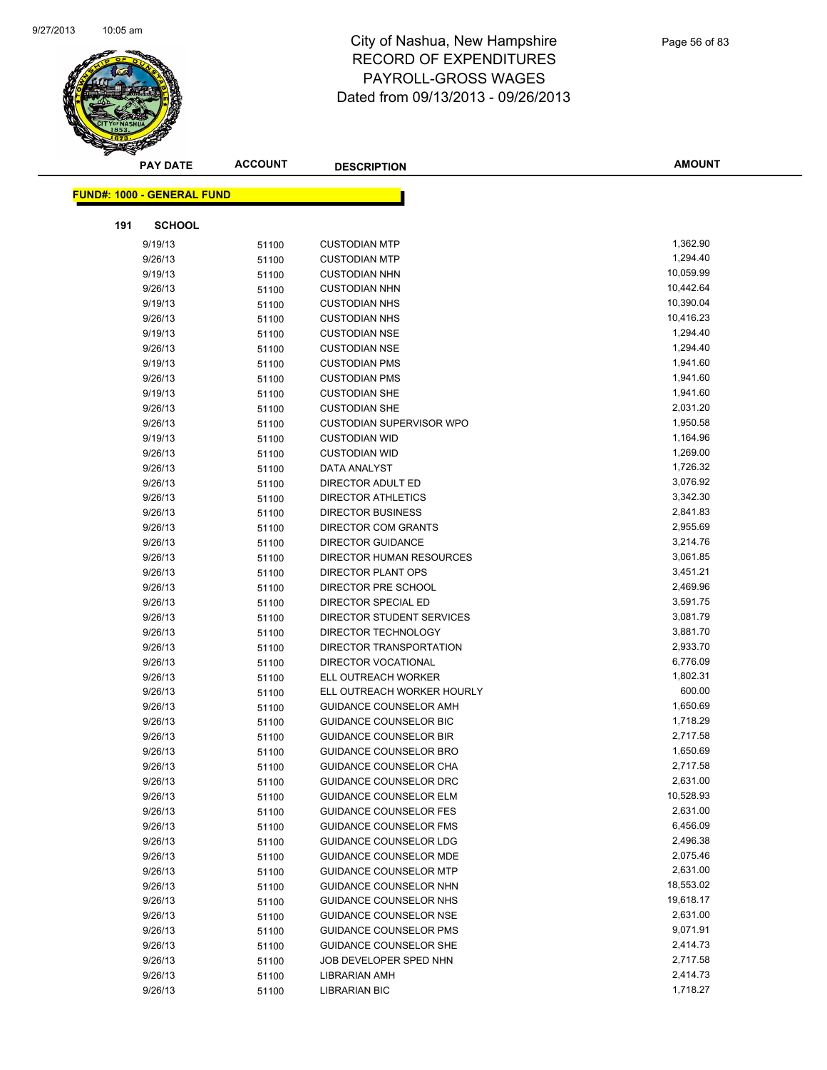# City of Nashua, New Hampshire
## RECORD OF EXPENDITURES
## PAYROLL-GROSS WAGES
## Dated from 09/13/2013 - 09/26/2013

**FUND#: 1000 - GENERAL FUND**

**191 SCHOOL**

| PAY DATE | ACCOUNT | DESCRIPTION | AMOUNT |
|---|---|---|---|
| 9/19/13 | 51100 | CUSTODIAN MTP | 1,362.90 |
| 9/26/13 | 51100 | CUSTODIAN MTP | 1,294.40 |
| 9/19/13 | 51100 | CUSTODIAN NHN | 10,059.99 |
| 9/26/13 | 51100 | CUSTODIAN NHN | 10,442.64 |
| 9/19/13 | 51100 | CUSTODIAN NHS | 10,390.04 |
| 9/26/13 | 51100 | CUSTODIAN NHS | 10,416.23 |
| 9/19/13 | 51100 | CUSTODIAN NSE | 1,294.40 |
| 9/26/13 | 51100 | CUSTODIAN NSE | 1,294.40 |
| 9/19/13 | 51100 | CUSTODIAN PMS | 1,941.60 |
| 9/26/13 | 51100 | CUSTODIAN PMS | 1,941.60 |
| 9/19/13 | 51100 | CUSTODIAN SHE | 1,941.60 |
| 9/26/13 | 51100 | CUSTODIAN SHE | 2,031.20 |
| 9/26/13 | 51100 | CUSTODIAN SUPERVISOR WPO | 1,950.58 |
| 9/19/13 | 51100 | CUSTODIAN WID | 1,164.96 |
| 9/26/13 | 51100 | CUSTODIAN WID | 1,269.00 |
| 9/26/13 | 51100 | DATA ANALYST | 1,726.32 |
| 9/26/13 | 51100 | DIRECTOR ADULT ED | 3,076.92 |
| 9/26/13 | 51100 | DIRECTOR ATHLETICS | 3,342.30 |
| 9/26/13 | 51100 | DIRECTOR BUSINESS | 2,841.83 |
| 9/26/13 | 51100 | DIRECTOR COM GRANTS | 2,955.69 |
| 9/26/13 | 51100 | DIRECTOR GUIDANCE | 3,214.76 |
| 9/26/13 | 51100 | DIRECTOR HUMAN RESOURCES | 3,061.85 |
| 9/26/13 | 51100 | DIRECTOR PLANT OPS | 3,451.21 |
| 9/26/13 | 51100 | DIRECTOR PRE SCHOOL | 2,469.96 |
| 9/26/13 | 51100 | DIRECTOR SPECIAL ED | 3,591.75 |
| 9/26/13 | 51100 | DIRECTOR STUDENT SERVICES | 3,081.79 |
| 9/26/13 | 51100 | DIRECTOR TECHNOLOGY | 3,881.70 |
| 9/26/13 | 51100 | DIRECTOR TRANSPORTATION | 2,933.70 |
| 9/26/13 | 51100 | DIRECTOR VOCATIONAL | 6,776.09 |
| 9/26/13 | 51100 | ELL OUTREACH WORKER | 1,802.31 |
| 9/26/13 | 51100 | ELL OUTREACH WORKER HOURLY | 600.00 |
| 9/26/13 | 51100 | GUIDANCE COUNSELOR AMH | 1,650.69 |
| 9/26/13 | 51100 | GUIDANCE COUNSELOR BIC | 1,718.29 |
| 9/26/13 | 51100 | GUIDANCE COUNSELOR BIR | 2,717.58 |
| 9/26/13 | 51100 | GUIDANCE COUNSELOR BRO | 1,650.69 |
| 9/26/13 | 51100 | GUIDANCE COUNSELOR CHA | 2,717.58 |
| 9/26/13 | 51100 | GUIDANCE COUNSELOR DRC | 2,631.00 |
| 9/26/13 | 51100 | GUIDANCE COUNSELOR ELM | 10,528.93 |
| 9/26/13 | 51100 | GUIDANCE COUNSELOR FES | 2,631.00 |
| 9/26/13 | 51100 | GUIDANCE COUNSELOR FMS | 6,456.09 |
| 9/26/13 | 51100 | GUIDANCE COUNSELOR LDG | 2,496.38 |
| 9/26/13 | 51100 | GUIDANCE COUNSELOR MDE | 2,075.46 |
| 9/26/13 | 51100 | GUIDANCE COUNSELOR MTP | 2,631.00 |
| 9/26/13 | 51100 | GUIDANCE COUNSELOR NHN | 18,553.02 |
| 9/26/13 | 51100 | GUIDANCE COUNSELOR NHS | 19,618.17 |
| 9/26/13 | 51100 | GUIDANCE COUNSELOR NSE | 2,631.00 |
| 9/26/13 | 51100 | GUIDANCE COUNSELOR PMS | 9,071.91 |
| 9/26/13 | 51100 | GUIDANCE COUNSELOR SHE | 2,414.73 |
| 9/26/13 | 51100 | JOB DEVELOPER SPED NHN | 2,717.58 |
| 9/26/13 | 51100 | LIBRARIAN AMH | 2,414.73 |
| 9/26/13 | 51100 | LIBRARIAN BIC | 1,718.27 |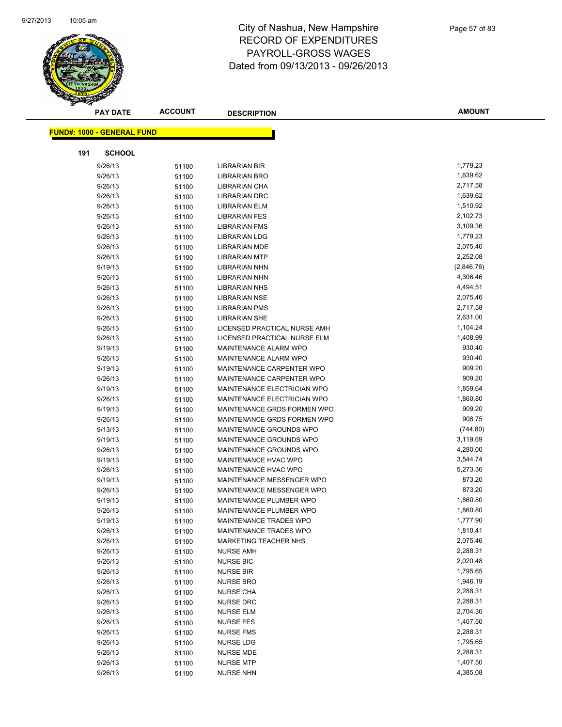# City of Nashua, New Hampshire
## RECORD OF EXPENDITURES
## PAYROLL-GROSS WAGES
## Dated from 09/13/2013 - 09/26/2013

**FUND#: 1000 - GENERAL FUND**

**191 SCHOOL**

| PAY DATE | ACCOUNT | DESCRIPTION | AMOUNT |
|---|---|---|---|
| 9/26/13 | 51100 | LIBRARIAN BIR | 1,779.23 |
| 9/26/13 | 51100 | LIBRARIAN BRO | 1,639.62 |
| 9/26/13 | 51100 | LIBRARIAN CHA | 2,717.58 |
| 9/26/13 | 51100 | LIBRARIAN DRC | 1,639.62 |
| 9/26/13 | 51100 | LIBRARIAN ELM | 1,510.92 |
| 9/26/13 | 51100 | LIBRARIAN FES | 2,102.73 |
| 9/26/13 | 51100 | LIBRARIAN FMS | 3,109.36 |
| 9/26/13 | 51100 | LIBRARIAN LDG | 1,779.23 |
| 9/26/13 | 51100 | LIBRARIAN MDE | 2,075.46 |
| 9/26/13 | 51100 | LIBRARIAN MTP | 2,252.08 |
| 9/19/13 | 51100 | LIBRARIAN NHN | (2,846.76) |
| 9/26/13 | 51100 | LIBRARIAN NHN | 4,306.46 |
| 9/26/13 | 51100 | LIBRARIAN NHS | 4,494.51 |
| 9/26/13 | 51100 | LIBRARIAN NSE | 2,075.46 |
| 9/26/13 | 51100 | LIBRARIAN PMS | 2,717.58 |
| 9/26/13 | 51100 | LIBRARIAN SHE | 2,631.00 |
| 9/26/13 | 51100 | LICENSED PRACTICAL NURSE AMH | 1,104.24 |
| 9/26/13 | 51100 | LICENSED PRACTICAL NURSE ELM | 1,408.99 |
| 9/19/13 | 51100 | MAINTENANCE ALARM WPO | 930.40 |
| 9/26/13 | 51100 | MAINTENANCE ALARM WPO | 930.40 |
| 9/19/13 | 51100 | MAINTENANCE CARPENTER WPO | 909.20 |
| 9/26/13 | 51100 | MAINTENANCE CARPENTER WPO | 909.20 |
| 9/19/13 | 51100 | MAINTENANCE ELECTRICIAN WPO | 1,859.64 |
| 9/26/13 | 51100 | MAINTENANCE ELECTRICIAN WPO | 1,860.80 |
| 9/19/13 | 51100 | MAINTENANCE GRDS FORMEN WPO | 909.20 |
| 9/26/13 | 51100 | MAINTENANCE GRDS FORMEN WPO | 908.75 |
| 9/13/13 | 51100 | MAINTENANCE GROUNDS WPO | (744.80) |
| 9/19/13 | 51100 | MAINTENANCE GROUNDS WPO | 3,119.69 |
| 9/26/13 | 51100 | MAINTENANCE GROUNDS WPO | 4,280.00 |
| 9/19/13 | 51100 | MAINTENANCE HVAC WPO | 3,544.74 |
| 9/26/13 | 51100 | MAINTENANCE HVAC WPO | 5,273.36 |
| 9/19/13 | 51100 | MAINTENANCE MESSENGER WPO | 873.20 |
| 9/26/13 | 51100 | MAINTENANCE MESSENGER WPO | 873.20 |
| 9/19/13 | 51100 | MAINTENANCE PLUMBER WPO | 1,860.80 |
| 9/26/13 | 51100 | MAINTENANCE PLUMBER WPO | 1,860.80 |
| 9/19/13 | 51100 | MAINTENANCE TRADES WPO | 1,777.90 |
| 9/26/13 | 51100 | MAINTENANCE TRADES WPO | 1,810.41 |
| 9/26/13 | 51100 | MARKETING TEACHER NHS | 2,075.46 |
| 9/26/13 | 51100 | NURSE AMH | 2,288.31 |
| 9/26/13 | 51100 | NURSE BIC | 2,020.48 |
| 9/26/13 | 51100 | NURSE BIR | 1,795.65 |
| 9/26/13 | 51100 | NURSE BRO | 1,946.19 |
| 9/26/13 | 51100 | NURSE CHA | 2,288.31 |
| 9/26/13 | 51100 | NURSE DRC | 2,288.31 |
| 9/26/13 | 51100 | NURSE ELM | 2,704.36 |
| 9/26/13 | 51100 | NURSE FES | 1,407.50 |
| 9/26/13 | 51100 | NURSE FMS | 2,288.31 |
| 9/26/13 | 51100 | NURSE LDG | 1,795.65 |
| 9/26/13 | 51100 | NURSE MDE | 2,288.31 |
| 9/26/13 | 51100 | NURSE MTP | 1,407.50 |
| 9/26/13 | 51100 | NURSE NHN | 4,385.08 |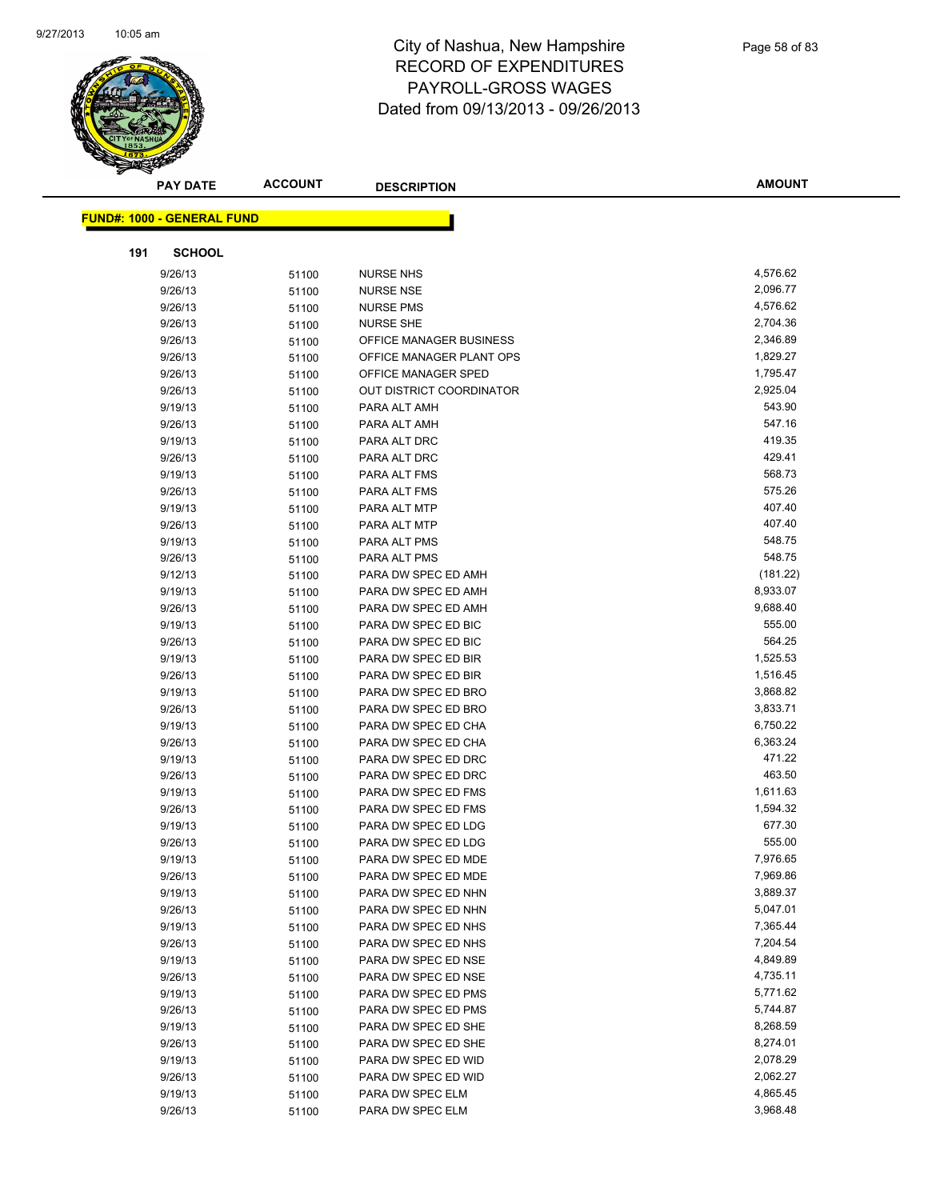# City of Nashua, New Hampshire
# RECORD OF EXPENDITURES
# PAYROLL-GROSS WAGES
# Dated from 09/13/2013 - 09/26/2013

**FUND#: 1000 - GENERAL FUND**

**191 SCHOOL**

| PAY DATE | ACCOUNT | DESCRIPTION | AMOUNT |
|---|---|---|---|
| 9/26/13 | 51100 | NURSE NHS | 4,576.62 |
| 9/26/13 | 51100 | NURSE NSE | 2,096.77 |
| 9/26/13 | 51100 | NURSE PMS | 4,576.62 |
| 9/26/13 | 51100 | NURSE SHE | 2,704.36 |
| 9/26/13 | 51100 | OFFICE MANAGER BUSINESS | 2,346.89 |
| 9/26/13 | 51100 | OFFICE MANAGER PLANT OPS | 1,829.27 |
| 9/26/13 | 51100 | OFFICE MANAGER SPED | 1,795.47 |
| 9/26/13 | 51100 | OUT DISTRICT COORDINATOR | 2,925.04 |
| 9/19/13 | 51100 | PARA ALT AMH | 543.90 |
| 9/26/13 | 51100 | PARA ALT AMH | 547.16 |
| 9/19/13 | 51100 | PARA ALT DRC | 419.35 |
| 9/26/13 | 51100 | PARA ALT DRC | 429.41 |
| 9/19/13 | 51100 | PARA ALT FMS | 568.73 |
| 9/26/13 | 51100 | PARA ALT FMS | 575.26 |
| 9/19/13 | 51100 | PARA ALT MTP | 407.40 |
| 9/26/13 | 51100 | PARA ALT MTP | 407.40 |
| 9/19/13 | 51100 | PARA ALT PMS | 548.75 |
| 9/26/13 | 51100 | PARA ALT PMS | 548.75 |
| 9/12/13 | 51100 | PARA DW SPEC ED AMH | (181.22) |
| 9/19/13 | 51100 | PARA DW SPEC ED AMH | 8,933.07 |
| 9/26/13 | 51100 | PARA DW SPEC ED AMH | 9,688.40 |
| 9/19/13 | 51100 | PARA DW SPEC ED BIC | 555.00 |
| 9/26/13 | 51100 | PARA DW SPEC ED BIC | 564.25 |
| 9/19/13 | 51100 | PARA DW SPEC ED BIR | 1,525.53 |
| 9/26/13 | 51100 | PARA DW SPEC ED BIR | 1,516.45 |
| 9/19/13 | 51100 | PARA DW SPEC ED BRO | 3,868.82 |
| 9/26/13 | 51100 | PARA DW SPEC ED BRO | 3,833.71 |
| 9/19/13 | 51100 | PARA DW SPEC ED CHA | 6,750.22 |
| 9/26/13 | 51100 | PARA DW SPEC ED CHA | 6,363.24 |
| 9/19/13 | 51100 | PARA DW SPEC ED DRC | 471.22 |
| 9/26/13 | 51100 | PARA DW SPEC ED DRC | 463.50 |
| 9/19/13 | 51100 | PARA DW SPEC ED FMS | 1,611.63 |
| 9/26/13 | 51100 | PARA DW SPEC ED FMS | 1,594.32 |
| 9/19/13 | 51100 | PARA DW SPEC ED LDG | 677.30 |
| 9/26/13 | 51100 | PARA DW SPEC ED LDG | 555.00 |
| 9/19/13 | 51100 | PARA DW SPEC ED MDE | 7,976.65 |
| 9/26/13 | 51100 | PARA DW SPEC ED MDE | 7,969.86 |
| 9/19/13 | 51100 | PARA DW SPEC ED NHN | 3,889.37 |
| 9/26/13 | 51100 | PARA DW SPEC ED NHN | 5,047.01 |
| 9/19/13 | 51100 | PARA DW SPEC ED NHS | 7,365.44 |
| 9/26/13 | 51100 | PARA DW SPEC ED NHS | 7,204.54 |
| 9/19/13 | 51100 | PARA DW SPEC ED NSE | 4,849.89 |
| 9/26/13 | 51100 | PARA DW SPEC ED NSE | 4,735.11 |
| 9/19/13 | 51100 | PARA DW SPEC ED PMS | 5,771.62 |
| 9/26/13 | 51100 | PARA DW SPEC ED PMS | 5,744.87 |
| 9/19/13 | 51100 | PARA DW SPEC ED SHE | 8,268.59 |
| 9/26/13 | 51100 | PARA DW SPEC ED SHE | 8,274.01 |
| 9/19/13 | 51100 | PARA DW SPEC ED WID | 2,078.29 |
| 9/26/13 | 51100 | PARA DW SPEC ED WID | 2,062.27 |
| 9/19/13 | 51100 | PARA DW SPEC ELM | 4,865.45 |
| 9/26/13 | 51100 | PARA DW SPEC ELM | 3,968.48 |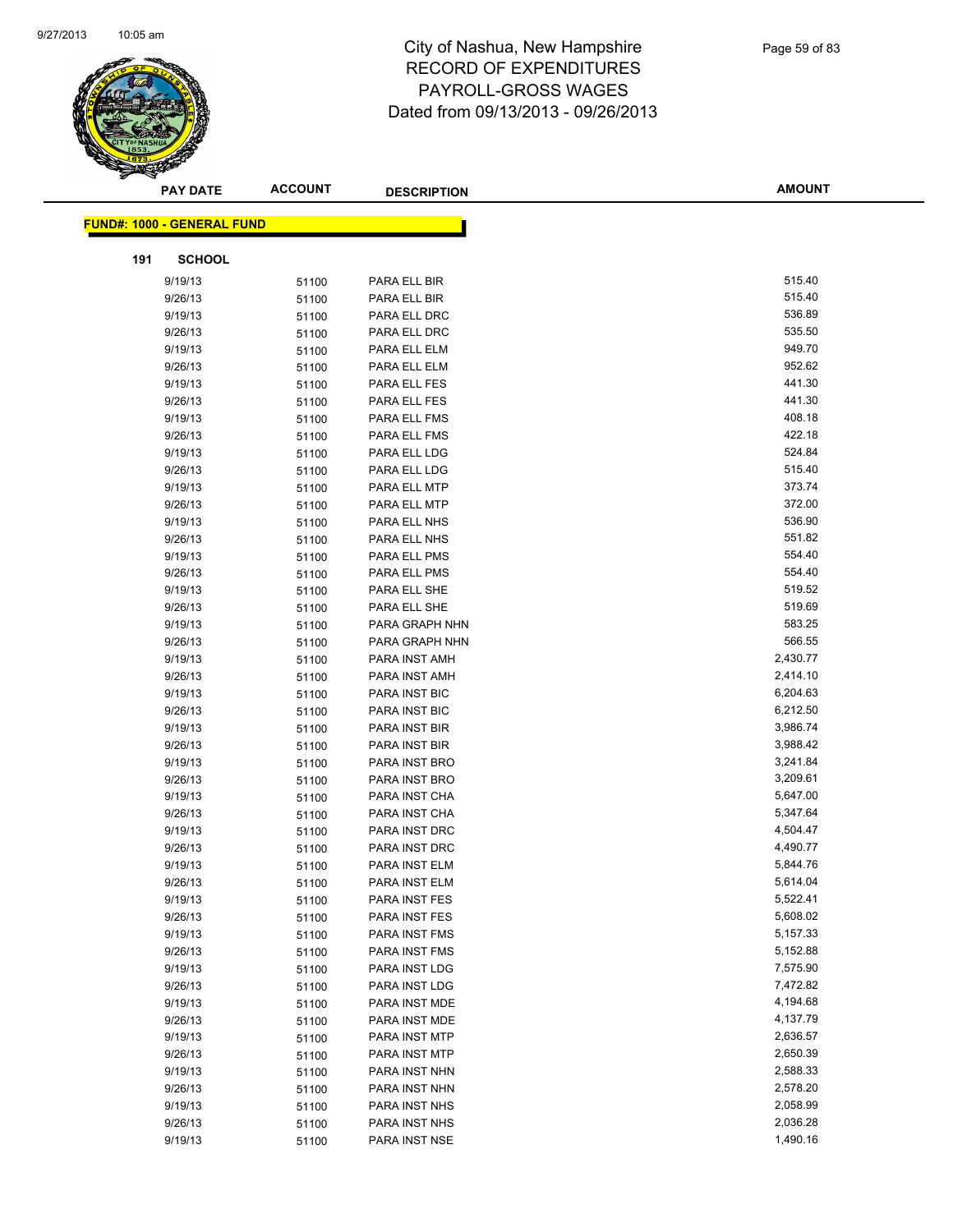# City of Nashua, New Hampshire
## RECORD OF EXPENDITURES
## PAYROLL-GROSS WAGES
## Dated from 09/13/2013 - 09/26/2013

**FUND#: 1000 - GENERAL FUND**

**191 SCHOOL**

| PAY DATE | ACCOUNT | DESCRIPTION | AMOUNT |
|---|---|---|---|
| 9/19/13 | 51100 | PARA ELL BIR | 515.40 |
| 9/26/13 | 51100 | PARA ELL BIR | 515.40 |
| 9/19/13 | 51100 | PARA ELL DRC | 536.89 |
| 9/26/13 | 51100 | PARA ELL DRC | 535.50 |
| 9/19/13 | 51100 | PARA ELL ELM | 949.70 |
| 9/26/13 | 51100 | PARA ELL ELM | 952.62 |
| 9/19/13 | 51100 | PARA ELL FES | 441.30 |
| 9/26/13 | 51100 | PARA ELL FES | 441.30 |
| 9/19/13 | 51100 | PARA ELL FMS | 408.18 |
| 9/26/13 | 51100 | PARA ELL FMS | 422.18 |
| 9/19/13 | 51100 | PARA ELL LDG | 524.84 |
| 9/26/13 | 51100 | PARA ELL LDG | 515.40 |
| 9/19/13 | 51100 | PARA ELL MTP | 373.74 |
| 9/26/13 | 51100 | PARA ELL MTP | 372.00 |
| 9/19/13 | 51100 | PARA ELL NHS | 536.90 |
| 9/26/13 | 51100 | PARA ELL NHS | 551.82 |
| 9/19/13 | 51100 | PARA ELL PMS | 554.40 |
| 9/26/13 | 51100 | PARA ELL PMS | 554.40 |
| 9/19/13 | 51100 | PARA ELL SHE | 519.52 |
| 9/26/13 | 51100 | PARA ELL SHE | 519.69 |
| 9/19/13 | 51100 | PARA GRAPH NHN | 583.25 |
| 9/26/13 | 51100 | PARA GRAPH NHN | 566.55 |
| 9/19/13 | 51100 | PARA INST AMH | 2,430.77 |
| 9/26/13 | 51100 | PARA INST AMH | 2,414.10 |
| 9/19/13 | 51100 | PARA INST BIC | 6,204.63 |
| 9/26/13 | 51100 | PARA INST BIC | 6,212.50 |
| 9/19/13 | 51100 | PARA INST BIR | 3,986.74 |
| 9/26/13 | 51100 | PARA INST BIR | 3,988.42 |
| 9/19/13 | 51100 | PARA INST BRO | 3,241.84 |
| 9/26/13 | 51100 | PARA INST BRO | 3,209.61 |
| 9/19/13 | 51100 | PARA INST CHA | 5,647.00 |
| 9/26/13 | 51100 | PARA INST CHA | 5,347.64 |
| 9/19/13 | 51100 | PARA INST DRC | 4,504.47 |
| 9/26/13 | 51100 | PARA INST DRC | 4,490.77 |
| 9/19/13 | 51100 | PARA INST ELM | 5,844.76 |
| 9/26/13 | 51100 | PARA INST ELM | 5,614.04 |
| 9/19/13 | 51100 | PARA INST FES | 5,522.41 |
| 9/26/13 | 51100 | PARA INST FES | 5,608.02 |
| 9/19/13 | 51100 | PARA INST FMS | 5,157.33 |
| 9/26/13 | 51100 | PARA INST FMS | 5,152.88 |
| 9/19/13 | 51100 | PARA INST LDG | 7,575.90 |
| 9/26/13 | 51100 | PARA INST LDG | 7,472.82 |
| 9/19/13 | 51100 | PARA INST MDE | 4,194.68 |
| 9/26/13 | 51100 | PARA INST MDE | 4,137.79 |
| 9/19/13 | 51100 | PARA INST MTP | 2,636.57 |
| 9/26/13 | 51100 | PARA INST MTP | 2,650.39 |
| 9/19/13 | 51100 | PARA INST NHN | 2,588.33 |
| 9/26/13 | 51100 | PARA INST NHN | 2,578.20 |
| 9/19/13 | 51100 | PARA INST NHS | 2,058.99 |
| 9/26/13 | 51100 | PARA INST NHS | 2,036.28 |
| 9/19/13 | 51100 | PARA INST NSE | 1,490.16 |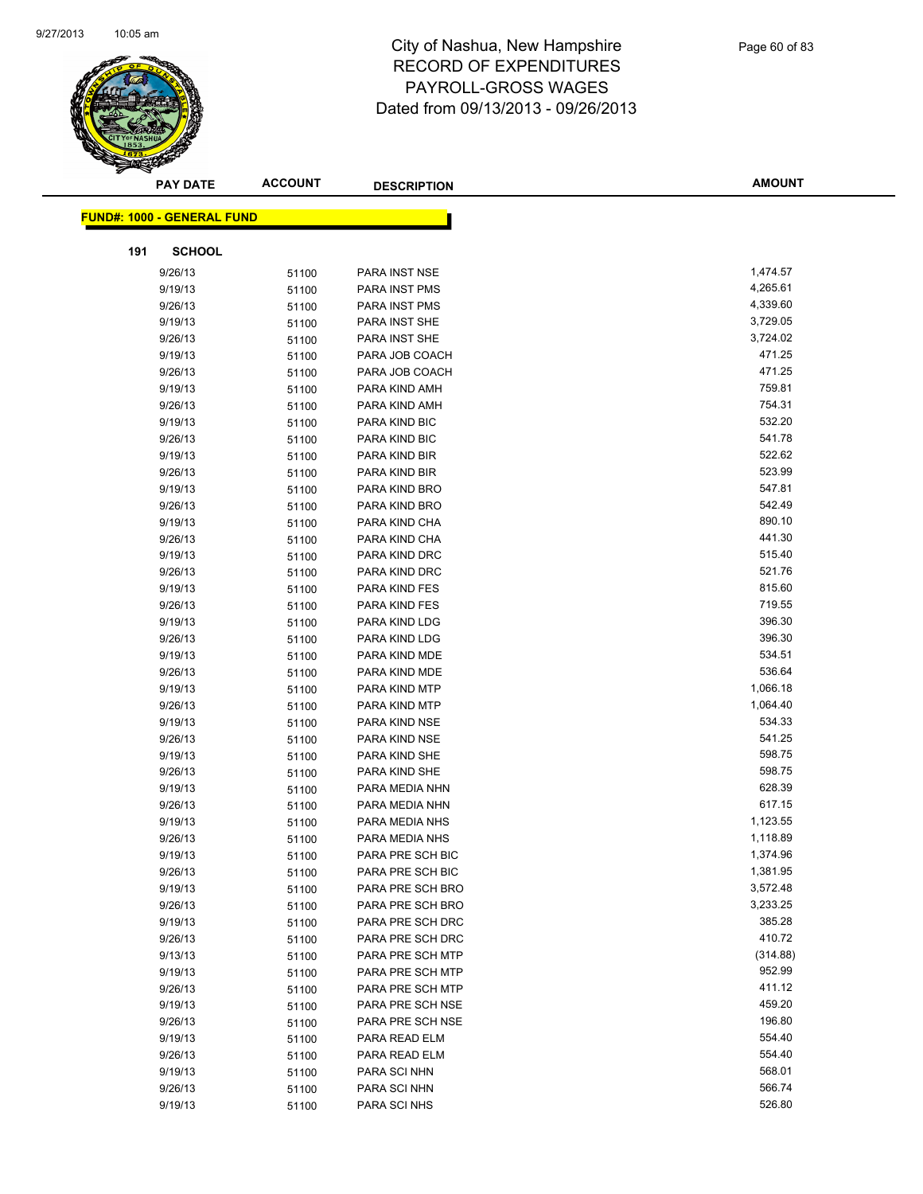# City of Nashua, New Hampshire
# RECORD OF EXPENDITURES
# PAYROLL-GROSS WAGES
# Dated from 09/13/2013 - 09/26/2013

**FUND#: 1000 - GENERAL FUND**

**191 SCHOOL**

| PAY DATE | ACCOUNT | DESCRIPTION | AMOUNT |
|---|---|---|---|
| 9/26/13 | 51100 | PARA INST NSE | 1,474.57 |
| 9/19/13 | 51100 | PARA INST PMS | 4,265.61 |
| 9/26/13 | 51100 | PARA INST PMS | 4,339.60 |
| 9/19/13 | 51100 | PARA INST SHE | 3,729.05 |
| 9/26/13 | 51100 | PARA INST SHE | 3,724.02 |
| 9/19/13 | 51100 | PARA JOB COACH | 471.25 |
| 9/26/13 | 51100 | PARA JOB COACH | 471.25 |
| 9/19/13 | 51100 | PARA KIND AMH | 759.81 |
| 9/26/13 | 51100 | PARA KIND AMH | 754.31 |
| 9/19/13 | 51100 | PARA KIND BIC | 532.20 |
| 9/26/13 | 51100 | PARA KIND BIC | 541.78 |
| 9/19/13 | 51100 | PARA KIND BIR | 522.62 |
| 9/26/13 | 51100 | PARA KIND BIR | 523.99 |
| 9/19/13 | 51100 | PARA KIND BRO | 547.81 |
| 9/26/13 | 51100 | PARA KIND BRO | 542.49 |
| 9/19/13 | 51100 | PARA KIND CHA | 890.10 |
| 9/26/13 | 51100 | PARA KIND CHA | 441.30 |
| 9/19/13 | 51100 | PARA KIND DRC | 515.40 |
| 9/26/13 | 51100 | PARA KIND DRC | 521.76 |
| 9/19/13 | 51100 | PARA KIND FES | 815.60 |
| 9/26/13 | 51100 | PARA KIND FES | 719.55 |
| 9/19/13 | 51100 | PARA KIND LDG | 396.30 |
| 9/26/13 | 51100 | PARA KIND LDG | 396.30 |
| 9/19/13 | 51100 | PARA KIND MDE | 534.51 |
| 9/26/13 | 51100 | PARA KIND MDE | 536.64 |
| 9/19/13 | 51100 | PARA KIND MTP | 1,066.18 |
| 9/26/13 | 51100 | PARA KIND MTP | 1,064.40 |
| 9/19/13 | 51100 | PARA KIND NSE | 534.33 |
| 9/26/13 | 51100 | PARA KIND NSE | 541.25 |
| 9/19/13 | 51100 | PARA KIND SHE | 598.75 |
| 9/26/13 | 51100 | PARA KIND SHE | 598.75 |
| 9/19/13 | 51100 | PARA MEDIA NHN | 628.39 |
| 9/26/13 | 51100 | PARA MEDIA NHN | 617.15 |
| 9/19/13 | 51100 | PARA MEDIA NHS | 1,123.55 |
| 9/26/13 | 51100 | PARA MEDIA NHS | 1,118.89 |
| 9/19/13 | 51100 | PARA PRE SCH BIC | 1,374.96 |
| 9/26/13 | 51100 | PARA PRE SCH BIC | 1,381.95 |
| 9/19/13 | 51100 | PARA PRE SCH BRO | 3,572.48 |
| 9/26/13 | 51100 | PARA PRE SCH BRO | 3,233.25 |
| 9/19/13 | 51100 | PARA PRE SCH DRC | 385.28 |
| 9/26/13 | 51100 | PARA PRE SCH DRC | 410.72 |
| 9/13/13 | 51100 | PARA PRE SCH MTP | (314.88) |
| 9/19/13 | 51100 | PARA PRE SCH MTP | 952.99 |
| 9/26/13 | 51100 | PARA PRE SCH MTP | 411.12 |
| 9/19/13 | 51100 | PARA PRE SCH NSE | 459.20 |
| 9/26/13 | 51100 | PARA PRE SCH NSE | 196.80 |
| 9/19/13 | 51100 | PARA READ ELM | 554.40 |
| 9/26/13 | 51100 | PARA READ ELM | 554.40 |
| 9/19/13 | 51100 | PARA SCI NHN | 568.01 |
| 9/26/13 | 51100 | PARA SCI NHN | 566.74 |
| 9/19/13 | 51100 | PARA SCI NHS | 526.80 |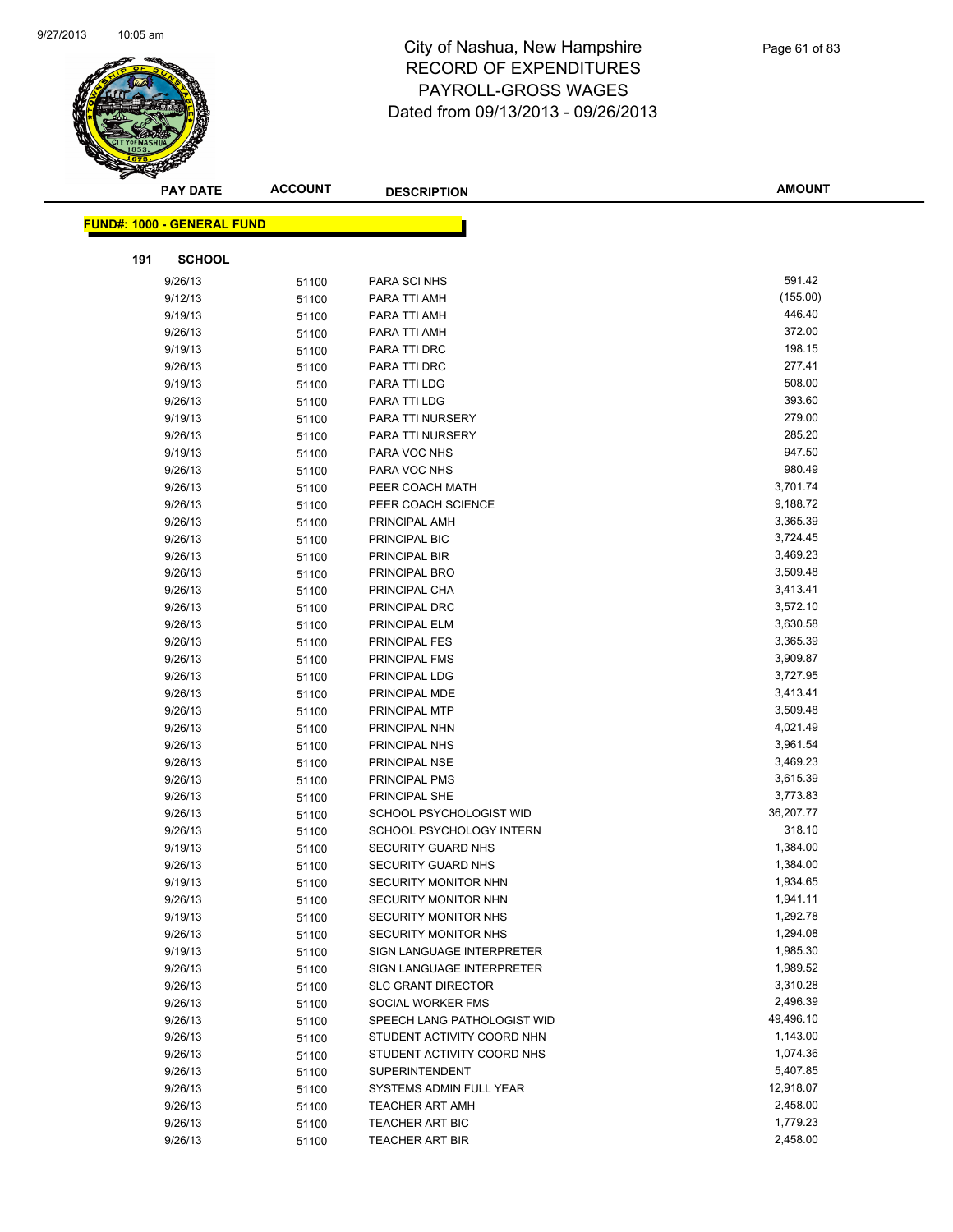# City of Nashua, New Hampshire
# RECORD OF EXPENDITURES
# PAYROLL-GROSS WAGES
# Dated from 09/13/2013 - 09/26/2013

**FUND#: 1000 - GENERAL FUND**

**191 SCHOOL**

| PAY DATE | ACCOUNT | DESCRIPTION | AMOUNT |
|---|---|---|---|
| 9/26/13 | 51100 | PARA SCI NHS | 591.42 |
| 9/12/13 | 51100 | PARA TTI AMH | (155.00) |
| 9/19/13 | 51100 | PARA TTI AMH | 446.40 |
| 9/26/13 | 51100 | PARA TTI AMH | 372.00 |
| 9/19/13 | 51100 | PARA TTI DRC | 198.15 |
| 9/26/13 | 51100 | PARA TTI DRC | 277.41 |
| 9/19/13 | 51100 | PARA TTI LDG | 508.00 |
| 9/26/13 | 51100 | PARA TTI LDG | 393.60 |
| 9/19/13 | 51100 | PARA TTI NURSERY | 279.00 |
| 9/26/13 | 51100 | PARA TTI NURSERY | 285.20 |
| 9/19/13 | 51100 | PARA VOC NHS | 947.50 |
| 9/26/13 | 51100 | PARA VOC NHS | 980.49 |
| 9/26/13 | 51100 | PEER COACH MATH | 3,701.74 |
| 9/26/13 | 51100 | PEER COACH SCIENCE | 9,188.72 |
| 9/26/13 | 51100 | PRINCIPAL AMH | 3,365.39 |
| 9/26/13 | 51100 | PRINCIPAL BIC | 3,724.45 |
| 9/26/13 | 51100 | PRINCIPAL BIR | 3,469.23 |
| 9/26/13 | 51100 | PRINCIPAL BRO | 3,509.48 |
| 9/26/13 | 51100 | PRINCIPAL CHA | 3,413.41 |
| 9/26/13 | 51100 | PRINCIPAL DRC | 3,572.10 |
| 9/26/13 | 51100 | PRINCIPAL ELM | 3,630.58 |
| 9/26/13 | 51100 | PRINCIPAL FES | 3,365.39 |
| 9/26/13 | 51100 | PRINCIPAL FMS | 3,909.87 |
| 9/26/13 | 51100 | PRINCIPAL LDG | 3,727.95 |
| 9/26/13 | 51100 | PRINCIPAL MDE | 3,413.41 |
| 9/26/13 | 51100 | PRINCIPAL MTP | 3,509.48 |
| 9/26/13 | 51100 | PRINCIPAL NHN | 4,021.49 |
| 9/26/13 | 51100 | PRINCIPAL NHS | 3,961.54 |
| 9/26/13 | 51100 | PRINCIPAL NSE | 3,469.23 |
| 9/26/13 | 51100 | PRINCIPAL PMS | 3,615.39 |
| 9/26/13 | 51100 | PRINCIPAL SHE | 3,773.83 |
| 9/26/13 | 51100 | SCHOOL PSYCHOLOGIST WID | 36,207.77 |
| 9/26/13 | 51100 | SCHOOL PSYCHOLOGY INTERN | 318.10 |
| 9/19/13 | 51100 | SECURITY GUARD NHS | 1,384.00 |
| 9/26/13 | 51100 | SECURITY GUARD NHS | 1,384.00 |
| 9/19/13 | 51100 | SECURITY MONITOR NHN | 1,934.65 |
| 9/26/13 | 51100 | SECURITY MONITOR NHN | 1,941.11 |
| 9/19/13 | 51100 | SECURITY MONITOR NHS | 1,292.78 |
| 9/26/13 | 51100 | SECURITY MONITOR NHS | 1,294.08 |
| 9/19/13 | 51100 | SIGN LANGUAGE INTERPRETER | 1,985.30 |
| 9/26/13 | 51100 | SIGN LANGUAGE INTERPRETER | 1,989.52 |
| 9/26/13 | 51100 | SLC GRANT DIRECTOR | 3,310.28 |
| 9/26/13 | 51100 | SOCIAL WORKER FMS | 2,496.39 |
| 9/26/13 | 51100 | SPEECH LANG PATHOLOGIST WID | 49,496.10 |
| 9/26/13 | 51100 | STUDENT ACTIVITY COORD NHN | 1,143.00 |
| 9/26/13 | 51100 | STUDENT ACTIVITY COORD NHS | 1,074.36 |
| 9/26/13 | 51100 | SUPERINTENDENT | 5,407.85 |
| 9/26/13 | 51100 | SYSTEMS ADMIN FULL YEAR | 12,918.07 |
| 9/26/13 | 51100 | TEACHER ART AMH | 2,458.00 |
| 9/26/13 | 51100 | TEACHER ART BIC | 1,779.23 |
| 9/26/13 | 51100 | TEACHER ART BIR | 2,458.00 |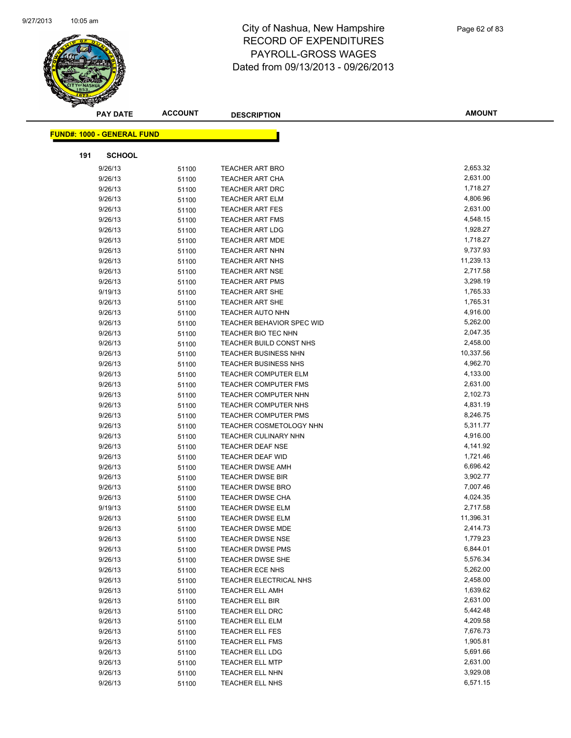# City of Nashua, New Hampshire
## RECORD OF EXPENDITURES
## PAYROLL-GROSS WAGES
## Dated from 09/13/2013 - 09/26/2013

| PAY DATE | ACCOUNT | DESCRIPTION | AMOUNT |
|---|---|---|---|

**FUND#: 1000 - GENERAL FUND**

**191 SCHOOL**

| PAY DATE | ACCOUNT | DESCRIPTION | AMOUNT |
|---|---|---|---|
| 9/26/13 | 51100 | TEACHER ART BRO | 2,653.32 |
| 9/26/13 | 51100 | TEACHER ART CHA | 2,631.00 |
| 9/26/13 | 51100 | TEACHER ART DRC | 1,718.27 |
| 9/26/13 | 51100 | TEACHER ART ELM | 4,806.96 |
| 9/26/13 | 51100 | TEACHER ART FES | 2,631.00 |
| 9/26/13 | 51100 | TEACHER ART FMS | 4,548.15 |
| 9/26/13 | 51100 | TEACHER ART LDG | 1,928.27 |
| 9/26/13 | 51100 | TEACHER ART MDE | 1,718.27 |
| 9/26/13 | 51100 | TEACHER ART NHN | 9,737.93 |
| 9/26/13 | 51100 | TEACHER ART NHS | 11,239.13 |
| 9/26/13 | 51100 | TEACHER ART NSE | 2,717.58 |
| 9/26/13 | 51100 | TEACHER ART PMS | 3,298.19 |
| 9/19/13 | 51100 | TEACHER ART SHE | 1,765.33 |
| 9/26/13 | 51100 | TEACHER ART SHE | 1,765.31 |
| 9/26/13 | 51100 | TEACHER AUTO NHN | 4,916.00 |
| 9/26/13 | 51100 | TEACHER BEHAVIOR SPEC WID | 5,262.00 |
| 9/26/13 | 51100 | TEACHER BIO TEC NHN | 2,047.35 |
| 9/26/13 | 51100 | TEACHER BUILD CONST NHS | 2,458.00 |
| 9/26/13 | 51100 | TEACHER BUSINESS NHN | 10,337.56 |
| 9/26/13 | 51100 | TEACHER BUSINESS NHS | 4,962.70 |
| 9/26/13 | 51100 | TEACHER COMPUTER ELM | 4,133.00 |
| 9/26/13 | 51100 | TEACHER COMPUTER FMS | 2,631.00 |
| 9/26/13 | 51100 | TEACHER COMPUTER NHN | 2,102.73 |
| 9/26/13 | 51100 | TEACHER COMPUTER NHS | 4,831.19 |
| 9/26/13 | 51100 | TEACHER COMPUTER PMS | 8,246.75 |
| 9/26/13 | 51100 | TEACHER COSMETOLOGY NHN | 5,311.77 |
| 9/26/13 | 51100 | TEACHER CULINARY NHN | 4,916.00 |
| 9/26/13 | 51100 | TEACHER DEAF NSE | 4,141.92 |
| 9/26/13 | 51100 | TEACHER DEAF WID | 1,721.46 |
| 9/26/13 | 51100 | TEACHER DWSE AMH | 6,696.42 |
| 9/26/13 | 51100 | TEACHER DWSE BIR | 3,902.77 |
| 9/26/13 | 51100 | TEACHER DWSE BRO | 7,007.46 |
| 9/26/13 | 51100 | TEACHER DWSE CHA | 4,024.35 |
| 9/19/13 | 51100 | TEACHER DWSE ELM | 2,717.58 |
| 9/26/13 | 51100 | TEACHER DWSE ELM | 11,396.31 |
| 9/26/13 | 51100 | TEACHER DWSE MDE | 2,414.73 |
| 9/26/13 | 51100 | TEACHER DWSE NSE | 1,779.23 |
| 9/26/13 | 51100 | TEACHER DWSE PMS | 6,844.01 |
| 9/26/13 | 51100 | TEACHER DWSE SHE | 5,576.34 |
| 9/26/13 | 51100 | TEACHER ECE NHS | 5,262.00 |
| 9/26/13 | 51100 | TEACHER ELECTRICAL NHS | 2,458.00 |
| 9/26/13 | 51100 | TEACHER ELL AMH | 1,639.62 |
| 9/26/13 | 51100 | TEACHER ELL BIR | 2,631.00 |
| 9/26/13 | 51100 | TEACHER ELL DRC | 5,442.48 |
| 9/26/13 | 51100 | TEACHER ELL ELM | 4,209.58 |
| 9/26/13 | 51100 | TEACHER ELL FES | 7,676.73 |
| 9/26/13 | 51100 | TEACHER ELL FMS | 1,905.81 |
| 9/26/13 | 51100 | TEACHER ELL LDG | 5,691.66 |
| 9/26/13 | 51100 | TEACHER ELL MTP | 2,631.00 |
| 9/26/13 | 51100 | TEACHER ELL NHN | 3,929.08 |
| 9/26/13 | 51100 | TEACHER ELL NHS | 6,571.15 |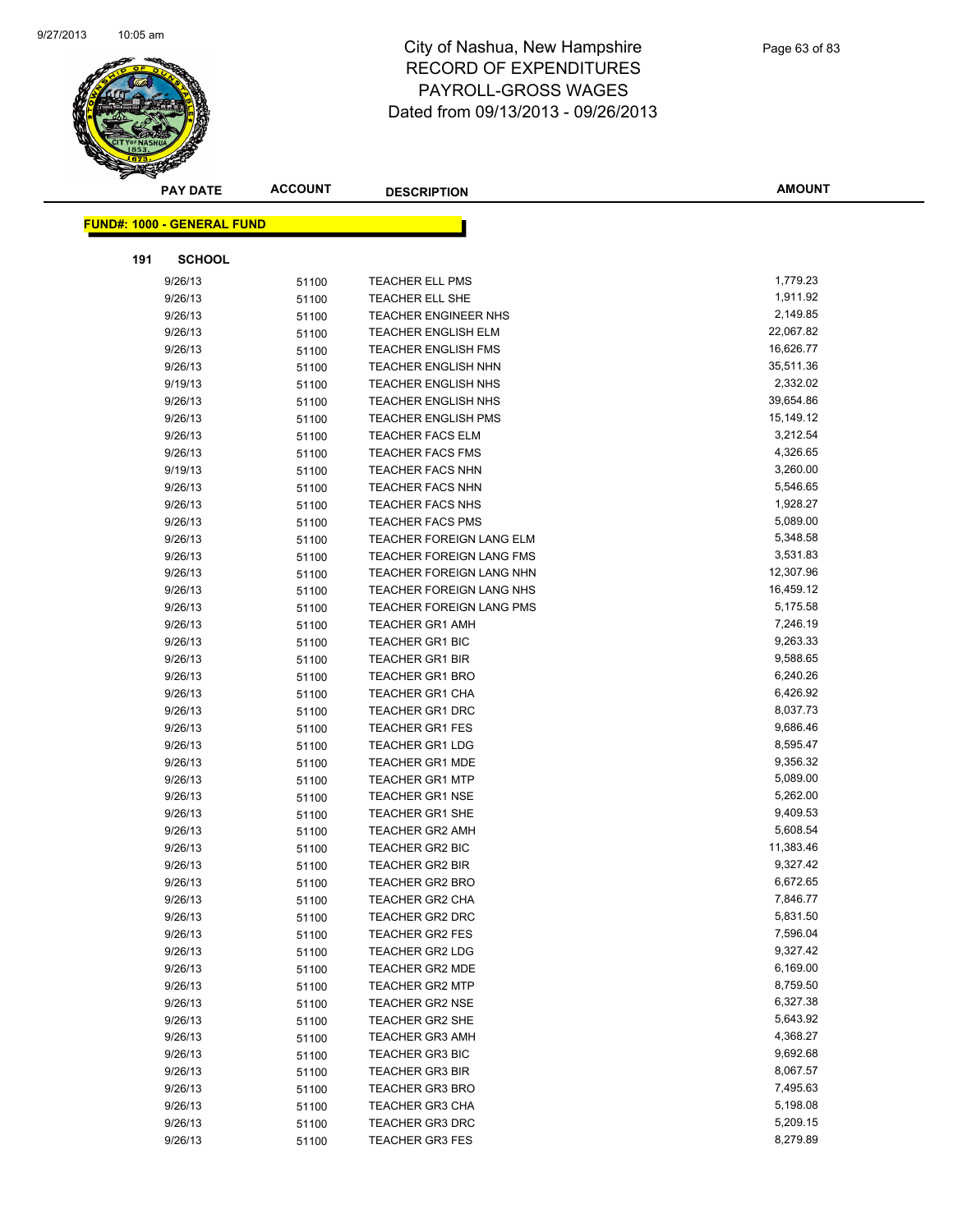# City of Nashua, New Hampshire
## RECORD OF EXPENDITURES
## PAYROLL-GROSS WAGES
## Dated from 09/13/2013 - 09/26/2013

| PAY DATE | ACCOUNT | DESCRIPTION | AMOUNT |
|---|---|---|---|

**FUND#: 1000 - GENERAL FUND**

**191 SCHOOL**

| PAY DATE | ACCOUNT | DESCRIPTION | AMOUNT |
|---|---|---|---|
| 9/26/13 | 51100 | TEACHER ELL PMS | 1,779.23 |
| 9/26/13 | 51100 | TEACHER ELL SHE | 1,911.92 |
| 9/26/13 | 51100 | TEACHER ENGINEER NHS | 2,149.85 |
| 9/26/13 | 51100 | TEACHER ENGLISH ELM | 22,067.82 |
| 9/26/13 | 51100 | TEACHER ENGLISH FMS | 16,626.77 |
| 9/26/13 | 51100 | TEACHER ENGLISH NHN | 35,511.36 |
| 9/19/13 | 51100 | TEACHER ENGLISH NHS | 2,332.02 |
| 9/26/13 | 51100 | TEACHER ENGLISH NHS | 39,654.86 |
| 9/26/13 | 51100 | TEACHER ENGLISH PMS | 15,149.12 |
| 9/26/13 | 51100 | TEACHER FACS ELM | 3,212.54 |
| 9/26/13 | 51100 | TEACHER FACS FMS | 4,326.65 |
| 9/19/13 | 51100 | TEACHER FACS NHN | 3,260.00 |
| 9/26/13 | 51100 | TEACHER FACS NHN | 5,546.65 |
| 9/26/13 | 51100 | TEACHER FACS NHS | 1,928.27 |
| 9/26/13 | 51100 | TEACHER FACS PMS | 5,089.00 |
| 9/26/13 | 51100 | TEACHER FOREIGN LANG ELM | 5,348.58 |
| 9/26/13 | 51100 | TEACHER FOREIGN LANG FMS | 3,531.83 |
| 9/26/13 | 51100 | TEACHER FOREIGN LANG NHN | 12,307.96 |
| 9/26/13 | 51100 | TEACHER FOREIGN LANG NHS | 16,459.12 |
| 9/26/13 | 51100 | TEACHER FOREIGN LANG PMS | 5,175.58 |
| 9/26/13 | 51100 | TEACHER GR1 AMH | 7,246.19 |
| 9/26/13 | 51100 | TEACHER GR1 BIC | 9,263.33 |
| 9/26/13 | 51100 | TEACHER GR1 BIR | 9,588.65 |
| 9/26/13 | 51100 | TEACHER GR1 BRO | 6,240.26 |
| 9/26/13 | 51100 | TEACHER GR1 CHA | 6,426.92 |
| 9/26/13 | 51100 | TEACHER GR1 DRC | 8,037.73 |
| 9/26/13 | 51100 | TEACHER GR1 FES | 9,686.46 |
| 9/26/13 | 51100 | TEACHER GR1 LDG | 8,595.47 |
| 9/26/13 | 51100 | TEACHER GR1 MDE | 9,356.32 |
| 9/26/13 | 51100 | TEACHER GR1 MTP | 5,089.00 |
| 9/26/13 | 51100 | TEACHER GR1 NSE | 5,262.00 |
| 9/26/13 | 51100 | TEACHER GR1 SHE | 9,409.53 |
| 9/26/13 | 51100 | TEACHER GR2 AMH | 5,608.54 |
| 9/26/13 | 51100 | TEACHER GR2 BIC | 11,383.46 |
| 9/26/13 | 51100 | TEACHER GR2 BIR | 9,327.42 |
| 9/26/13 | 51100 | TEACHER GR2 BRO | 6,672.65 |
| 9/26/13 | 51100 | TEACHER GR2 CHA | 7,846.77 |
| 9/26/13 | 51100 | TEACHER GR2 DRC | 5,831.50 |
| 9/26/13 | 51100 | TEACHER GR2 FES | 7,596.04 |
| 9/26/13 | 51100 | TEACHER GR2 LDG | 9,327.42 |
| 9/26/13 | 51100 | TEACHER GR2 MDE | 6,169.00 |
| 9/26/13 | 51100 | TEACHER GR2 MTP | 8,759.50 |
| 9/26/13 | 51100 | TEACHER GR2 NSE | 6,327.38 |
| 9/26/13 | 51100 | TEACHER GR2 SHE | 5,643.92 |
| 9/26/13 | 51100 | TEACHER GR3 AMH | 4,368.27 |
| 9/26/13 | 51100 | TEACHER GR3 BIC | 9,692.68 |
| 9/26/13 | 51100 | TEACHER GR3 BIR | 8,067.57 |
| 9/26/13 | 51100 | TEACHER GR3 BRO | 7,495.63 |
| 9/26/13 | 51100 | TEACHER GR3 CHA | 5,198.08 |
| 9/26/13 | 51100 | TEACHER GR3 DRC | 5,209.15 |
| 9/26/13 | 51100 | TEACHER GR3 FES | 8,279.89 |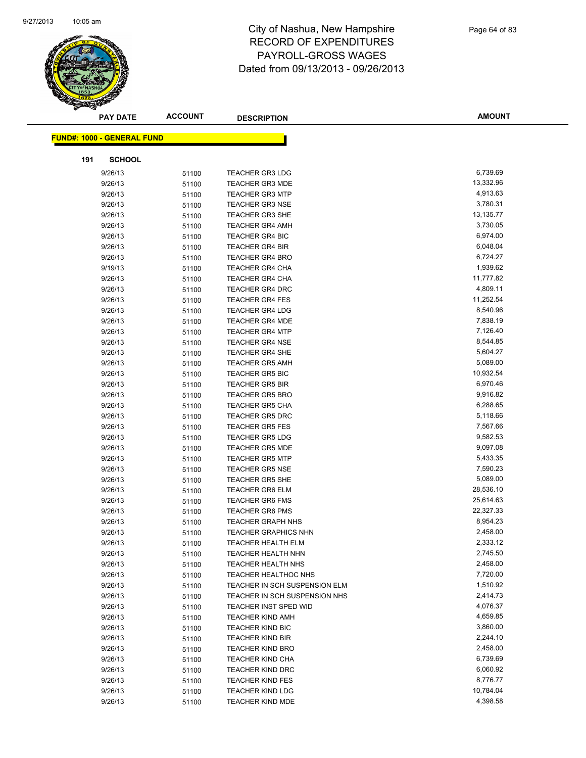# City of Nashua, New Hampshire
## RECORD OF EXPENDITURES
## PAYROLL-GROSS WAGES
## Dated from 09/13/2013 - 09/26/2013

| PAY DATE | ACCOUNT | DESCRIPTION | AMOUNT |
|---|---|---|---|

**FUND#: 1000 - GENERAL FUND**

**191 SCHOOL**

| PAY DATE | ACCOUNT | DESCRIPTION | AMOUNT |
|---|---|---|---|
| 9/26/13 | 51100 | TEACHER GR3 LDG | 6,739.69 |
| 9/26/13 | 51100 | TEACHER GR3 MDE | 13,332.96 |
| 9/26/13 | 51100 | TEACHER GR3 MTP | 4,913.63 |
| 9/26/13 | 51100 | TEACHER GR3 NSE | 3,780.31 |
| 9/26/13 | 51100 | TEACHER GR3 SHE | 13,135.77 |
| 9/26/13 | 51100 | TEACHER GR4 AMH | 3,730.05 |
| 9/26/13 | 51100 | TEACHER GR4 BIC | 6,974.00 |
| 9/26/13 | 51100 | TEACHER GR4 BIR | 6,048.04 |
| 9/26/13 | 51100 | TEACHER GR4 BRO | 6,724.27 |
| 9/19/13 | 51100 | TEACHER GR4 CHA | 1,939.62 |
| 9/26/13 | 51100 | TEACHER GR4 CHA | 11,777.82 |
| 9/26/13 | 51100 | TEACHER GR4 DRC | 4,809.11 |
| 9/26/13 | 51100 | TEACHER GR4 FES | 11,252.54 |
| 9/26/13 | 51100 | TEACHER GR4 LDG | 8,540.96 |
| 9/26/13 | 51100 | TEACHER GR4 MDE | 7,838.19 |
| 9/26/13 | 51100 | TEACHER GR4 MTP | 7,126.40 |
| 9/26/13 | 51100 | TEACHER GR4 NSE | 8,544.85 |
| 9/26/13 | 51100 | TEACHER GR4 SHE | 5,604.27 |
| 9/26/13 | 51100 | TEACHER GR5 AMH | 5,089.00 |
| 9/26/13 | 51100 | TEACHER GR5 BIC | 10,932.54 |
| 9/26/13 | 51100 | TEACHER GR5 BIR | 6,970.46 |
| 9/26/13 | 51100 | TEACHER GR5 BRO | 9,916.82 |
| 9/26/13 | 51100 | TEACHER GR5 CHA | 6,288.65 |
| 9/26/13 | 51100 | TEACHER GR5 DRC | 5,118.66 |
| 9/26/13 | 51100 | TEACHER GR5 FES | 7,567.66 |
| 9/26/13 | 51100 | TEACHER GR5 LDG | 9,582.53 |
| 9/26/13 | 51100 | TEACHER GR5 MDE | 9,097.08 |
| 9/26/13 | 51100 | TEACHER GR5 MTP | 5,433.35 |
| 9/26/13 | 51100 | TEACHER GR5 NSE | 7,590.23 |
| 9/26/13 | 51100 | TEACHER GR5 SHE | 5,089.00 |
| 9/26/13 | 51100 | TEACHER GR6 ELM | 28,536.10 |
| 9/26/13 | 51100 | TEACHER GR6 FMS | 25,614.63 |
| 9/26/13 | 51100 | TEACHER GR6 PMS | 22,327.33 |
| 9/26/13 | 51100 | TEACHER GRAPH NHS | 8,954.23 |
| 9/26/13 | 51100 | TEACHER GRAPHICS NHN | 2,458.00 |
| 9/26/13 | 51100 | TEACHER HEALTH ELM | 2,333.12 |
| 9/26/13 | 51100 | TEACHER HEALTH NHN | 2,745.50 |
| 9/26/13 | 51100 | TEACHER HEALTH NHS | 2,458.00 |
| 9/26/13 | 51100 | TEACHER HEALTHOC NHS | 7,720.00 |
| 9/26/13 | 51100 | TEACHER IN SCH SUSPENSION ELM | 1,510.92 |
| 9/26/13 | 51100 | TEACHER IN SCH SUSPENSION NHS | 2,414.73 |
| 9/26/13 | 51100 | TEACHER INST SPED WID | 4,076.37 |
| 9/26/13 | 51100 | TEACHER KIND AMH | 4,659.85 |
| 9/26/13 | 51100 | TEACHER KIND BIC | 3,860.00 |
| 9/26/13 | 51100 | TEACHER KIND BIR | 2,244.10 |
| 9/26/13 | 51100 | TEACHER KIND BRO | 2,458.00 |
| 9/26/13 | 51100 | TEACHER KIND CHA | 6,739.69 |
| 9/26/13 | 51100 | TEACHER KIND DRC | 6,060.92 |
| 9/26/13 | 51100 | TEACHER KIND FES | 8,776.77 |
| 9/26/13 | 51100 | TEACHER KIND LDG | 10,784.04 |
| 9/26/13 | 51100 | TEACHER KIND MDE | 4,398.58 |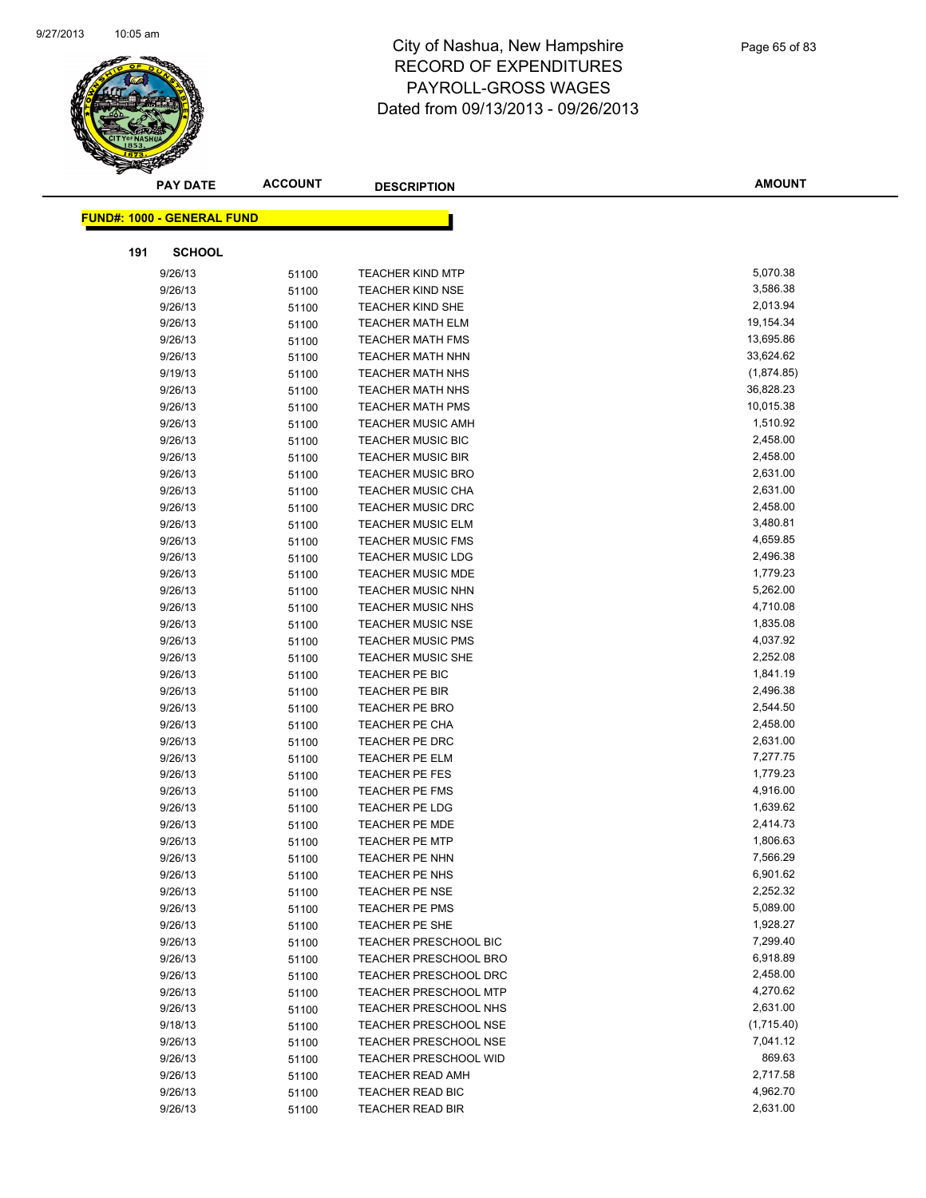# City of Nashua, New Hampshire
## RECORD OF EXPENDITURES
## PAYROLL-GROSS WAGES
## Dated from 09/13/2013 - 09/26/2013

**FUND#: 1000 - GENERAL FUND**

**191 SCHOOL**

| PAY DATE | ACCOUNT | DESCRIPTION | AMOUNT |
|---|---|---|---|
| 9/26/13 | 51100 | TEACHER KIND MTP | 5,070.38 |
| 9/26/13 | 51100 | TEACHER KIND NSE | 3,586.38 |
| 9/26/13 | 51100 | TEACHER KIND SHE | 2,013.94 |
| 9/26/13 | 51100 | TEACHER MATH ELM | 19,154.34 |
| 9/26/13 | 51100 | TEACHER MATH FMS | 13,695.86 |
| 9/26/13 | 51100 | TEACHER MATH NHN | 33,624.62 |
| 9/19/13 | 51100 | TEACHER MATH NHS | (1,874.85) |
| 9/26/13 | 51100 | TEACHER MATH NHS | 36,828.23 |
| 9/26/13 | 51100 | TEACHER MATH PMS | 10,015.38 |
| 9/26/13 | 51100 | TEACHER MUSIC AMH | 1,510.92 |
| 9/26/13 | 51100 | TEACHER MUSIC BIC | 2,458.00 |
| 9/26/13 | 51100 | TEACHER MUSIC BIR | 2,458.00 |
| 9/26/13 | 51100 | TEACHER MUSIC BRO | 2,631.00 |
| 9/26/13 | 51100 | TEACHER MUSIC CHA | 2,631.00 |
| 9/26/13 | 51100 | TEACHER MUSIC DRC | 2,458.00 |
| 9/26/13 | 51100 | TEACHER MUSIC ELM | 3,480.81 |
| 9/26/13 | 51100 | TEACHER MUSIC FMS | 4,659.85 |
| 9/26/13 | 51100 | TEACHER MUSIC LDG | 2,496.38 |
| 9/26/13 | 51100 | TEACHER MUSIC MDE | 1,779.23 |
| 9/26/13 | 51100 | TEACHER MUSIC NHN | 5,262.00 |
| 9/26/13 | 51100 | TEACHER MUSIC NHS | 4,710.08 |
| 9/26/13 | 51100 | TEACHER MUSIC NSE | 1,835.08 |
| 9/26/13 | 51100 | TEACHER MUSIC PMS | 4,037.92 |
| 9/26/13 | 51100 | TEACHER MUSIC SHE | 2,252.08 |
| 9/26/13 | 51100 | TEACHER PE BIC | 1,841.19 |
| 9/26/13 | 51100 | TEACHER PE BIR | 2,496.38 |
| 9/26/13 | 51100 | TEACHER PE BRO | 2,544.50 |
| 9/26/13 | 51100 | TEACHER PE CHA | 2,458.00 |
| 9/26/13 | 51100 | TEACHER PE DRC | 2,631.00 |
| 9/26/13 | 51100 | TEACHER PE ELM | 7,277.75 |
| 9/26/13 | 51100 | TEACHER PE FES | 1,779.23 |
| 9/26/13 | 51100 | TEACHER PE FMS | 4,916.00 |
| 9/26/13 | 51100 | TEACHER PE LDG | 1,639.62 |
| 9/26/13 | 51100 | TEACHER PE MDE | 2,414.73 |
| 9/26/13 | 51100 | TEACHER PE MTP | 1,806.63 |
| 9/26/13 | 51100 | TEACHER PE NHN | 7,566.29 |
| 9/26/13 | 51100 | TEACHER PE NHS | 6,901.62 |
| 9/26/13 | 51100 | TEACHER PE NSE | 2,252.32 |
| 9/26/13 | 51100 | TEACHER PE PMS | 5,089.00 |
| 9/26/13 | 51100 | TEACHER PE SHE | 1,928.27 |
| 9/26/13 | 51100 | TEACHER PRESCHOOL BIC | 7,299.40 |
| 9/26/13 | 51100 | TEACHER PRESCHOOL BRO | 6,918.89 |
| 9/26/13 | 51100 | TEACHER PRESCHOOL DRC | 2,458.00 |
| 9/26/13 | 51100 | TEACHER PRESCHOOL MTP | 4,270.62 |
| 9/26/13 | 51100 | TEACHER PRESCHOOL NHS | 2,631.00 |
| 9/18/13 | 51100 | TEACHER PRESCHOOL NSE | (1,715.40) |
| 9/26/13 | 51100 | TEACHER PRESCHOOL NSE | 7,041.12 |
| 9/26/13 | 51100 | TEACHER PRESCHOOL WID | 869.63 |
| 9/26/13 | 51100 | TEACHER READ AMH | 2,717.58 |
| 9/26/13 | 51100 | TEACHER READ BIC | 4,962.70 |
| 9/26/13 | 51100 | TEACHER READ BIR | 2,631.00 |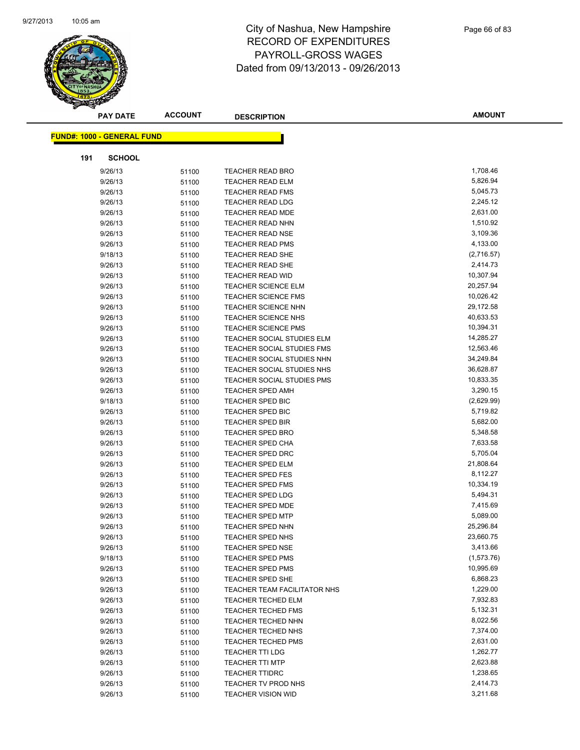# City of Nashua, New Hampshire
## RECORD OF EXPENDITURES
## PAYROLL-GROSS WAGES
## Dated from 09/13/2013 - 09/26/2013

**FUND#: 1000 - GENERAL FUND**

**191 SCHOOL**

| PAY DATE | ACCOUNT | DESCRIPTION | AMOUNT |
|---|---|---|---|
| 9/26/13 | 51100 | TEACHER READ BRO | 1,708.46 |
| 9/26/13 | 51100 | TEACHER READ ELM | 5,826.94 |
| 9/26/13 | 51100 | TEACHER READ FMS | 5,045.73 |
| 9/26/13 | 51100 | TEACHER READ LDG | 2,245.12 |
| 9/26/13 | 51100 | TEACHER READ MDE | 2,631.00 |
| 9/26/13 | 51100 | TEACHER READ NHN | 1,510.92 |
| 9/26/13 | 51100 | TEACHER READ NSE | 3,109.36 |
| 9/26/13 | 51100 | TEACHER READ PMS | 4,133.00 |
| 9/18/13 | 51100 | TEACHER READ SHE | (2,716.57) |
| 9/26/13 | 51100 | TEACHER READ SHE | 2,414.73 |
| 9/26/13 | 51100 | TEACHER READ WID | 10,307.94 |
| 9/26/13 | 51100 | TEACHER SCIENCE ELM | 20,257.94 |
| 9/26/13 | 51100 | TEACHER SCIENCE FMS | 10,026.42 |
| 9/26/13 | 51100 | TEACHER SCIENCE NHN | 29,172.58 |
| 9/26/13 | 51100 | TEACHER SCIENCE NHS | 40,633.53 |
| 9/26/13 | 51100 | TEACHER SCIENCE PMS | 10,394.31 |
| 9/26/13 | 51100 | TEACHER SOCIAL STUDIES ELM | 14,285.27 |
| 9/26/13 | 51100 | TEACHER SOCIAL STUDIES FMS | 12,563.46 |
| 9/26/13 | 51100 | TEACHER SOCIAL STUDIES NHN | 34,249.84 |
| 9/26/13 | 51100 | TEACHER SOCIAL STUDIES NHS | 36,628.87 |
| 9/26/13 | 51100 | TEACHER SOCIAL STUDIES PMS | 10,833.35 |
| 9/26/13 | 51100 | TEACHER SPED AMH | 3,290.15 |
| 9/18/13 | 51100 | TEACHER SPED BIC | (2,629.99) |
| 9/26/13 | 51100 | TEACHER SPED BIC | 5,719.82 |
| 9/26/13 | 51100 | TEACHER SPED BIR | 5,682.00 |
| 9/26/13 | 51100 | TEACHER SPED BRO | 5,348.58 |
| 9/26/13 | 51100 | TEACHER SPED CHA | 7,633.58 |
| 9/26/13 | 51100 | TEACHER SPED DRC | 5,705.04 |
| 9/26/13 | 51100 | TEACHER SPED ELM | 21,808.64 |
| 9/26/13 | 51100 | TEACHER SPED FES | 8,112.27 |
| 9/26/13 | 51100 | TEACHER SPED FMS | 10,334.19 |
| 9/26/13 | 51100 | TEACHER SPED LDG | 5,494.31 |
| 9/26/13 | 51100 | TEACHER SPED MDE | 7,415.69 |
| 9/26/13 | 51100 | TEACHER SPED MTP | 5,089.00 |
| 9/26/13 | 51100 | TEACHER SPED NHN | 25,296.84 |
| 9/26/13 | 51100 | TEACHER SPED NHS | 23,660.75 |
| 9/26/13 | 51100 | TEACHER SPED NSE | 3,413.66 |
| 9/18/13 | 51100 | TEACHER SPED PMS | (1,573.76) |
| 9/26/13 | 51100 | TEACHER SPED PMS | 10,995.69 |
| 9/26/13 | 51100 | TEACHER SPED SHE | 6,868.23 |
| 9/26/13 | 51100 | TEACHER TEAM FACILITATOR NHS | 1,229.00 |
| 9/26/13 | 51100 | TEACHER TECHED ELM | 7,932.83 |
| 9/26/13 | 51100 | TEACHER TECHED FMS | 5,132.31 |
| 9/26/13 | 51100 | TEACHER TECHED NHN | 8,022.56 |
| 9/26/13 | 51100 | TEACHER TECHED NHS | 7,374.00 |
| 9/26/13 | 51100 | TEACHER TECHED PMS | 2,631.00 |
| 9/26/13 | 51100 | TEACHER TTI LDG | 1,262.77 |
| 9/26/13 | 51100 | TEACHER TTI MTP | 2,623.88 |
| 9/26/13 | 51100 | TEACHER TTIDRC | 1,238.65 |
| 9/26/13 | 51100 | TEACHER TV PROD NHS | 2,414.73 |
| 9/26/13 | 51100 | TEACHER VISION WID | 3,211.68 |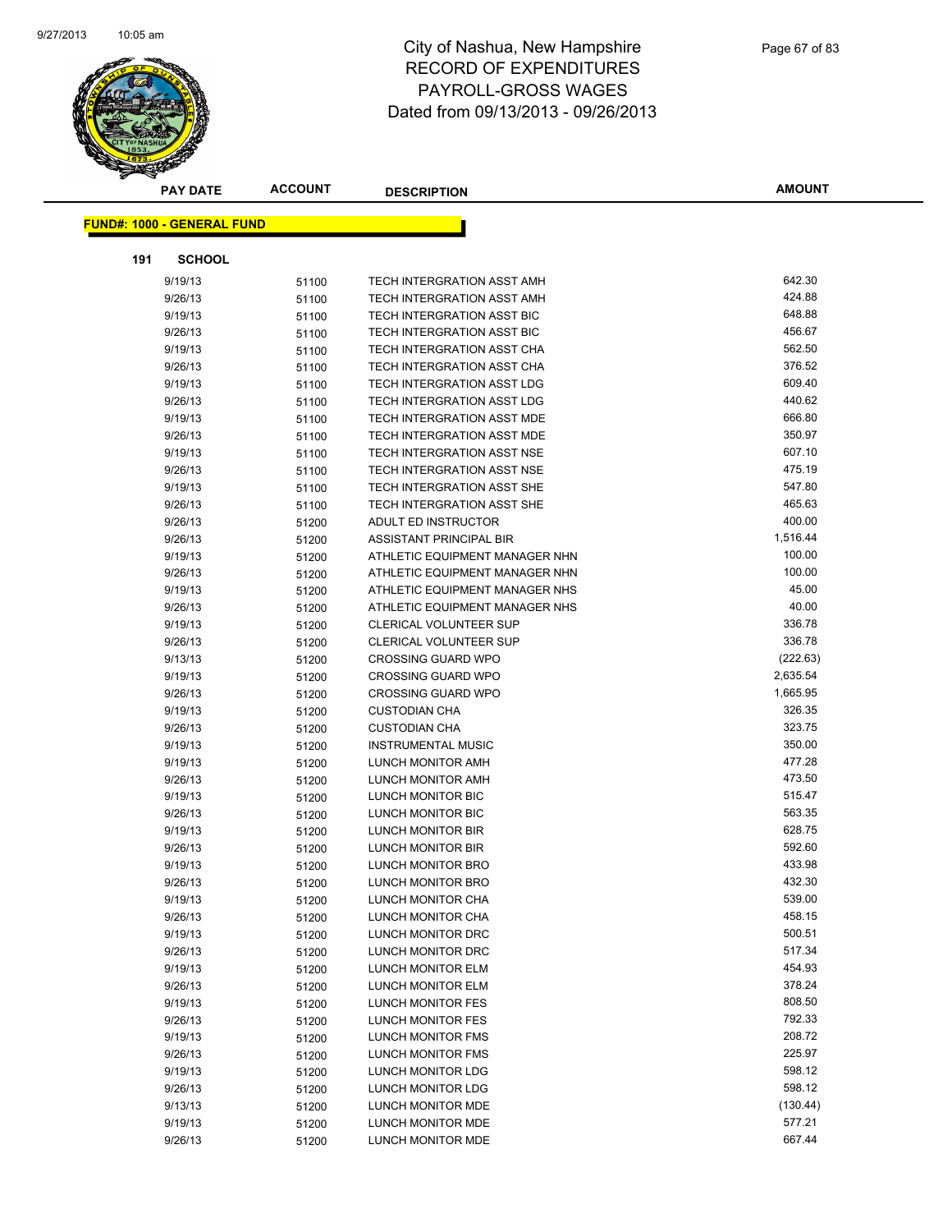# City of Nashua, New Hampshire
# RECORD OF EXPENDITURES
# PAYROLL-GROSS WAGES
# Dated from 09/13/2013 - 09/26/2013

| PAY DATE | ACCOUNT | DESCRIPTION | AMOUNT |
|---|---|---|---|

**FUND#: 1000 - GENERAL FUND**

**191 SCHOOL**

| PAY DATE | ACCOUNT | DESCRIPTION | AMOUNT |
|---|---|---|---|
| 9/19/13 | 51100 | TECH INTERGRATION ASST AMH | 642.30 |
| 9/26/13 | 51100 | TECH INTERGRATION ASST AMH | 424.88 |
| 9/19/13 | 51100 | TECH INTERGRATION ASST BIC | 648.88 |
| 9/26/13 | 51100 | TECH INTERGRATION ASST BIC | 456.67 |
| 9/19/13 | 51100 | TECH INTERGRATION ASST CHA | 562.50 |
| 9/26/13 | 51100 | TECH INTERGRATION ASST CHA | 376.52 |
| 9/19/13 | 51100 | TECH INTERGRATION ASST LDG | 609.40 |
| 9/26/13 | 51100 | TECH INTERGRATION ASST LDG | 440.62 |
| 9/19/13 | 51100 | TECH INTERGRATION ASST MDE | 666.80 |
| 9/26/13 | 51100 | TECH INTERGRATION ASST MDE | 350.97 |
| 9/19/13 | 51100 | TECH INTERGRATION ASST NSE | 607.10 |
| 9/26/13 | 51100 | TECH INTERGRATION ASST NSE | 475.19 |
| 9/19/13 | 51100 | TECH INTERGRATION ASST SHE | 547.80 |
| 9/26/13 | 51100 | TECH INTERGRATION ASST SHE | 465.63 |
| 9/26/13 | 51200 | ADULT ED INSTRUCTOR | 400.00 |
| 9/26/13 | 51200 | ASSISTANT PRINCIPAL BIR | 1,516.44 |
| 9/19/13 | 51200 | ATHLETIC EQUIPMENT MANAGER NHN | 100.00 |
| 9/26/13 | 51200 | ATHLETIC EQUIPMENT MANAGER NHN | 100.00 |
| 9/19/13 | 51200 | ATHLETIC EQUIPMENT MANAGER NHS | 45.00 |
| 9/26/13 | 51200 | ATHLETIC EQUIPMENT MANAGER NHS | 40.00 |
| 9/19/13 | 51200 | CLERICAL VOLUNTEER SUP | 336.78 |
| 9/26/13 | 51200 | CLERICAL VOLUNTEER SUP | 336.78 |
| 9/13/13 | 51200 | CROSSING GUARD WPO | (222.63) |
| 9/19/13 | 51200 | CROSSING GUARD WPO | 2,635.54 |
| 9/26/13 | 51200 | CROSSING GUARD WPO | 1,665.95 |
| 9/19/13 | 51200 | CUSTODIAN CHA | 326.35 |
| 9/26/13 | 51200 | CUSTODIAN CHA | 323.75 |
| 9/19/13 | 51200 | INSTRUMENTAL MUSIC | 350.00 |
| 9/19/13 | 51200 | LUNCH MONITOR AMH | 477.28 |
| 9/26/13 | 51200 | LUNCH MONITOR AMH | 473.50 |
| 9/19/13 | 51200 | LUNCH MONITOR BIC | 515.47 |
| 9/26/13 | 51200 | LUNCH MONITOR BIC | 563.35 |
| 9/19/13 | 51200 | LUNCH MONITOR BIR | 628.75 |
| 9/26/13 | 51200 | LUNCH MONITOR BIR | 592.60 |
| 9/19/13 | 51200 | LUNCH MONITOR BRO | 433.98 |
| 9/26/13 | 51200 | LUNCH MONITOR BRO | 432.30 |
| 9/19/13 | 51200 | LUNCH MONITOR CHA | 539.00 |
| 9/26/13 | 51200 | LUNCH MONITOR CHA | 458.15 |
| 9/19/13 | 51200 | LUNCH MONITOR DRC | 500.51 |
| 9/26/13 | 51200 | LUNCH MONITOR DRC | 517.34 |
| 9/19/13 | 51200 | LUNCH MONITOR ELM | 454.93 |
| 9/26/13 | 51200 | LUNCH MONITOR ELM | 378.24 |
| 9/19/13 | 51200 | LUNCH MONITOR FES | 808.50 |
| 9/26/13 | 51200 | LUNCH MONITOR FES | 792.33 |
| 9/19/13 | 51200 | LUNCH MONITOR FMS | 208.72 |
| 9/26/13 | 51200 | LUNCH MONITOR FMS | 225.97 |
| 9/19/13 | 51200 | LUNCH MONITOR LDG | 598.12 |
| 9/26/13 | 51200 | LUNCH MONITOR LDG | 598.12 |
| 9/13/13 | 51200 | LUNCH MONITOR MDE | (130.44) |
| 9/19/13 | 51200 | LUNCH MONITOR MDE | 577.21 |
| 9/26/13 | 51200 | LUNCH MONITOR MDE | 667.44 |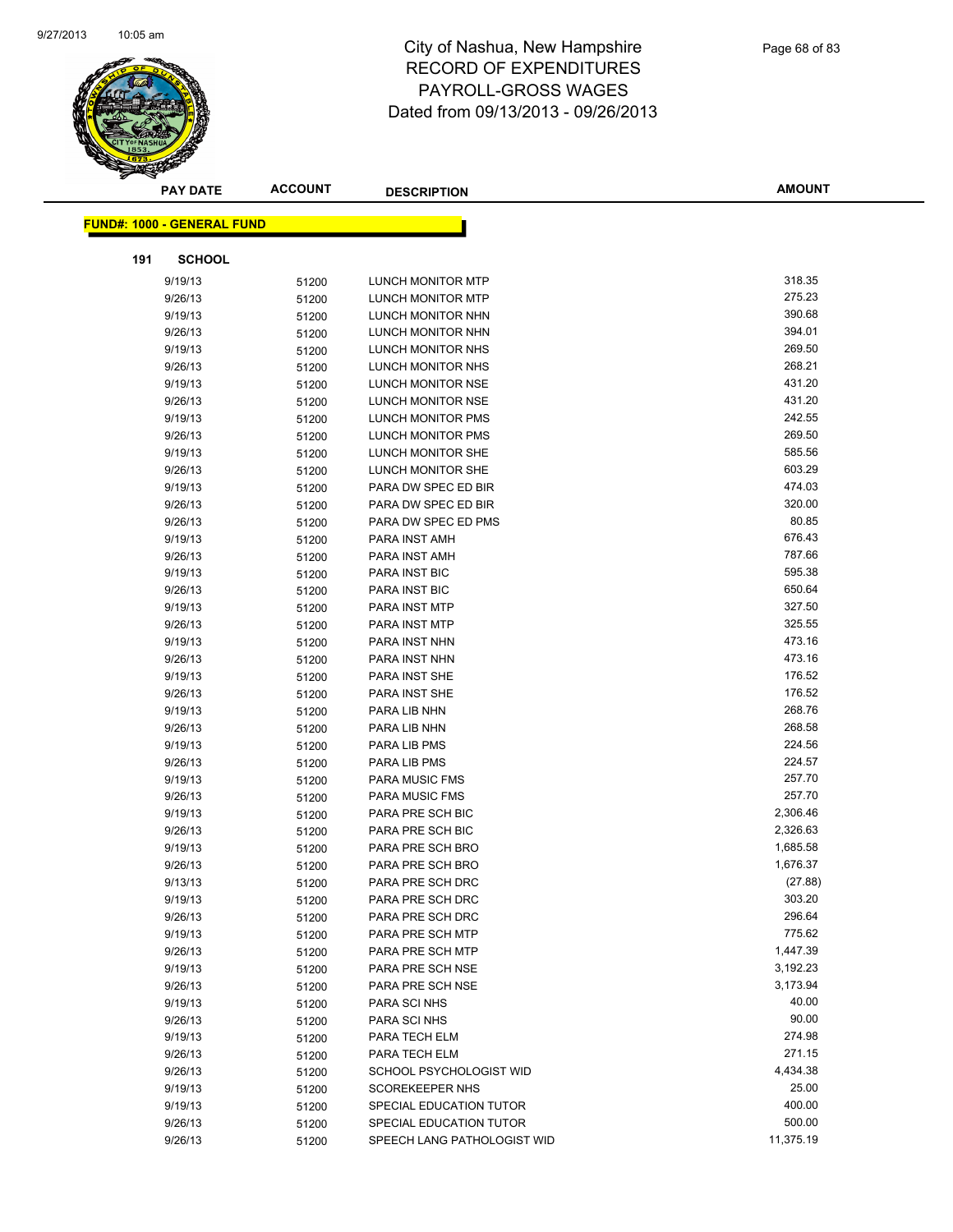# City of Nashua, New Hampshire
## RECORD OF EXPENDITURES
## PAYROLL-GROSS WAGES
## Dated from 09/13/2013 - 09/26/2013

| PAY DATE | ACCOUNT | DESCRIPTION | AMOUNT |
|---|---|---|---|

**FUND#: 1000 - GENERAL FUND**

**191 SCHOOL**

| PAY DATE | ACCOUNT | DESCRIPTION | AMOUNT |
|---|---|---|---|
| 9/19/13 | 51200 | LUNCH MONITOR MTP | 318.35 |
| 9/26/13 | 51200 | LUNCH MONITOR MTP | 275.23 |
| 9/19/13 | 51200 | LUNCH MONITOR NHN | 390.68 |
| 9/26/13 | 51200 | LUNCH MONITOR NHN | 394.01 |
| 9/19/13 | 51200 | LUNCH MONITOR NHS | 269.50 |
| 9/26/13 | 51200 | LUNCH MONITOR NHS | 268.21 |
| 9/19/13 | 51200 | LUNCH MONITOR NSE | 431.20 |
| 9/26/13 | 51200 | LUNCH MONITOR NSE | 431.20 |
| 9/19/13 | 51200 | LUNCH MONITOR PMS | 242.55 |
| 9/26/13 | 51200 | LUNCH MONITOR PMS | 269.50 |
| 9/19/13 | 51200 | LUNCH MONITOR SHE | 585.56 |
| 9/26/13 | 51200 | LUNCH MONITOR SHE | 603.29 |
| 9/19/13 | 51200 | PARA DW SPEC ED BIR | 474.03 |
| 9/26/13 | 51200 | PARA DW SPEC ED BIR | 320.00 |
| 9/26/13 | 51200 | PARA DW SPEC ED PMS | 80.85 |
| 9/19/13 | 51200 | PARA INST AMH | 676.43 |
| 9/26/13 | 51200 | PARA INST AMH | 787.66 |
| 9/19/13 | 51200 | PARA INST BIC | 595.38 |
| 9/26/13 | 51200 | PARA INST BIC | 650.64 |
| 9/19/13 | 51200 | PARA INST MTP | 327.50 |
| 9/26/13 | 51200 | PARA INST MTP | 325.55 |
| 9/19/13 | 51200 | PARA INST NHN | 473.16 |
| 9/26/13 | 51200 | PARA INST NHN | 473.16 |
| 9/19/13 | 51200 | PARA INST SHE | 176.52 |
| 9/26/13 | 51200 | PARA INST SHE | 176.52 |
| 9/19/13 | 51200 | PARA LIB NHN | 268.76 |
| 9/26/13 | 51200 | PARA LIB NHN | 268.58 |
| 9/19/13 | 51200 | PARA LIB PMS | 224.56 |
| 9/26/13 | 51200 | PARA LIB PMS | 224.57 |
| 9/19/13 | 51200 | PARA MUSIC FMS | 257.70 |
| 9/26/13 | 51200 | PARA MUSIC FMS | 257.70 |
| 9/19/13 | 51200 | PARA PRE SCH BIC | 2,306.46 |
| 9/26/13 | 51200 | PARA PRE SCH BIC | 2,326.63 |
| 9/19/13 | 51200 | PARA PRE SCH BRO | 1,685.58 |
| 9/26/13 | 51200 | PARA PRE SCH BRO | 1,676.37 |
| 9/13/13 | 51200 | PARA PRE SCH DRC | (27.88) |
| 9/19/13 | 51200 | PARA PRE SCH DRC | 303.20 |
| 9/26/13 | 51200 | PARA PRE SCH DRC | 296.64 |
| 9/19/13 | 51200 | PARA PRE SCH MTP | 775.62 |
| 9/26/13 | 51200 | PARA PRE SCH MTP | 1,447.39 |
| 9/19/13 | 51200 | PARA PRE SCH NSE | 3,192.23 |
| 9/26/13 | 51200 | PARA PRE SCH NSE | 3,173.94 |
| 9/19/13 | 51200 | PARA SCI NHS | 40.00 |
| 9/26/13 | 51200 | PARA SCI NHS | 90.00 |
| 9/19/13 | 51200 | PARA TECH ELM | 274.98 |
| 9/26/13 | 51200 | PARA TECH ELM | 271.15 |
| 9/26/13 | 51200 | SCHOOL PSYCHOLOGIST WID | 4,434.38 |
| 9/19/13 | 51200 | SCOREKEEPER NHS | 25.00 |
| 9/19/13 | 51200 | SPECIAL EDUCATION TUTOR | 400.00 |
| 9/26/13 | 51200 | SPECIAL EDUCATION TUTOR | 500.00 |
| 9/26/13 | 51200 | SPEECH LANG PATHOLOGIST WID | 11,375.19 |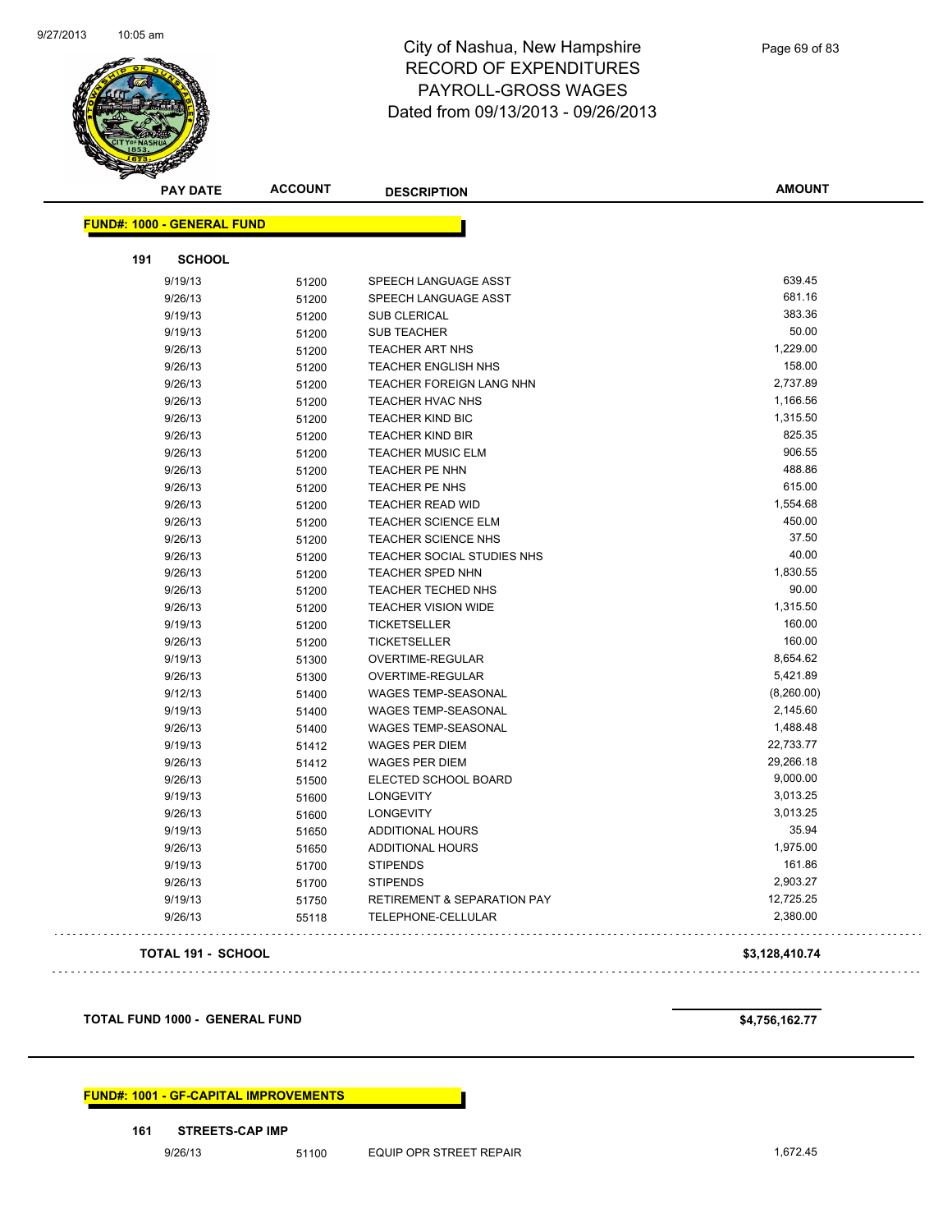# City of Nashua, New Hampshire
## RECORD OF EXPENDITURES
## PAYROLL-GROSS WAGES
## Dated from 09/13/2013 - 09/26/2013

| PAY DATE | ACCOUNT | DESCRIPTION | AMOUNT |
|---|---|---|---|
| **FUND#: 1000 - GENERAL FUND** | | | |
| **191 SCHOOL** | | | |
| 9/19/13 | 51200 | SPEECH LANGUAGE ASST | 639.45 |
| 9/26/13 | 51200 | SPEECH LANGUAGE ASST | 681.16 |
| 9/19/13 | 51200 | SUB CLERICAL | 383.36 |
| 9/19/13 | 51200 | SUB TEACHER | 50.00 |
| 9/26/13 | 51200 | TEACHER ART NHS | 1,229.00 |
| 9/26/13 | 51200 | TEACHER ENGLISH NHS | 158.00 |
| 9/26/13 | 51200 | TEACHER FOREIGN LANG NHN | 2,737.89 |
| 9/26/13 | 51200 | TEACHER HVAC NHS | 1,166.56 |
| 9/26/13 | 51200 | TEACHER KIND BIC | 1,315.50 |
| 9/26/13 | 51200 | TEACHER KIND BIR | 825.35 |
| 9/26/13 | 51200 | TEACHER MUSIC ELM | 906.55 |
| 9/26/13 | 51200 | TEACHER PE NHN | 488.86 |
| 9/26/13 | 51200 | TEACHER PE NHS | 615.00 |
| 9/26/13 | 51200 | TEACHER READ WID | 1,554.68 |
| 9/26/13 | 51200 | TEACHER SCIENCE ELM | 450.00 |
| 9/26/13 | 51200 | TEACHER SCIENCE NHS | 37.50 |
| 9/26/13 | 51200 | TEACHER SOCIAL STUDIES NHS | 40.00 |
| 9/26/13 | 51200 | TEACHER SPED NHN | 1,830.55 |
| 9/26/13 | 51200 | TEACHER TECHED NHS | 90.00 |
| 9/26/13 | 51200 | TEACHER VISION WIDE | 1,315.50 |
| 9/19/13 | 51200 | TICKETSELLER | 160.00 |
| 9/26/13 | 51200 | TICKETSELLER | 160.00 |
| 9/19/13 | 51300 | OVERTIME-REGULAR | 8,654.62 |
| 9/26/13 | 51300 | OVERTIME-REGULAR | 5,421.89 |
| 9/12/13 | 51400 | WAGES TEMP-SEASONAL | (8,260.00) |
| 9/19/13 | 51400 | WAGES TEMP-SEASONAL | 2,145.60 |
| 9/26/13 | 51400 | WAGES TEMP-SEASONAL | 1,488.48 |
| 9/19/13 | 51412 | WAGES PER DIEM | 22,733.77 |
| 9/26/13 | 51412 | WAGES PER DIEM | 29,266.18 |
| 9/26/13 | 51500 | ELECTED SCHOOL BOARD | 9,000.00 |
| 9/19/13 | 51600 | LONGEVITY | 3,013.25 |
| 9/26/13 | 51600 | LONGEVITY | 3,013.25 |
| 9/19/13 | 51650 | ADDITIONAL HOURS | 35.94 |
| 9/26/13 | 51650 | ADDITIONAL HOURS | 1,975.00 |
| 9/19/13 | 51700 | STIPENDS | 161.86 |
| 9/26/13 | 51700 | STIPENDS | 2,903.27 |
| 9/19/13 | 51750 | RETIREMENT & SEPARATION PAY | 12,725.25 |
| 9/26/13 | 55118 | TELEPHONE-CELLULAR | 2,380.00 |
| **TOTAL 191 - SCHOOL** | | | **$3,128,410.74** |
| **TOTAL FUND 1000 - GENERAL FUND** | | | **$4,756,162.77** |
| **FUND#: 1001 - GF-CAPITAL IMPROVEMENTS** | | | |
| **161 STREETS-CAP IMP** | | | |
| 9/26/13 | 51100 | EQUIP OPR STREET REPAIR | 1,672.45 |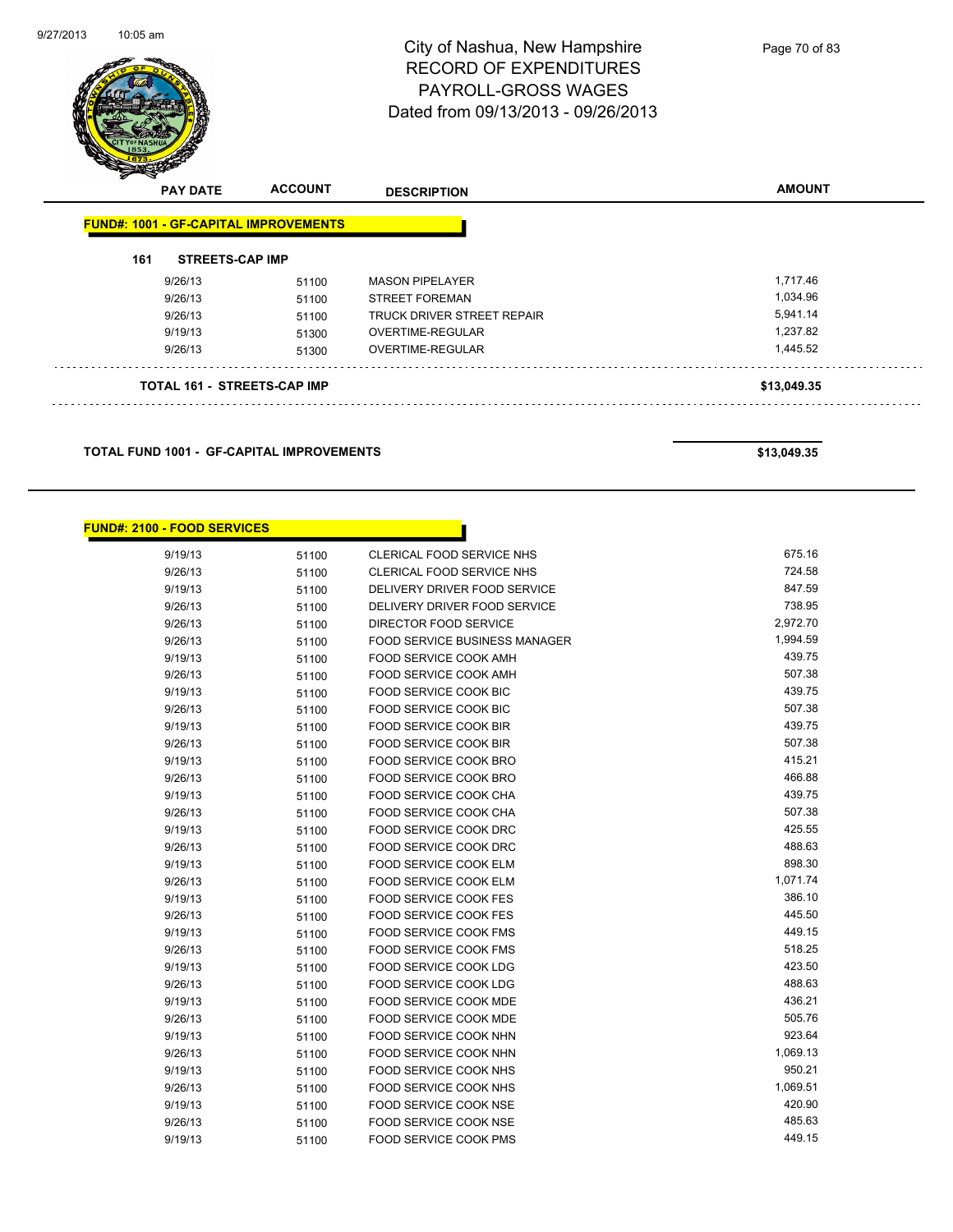# City of Nashua, New Hampshire
## RECORD OF EXPENDITURES
## PAYROLL-GROSS WAGES
### Dated from 09/13/2013 - 09/26/2013

| PAY DATE | ACCOUNT | DESCRIPTION | AMOUNT |
|---|---|---|---|

**FUND#: 1001 - GF-CAPITAL IMPROVEMENTS**

**161 STREETS-CAP IMP**

| PAY DATE | ACCOUNT | DESCRIPTION | AMOUNT |
|---|---|---|---|
| 9/26/13 | 51100 | MASON PIPELAYER | 1,717.46 |
| 9/26/13 | 51100 | STREET FOREMAN | 1,034.96 |
| 9/26/13 | 51100 | TRUCK DRIVER STREET REPAIR | 5,941.14 |
| 9/19/13 | 51300 | OVERTIME-REGULAR | 1,237.82 |
| 9/26/13 | 51300 | OVERTIME-REGULAR | 1,445.52 |
| **TOTAL 161 - STREETS-CAP IMP** | | | **$13,049.35** |

**TOTAL FUND 1001 - GF-CAPITAL IMPROVEMENTS** **$13,049.35**

**FUND#: 2100 - FOOD SERVICES**

| PAY DATE | ACCOUNT | DESCRIPTION | AMOUNT |
|---|---|---|---|
| 9/19/13 | 51100 | CLERICAL FOOD SERVICE NHS | 675.16 |
| 9/26/13 | 51100 | CLERICAL FOOD SERVICE NHS | 724.58 |
| 9/19/13 | 51100 | DELIVERY DRIVER FOOD SERVICE | 847.59 |
| 9/26/13 | 51100 | DELIVERY DRIVER FOOD SERVICE | 738.95 |
| 9/26/13 | 51100 | DIRECTOR FOOD SERVICE | 2,972.70 |
| 9/26/13 | 51100 | FOOD SERVICE BUSINESS MANAGER | 1,994.59 |
| 9/19/13 | 51100 | FOOD SERVICE COOK AMH | 439.75 |
| 9/26/13 | 51100 | FOOD SERVICE COOK AMH | 507.38 |
| 9/19/13 | 51100 | FOOD SERVICE COOK BIC | 439.75 |
| 9/26/13 | 51100 | FOOD SERVICE COOK BIC | 507.38 |
| 9/19/13 | 51100 | FOOD SERVICE COOK BIR | 439.75 |
| 9/26/13 | 51100 | FOOD SERVICE COOK BIR | 507.38 |
| 9/19/13 | 51100 | FOOD SERVICE COOK BRO | 415.21 |
| 9/26/13 | 51100 | FOOD SERVICE COOK BRO | 466.88 |
| 9/19/13 | 51100 | FOOD SERVICE COOK CHA | 439.75 |
| 9/26/13 | 51100 | FOOD SERVICE COOK CHA | 507.38 |
| 9/19/13 | 51100 | FOOD SERVICE COOK DRC | 425.55 |
| 9/26/13 | 51100 | FOOD SERVICE COOK DRC | 488.63 |
| 9/19/13 | 51100 | FOOD SERVICE COOK ELM | 898.30 |
| 9/26/13 | 51100 | FOOD SERVICE COOK ELM | 1,071.74 |
| 9/19/13 | 51100 | FOOD SERVICE COOK FES | 386.10 |
| 9/26/13 | 51100 | FOOD SERVICE COOK FES | 445.50 |
| 9/19/13 | 51100 | FOOD SERVICE COOK FMS | 449.15 |
| 9/26/13 | 51100 | FOOD SERVICE COOK FMS | 518.25 |
| 9/19/13 | 51100 | FOOD SERVICE COOK LDG | 423.50 |
| 9/26/13 | 51100 | FOOD SERVICE COOK LDG | 488.63 |
| 9/19/13 | 51100 | FOOD SERVICE COOK MDE | 436.21 |
| 9/26/13 | 51100 | FOOD SERVICE COOK MDE | 505.76 |
| 9/19/13 | 51100 | FOOD SERVICE COOK NHN | 923.64 |
| 9/26/13 | 51100 | FOOD SERVICE COOK NHN | 1,069.13 |
| 9/19/13 | 51100 | FOOD SERVICE COOK NHS | 950.21 |
| 9/26/13 | 51100 | FOOD SERVICE COOK NHS | 1,069.51 |
| 9/19/13 | 51100 | FOOD SERVICE COOK NSE | 420.90 |
| 9/26/13 | 51100 | FOOD SERVICE COOK NSE | 485.63 |
| 9/19/13 | 51100 | FOOD SERVICE COOK PMS | 449.15 |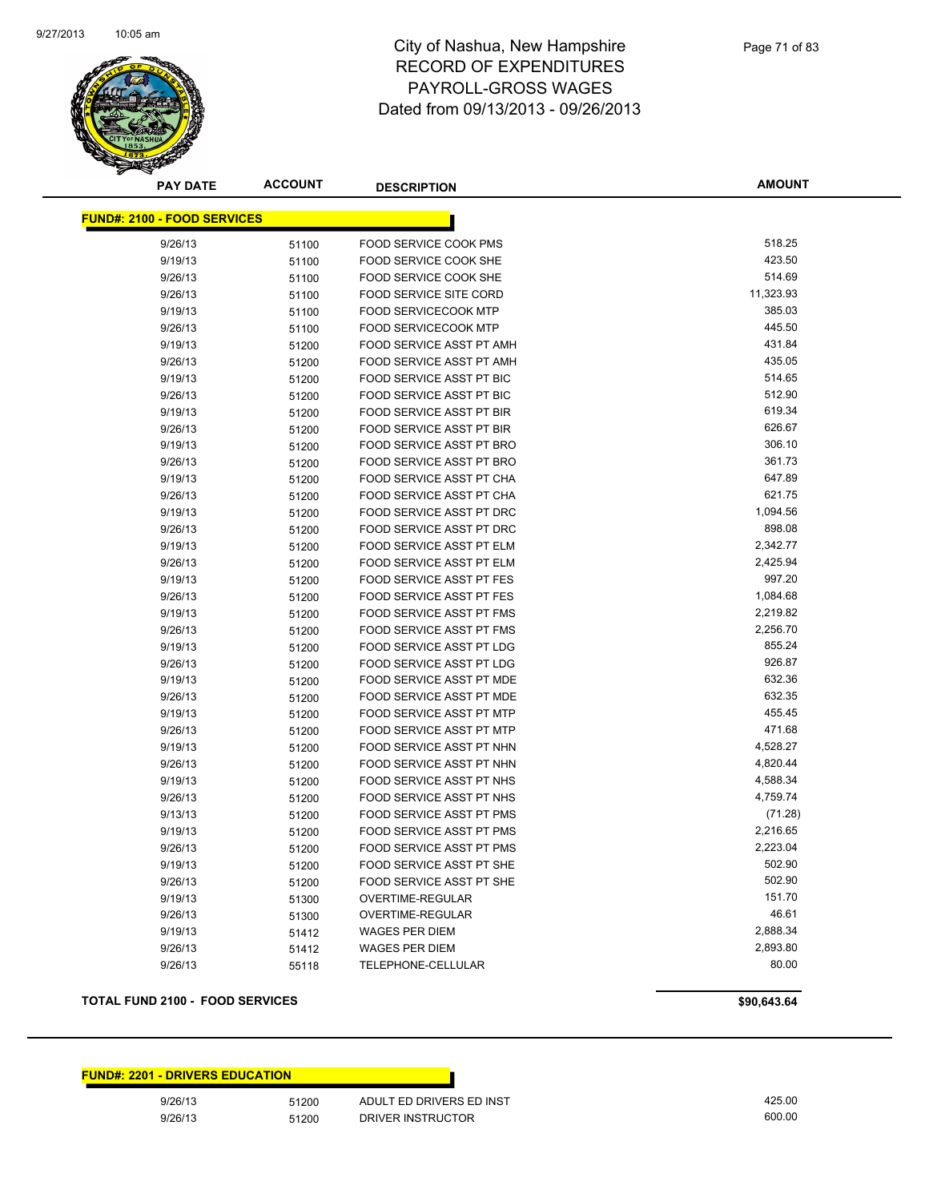# City of Nashua, New Hampshire
## RECORD OF EXPENDITURES
## PAYROLL-GROSS WAGES
## Dated from 09/13/2013 - 09/26/2013

| PAY DATE | ACCOUNT | DESCRIPTION | AMOUNT |
|---|---|---|---|
| **FUND#: 2100 - FOOD SERVICES** | | | |
| 9/26/13 | 51100 | FOOD SERVICE COOK PMS | 518.25 |
| 9/19/13 | 51100 | FOOD SERVICE COOK SHE | 423.50 |
| 9/26/13 | 51100 | FOOD SERVICE COOK SHE | 514.69 |
| 9/26/13 | 51100 | FOOD SERVICE SITE CORD | 11,323.93 |
| 9/19/13 | 51100 | FOOD SERVICECOOK MTP | 385.03 |
| 9/26/13 | 51100 | FOOD SERVICECOOK MTP | 445.50 |
| 9/19/13 | 51200 | FOOD SERVICE ASST PT AMH | 431.84 |
| 9/26/13 | 51200 | FOOD SERVICE ASST PT AMH | 435.05 |
| 9/19/13 | 51200 | FOOD SERVICE ASST PT BIC | 514.65 |
| 9/26/13 | 51200 | FOOD SERVICE ASST PT BIC | 512.90 |
| 9/19/13 | 51200 | FOOD SERVICE ASST PT BIR | 619.34 |
| 9/26/13 | 51200 | FOOD SERVICE ASST PT BIR | 626.67 |
| 9/19/13 | 51200 | FOOD SERVICE ASST PT BRO | 306.10 |
| 9/26/13 | 51200 | FOOD SERVICE ASST PT BRO | 361.73 |
| 9/19/13 | 51200 | FOOD SERVICE ASST PT CHA | 647.89 |
| 9/26/13 | 51200 | FOOD SERVICE ASST PT CHA | 621.75 |
| 9/19/13 | 51200 | FOOD SERVICE ASST PT DRC | 1,094.56 |
| 9/26/13 | 51200 | FOOD SERVICE ASST PT DRC | 898.08 |
| 9/19/13 | 51200 | FOOD SERVICE ASST PT ELM | 2,342.77 |
| 9/26/13 | 51200 | FOOD SERVICE ASST PT ELM | 2,425.94 |
| 9/19/13 | 51200 | FOOD SERVICE ASST PT FES | 997.20 |
| 9/26/13 | 51200 | FOOD SERVICE ASST PT FES | 1,084.68 |
| 9/19/13 | 51200 | FOOD SERVICE ASST PT FMS | 2,219.82 |
| 9/26/13 | 51200 | FOOD SERVICE ASST PT FMS | 2,256.70 |
| 9/19/13 | 51200 | FOOD SERVICE ASST PT LDG | 855.24 |
| 9/26/13 | 51200 | FOOD SERVICE ASST PT LDG | 926.87 |
| 9/19/13 | 51200 | FOOD SERVICE ASST PT MDE | 632.36 |
| 9/26/13 | 51200 | FOOD SERVICE ASST PT MDE | 632.35 |
| 9/19/13 | 51200 | FOOD SERVICE ASST PT MTP | 455.45 |
| 9/26/13 | 51200 | FOOD SERVICE ASST PT MTP | 471.68 |
| 9/19/13 | 51200 | FOOD SERVICE ASST PT NHN | 4,528.27 |
| 9/26/13 | 51200 | FOOD SERVICE ASST PT NHN | 4,820.44 |
| 9/19/13 | 51200 | FOOD SERVICE ASST PT NHS | 4,588.34 |
| 9/26/13 | 51200 | FOOD SERVICE ASST PT NHS | 4,759.74 |
| 9/13/13 | 51200 | FOOD SERVICE ASST PT PMS | (71.28) |
| 9/19/13 | 51200 | FOOD SERVICE ASST PT PMS | 2,216.65 |
| 9/26/13 | 51200 | FOOD SERVICE ASST PT PMS | 2,223.04 |
| 9/19/13 | 51200 | FOOD SERVICE ASST PT SHE | 502.90 |
| 9/26/13 | 51200 | FOOD SERVICE ASST PT SHE | 502.90 |
| 9/19/13 | 51300 | OVERTIME-REGULAR | 151.70 |
| 9/26/13 | 51300 | OVERTIME-REGULAR | 46.61 |
| 9/19/13 | 51412 | WAGES PER DIEM | 2,888.34 |
| 9/26/13 | 51412 | WAGES PER DIEM | 2,893.80 |
| 9/26/13 | 55118 | TELEPHONE-CELLULAR | 80.00 |
| **TOTAL FUND 2100 - FOOD SERVICES** | | | **$90,643.64** |

| PAY DATE | ACCOUNT | DESCRIPTION | AMOUNT |
|---|---|---|---|
| **FUND#: 2201 - DRIVERS EDUCATION** | | | |
| 9/26/13 | 51200 | ADULT ED DRIVERS ED INST | 425.00 |
| 9/26/13 | 51200 | DRIVER INSTRUCTOR | 600.00 |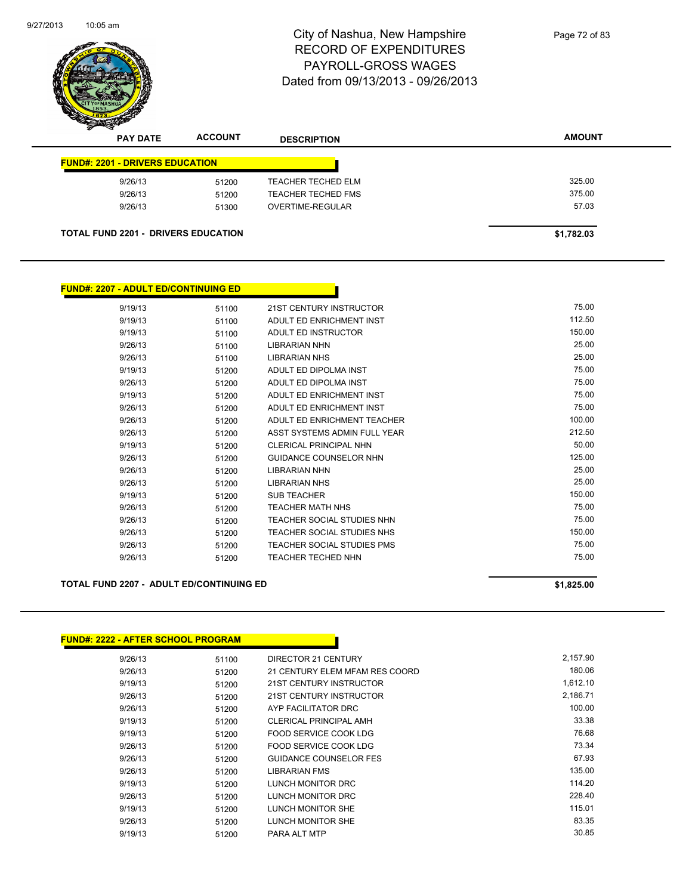# City of Nashua, New Hampshire
## RECORD OF EXPENDITURES
## PAYROLL-GROSS WAGES
## Dated from 09/13/2013 - 09/26/2013

| PAY DATE | ACCOUNT | DESCRIPTION | AMOUNT |
|---|---|---|---|
| **FUND#: 2201 - DRIVERS EDUCATION** | | | |
| 9/26/13 | 51200 | TEACHER TECHED ELM | 325.00 |
| 9/26/13 | 51200 | TEACHER TECHED FMS | 375.00 |
| 9/26/13 | 51300 | OVERTIME-REGULAR | 57.03 |
| **TOTAL FUND 2201 - DRIVERS EDUCATION** | | | **$1,782.03** |

| PAY DATE | ACCOUNT | DESCRIPTION | AMOUNT |
|---|---|---|---|
| **FUND#: 2207 - ADULT ED/CONTINUING ED** | | | |
| 9/19/13 | 51100 | 21ST CENTURY INSTRUCTOR | 75.00 |
| 9/19/13 | 51100 | ADULT ED ENRICHMENT INST | 112.50 |
| 9/19/13 | 51100 | ADULT ED INSTRUCTOR | 150.00 |
| 9/26/13 | 51100 | LIBRARIAN NHN | 25.00 |
| 9/26/13 | 51100 | LIBRARIAN NHS | 25.00 |
| 9/19/13 | 51200 | ADULT ED DIPOLMA INST | 75.00 |
| 9/26/13 | 51200 | ADULT ED DIPOLMA INST | 75.00 |
| 9/19/13 | 51200 | ADULT ED ENRICHMENT INST | 75.00 |
| 9/26/13 | 51200 | ADULT ED ENRICHMENT INST | 75.00 |
| 9/26/13 | 51200 | ADULT ED ENRICHMENT TEACHER | 100.00 |
| 9/26/13 | 51200 | ASST SYSTEMS ADMIN FULL YEAR | 212.50 |
| 9/19/13 | 51200 | CLERICAL PRINCIPAL NHN | 50.00 |
| 9/26/13 | 51200 | GUIDANCE COUNSELOR NHN | 125.00 |
| 9/26/13 | 51200 | LIBRARIAN NHN | 25.00 |
| 9/26/13 | 51200 | LIBRARIAN NHS | 25.00 |
| 9/19/13 | 51200 | SUB TEACHER | 150.00 |
| 9/26/13 | 51200 | TEACHER MATH NHS | 75.00 |
| 9/26/13 | 51200 | TEACHER SOCIAL STUDIES NHN | 75.00 |
| 9/26/13 | 51200 | TEACHER SOCIAL STUDIES NHS | 150.00 |
| 9/26/13 | 51200 | TEACHER SOCIAL STUDIES PMS | 75.00 |
| 9/26/13 | 51200 | TEACHER TECHED NHN | 75.00 |
| **TOTAL FUND 2207 - ADULT ED/CONTINUING ED** | | | **$1,825.00** |

| PAY DATE | ACCOUNT | DESCRIPTION | AMOUNT |
|---|---|---|---|
| **FUND#: 2222 - AFTER SCHOOL PROGRAM** | | | |
| 9/26/13 | 51100 | DIRECTOR 21 CENTURY | 2,157.90 |
| 9/26/13 | 51200 | 21 CENTURY ELEM MFAM RES COORD | 180.06 |
| 9/19/13 | 51200 | 21ST CENTURY INSTRUCTOR | 1,612.10 |
| 9/26/13 | 51200 | 21ST CENTURY INSTRUCTOR | 2,186.71 |
| 9/26/13 | 51200 | AYP FACILITATOR DRC | 100.00 |
| 9/19/13 | 51200 | CLERICAL PRINCIPAL AMH | 33.38 |
| 9/19/13 | 51200 | FOOD SERVICE COOK LDG | 76.68 |
| 9/26/13 | 51200 | FOOD SERVICE COOK LDG | 73.34 |
| 9/26/13 | 51200 | GUIDANCE COUNSELOR FES | 67.93 |
| 9/26/13 | 51200 | LIBRARIAN FMS | 135.00 |
| 9/19/13 | 51200 | LUNCH MONITOR DRC | 114.20 |
| 9/26/13 | 51200 | LUNCH MONITOR DRC | 228.40 |
| 9/19/13 | 51200 | LUNCH MONITOR SHE | 115.01 |
| 9/26/13 | 51200 | LUNCH MONITOR SHE | 83.35 |
| 9/19/13 | 51200 | PARA ALT MTP | 30.85 |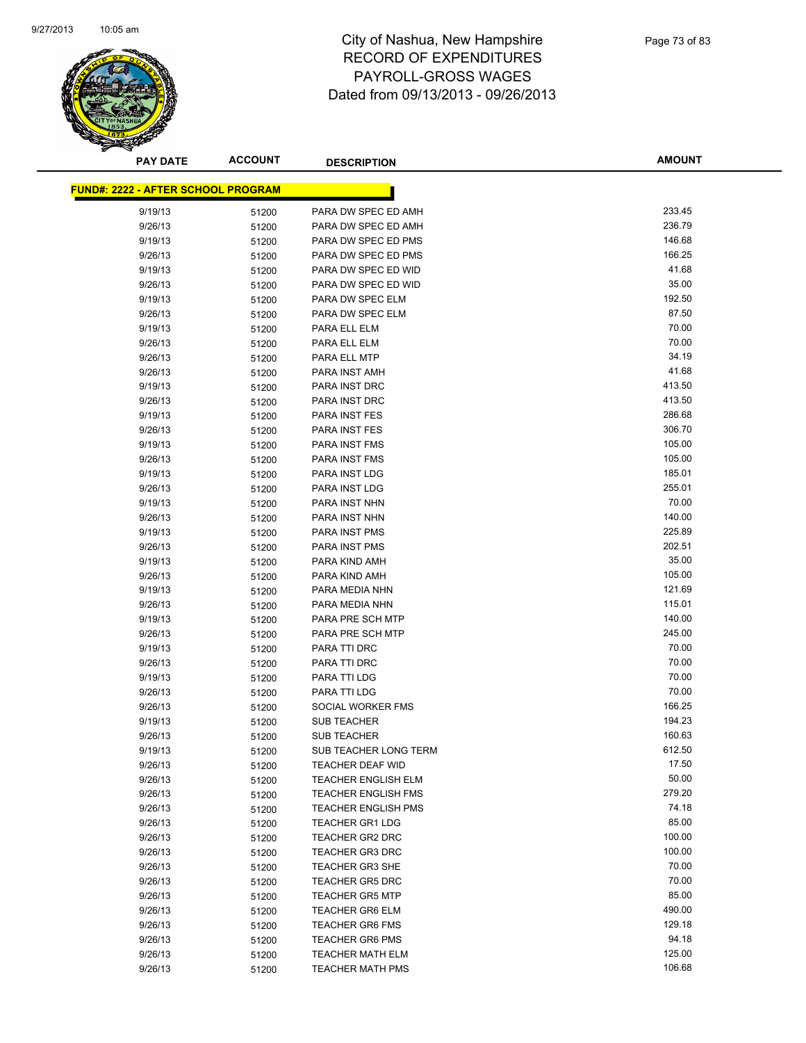# City of Nashua, New Hampshire
## RECORD OF EXPENDITURES
## PAYROLL-GROSS WAGES
## Dated from 09/13/2013 - 09/26/2013

**FUND#: 2222 - AFTER SCHOOL PROGRAM**

| PAY DATE | ACCOUNT | DESCRIPTION | AMOUNT |
|---|---|---|---|
| 9/19/13 | 51200 | PARA DW SPEC ED AMH | 233.45 |
| 9/26/13 | 51200 | PARA DW SPEC ED AMH | 236.79 |
| 9/19/13 | 51200 | PARA DW SPEC ED PMS | 146.68 |
| 9/26/13 | 51200 | PARA DW SPEC ED PMS | 166.25 |
| 9/19/13 | 51200 | PARA DW SPEC ED WID | 41.68 |
| 9/26/13 | 51200 | PARA DW SPEC ED WID | 35.00 |
| 9/19/13 | 51200 | PARA DW SPEC ELM | 192.50 |
| 9/26/13 | 51200 | PARA DW SPEC ELM | 87.50 |
| 9/19/13 | 51200 | PARA ELL ELM | 70.00 |
| 9/26/13 | 51200 | PARA ELL ELM | 70.00 |
| 9/26/13 | 51200 | PARA ELL MTP | 34.19 |
| 9/26/13 | 51200 | PARA INST AMH | 41.68 |
| 9/19/13 | 51200 | PARA INST DRC | 413.50 |
| 9/26/13 | 51200 | PARA INST DRC | 413.50 |
| 9/19/13 | 51200 | PARA INST FES | 286.68 |
| 9/26/13 | 51200 | PARA INST FES | 306.70 |
| 9/19/13 | 51200 | PARA INST FMS | 105.00 |
| 9/26/13 | 51200 | PARA INST FMS | 105.00 |
| 9/19/13 | 51200 | PARA INST LDG | 185.01 |
| 9/26/13 | 51200 | PARA INST LDG | 255.01 |
| 9/19/13 | 51200 | PARA INST NHN | 70.00 |
| 9/26/13 | 51200 | PARA INST NHN | 140.00 |
| 9/19/13 | 51200 | PARA INST PMS | 225.89 |
| 9/26/13 | 51200 | PARA INST PMS | 202.51 |
| 9/19/13 | 51200 | PARA KIND AMH | 35.00 |
| 9/26/13 | 51200 | PARA KIND AMH | 105.00 |
| 9/19/13 | 51200 | PARA MEDIA NHN | 121.69 |
| 9/26/13 | 51200 | PARA MEDIA NHN | 115.01 |
| 9/19/13 | 51200 | PARA PRE SCH MTP | 140.00 |
| 9/26/13 | 51200 | PARA PRE SCH MTP | 245.00 |
| 9/19/13 | 51200 | PARA TTI DRC | 70.00 |
| 9/26/13 | 51200 | PARA TTI DRC | 70.00 |
| 9/19/13 | 51200 | PARA TTI LDG | 70.00 |
| 9/26/13 | 51200 | PARA TTI LDG | 70.00 |
| 9/26/13 | 51200 | SOCIAL WORKER FMS | 166.25 |
| 9/19/13 | 51200 | SUB TEACHER | 194.23 |
| 9/26/13 | 51200 | SUB TEACHER | 160.63 |
| 9/19/13 | 51200 | SUB TEACHER LONG TERM | 612.50 |
| 9/26/13 | 51200 | TEACHER DEAF WID | 17.50 |
| 9/26/13 | 51200 | TEACHER ENGLISH ELM | 50.00 |
| 9/26/13 | 51200 | TEACHER ENGLISH FMS | 279.20 |
| 9/26/13 | 51200 | TEACHER ENGLISH PMS | 74.18 |
| 9/26/13 | 51200 | TEACHER GR1 LDG | 85.00 |
| 9/26/13 | 51200 | TEACHER GR2 DRC | 100.00 |
| 9/26/13 | 51200 | TEACHER GR3 DRC | 100.00 |
| 9/26/13 | 51200 | TEACHER GR3 SHE | 70.00 |
| 9/26/13 | 51200 | TEACHER GR5 DRC | 70.00 |
| 9/26/13 | 51200 | TEACHER GR5 MTP | 85.00 |
| 9/26/13 | 51200 | TEACHER GR6 ELM | 490.00 |
| 9/26/13 | 51200 | TEACHER GR6 FMS | 129.18 |
| 9/26/13 | 51200 | TEACHER GR6 PMS | 94.18 |
| 9/26/13 | 51200 | TEACHER MATH ELM | 125.00 |
| 9/26/13 | 51200 | TEACHER MATH PMS | 106.68 |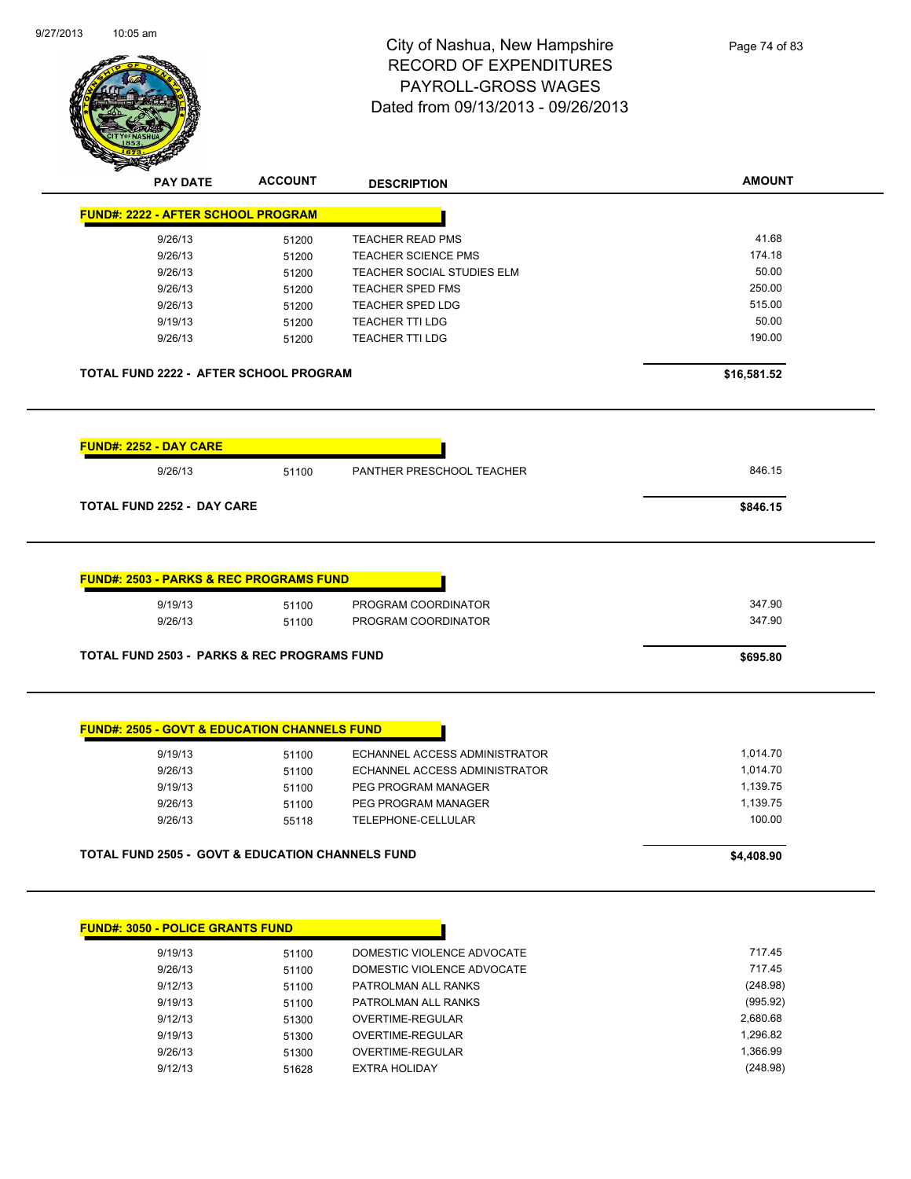# City of Nashua, New Hampshire
# RECORD OF EXPENDITURES
# PAYROLL-GROSS WAGES
# Dated from 09/13/2013 - 09/26/2013

| PAY DATE | ACCOUNT | DESCRIPTION | AMOUNT |
|---|---|---|---|
| **FUND#: 2222 - AFTER SCHOOL PROGRAM** | | | |
| 9/26/13 | 51200 | TEACHER READ PMS | 41.68 |
| 9/26/13 | 51200 | TEACHER SCIENCE PMS | 174.18 |
| 9/26/13 | 51200 | TEACHER SOCIAL STUDIES ELM | 50.00 |
| 9/26/13 | 51200 | TEACHER SPED FMS | 250.00 |
| 9/26/13 | 51200 | TEACHER SPED LDG | 515.00 |
| 9/19/13 | 51200 | TEACHER TTI LDG | 50.00 |
| 9/26/13 | 51200 | TEACHER TTI LDG | 190.00 |
| **TOTAL FUND 2222 - AFTER SCHOOL PROGRAM** | | | **$16,581.52** |
| **FUND#: 2252 - DAY CARE** | | | |
| 9/26/13 | 51100 | PANTHER PRESCHOOL TEACHER | 846.15 |
| **TOTAL FUND 2252 - DAY CARE** | | | **$846.15** |
| **FUND#: 2503 - PARKS & REC PROGRAMS FUND** | | | |
| 9/19/13 | 51100 | PROGRAM COORDINATOR | 347.90 |
| 9/26/13 | 51100 | PROGRAM COORDINATOR | 347.90 |
| **TOTAL FUND 2503 - PARKS & REC PROGRAMS FUND** | | | **$695.80** |
| **FUND#: 2505 - GOVT & EDUCATION CHANNELS FUND** | | | |
| 9/19/13 | 51100 | ECHANNEL ACCESS ADMINISTRATOR | 1,014.70 |
| 9/26/13 | 51100 | ECHANNEL ACCESS ADMINISTRATOR | 1,014.70 |
| 9/19/13 | 51100 | PEG PROGRAM MANAGER | 1,139.75 |
| 9/26/13 | 51100 | PEG PROGRAM MANAGER | 1,139.75 |
| 9/26/13 | 55118 | TELEPHONE-CELLULAR | 100.00 |
| **TOTAL FUND 2505 - GOVT & EDUCATION CHANNELS FUND** | | | **$4,408.90** |
| **FUND#: 3050 - POLICE GRANTS FUND** | | | |
| 9/19/13 | 51100 | DOMESTIC VIOLENCE ADVOCATE | 717.45 |
| 9/26/13 | 51100 | DOMESTIC VIOLENCE ADVOCATE | 717.45 |
| 9/12/13 | 51100 | PATROLMAN ALL RANKS | (248.98) |
| 9/19/13 | 51100 | PATROLMAN ALL RANKS | (995.92) |
| 9/12/13 | 51300 | OVERTIME-REGULAR | 2,680.68 |
| 9/19/13 | 51300 | OVERTIME-REGULAR | 1,296.82 |
| 9/26/13 | 51300 | OVERTIME-REGULAR | 1,366.99 |
| 9/12/13 | 51628 | EXTRA HOLIDAY | (248.98) |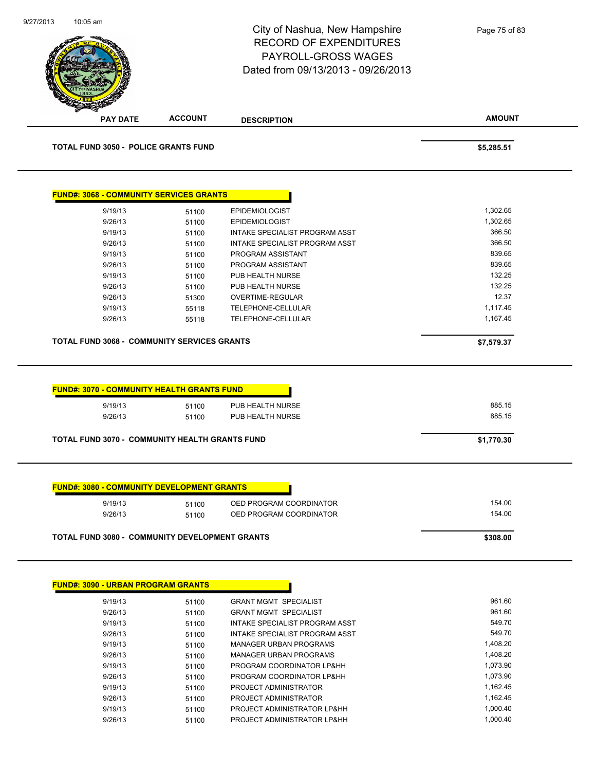# City of Nashua, New Hampshire
## RECORD OF EXPENDITURES
## PAYROLL-GROSS WAGES
## Dated from 09/13/2013 - 09/26/2013

| PAY DATE | ACCOUNT | DESCRIPTION | AMOUNT |
|---|---|---|---|
| **TOTAL FUND 3050 - POLICE GRANTS FUND** | | | **$5,285.51** |

**FUND#: 3068 - COMMUNITY SERVICES GRANTS**

| PAY DATE | ACCOUNT | DESCRIPTION | AMOUNT |
|---|---|---|---|
| 9/19/13 | 51100 | EPIDEMIOLOGIST | 1,302.65 |
| 9/26/13 | 51100 | EPIDEMIOLOGIST | 1,302.65 |
| 9/19/13 | 51100 | INTAKE SPECIALIST PROGRAM ASST | 366.50 |
| 9/26/13 | 51100 | INTAKE SPECIALIST PROGRAM ASST | 366.50 |
| 9/19/13 | 51100 | PROGRAM ASSISTANT | 839.65 |
| 9/26/13 | 51100 | PROGRAM ASSISTANT | 839.65 |
| 9/19/13 | 51100 | PUB HEALTH NURSE | 132.25 |
| 9/26/13 | 51100 | PUB HEALTH NURSE | 132.25 |
| 9/26/13 | 51300 | OVERTIME-REGULAR | 12.37 |
| 9/19/13 | 55118 | TELEPHONE-CELLULAR | 1,117.45 |
| 9/26/13 | 55118 | TELEPHONE-CELLULAR | 1,167.45 |
| **TOTAL FUND 3068 - COMMUNITY SERVICES GRANTS** | | | **$7,579.37** |

**FUND#: 3070 - COMMUNITY HEALTH GRANTS FUND**

| PAY DATE | ACCOUNT | DESCRIPTION | AMOUNT |
|---|---|---|---|
| 9/19/13 | 51100 | PUB HEALTH NURSE | 885.15 |
| 9/26/13 | 51100 | PUB HEALTH NURSE | 885.15 |
| **TOTAL FUND 3070 - COMMUNITY HEALTH GRANTS FUND** | | | **$1,770.30** |

**FUND#: 3080 - COMMUNITY DEVELOPMENT GRANTS**

| PAY DATE | ACCOUNT | DESCRIPTION | AMOUNT |
|---|---|---|---|
| 9/19/13 | 51100 | OED PROGRAM COORDINATOR | 154.00 |
| 9/26/13 | 51100 | OED PROGRAM COORDINATOR | 154.00 |
| **TOTAL FUND 3080 - COMMUNITY DEVELOPMENT GRANTS** | | | **$308.00** |

**FUND#: 3090 - URBAN PROGRAM GRANTS**

| PAY DATE | ACCOUNT | DESCRIPTION | AMOUNT |
|---|---|---|---|
| 9/19/13 | 51100 | GRANT MGMT SPECIALIST | 961.60 |
| 9/26/13 | 51100 | GRANT MGMT SPECIALIST | 961.60 |
| 9/19/13 | 51100 | INTAKE SPECIALIST PROGRAM ASST | 549.70 |
| 9/26/13 | 51100 | INTAKE SPECIALIST PROGRAM ASST | 549.70 |
| 9/19/13 | 51100 | MANAGER URBAN PROGRAMS | 1,408.20 |
| 9/26/13 | 51100 | MANAGER URBAN PROGRAMS | 1,408.20 |
| 9/19/13 | 51100 | PROGRAM COORDINATOR LP&HH | 1,073.90 |
| 9/26/13 | 51100 | PROGRAM COORDINATOR LP&HH | 1,073.90 |
| 9/19/13 | 51100 | PROJECT ADMINISTRATOR | 1,162.45 |
| 9/26/13 | 51100 | PROJECT ADMINISTRATOR | 1,162.45 |
| 9/19/13 | 51100 | PROJECT ADMINISTRATOR LP&HH | 1,000.40 |
| 9/26/13 | 51100 | PROJECT ADMINISTRATOR LP&HH | 1,000.40 |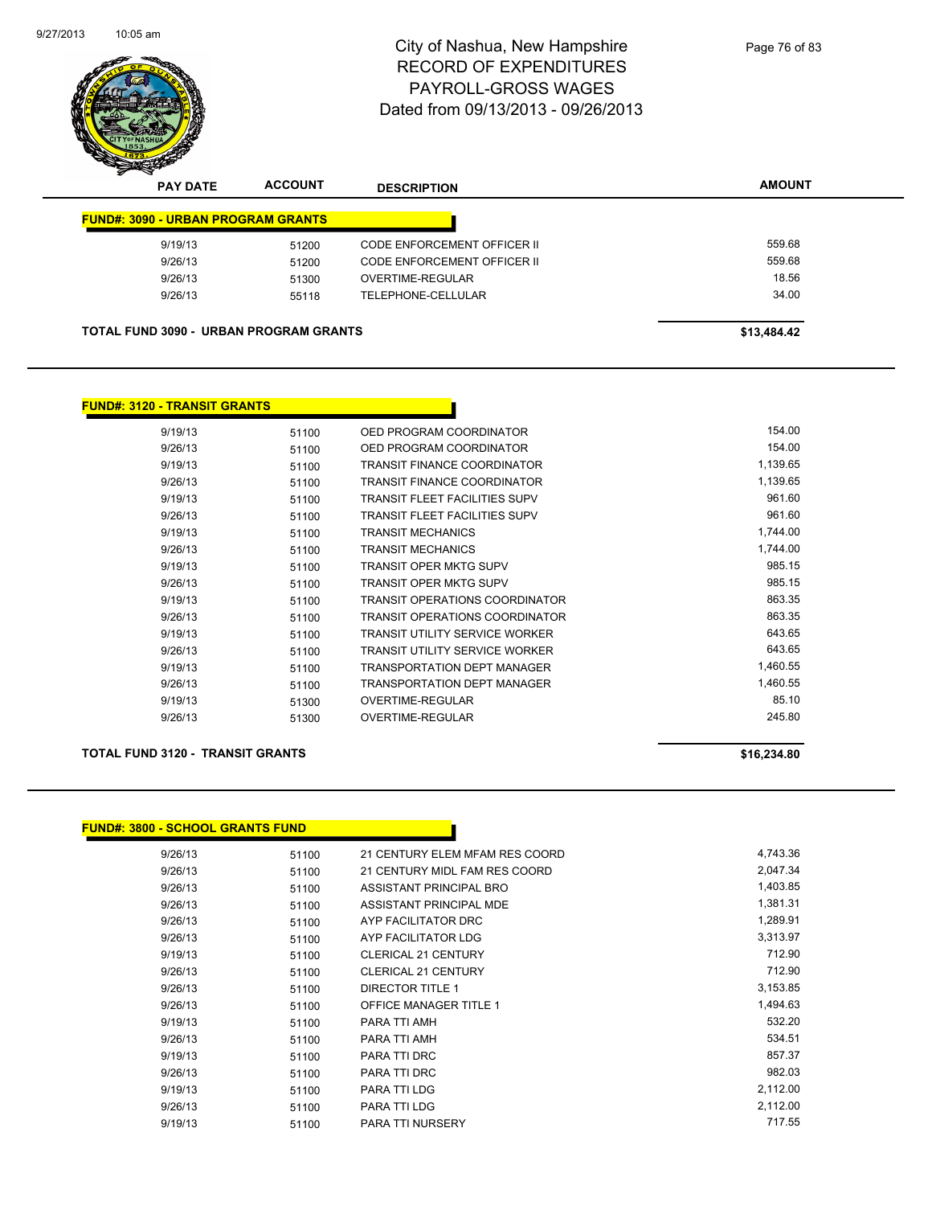# City of Nashua, New Hampshire
## RECORD OF EXPENDITURES
## PAYROLL-GROSS WAGES
## Dated from 09/13/2013 - 09/26/2013

| PAY DATE | ACCOUNT | DESCRIPTION | AMOUNT |
|---|---|---|---|
| **FUND#: 3090 - URBAN PROGRAM GRANTS** | | | |
| 9/19/13 | 51200 | CODE ENFORCEMENT OFFICER II | 559.68 |
| 9/26/13 | 51200 | CODE ENFORCEMENT OFFICER II | 559.68 |
| 9/26/13 | 51300 | OVERTIME-REGULAR | 18.56 |
| 9/26/13 | 55118 | TELEPHONE-CELLULAR | 34.00 |
| **TOTAL FUND 3090 - URBAN PROGRAM GRANTS** | | | **$13,484.42** |

| PAY DATE | ACCOUNT | DESCRIPTION | AMOUNT |
|---|---|---|---|
| **FUND#: 3120 - TRANSIT GRANTS** | | | |
| 9/19/13 | 51100 | OED PROGRAM COORDINATOR | 154.00 |
| 9/26/13 | 51100 | OED PROGRAM COORDINATOR | 154.00 |
| 9/19/13 | 51100 | TRANSIT FINANCE COORDINATOR | 1,139.65 |
| 9/26/13 | 51100 | TRANSIT FINANCE COORDINATOR | 1,139.65 |
| 9/19/13 | 51100 | TRANSIT FLEET FACILITIES SUPV | 961.60 |
| 9/26/13 | 51100 | TRANSIT FLEET FACILITIES SUPV | 961.60 |
| 9/19/13 | 51100 | TRANSIT MECHANICS | 1,744.00 |
| 9/26/13 | 51100 | TRANSIT MECHANICS | 1,744.00 |
| 9/19/13 | 51100 | TRANSIT OPER MKTG SUPV | 985.15 |
| 9/26/13 | 51100 | TRANSIT OPER MKTG SUPV | 985.15 |
| 9/19/13 | 51100 | TRANSIT OPERATIONS COORDINATOR | 863.35 |
| 9/26/13 | 51100 | TRANSIT OPERATIONS COORDINATOR | 863.35 |
| 9/19/13 | 51100 | TRANSIT UTILITY SERVICE WORKER | 643.65 |
| 9/26/13 | 51100 | TRANSIT UTILITY SERVICE WORKER | 643.65 |
| 9/19/13 | 51100 | TRANSPORTATION DEPT MANAGER | 1,460.55 |
| 9/26/13 | 51100 | TRANSPORTATION DEPT MANAGER | 1,460.55 |
| 9/19/13 | 51300 | OVERTIME-REGULAR | 85.10 |
| 9/26/13 | 51300 | OVERTIME-REGULAR | 245.80 |
| **TOTAL FUND 3120 - TRANSIT GRANTS** | | | **$16,234.80** |

| PAY DATE | ACCOUNT | DESCRIPTION | AMOUNT |
|---|---|---|---|
| **FUND#: 3800 - SCHOOL GRANTS FUND** | | | |
| 9/26/13 | 51100 | 21 CENTURY ELEM MFAM RES COORD | 4,743.36 |
| 9/26/13 | 51100 | 21 CENTURY MIDL FAM RES COORD | 2,047.34 |
| 9/26/13 | 51100 | ASSISTANT PRINCIPAL BRO | 1,403.85 |
| 9/26/13 | 51100 | ASSISTANT PRINCIPAL MDE | 1,381.31 |
| 9/26/13 | 51100 | AYP FACILITATOR DRC | 1,289.91 |
| 9/26/13 | 51100 | AYP FACILITATOR LDG | 3,313.97 |
| 9/19/13 | 51100 | CLERICAL 21 CENTURY | 712.90 |
| 9/26/13 | 51100 | CLERICAL 21 CENTURY | 712.90 |
| 9/26/13 | 51100 | DIRECTOR TITLE 1 | 3,153.85 |
| 9/26/13 | 51100 | OFFICE MANAGER TITLE 1 | 1,494.63 |
| 9/19/13 | 51100 | PARA TTI AMH | 532.20 |
| 9/26/13 | 51100 | PARA TTI AMH | 534.51 |
| 9/19/13 | 51100 | PARA TTI DRC | 857.37 |
| 9/26/13 | 51100 | PARA TTI DRC | 982.03 |
| 9/19/13 | 51100 | PARA TTI LDG | 2,112.00 |
| 9/26/13 | 51100 | PARA TTI LDG | 2,112.00 |
| 9/19/13 | 51100 | PARA TTI NURSERY | 717.55 |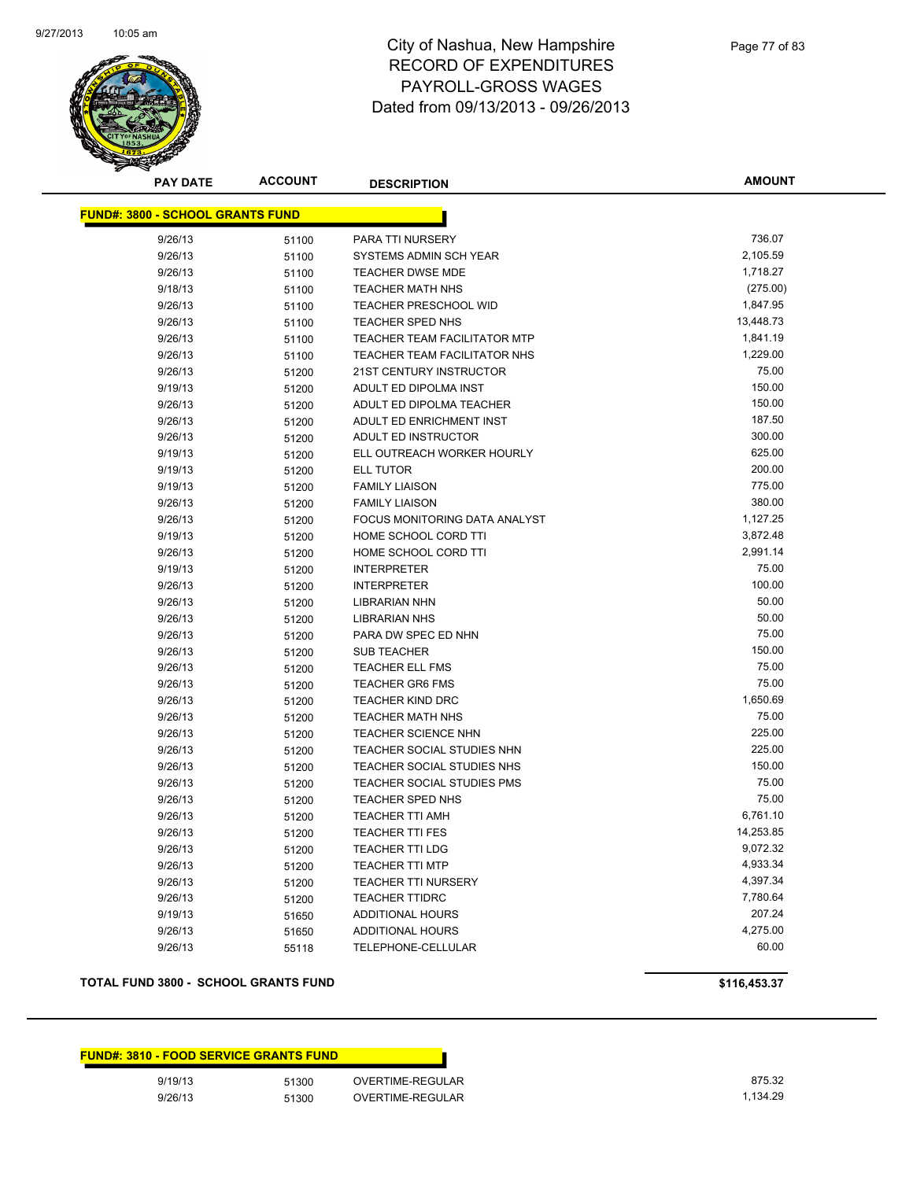# City of Nashua, New Hampshire
## RECORD OF EXPENDITURES
## PAYROLL-GROSS WAGES
## Dated from 09/13/2013 - 09/26/2013

| PAY DATE | ACCOUNT | DESCRIPTION | AMOUNT |
|---|---|---|---|
| **FUND#: 3800 - SCHOOL GRANTS FUND** | | | |
| 9/26/13 | 51100 | PARA TTI NURSERY | 736.07 |
| 9/26/13 | 51100 | SYSTEMS ADMIN SCH YEAR | 2,105.59 |
| 9/26/13 | 51100 | TEACHER DWSE MDE | 1,718.27 |
| 9/18/13 | 51100 | TEACHER MATH NHS | (275.00) |
| 9/26/13 | 51100 | TEACHER PRESCHOOL WID | 1,847.95 |
| 9/26/13 | 51100 | TEACHER SPED NHS | 13,448.73 |
| 9/26/13 | 51100 | TEACHER TEAM FACILITATOR MTP | 1,841.19 |
| 9/26/13 | 51100 | TEACHER TEAM FACILITATOR NHS | 1,229.00 |
| 9/26/13 | 51200 | 21ST CENTURY INSTRUCTOR | 75.00 |
| 9/19/13 | 51200 | ADULT ED DIPOLMA INST | 150.00 |
| 9/26/13 | 51200 | ADULT ED DIPOLMA TEACHER | 150.00 |
| 9/26/13 | 51200 | ADULT ED ENRICHMENT INST | 187.50 |
| 9/26/13 | 51200 | ADULT ED INSTRUCTOR | 300.00 |
| 9/19/13 | 51200 | ELL OUTREACH WORKER HOURLY | 625.00 |
| 9/19/13 | 51200 | ELL TUTOR | 200.00 |
| 9/19/13 | 51200 | FAMILY LIAISON | 775.00 |
| 9/26/13 | 51200 | FAMILY LIAISON | 380.00 |
| 9/26/13 | 51200 | FOCUS MONITORING DATA ANALYST | 1,127.25 |
| 9/19/13 | 51200 | HOME SCHOOL CORD TTI | 3,872.48 |
| 9/26/13 | 51200 | HOME SCHOOL CORD TTI | 2,991.14 |
| 9/19/13 | 51200 | INTERPRETER | 75.00 |
| 9/26/13 | 51200 | INTERPRETER | 100.00 |
| 9/26/13 | 51200 | LIBRARIAN NHN | 50.00 |
| 9/26/13 | 51200 | LIBRARIAN NHS | 50.00 |
| 9/26/13 | 51200 | PARA DW SPEC ED NHN | 75.00 |
| 9/26/13 | 51200 | SUB TEACHER | 150.00 |
| 9/26/13 | 51200 | TEACHER ELL FMS | 75.00 |
| 9/26/13 | 51200 | TEACHER GR6 FMS | 75.00 |
| 9/26/13 | 51200 | TEACHER KIND DRC | 1,650.69 |
| 9/26/13 | 51200 | TEACHER MATH NHS | 75.00 |
| 9/26/13 | 51200 | TEACHER SCIENCE NHN | 225.00 |
| 9/26/13 | 51200 | TEACHER SOCIAL STUDIES NHN | 225.00 |
| 9/26/13 | 51200 | TEACHER SOCIAL STUDIES NHS | 150.00 |
| 9/26/13 | 51200 | TEACHER SOCIAL STUDIES PMS | 75.00 |
| 9/26/13 | 51200 | TEACHER SPED NHS | 75.00 |
| 9/26/13 | 51200 | TEACHER TTI AMH | 6,761.10 |
| 9/26/13 | 51200 | TEACHER TTI FES | 14,253.85 |
| 9/26/13 | 51200 | TEACHER TTI LDG | 9,072.32 |
| 9/26/13 | 51200 | TEACHER TTI MTP | 4,933.34 |
| 9/26/13 | 51200 | TEACHER TTI NURSERY | 4,397.34 |
| 9/26/13 | 51200 | TEACHER TTIDRC | 7,780.64 |
| 9/19/13 | 51650 | ADDITIONAL HOURS | 207.24 |
| 9/26/13 | 51650 | ADDITIONAL HOURS | 4,275.00 |
| 9/26/13 | 55118 | TELEPHONE-CELLULAR | 60.00 |
| **TOTAL FUND 3800 - SCHOOL GRANTS FUND** | | | **$116,453.37** |

| PAY DATE | ACCOUNT | DESCRIPTION | AMOUNT |
|---|---|---|---|
| **FUND#: 3810 - FOOD SERVICE GRANTS FUND** | | | |
| 9/19/13 | 51300 | OVERTIME-REGULAR | 875.32 |
| 9/26/13 | 51300 | OVERTIME-REGULAR | 1,134.29 |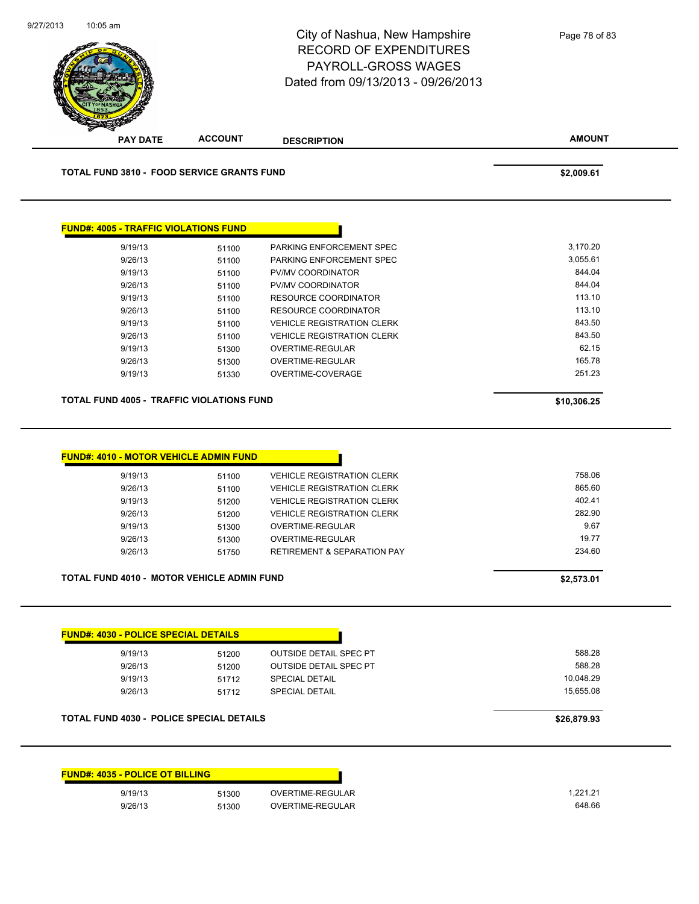| PAY DATE | ACCOUNT | DESCRIPTION | AMOUNT |
|---|---|---|---|

**TOTAL FUND 3810 - FOOD SERVICE GRANTS FUND** **$2,009.61**

## FUND#: 4005 - TRAFFIC VIOLATIONS FUND

| PAY DATE | ACCOUNT | DESCRIPTION | AMOUNT |
|---|---|---|---|
| 9/19/13 | 51100 | PARKING ENFORCEMENT SPEC | 3,170.20 |
| 9/26/13 | 51100 | PARKING ENFORCEMENT SPEC | 3,055.61 |
| 9/19/13 | 51100 | PV/MV COORDINATOR | 844.04 |
| 9/26/13 | 51100 | PV/MV COORDINATOR | 844.04 |
| 9/19/13 | 51100 | RESOURCE COORDINATOR | 113.10 |
| 9/26/13 | 51100 | RESOURCE COORDINATOR | 113.10 |
| 9/19/13 | 51100 | VEHICLE REGISTRATION CLERK | 843.50 |
| 9/26/13 | 51100 | VEHICLE REGISTRATION CLERK | 843.50 |
| 9/19/13 | 51300 | OVERTIME-REGULAR | 62.15 |
| 9/26/13 | 51300 | OVERTIME-REGULAR | 165.78 |
| 9/19/13 | 51330 | OVERTIME-COVERAGE | 251.23 |

**TOTAL FUND 4005 - TRAFFIC VIOLATIONS FUND** **$10,306.25**

## FUND#: 4010 - MOTOR VEHICLE ADMIN FUND

| PAY DATE | ACCOUNT | DESCRIPTION | AMOUNT |
|---|---|---|---|
| 9/19/13 | 51100 | VEHICLE REGISTRATION CLERK | 758.06 |
| 9/26/13 | 51100 | VEHICLE REGISTRATION CLERK | 865.60 |
| 9/19/13 | 51200 | VEHICLE REGISTRATION CLERK | 402.41 |
| 9/26/13 | 51200 | VEHICLE REGISTRATION CLERK | 282.90 |
| 9/19/13 | 51300 | OVERTIME-REGULAR | 9.67 |
| 9/26/13 | 51300 | OVERTIME-REGULAR | 19.77 |
| 9/26/13 | 51750 | RETIREMENT & SEPARATION PAY | 234.60 |

**TOTAL FUND 4010 - MOTOR VEHICLE ADMIN FUND** **$2,573.01**

## FUND#: 4030 - POLICE SPECIAL DETAILS

| PAY DATE | ACCOUNT | DESCRIPTION | AMOUNT |
|---|---|---|---|
| 9/19/13 | 51200 | OUTSIDE DETAIL SPEC PT | 588.28 |
| 9/26/13 | 51200 | OUTSIDE DETAIL SPEC PT | 588.28 |
| 9/19/13 | 51712 | SPECIAL DETAIL | 10,048.29 |
| 9/26/13 | 51712 | SPECIAL DETAIL | 15,655.08 |

**TOTAL FUND 4030 - POLICE SPECIAL DETAILS** **$26,879.93**

## FUND#: 4035 - POLICE OT BILLING

| PAY DATE | ACCOUNT | DESCRIPTION | AMOUNT |
|---|---|---|---|
| 9/19/13 | 51300 | OVERTIME-REGULAR | 1,221.21 |
| 9/26/13 | 51300 | OVERTIME-REGULAR | 648.66 |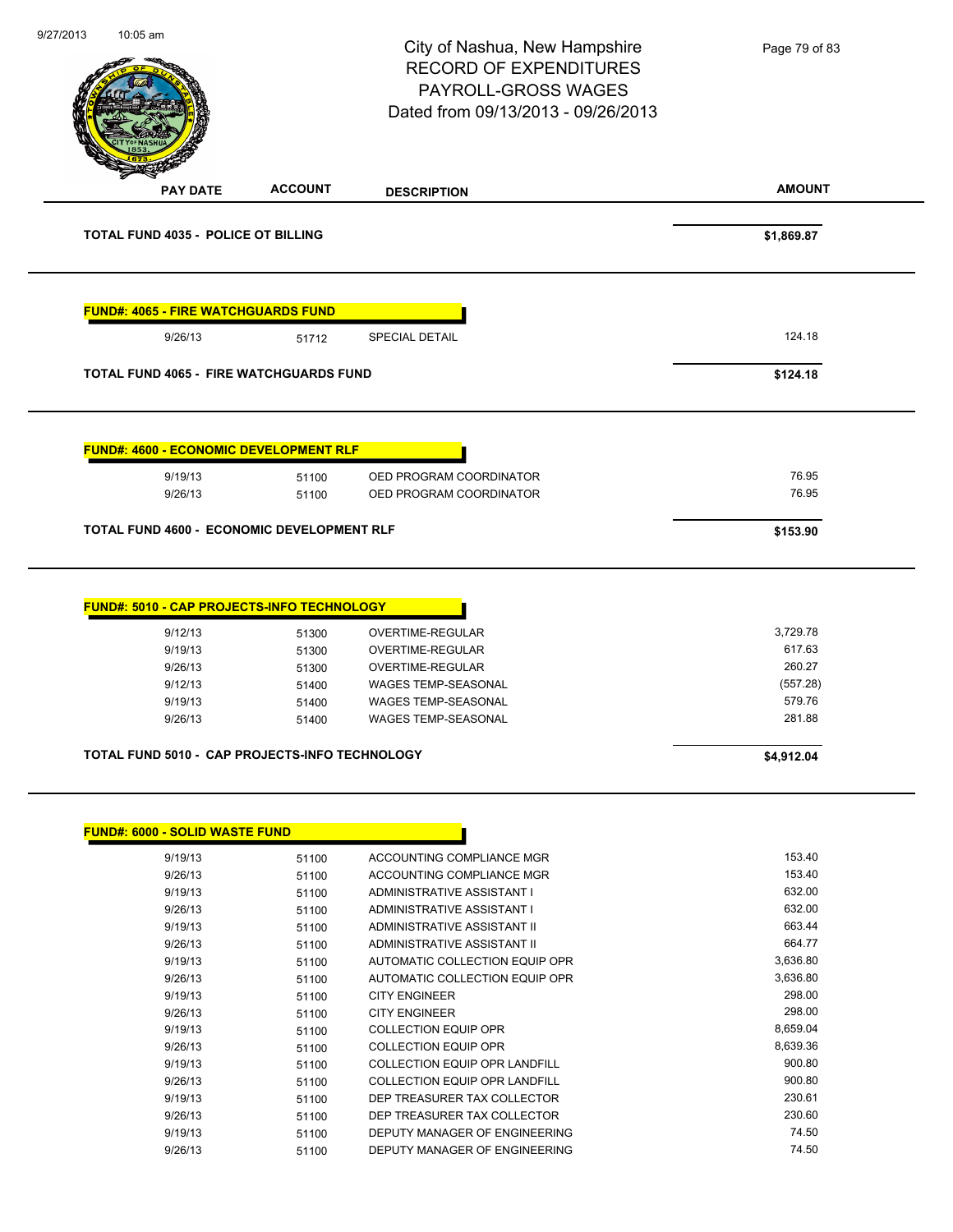City of Nashua, New Hampshire
RECORD OF EXPENDITURES
PAYROLL-GROSS WAGES
Dated from 09/13/2013 - 09/26/2013

| PAY DATE | ACCOUNT | DESCRIPTION | AMOUNT |
|---|---|---|---|
| **TOTAL FUND 4035 - POLICE OT BILLING** | | | **$1,869.87** |

**FUND#: 4065 - FIRE WATCHGUARDS FUND**

| PAY DATE | ACCOUNT | DESCRIPTION | AMOUNT |
|---|---|---|---|
| 9/26/13 | 51712 | SPECIAL DETAIL | 124.18 |
| **TOTAL FUND 4065 - FIRE WATCHGUARDS FUND** | | | **$124.18** |

**FUND#: 4600 - ECONOMIC DEVELOPMENT RLF**

| PAY DATE | ACCOUNT | DESCRIPTION | AMOUNT |
|---|---|---|---|
| 9/19/13 | 51100 | OED PROGRAM COORDINATOR | 76.95 |
| 9/26/13 | 51100 | OED PROGRAM COORDINATOR | 76.95 |
| **TOTAL FUND 4600 - ECONOMIC DEVELOPMENT RLF** | | | **$153.90** |

**FUND#: 5010 - CAP PROJECTS-INFO TECHNOLOGY**

| PAY DATE | ACCOUNT | DESCRIPTION | AMOUNT |
|---|---|---|---|
| 9/12/13 | 51300 | OVERTIME-REGULAR | 3,729.78 |
| 9/19/13 | 51300 | OVERTIME-REGULAR | 617.63 |
| 9/26/13 | 51300 | OVERTIME-REGULAR | 260.27 |
| 9/12/13 | 51400 | WAGES TEMP-SEASONAL | (557.28) |
| 9/19/13 | 51400 | WAGES TEMP-SEASONAL | 579.76 |
| 9/26/13 | 51400 | WAGES TEMP-SEASONAL | 281.88 |
| **TOTAL FUND 5010 - CAP PROJECTS-INFO TECHNOLOGY** | | | **$4,912.04** |

**FUND#: 6000 - SOLID WASTE FUND**

| PAY DATE | ACCOUNT | DESCRIPTION | AMOUNT |
|---|---|---|---|
| 9/19/13 | 51100 | ACCOUNTING COMPLIANCE MGR | 153.40 |
| 9/26/13 | 51100 | ACCOUNTING COMPLIANCE MGR | 153.40 |
| 9/19/13 | 51100 | ADMINISTRATIVE ASSISTANT I | 632.00 |
| 9/26/13 | 51100 | ADMINISTRATIVE ASSISTANT I | 632.00 |
| 9/19/13 | 51100 | ADMINISTRATIVE ASSISTANT II | 663.44 |
| 9/26/13 | 51100 | ADMINISTRATIVE ASSISTANT II | 664.77 |
| 9/19/13 | 51100 | AUTOMATIC COLLECTION EQUIP OPR | 3,636.80 |
| 9/26/13 | 51100 | AUTOMATIC COLLECTION EQUIP OPR | 3,636.80 |
| 9/19/13 | 51100 | CITY ENGINEER | 298.00 |
| 9/26/13 | 51100 | CITY ENGINEER | 298.00 |
| 9/19/13 | 51100 | COLLECTION EQUIP OPR | 8,659.04 |
| 9/26/13 | 51100 | COLLECTION EQUIP OPR | 8,639.36 |
| 9/19/13 | 51100 | COLLECTION EQUIP OPR LANDFILL | 900.80 |
| 9/26/13 | 51100 | COLLECTION EQUIP OPR LANDFILL | 900.80 |
| 9/19/13 | 51100 | DEP TREASURER TAX COLLECTOR | 230.61 |
| 9/26/13 | 51100 | DEP TREASURER TAX COLLECTOR | 230.60 |
| 9/19/13 | 51100 | DEPUTY MANAGER OF ENGINEERING | 74.50 |
| 9/26/13 | 51100 | DEPUTY MANAGER OF ENGINEERING | 74.50 |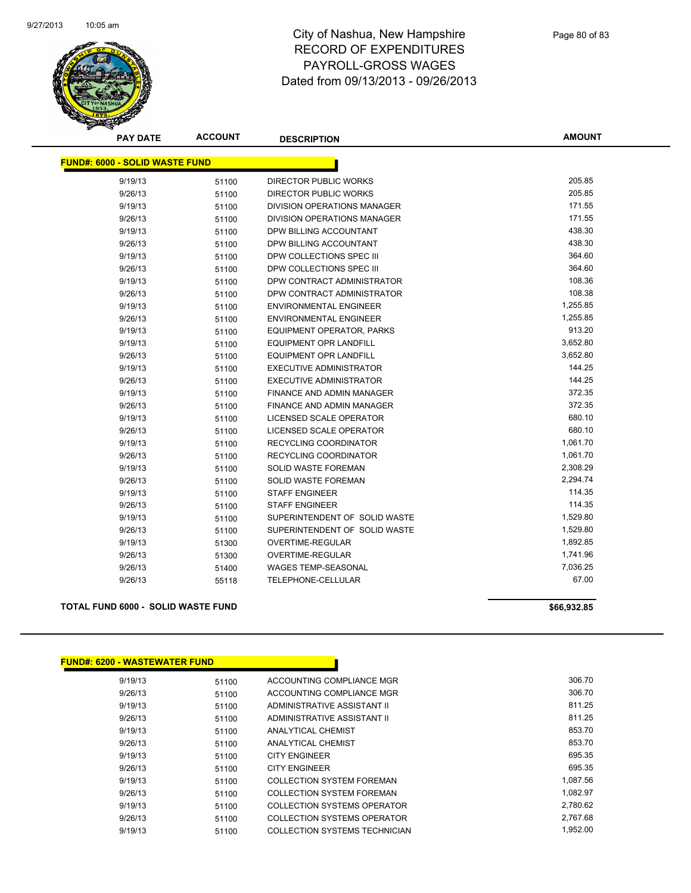# City of Nashua, New Hampshire
## RECORD OF EXPENDITURES
## PAYROLL-GROSS WAGES
## Dated from 09/13/2013 - 09/26/2013

**FUND#: 6000 - SOLID WASTE FUND**

| PAY DATE | ACCOUNT | DESCRIPTION | AMOUNT |
|---|---|---|---|
| 9/19/13 | 51100 | DIRECTOR PUBLIC WORKS | 205.85 |
| 9/26/13 | 51100 | DIRECTOR PUBLIC WORKS | 205.85 |
| 9/19/13 | 51100 | DIVISION OPERATIONS MANAGER | 171.55 |
| 9/26/13 | 51100 | DIVISION OPERATIONS MANAGER | 171.55 |
| 9/19/13 | 51100 | DPW BILLING ACCOUNTANT | 438.30 |
| 9/26/13 | 51100 | DPW BILLING ACCOUNTANT | 438.30 |
| 9/19/13 | 51100 | DPW COLLECTIONS SPEC III | 364.60 |
| 9/26/13 | 51100 | DPW COLLECTIONS SPEC III | 364.60 |
| 9/19/13 | 51100 | DPW CONTRACT ADMINISTRATOR | 108.36 |
| 9/26/13 | 51100 | DPW CONTRACT ADMINISTRATOR | 108.38 |
| 9/19/13 | 51100 | ENVIRONMENTAL ENGINEER | 1,255.85 |
| 9/26/13 | 51100 | ENVIRONMENTAL ENGINEER | 1,255.85 |
| 9/19/13 | 51100 | EQUIPMENT OPERATOR, PARKS | 913.20 |
| 9/19/13 | 51100 | EQUIPMENT OPR LANDFILL | 3,652.80 |
| 9/26/13 | 51100 | EQUIPMENT OPR LANDFILL | 3,652.80 |
| 9/19/13 | 51100 | EXECUTIVE ADMINISTRATOR | 144.25 |
| 9/26/13 | 51100 | EXECUTIVE ADMINISTRATOR | 144.25 |
| 9/19/13 | 51100 | FINANCE AND ADMIN MANAGER | 372.35 |
| 9/26/13 | 51100 | FINANCE AND ADMIN MANAGER | 372.35 |
| 9/19/13 | 51100 | LICENSED SCALE OPERATOR | 680.10 |
| 9/26/13 | 51100 | LICENSED SCALE OPERATOR | 680.10 |
| 9/19/13 | 51100 | RECYCLING COORDINATOR | 1,061.70 |
| 9/26/13 | 51100 | RECYCLING COORDINATOR | 1,061.70 |
| 9/19/13 | 51100 | SOLID WASTE FOREMAN | 2,308.29 |
| 9/26/13 | 51100 | SOLID WASTE FOREMAN | 2,294.74 |
| 9/19/13 | 51100 | STAFF ENGINEER | 114.35 |
| 9/26/13 | 51100 | STAFF ENGINEER | 114.35 |
| 9/19/13 | 51100 | SUPERINTENDENT OF SOLID WASTE | 1,529.80 |
| 9/26/13 | 51100 | SUPERINTENDENT OF SOLID WASTE | 1,529.80 |
| 9/19/13 | 51300 | OVERTIME-REGULAR | 1,892.85 |
| 9/26/13 | 51300 | OVERTIME-REGULAR | 1,741.96 |
| 9/26/13 | 51400 | WAGES TEMP-SEASONAL | 7,036.25 |
| 9/26/13 | 55118 | TELEPHONE-CELLULAR | 67.00 |

**TOTAL FUND 6000 - SOLID WASTE FUND** **$66,932.85**

**FUND#: 6200 - WASTEWATER FUND**

| PAY DATE | ACCOUNT | DESCRIPTION | AMOUNT |
|---|---|---|---|
| 9/19/13 | 51100 | ACCOUNTING COMPLIANCE MGR | 306.70 |
| 9/26/13 | 51100 | ACCOUNTING COMPLIANCE MGR | 306.70 |
| 9/19/13 | 51100 | ADMINISTRATIVE ASSISTANT II | 811.25 |
| 9/26/13 | 51100 | ADMINISTRATIVE ASSISTANT II | 811.25 |
| 9/19/13 | 51100 | ANALYTICAL CHEMIST | 853.70 |
| 9/26/13 | 51100 | ANALYTICAL CHEMIST | 853.70 |
| 9/19/13 | 51100 | CITY ENGINEER | 695.35 |
| 9/26/13 | 51100 | CITY ENGINEER | 695.35 |
| 9/19/13 | 51100 | COLLECTION SYSTEM FOREMAN | 1,087.56 |
| 9/26/13 | 51100 | COLLECTION SYSTEM FOREMAN | 1,082.97 |
| 9/19/13 | 51100 | COLLECTION SYSTEMS OPERATOR | 2,780.62 |
| 9/26/13 | 51100 | COLLECTION SYSTEMS OPERATOR | 2,767.68 |
| 9/19/13 | 51100 | COLLECTION SYSTEMS TECHNICIAN | 1,952.00 |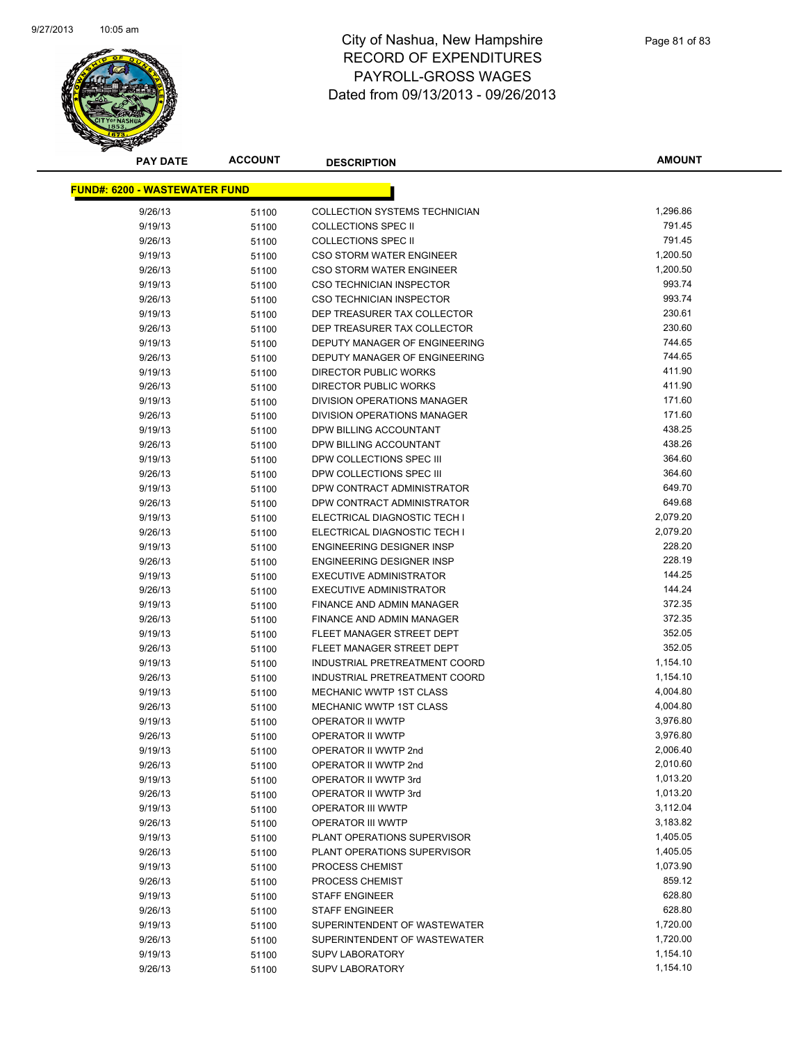# City of Nashua, New Hampshire
## RECORD OF EXPENDITURES
## PAYROLL-GROSS WAGES
## Dated from 09/13/2013 - 09/26/2013

| PAY DATE | ACCOUNT | DESCRIPTION | AMOUNT |
|---|---|---|---|
| **FUND#: 6200 - WASTEWATER FUND** | | | |
| 9/26/13 | 51100 | COLLECTION SYSTEMS TECHNICIAN | 1,296.86 |
| 9/19/13 | 51100 | COLLECTIONS SPEC II | 791.45 |
| 9/26/13 | 51100 | COLLECTIONS SPEC II | 791.45 |
| 9/19/13 | 51100 | CSO STORM WATER ENGINEER | 1,200.50 |
| 9/26/13 | 51100 | CSO STORM WATER ENGINEER | 1,200.50 |
| 9/19/13 | 51100 | CSO TECHNICIAN INSPECTOR | 993.74 |
| 9/26/13 | 51100 | CSO TECHNICIAN INSPECTOR | 993.74 |
| 9/19/13 | 51100 | DEP TREASURER TAX COLLECTOR | 230.61 |
| 9/26/13 | 51100 | DEP TREASURER TAX COLLECTOR | 230.60 |
| 9/19/13 | 51100 | DEPUTY MANAGER OF ENGINEERING | 744.65 |
| 9/26/13 | 51100 | DEPUTY MANAGER OF ENGINEERING | 744.65 |
| 9/19/13 | 51100 | DIRECTOR PUBLIC WORKS | 411.90 |
| 9/26/13 | 51100 | DIRECTOR PUBLIC WORKS | 411.90 |
| 9/19/13 | 51100 | DIVISION OPERATIONS MANAGER | 171.60 |
| 9/26/13 | 51100 | DIVISION OPERATIONS MANAGER | 171.60 |
| 9/19/13 | 51100 | DPW BILLING ACCOUNTANT | 438.25 |
| 9/26/13 | 51100 | DPW BILLING ACCOUNTANT | 438.26 |
| 9/19/13 | 51100 | DPW COLLECTIONS SPEC III | 364.60 |
| 9/26/13 | 51100 | DPW COLLECTIONS SPEC III | 364.60 |
| 9/19/13 | 51100 | DPW CONTRACT ADMINISTRATOR | 649.70 |
| 9/26/13 | 51100 | DPW CONTRACT ADMINISTRATOR | 649.68 |
| 9/19/13 | 51100 | ELECTRICAL DIAGNOSTIC TECH I | 2,079.20 |
| 9/26/13 | 51100 | ELECTRICAL DIAGNOSTIC TECH I | 2,079.20 |
| 9/19/13 | 51100 | ENGINEERING DESIGNER INSP | 228.20 |
| 9/26/13 | 51100 | ENGINEERING DESIGNER INSP | 228.19 |
| 9/19/13 | 51100 | EXECUTIVE ADMINISTRATOR | 144.25 |
| 9/26/13 | 51100 | EXECUTIVE ADMINISTRATOR | 144.24 |
| 9/19/13 | 51100 | FINANCE AND ADMIN MANAGER | 372.35 |
| 9/26/13 | 51100 | FINANCE AND ADMIN MANAGER | 372.35 |
| 9/19/13 | 51100 | FLEET MANAGER STREET DEPT | 352.05 |
| 9/26/13 | 51100 | FLEET MANAGER STREET DEPT | 352.05 |
| 9/19/13 | 51100 | INDUSTRIAL PRETREATMENT COORD | 1,154.10 |
| 9/26/13 | 51100 | INDUSTRIAL PRETREATMENT COORD | 1,154.10 |
| 9/19/13 | 51100 | MECHANIC WWTP 1ST CLASS | 4,004.80 |
| 9/26/13 | 51100 | MECHANIC WWTP 1ST CLASS | 4,004.80 |
| 9/19/13 | 51100 | OPERATOR II WWTP | 3,976.80 |
| 9/26/13 | 51100 | OPERATOR II WWTP | 3,976.80 |
| 9/19/13 | 51100 | OPERATOR II WWTP 2nd | 2,006.40 |
| 9/26/13 | 51100 | OPERATOR II WWTP 2nd | 2,010.60 |
| 9/19/13 | 51100 | OPERATOR II WWTP 3rd | 1,013.20 |
| 9/26/13 | 51100 | OPERATOR II WWTP 3rd | 1,013.20 |
| 9/19/13 | 51100 | OPERATOR III WWTP | 3,112.04 |
| 9/26/13 | 51100 | OPERATOR III WWTP | 3,183.82 |
| 9/19/13 | 51100 | PLANT OPERATIONS SUPERVISOR | 1,405.05 |
| 9/26/13 | 51100 | PLANT OPERATIONS SUPERVISOR | 1,405.05 |
| 9/19/13 | 51100 | PROCESS CHEMIST | 1,073.90 |
| 9/26/13 | 51100 | PROCESS CHEMIST | 859.12 |
| 9/19/13 | 51100 | STAFF ENGINEER | 628.80 |
| 9/26/13 | 51100 | STAFF ENGINEER | 628.80 |
| 9/19/13 | 51100 | SUPERINTENDENT OF WASTEWATER | 1,720.00 |
| 9/26/13 | 51100 | SUPERINTENDENT OF WASTEWATER | 1,720.00 |
| 9/19/13 | 51100 | SUPV LABORATORY | 1,154.10 |
| 9/26/13 | 51100 | SUPV LABORATORY | 1,154.10 |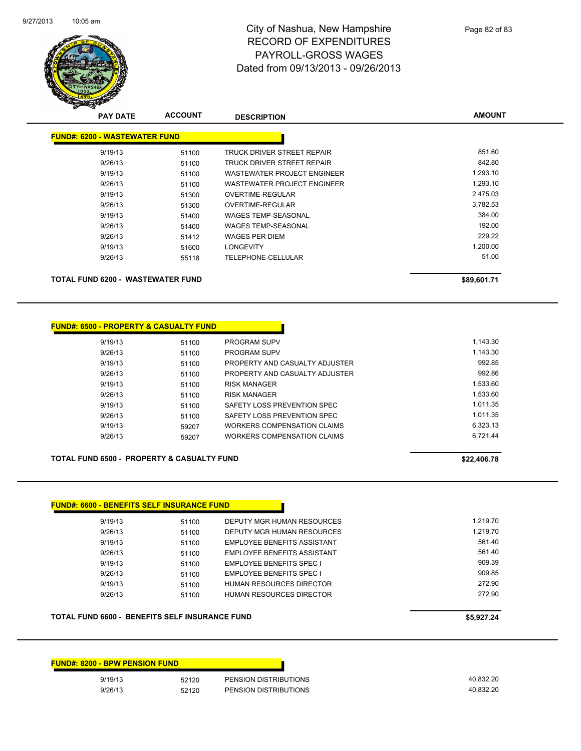# City of Nashua, New Hampshire
## RECORD OF EXPENDITURES
## PAYROLL-GROSS WAGES
## Dated from 09/13/2013 - 09/26/2013

| PAY DATE | ACCOUNT | DESCRIPTION | AMOUNT |
|---|---|---|---|
| **FUND#: 6200 - WASTEWATER FUND** | | | |
| 9/19/13 | 51100 | TRUCK DRIVER STREET REPAIR | 851.60 |
| 9/26/13 | 51100 | TRUCK DRIVER STREET REPAIR | 842.80 |
| 9/19/13 | 51100 | WASTEWATER PROJECT ENGINEER | 1,293.10 |
| 9/26/13 | 51100 | WASTEWATER PROJECT ENGINEER | 1,293.10 |
| 9/19/13 | 51300 | OVERTIME-REGULAR | 2,475.03 |
| 9/26/13 | 51300 | OVERTIME-REGULAR | 3,782.53 |
| 9/19/13 | 51400 | WAGES TEMP-SEASONAL | 384.00 |
| 9/26/13 | 51400 | WAGES TEMP-SEASONAL | 192.00 |
| 9/26/13 | 51412 | WAGES PER DIEM | 229.22 |
| 9/19/13 | 51600 | LONGEVITY | 1,200.00 |
| 9/26/13 | 55118 | TELEPHONE-CELLULAR | 51.00 |
| **TOTAL FUND 6200 - WASTEWATER FUND** | | | **$89,601.71** |

| PAY DATE | ACCOUNT | DESCRIPTION | AMOUNT |
|---|---|---|---|
| **FUND#: 6500 - PROPERTY & CASUALTY FUND** | | | |
| 9/19/13 | 51100 | PROGRAM SUPV | 1,143.30 |
| 9/26/13 | 51100 | PROGRAM SUPV | 1,143.30 |
| 9/19/13 | 51100 | PROPERTY AND CASUALTY ADJUSTER | 992.85 |
| 9/26/13 | 51100 | PROPERTY AND CASUALTY ADJUSTER | 992.86 |
| 9/19/13 | 51100 | RISK MANAGER | 1,533.60 |
| 9/26/13 | 51100 | RISK MANAGER | 1,533.60 |
| 9/19/13 | 51100 | SAFETY LOSS PREVENTION SPEC | 1,011.35 |
| 9/26/13 | 51100 | SAFETY LOSS PREVENTION SPEC | 1,011.35 |
| 9/19/13 | 59207 | WORKERS COMPENSATION CLAIMS | 6,323.13 |
| 9/26/13 | 59207 | WORKERS COMPENSATION CLAIMS | 6,721.44 |
| **TOTAL FUND 6500 - PROPERTY & CASUALTY FUND** | | | **$22,406.78** |

| PAY DATE | ACCOUNT | DESCRIPTION | AMOUNT |
|---|---|---|---|
| **FUND#: 6600 - BENEFITS SELF INSURANCE FUND** | | | |
| 9/19/13 | 51100 | DEPUTY MGR HUMAN RESOURCES | 1,219.70 |
| 9/26/13 | 51100 | DEPUTY MGR HUMAN RESOURCES | 1,219.70 |
| 9/19/13 | 51100 | EMPLOYEE BENEFITS ASSISTANT | 561.40 |
| 9/26/13 | 51100 | EMPLOYEE BENEFITS ASSISTANT | 561.40 |
| 9/19/13 | 51100 | EMPLOYEE BENEFITS SPEC I | 909.39 |
| 9/26/13 | 51100 | EMPLOYEE BENEFITS SPEC I | 909.85 |
| 9/19/13 | 51100 | HUMAN RESOURCES DIRECTOR | 272.90 |
| 9/26/13 | 51100 | HUMAN RESOURCES DIRECTOR | 272.90 |
| **TOTAL FUND 6600 - BENEFITS SELF INSURANCE FUND** | | | **$5,927.24** |

| PAY DATE | ACCOUNT | DESCRIPTION | AMOUNT |
|---|---|---|---|
| **FUND#: 8200 - BPW PENSION FUND** | | | |
| 9/19/13 | 52120 | PENSION DISTRIBUTIONS | 40,832.20 |
| 9/26/13 | 52120 | PENSION DISTRIBUTIONS | 40,832.20 |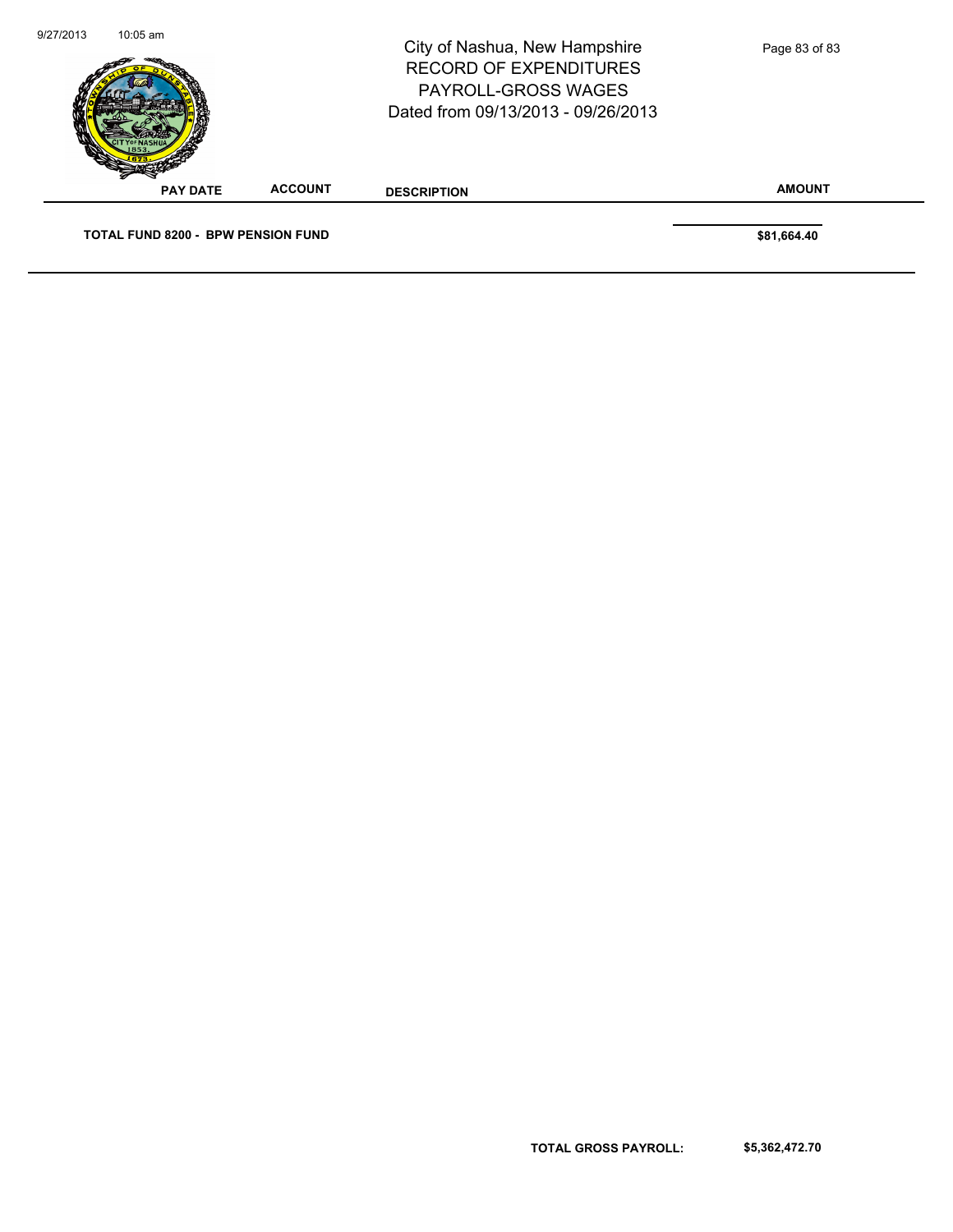| PAY DATE | ACCOUNT | DESCRIPTION | AMOUNT |
|---|---|---|---|
| **TOTAL FUND 8200 - BPW PENSION FUND** | | | **$81,664.40** |

**TOTAL GROSS PAYROLL:** **$5,362,472.70**